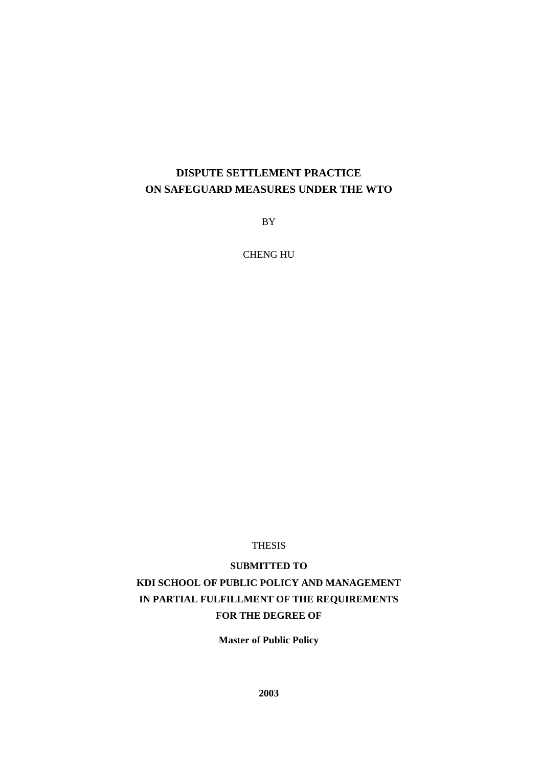# DISPUTE SETTLEMENT PRACTICE ON SAFEGUARD MEASURES UNDER THE WTO

BY

CHENG HU

THESIS

**SUBMITTED TO**

**KDI SCHOOL OF PUBLIC POLICY AND MANAGEMENT**

**IN PARTIAL FULFILLMENT OF THE REQUIREMENTS**

**FOR THE DEGREE OF**

**Master of Public Policy**

**2003**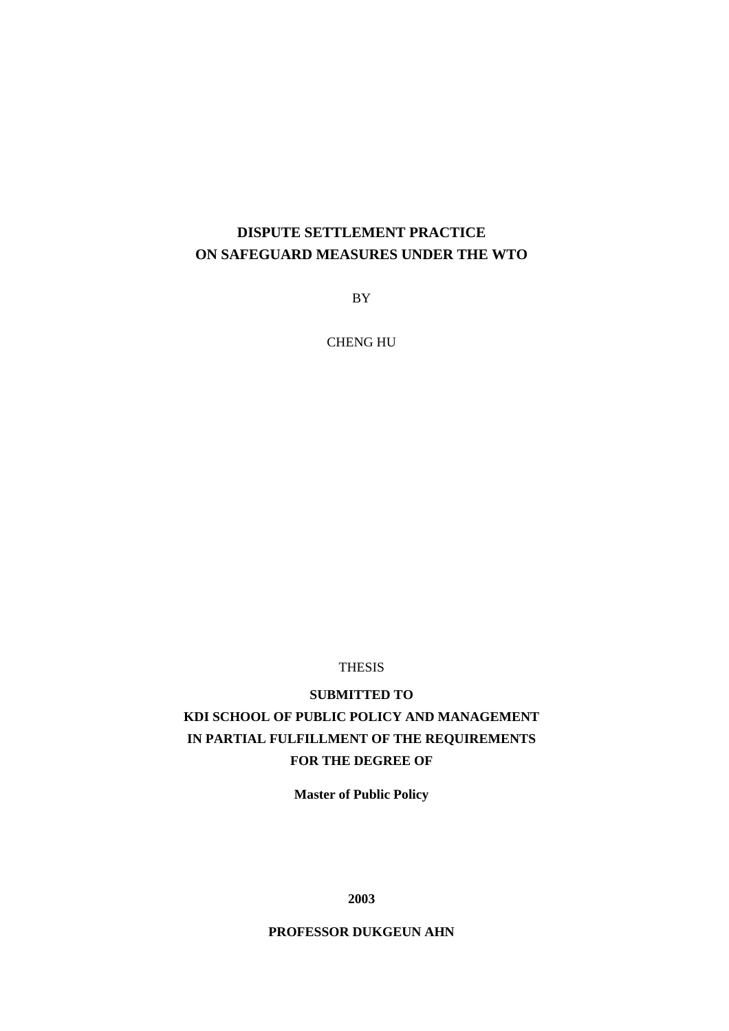# DISPUTE SETTLEMENT PRACTICE ON SAFEGUARD MEASURES UNDER THE WTO

BY

CHENG HU

THESIS

**SUBMITTED TO**
**KDI SCHOOL OF PUBLIC POLICY AND MANAGEMENT**
**IN PARTIAL FULFILLMENT OF THE REQUIREMENTS**
**FOR THE DEGREE OF**

**Master of Public Policy**

**2003**

**PROFESSOR DUKGEUN AHN**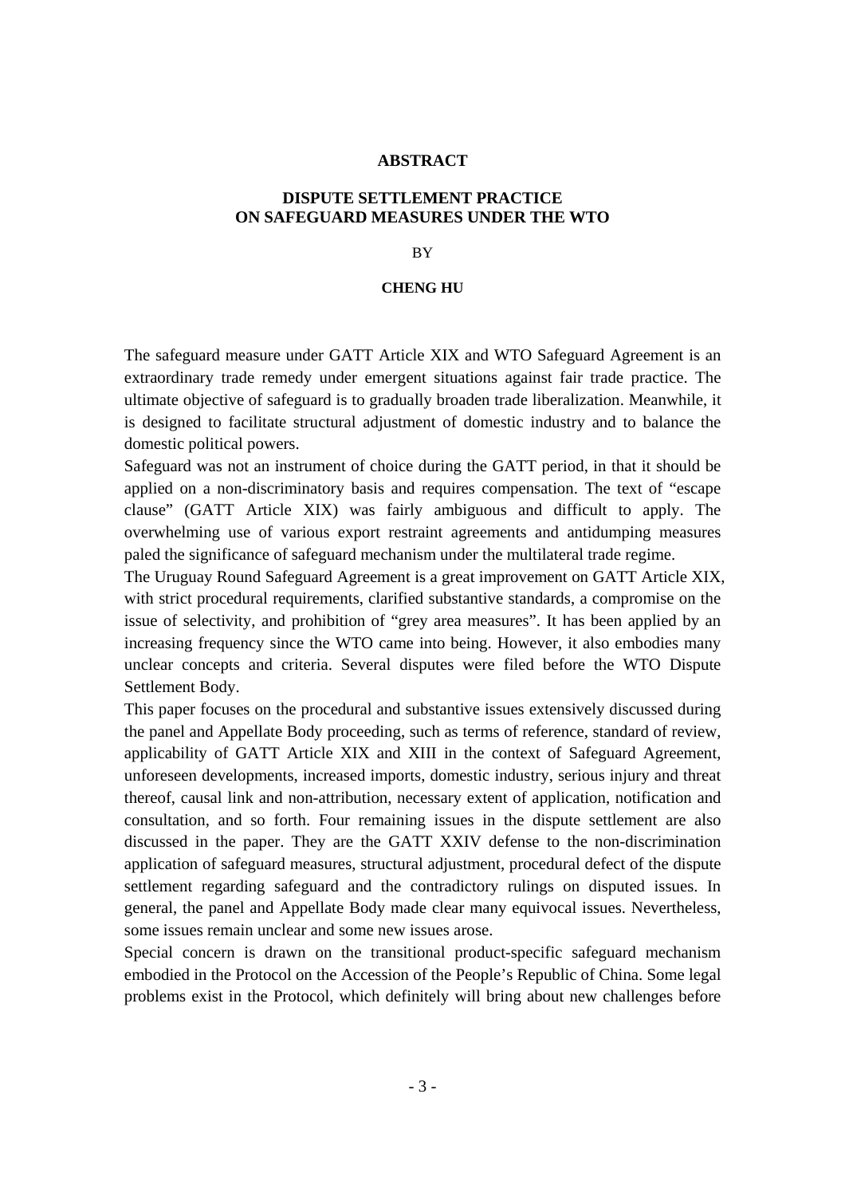## ABSTRACT

### DISPUTE SETTLEMENT PRACTICE ON SAFEGUARD MEASURES UNDER THE WTO

BY

**CHENG HU**

The safeguard measure under GATT Article XIX and WTO Safeguard Agreement is an extraordinary trade remedy under emergent situations against fair trade practice. The ultimate objective of safeguard is to gradually broaden trade liberalization. Meanwhile, it is designed to facilitate structural adjustment of domestic industry and to balance the domestic political powers.

Safeguard was not an instrument of choice during the GATT period, in that it should be applied on a non-discriminatory basis and requires compensation. The text of "escape clause" (GATT Article XIX) was fairly ambiguous and difficult to apply. The overwhelming use of various export restraint agreements and antidumping measures paled the significance of safeguard mechanism under the multilateral trade regime.

The Uruguay Round Safeguard Agreement is a great improvement on GATT Article XIX, with strict procedural requirements, clarified substantive standards, a compromise on the issue of selectivity, and prohibition of "grey area measures". It has been applied by an increasing frequency since the WTO came into being. However, it also embodies many unclear concepts and criteria. Several disputes were filed before the WTO Dispute Settlement Body.

This paper focuses on the procedural and substantive issues extensively discussed during the panel and Appellate Body proceeding, such as terms of reference, standard of review, applicability of GATT Article XIX and XIII in the context of Safeguard Agreement, unforeseen developments, increased imports, domestic industry, serious injury and threat thereof, causal link and non-attribution, necessary extent of application, notification and consultation, and so forth. Four remaining issues in the dispute settlement are also discussed in the paper. They are the GATT XXIV defense to the non-discrimination application of safeguard measures, structural adjustment, procedural defect of the dispute settlement regarding safeguard and the contradictory rulings on disputed issues. In general, the panel and Appellate Body made clear many equivocal issues. Nevertheless, some issues remain unclear and some new issues arose.

Special concern is drawn on the transitional product-specific safeguard mechanism embodied in the Protocol on the Accession of the People's Republic of China. Some legal problems exist in the Protocol, which definitely will bring about new challenges before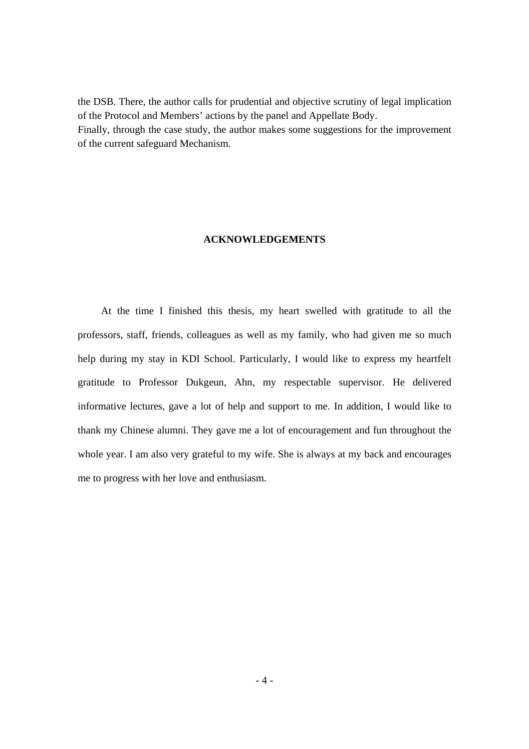the DSB. There, the author calls for prudential and objective scrutiny of legal implication of the Protocol and Members' actions by the panel and Appellate Body.

Finally, through the case study, the author makes some suggestions for the improvement of the current safeguard Mechanism.

## ACKNOWLEDGEMENTS

At the time I finished this thesis, my heart swelled with gratitude to all the professors, staff, friends, colleagues as well as my family, who had given me so much help during my stay in KDI School. Particularly, I would like to express my heartfelt gratitude to Professor Dukgeun, Ahn, my respectable supervisor. He delivered informative lectures, gave a lot of help and support to me. In addition, I would like to thank my Chinese alumni. They gave me a lot of encouragement and fun throughout the whole year. I am also very grateful to my wife. She is always at my back and encourages me to progress with her love and enthusiasm.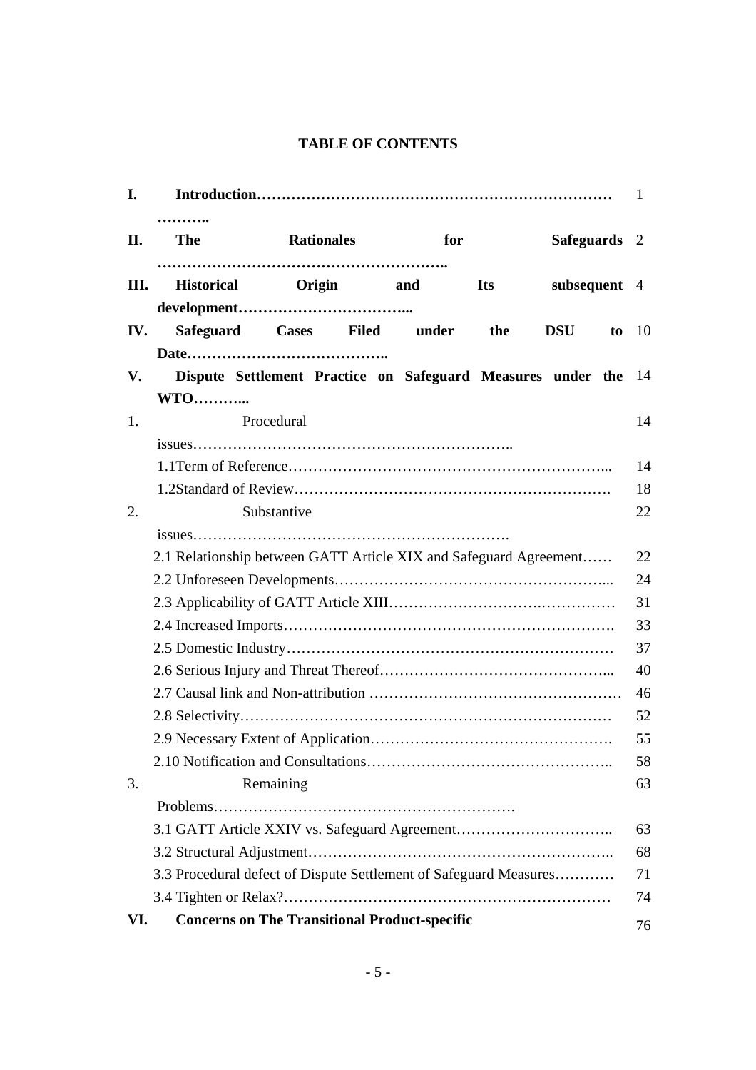**TABLE OF CONTENTS**

| | | |
|---|---|---|
| **I.** | **Introduction………………………………………………………………………..** | 1 |
| **II.** | **The Rationales for Safeguards …………………………………………………..** | 2 |
| **III.** | **Historical Origin and Its subsequent development……………………………...** | 4 |
| **IV.** | **Safeguard Cases Filed under the DSU to Date………………………………….** | 10 |
| **V.** | **Dispute Settlement Practice on Safeguard Measures under the WTO………...** | 14 |
| 1. | Procedural issues……………………………………………………….. | 14 |
| | 1.1Term of Reference………………………………………………………... | 14 |
| | 1.2Standard of Review………………………………………………………. | 18 |
| 2. | Substantive issues………………………………………………………. | 22 |
| | 2.1 Relationship between GATT Article XIX and Safeguard Agreement…… | 22 |
| | 2.2 Unforeseen Developments………………………………………………... | 24 |
| | 2.3 Applicability of GATT Article XIII……………………….…………… | 31 |
| | 2.4 Increased Imports………………………………………………………. | 33 |
| | 2.5 Domestic Industry……………………………………………………… | 37 |
| | 2.6 Serious Injury and Threat Thereof……………………………………... | 40 |
| | 2.7 Causal link and Non-attribution ………………………………………… | 46 |
| | 2.8 Selectivity………………………………………………………………… | 52 |
| | 2.9 Necessary Extent of Application………………………………………. | 55 |
| | 2.10 Notification and Consultations……………………………………….. | 58 |
| 3. | Remaining Problems……………………………………………………. | 63 |
| | 3.1 GATT Article XXIV vs. Safeguard Agreement………………………….. | 63 |
| | 3.2 Structural Adjustment…………………………………………………….. | 68 |
| | 3.3 Procedural defect of Dispute Settlement of Safeguard Measures………… | 71 |
| | 3.4 Tighten or Relax?………………………………………………………… | 74 |
| **VI.** | **Concerns on The Transitional Product-specific** | 76 |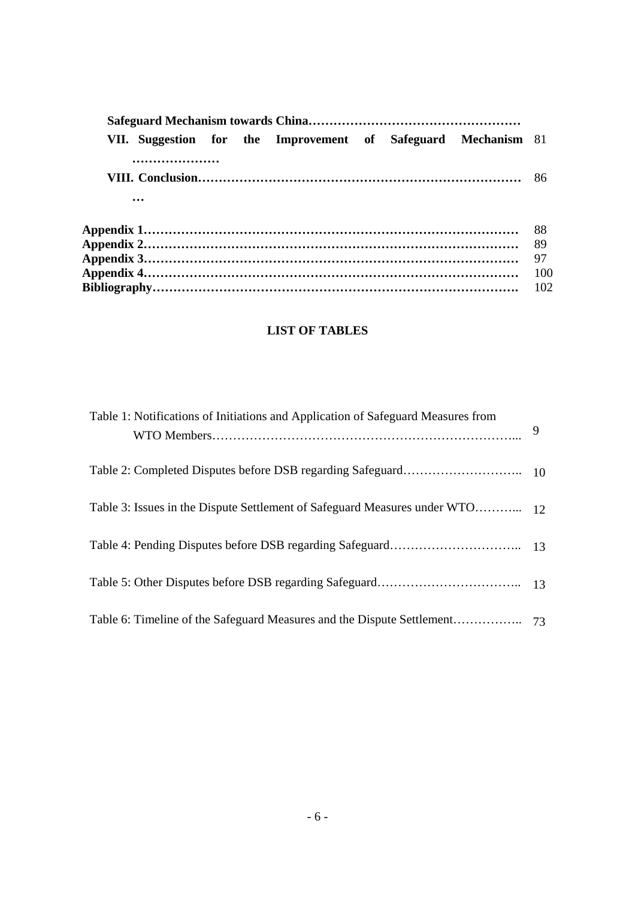**Safeguard Mechanism towards China……………………………………………**

**VII. Suggestion for the Improvement of Safeguard Mechanism …………………** 81

**VIII. Conclusion…………………………………………………………………** 86

**Appendix 1…………………………………………………………………………** 88
**Appendix 2…………………………………………………………………………** 89
**Appendix 3…………………………………………………………………………** 97
**Appendix 4…………………………………………………………………………** 100
**Bibliography……………………………………………………………………….** 102

## LIST OF TABLES

Table 1: Notifications of Initiations and Application of Safeguard Measures from WTO Members……………………………………………………………... 9

Table 2: Completed Disputes before DSB regarding Safeguard……………………….. 10

Table 3: Issues in the Dispute Settlement of Safeguard Measures under WTO………... 12

Table 4: Pending Disputes before DSB regarding Safeguard………………………….. 13

Table 5: Other Disputes before DSB regarding Safeguard…………………………….. 13

Table 6: Timeline of the Safeguard Measures and the Dispute Settlement…………….. 73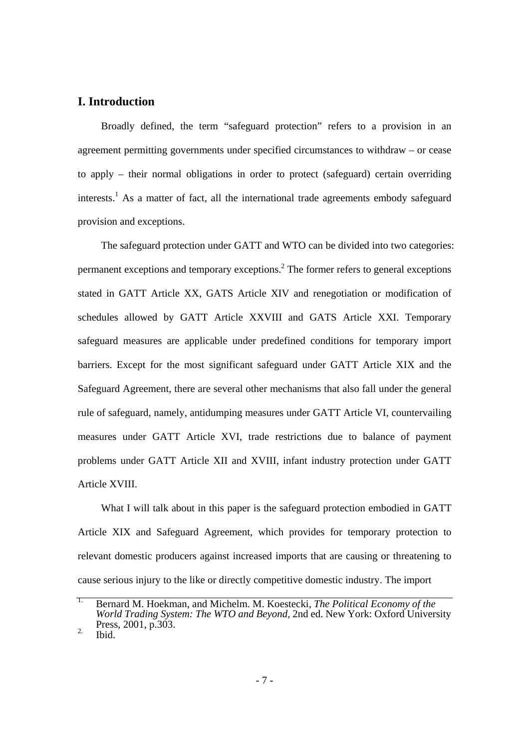## I. Introduction

Broadly defined, the term “safeguard protection” refers to a provision in an agreement permitting governments under specified circumstances to withdraw – or cease to apply – their normal obligations in order to protect (safeguard) certain overriding interests.[1] As a matter of fact, all the international trade agreements embody safeguard provision and exceptions.

The safeguard protection under GATT and WTO can be divided into two categories: permanent exceptions and temporary exceptions.[2] The former refers to general exceptions stated in GATT Article XX, GATS Article XIV and renegotiation or modification of schedules allowed by GATT Article XXVIII and GATS Article XXI. Temporary safeguard measures are applicable under predefined conditions for temporary import barriers. Except for the most significant safeguard under GATT Article XIX and the Safeguard Agreement, there are several other mechanisms that also fall under the general rule of safeguard, namely, antidumping measures under GATT Article VI, countervailing measures under GATT Article XVI, trade restrictions due to balance of payment problems under GATT Article XII and XVIII, infant industry protection under GATT Article XVIII.

What I will talk about in this paper is the safeguard protection embodied in GATT Article XIX and Safeguard Agreement, which provides for temporary protection to relevant domestic producers against increased imports that are causing or threatening to cause serious injury to the like or directly competitive domestic industry. The import

---

1. Bernard M. Hoekman, and Michelm. M. Koestecki, *The Political Economy of the World Trading System: The WTO and Beyond,* 2nd ed. New York: Oxford University Press, 2001, p.303.
2. Ibid.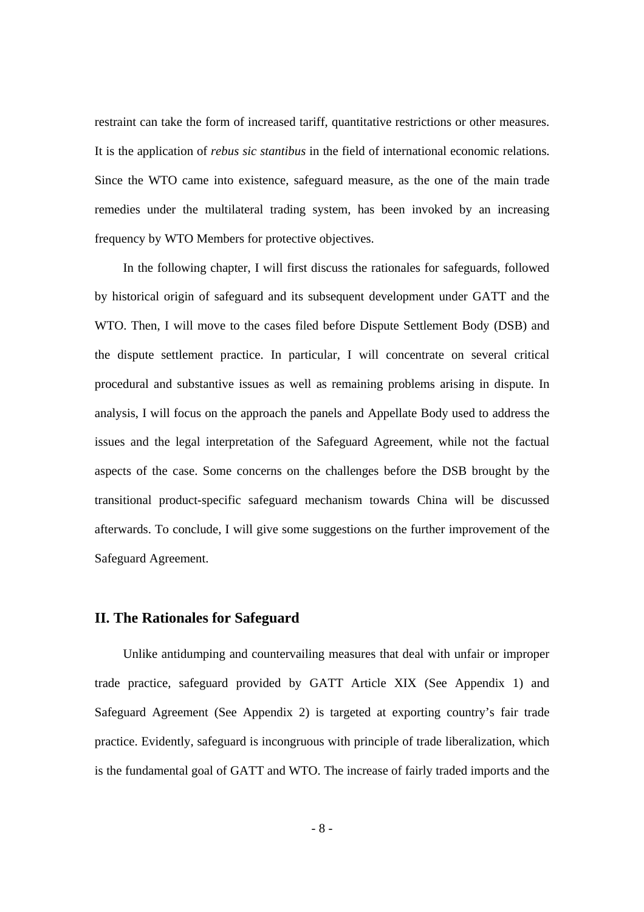restraint can take the form of increased tariff, quantitative restrictions or other measures. It is the application of *rebus sic stantibus* in the field of international economic relations. Since the WTO came into existence, safeguard measure, as the one of the main trade remedies under the multilateral trading system, has been invoked by an increasing frequency by WTO Members for protective objectives.

In the following chapter, I will first discuss the rationales for safeguards, followed by historical origin of safeguard and its subsequent development under GATT and the WTO. Then, I will move to the cases filed before Dispute Settlement Body (DSB) and the dispute settlement practice. In particular, I will concentrate on several critical procedural and substantive issues as well as remaining problems arising in dispute. In analysis, I will focus on the approach the panels and Appellate Body used to address the issues and the legal interpretation of the Safeguard Agreement, while not the factual aspects of the case. Some concerns on the challenges before the DSB brought by the transitional product-specific safeguard mechanism towards China will be discussed afterwards. To conclude, I will give some suggestions on the further improvement of the Safeguard Agreement.

## II. The Rationales for Safeguard

Unlike antidumping and countervailing measures that deal with unfair or improper trade practice, safeguard provided by GATT Article XIX (See Appendix 1) and Safeguard Agreement (See Appendix 2) is targeted at exporting country's fair trade practice. Evidently, safeguard is incongruous with principle of trade liberalization, which is the fundamental goal of GATT and WTO. The increase of fairly traded imports and the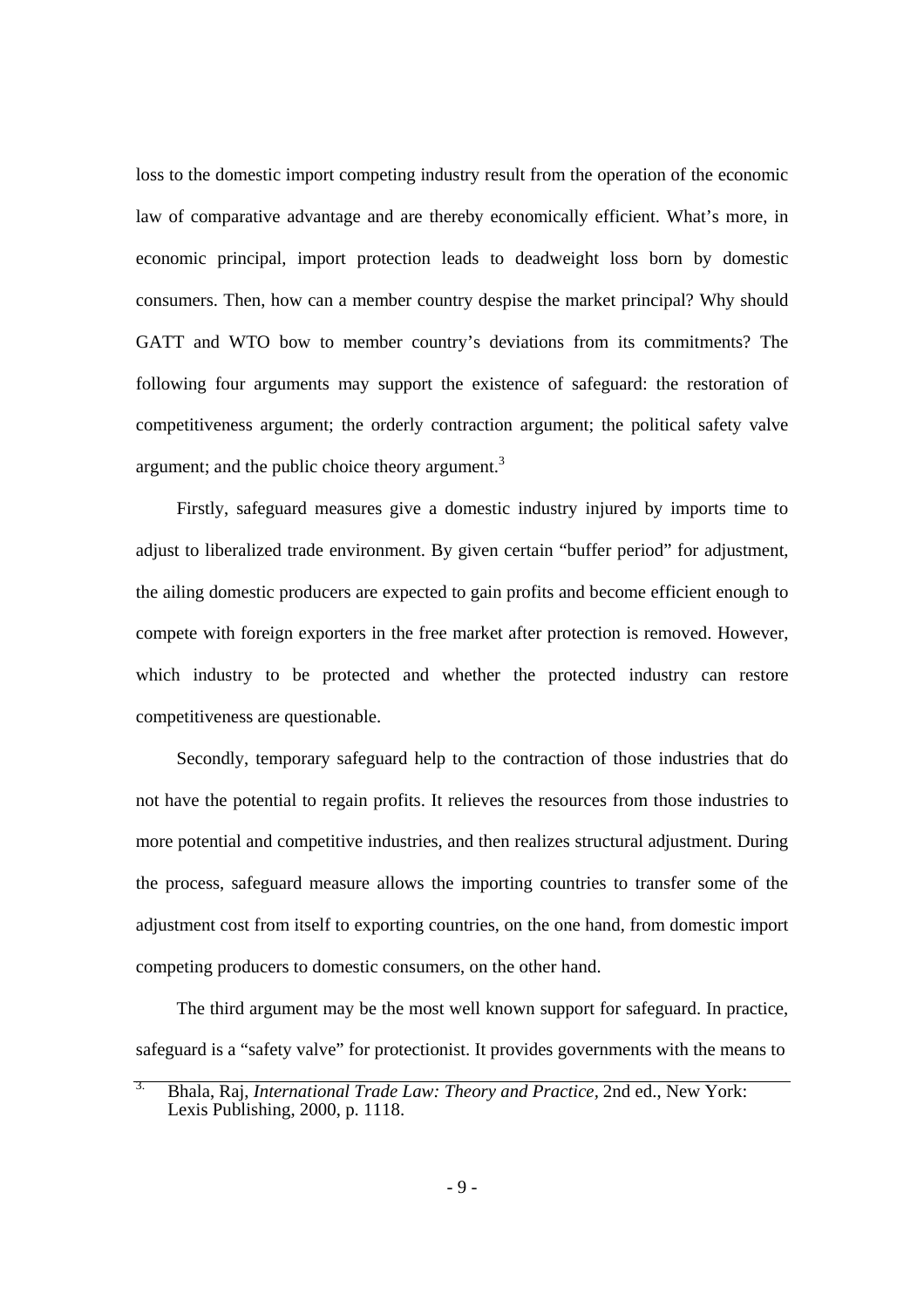loss to the domestic import competing industry result from the operation of the economic law of comparative advantage and are thereby economically efficient. What's more, in economic principal, import protection leads to deadweight loss born by domestic consumers. Then, how can a member country despise the market principal? Why should GATT and WTO bow to member country's deviations from its commitments? The following four arguments may support the existence of safeguard: the restoration of competitiveness argument; the orderly contraction argument; the political safety valve argument; and the public choice theory argument.[3]

Firstly, safeguard measures give a domestic industry injured by imports time to adjust to liberalized trade environment. By given certain "buffer period" for adjustment, the ailing domestic producers are expected to gain profits and become efficient enough to compete with foreign exporters in the free market after protection is removed. However, which industry to be protected and whether the protected industry can restore competitiveness are questionable.

Secondly, temporary safeguard help to the contraction of those industries that do not have the potential to regain profits. It relieves the resources from those industries to more potential and competitive industries, and then realizes structural adjustment. During the process, safeguard measure allows the importing countries to transfer some of the adjustment cost from itself to exporting countries, on the one hand, from domestic import competing producers to domestic consumers, on the other hand.

The third argument may be the most well known support for safeguard. In practice, safeguard is a "safety valve" for protectionist. It provides governments with the means to

[3] Bhala, Raj, *International Trade Law: Theory and Practice*, 2nd ed., New York: Lexis Publishing, 2000, p. 1118.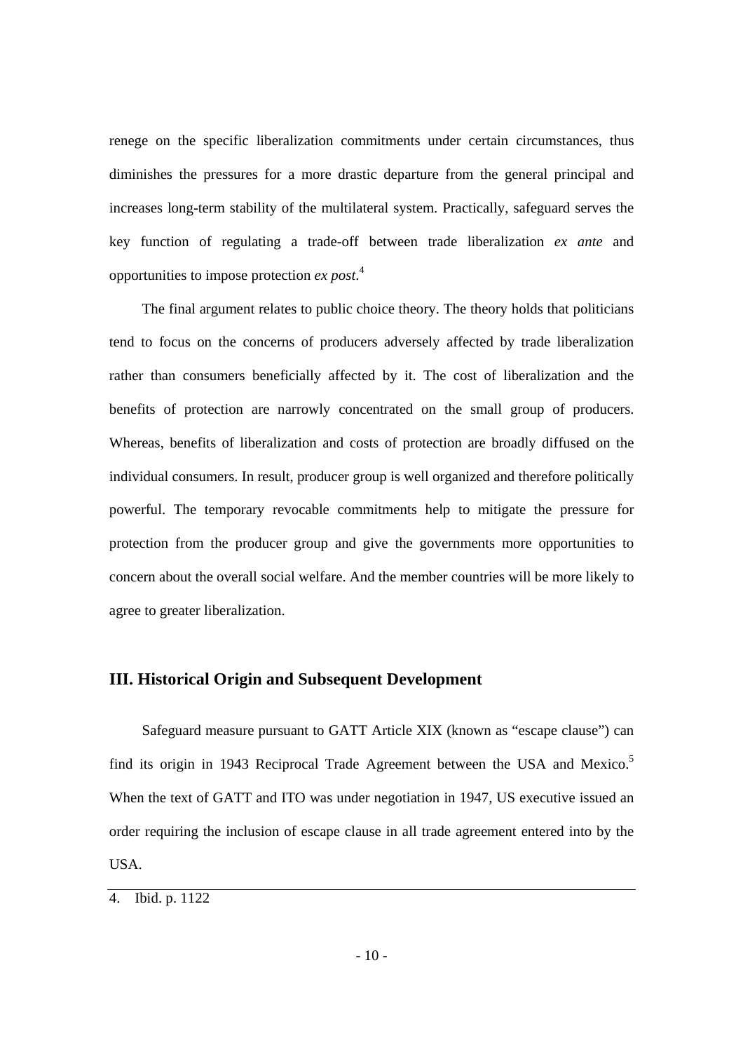renege on the specific liberalization commitments under certain circumstances, thus diminishes the pressures for a more drastic departure from the general principal and increases long-term stability of the multilateral system. Practically, safeguard serves the key function of regulating a trade-off between trade liberalization *ex ante* and opportunities to impose protection *ex post*.[4]

The final argument relates to public choice theory. The theory holds that politicians tend to focus on the concerns of producers adversely affected by trade liberalization rather than consumers beneficially affected by it. The cost of liberalization and the benefits of protection are narrowly concentrated on the small group of producers. Whereas, benefits of liberalization and costs of protection are broadly diffused on the individual consumers. In result, producer group is well organized and therefore politically powerful. The temporary revocable commitments help to mitigate the pressure for protection from the producer group and give the governments more opportunities to concern about the overall social welfare. And the member countries will be more likely to agree to greater liberalization.

## III. Historical Origin and Subsequent Development

Safeguard measure pursuant to GATT Article XIX (known as "escape clause") can find its origin in 1943 Reciprocal Trade Agreement between the USA and Mexico.[5] When the text of GATT and ITO was under negotiation in 1947, US executive issued an order requiring the inclusion of escape clause in all trade agreement entered into by the USA.

4. Ibid. p. 1122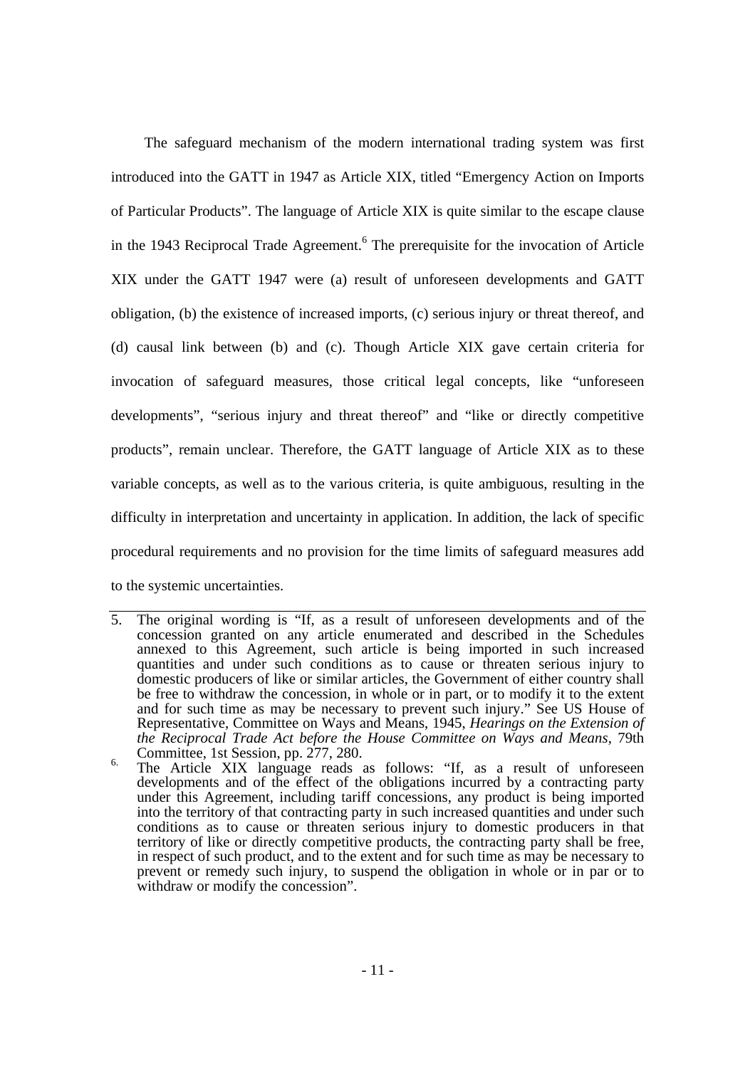The safeguard mechanism of the modern international trading system was first introduced into the GATT in 1947 as Article XIX, titled "Emergency Action on Imports of Particular Products". The language of Article XIX is quite similar to the escape clause in the 1943 Reciprocal Trade Agreement.[6] The prerequisite for the invocation of Article XIX under the GATT 1947 were (a) result of unforeseen developments and GATT obligation, (b) the existence of increased imports, (c) serious injury or threat thereof, and (d) causal link between (b) and (c). Though Article XIX gave certain criteria for invocation of safeguard measures, those critical legal concepts, like "unforeseen developments", "serious injury and threat thereof" and "like or directly competitive products", remain unclear. Therefore, the GATT language of Article XIX as to these variable concepts, as well as to the various criteria, is quite ambiguous, resulting in the difficulty in interpretation and uncertainty in application. In addition, the lack of specific procedural requirements and no provision for the time limits of safeguard measures add to the systemic uncertainties.

---

5. The original wording is "If, as a result of unforeseen developments and of the concession granted on any article enumerated and described in the Schedules annexed to this Agreement, such article is being imported in such increased quantities and under such conditions as to cause or threaten serious injury to domestic producers of like or similar articles, the Government of either country shall be free to withdraw the concession, in whole or in part, or to modify it to the extent and for such time as may be necessary to prevent such injury." See US House of Representative, Committee on Ways and Means, 1945, *Hearings on the Extension of the Reciprocal Trade Act before the House Committee on Ways and Means*, 79th Committee, 1st Session, pp. 277, 280.

6. The Article XIX language reads as follows: "If, as a result of unforeseen developments and of the effect of the obligations incurred by a contracting party under this Agreement, including tariff concessions, any product is being imported into the territory of that contracting party in such increased quantities and under such conditions as to cause or threaten serious injury to domestic producers in that territory of like or directly competitive products, the contracting party shall be free, in respect of such product, and to the extent and for such time as may be necessary to prevent or remedy such injury, to suspend the obligation in whole or in par or to withdraw or modify the concession".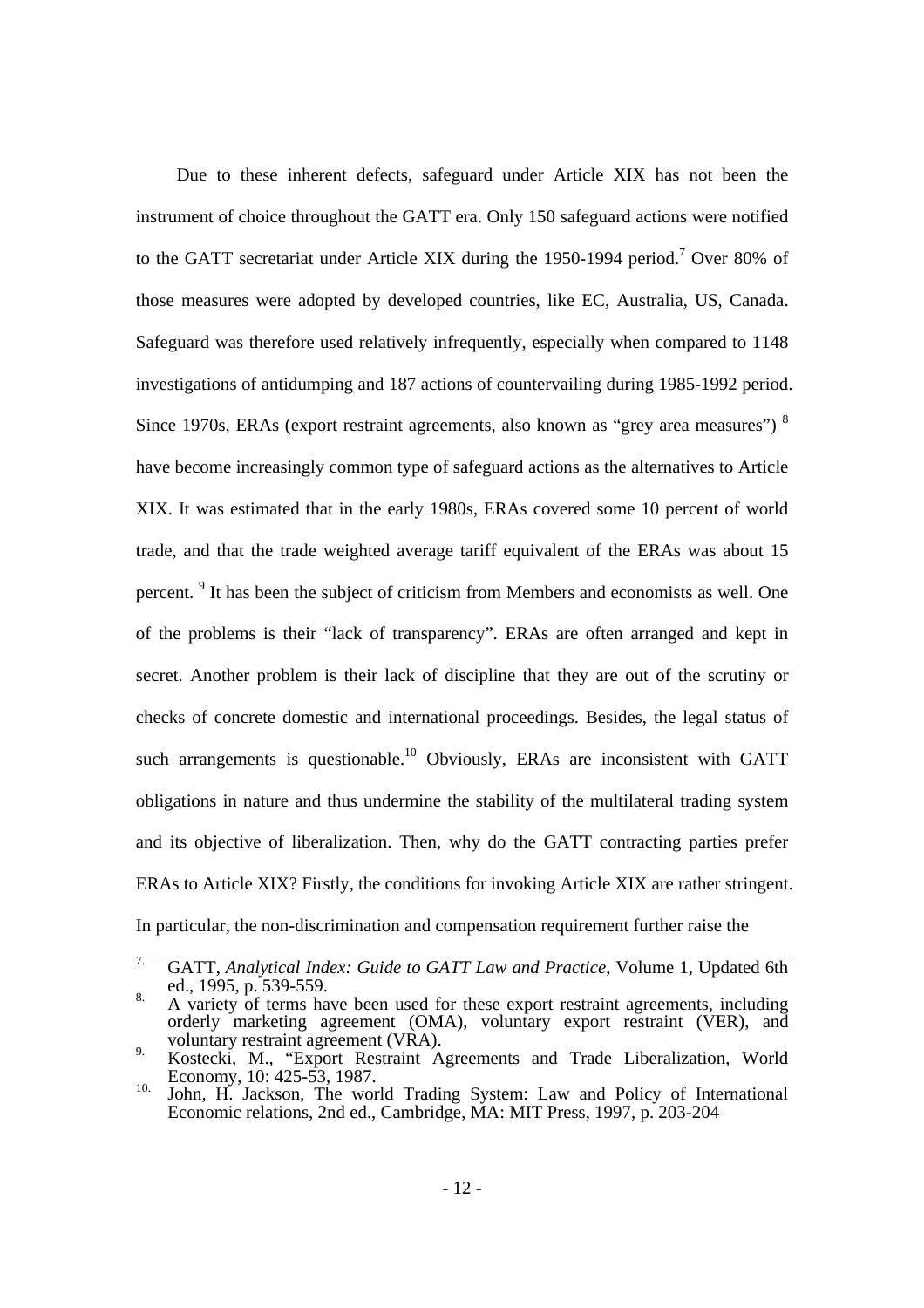Due to these inherent defects, safeguard under Article XIX has not been the instrument of choice throughout the GATT era. Only 150 safeguard actions were notified to the GATT secretariat under Article XIX during the 1950-1994 period.[7] Over 80% of those measures were adopted by developed countries, like EC, Australia, US, Canada. Safeguard was therefore used relatively infrequently, especially when compared to 1148 investigations of antidumping and 187 actions of countervailing during 1985-1992 period. Since 1970s, ERAs (export restraint agreements, also known as "grey area measures") [8] have become increasingly common type of safeguard actions as the alternatives to Article XIX. It was estimated that in the early 1980s, ERAs covered some 10 percent of world trade, and that the trade weighted average tariff equivalent of the ERAs was about 15 percent. [9] It has been the subject of criticism from Members and economists as well. One of the problems is their "lack of transparency". ERAs are often arranged and kept in secret. Another problem is their lack of discipline that they are out of the scrutiny or checks of concrete domestic and international proceedings. Besides, the legal status of such arrangements is questionable.[10] Obviously, ERAs are inconsistent with GATT obligations in nature and thus undermine the stability of the multilateral trading system and its objective of liberalization. Then, why do the GATT contracting parties prefer ERAs to Article XIX? Firstly, the conditions for invoking Article XIX are rather stringent. In particular, the non-discrimination and compensation requirement further raise the

---

7. GATT, *Analytical Index: Guide to GATT Law and Practice*, Volume 1, Updated 6th ed., 1995, p. 539-559.

8. A variety of terms have been used for these export restraint agreements, including orderly marketing agreement (OMA), voluntary export restraint (VER), and voluntary restraint agreement (VRA).

9. Kostecki, M., "Export Restraint Agreements and Trade Liberalization, World Economy, 10: 425-53, 1987.

10. John, H. Jackson, The world Trading System: Law and Policy of International Economic relations, 2nd ed., Cambridge, MA: MIT Press, 1997, p. 203-204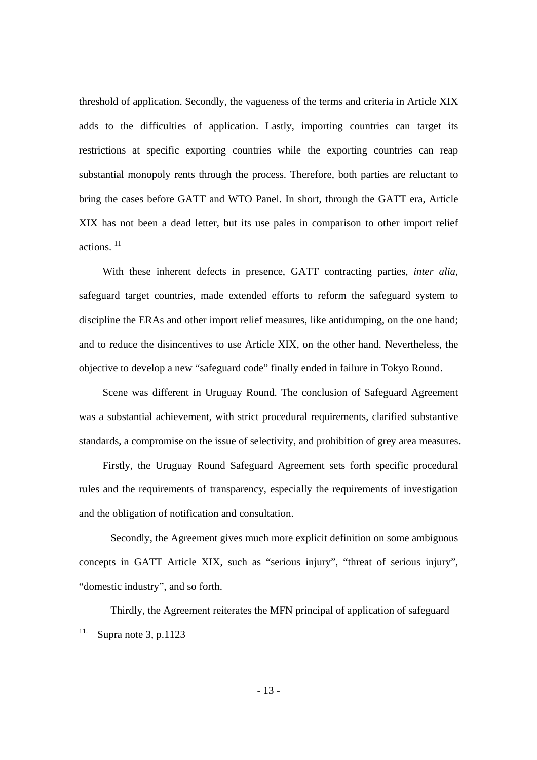threshold of application. Secondly, the vagueness of the terms and criteria in Article XIX adds to the difficulties of application. Lastly, importing countries can target its restrictions at specific exporting countries while the exporting countries can reap substantial monopoly rents through the process. Therefore, both parties are reluctant to bring the cases before GATT and WTO Panel. In short, through the GATT era, Article XIX has not been a dead letter, but its use pales in comparison to other import relief actions. [11]

With these inherent defects in presence, GATT contracting parties, *inter alia*, safeguard target countries, made extended efforts to reform the safeguard system to discipline the ERAs and other import relief measures, like antidumping, on the one hand; and to reduce the disincentives to use Article XIX, on the other hand. Nevertheless, the objective to develop a new "safeguard code" finally ended in failure in Tokyo Round.

Scene was different in Uruguay Round. The conclusion of Safeguard Agreement was a substantial achievement, with strict procedural requirements, clarified substantive standards, a compromise on the issue of selectivity, and prohibition of grey area measures.

Firstly, the Uruguay Round Safeguard Agreement sets forth specific procedural rules and the requirements of transparency, especially the requirements of investigation and the obligation of notification and consultation.

Secondly, the Agreement gives much more explicit definition on some ambiguous concepts in GATT Article XIX, such as "serious injury", "threat of serious injury", "domestic industry", and so forth.

Thirdly, the Agreement reiterates the MFN principal of application of safeguard

---

[11] Supra note 3, p.1123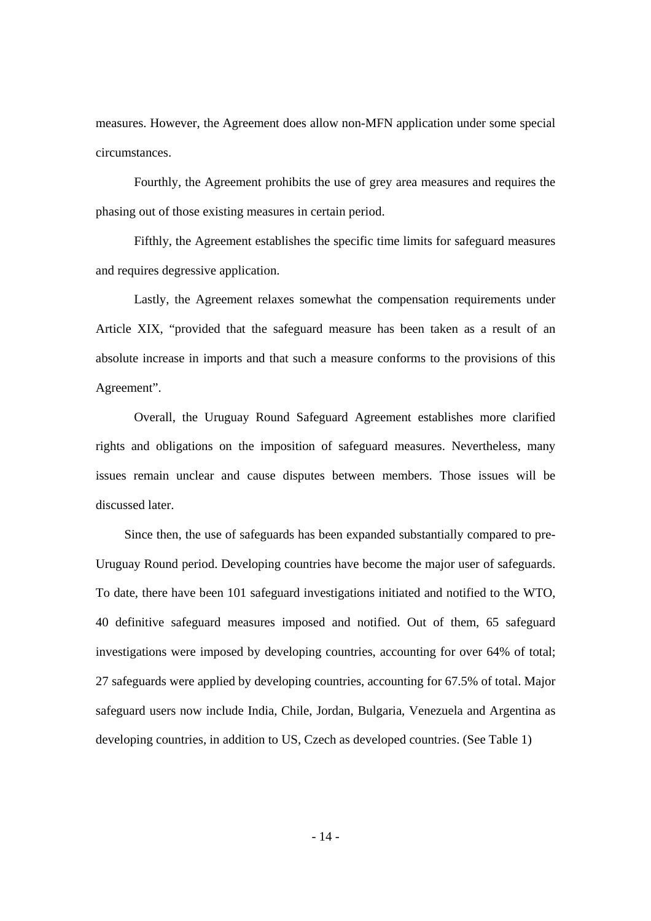measures. However, the Agreement does allow non-MFN application under some special circumstances.

Fourthly, the Agreement prohibits the use of grey area measures and requires the phasing out of those existing measures in certain period.

Fifthly, the Agreement establishes the specific time limits for safeguard measures and requires degressive application.

Lastly, the Agreement relaxes somewhat the compensation requirements under Article XIX, "provided that the safeguard measure has been taken as a result of an absolute increase in imports and that such a measure conforms to the provisions of this Agreement".

Overall, the Uruguay Round Safeguard Agreement establishes more clarified rights and obligations on the imposition of safeguard measures. Nevertheless, many issues remain unclear and cause disputes between members. Those issues will be discussed later.

Since then, the use of safeguards has been expanded substantially compared to pre-Uruguay Round period. Developing countries have become the major user of safeguards. To date, there have been 101 safeguard investigations initiated and notified to the WTO, 40 definitive safeguard measures imposed and notified. Out of them, 65 safeguard investigations were imposed by developing countries, accounting for over 64% of total; 27 safeguards were applied by developing countries, accounting for 67.5% of total. Major safeguard users now include India, Chile, Jordan, Bulgaria, Venezuela and Argentina as developing countries, in addition to US, Czech as developed countries. (See Table 1)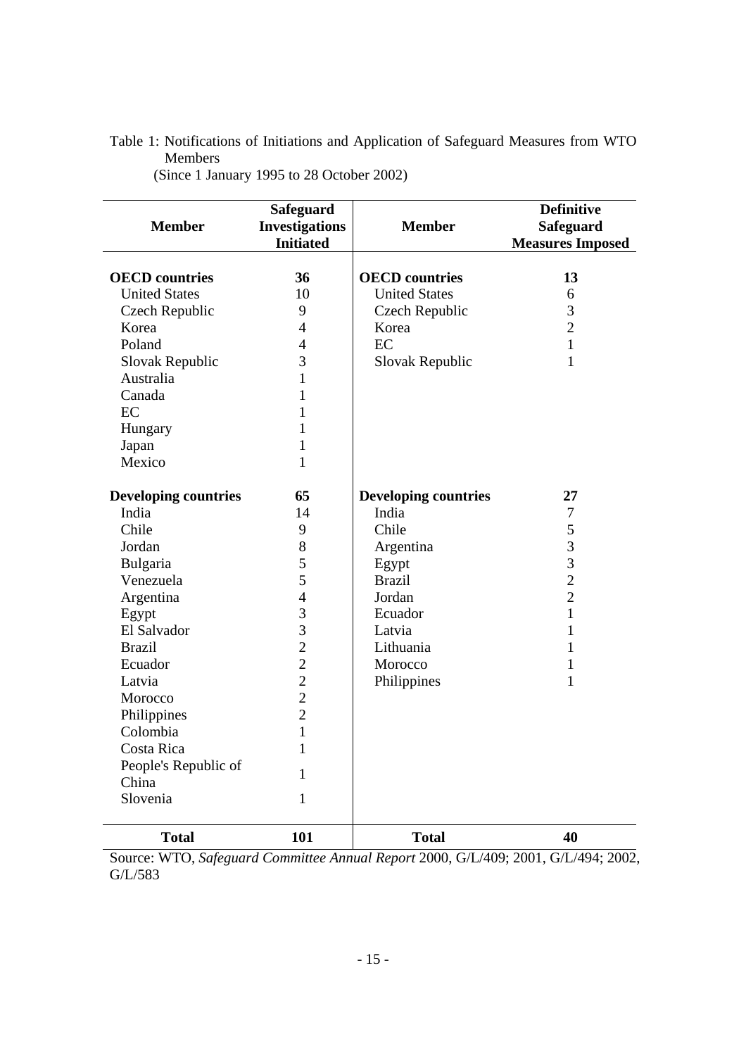Table 1: Notifications of Initiations and Application of Safeguard Measures from WTO Members
(Since 1 January 1995 to 28 October 2002)

| Member | Safeguard Investigations Initiated | Member | Definitive Safeguard Measures Imposed |
|---|---|---|---|
| **OECD countries** | **36** | **OECD countries** | **13** |
| United States | 10 | United States | 6 |
| Czech Republic | 9 | Czech Republic | 3 |
| Korea | 4 | Korea | 2 |
| Poland | 4 | EC | 1 |
| Slovak Republic | 3 | Slovak Republic | 1 |
| Australia | 1 | | |
| Canada | 1 | | |
| EC | 1 | | |
| Hungary | 1 | | |
| Japan | 1 | | |
| Mexico | 1 | | |
| **Developing countries** | **65** | **Developing countries** | **27** |
| India | 14 | India | 7 |
| Chile | 9 | Chile | 5 |
| Jordan | 8 | Argentina | 3 |
| Bulgaria | 5 | Egypt | 3 |
| Venezuela | 5 | Brazil | 2 |
| Argentina | 4 | Jordan | 2 |
| Egypt | 3 | Ecuador | 1 |
| El Salvador | 3 | Latvia | 1 |
| Brazil | 2 | Lithuania | 1 |
| Ecuador | 2 | Morocco | 1 |
| Latvia | 2 | Philippines | 1 |
| Morocco | 2 | | |
| Philippines | 2 | | |
| Colombia | 1 | | |
| Costa Rica | 1 | | |
| People's Republic of China | 1 | | |
| Slovenia | 1 | | |
| **Total** | **101** | **Total** | **40** |

Source: WTO, *Safeguard Committee Annual Report* 2000, G/L/409; 2001, G/L/494; 2002, G/L/583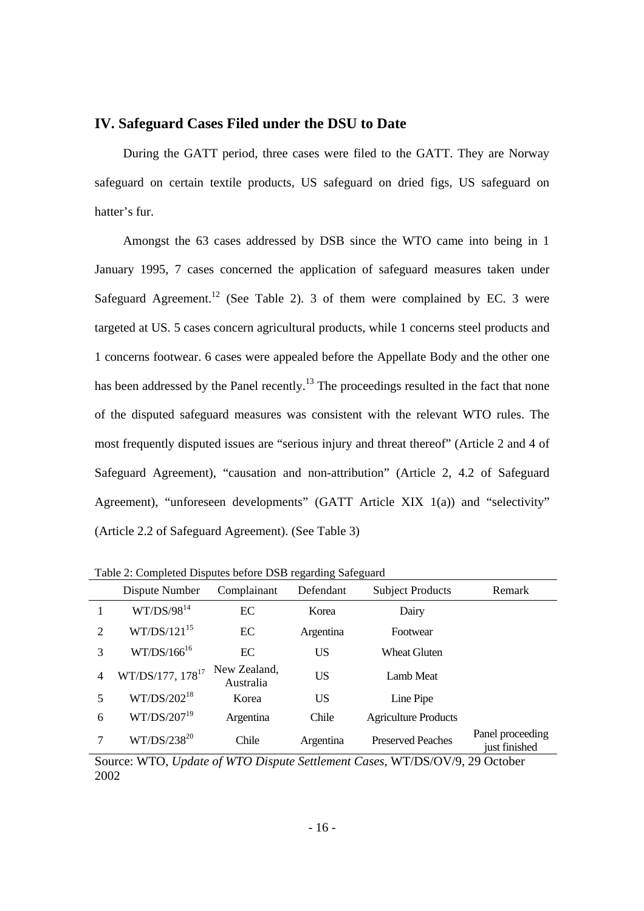## IV. Safeguard Cases Filed under the DSU to Date

During the GATT period, three cases were filed to the GATT. They are Norway safeguard on certain textile products, US safeguard on dried figs, US safeguard on hatter's fur.

Amongst the 63 cases addressed by DSB since the WTO came into being in 1 January 1995, 7 cases concerned the application of safeguard measures taken under Safeguard Agreement.[12] (See Table 2). 3 of them were complained by EC. 3 were targeted at US. 5 cases concern agricultural products, while 1 concerns steel products and 1 concerns footwear. 6 cases were appealed before the Appellate Body and the other one has been addressed by the Panel recently.[13] The proceedings resulted in the fact that none of the disputed safeguard measures was consistent with the relevant WTO rules. The most frequently disputed issues are "serious injury and threat thereof" (Article 2 and 4 of Safeguard Agreement), "causation and non-attribution" (Article 2, 4.2 of Safeguard Agreement), "unforeseen developments" (GATT Article XIX 1(a)) and "selectivity" (Article 2.2 of Safeguard Agreement). (See Table 3)

Table 2: Completed Disputes before DSB regarding Safeguard

| | Dispute Number | Complainant | Defendant | Subject Products | Remark |
|---|---|---|---|---|---|
| 1 | WT/DS/98[14] | EC | Korea | Dairy | |
| 2 | WT/DS/121[15] | EC | Argentina | Footwear | |
| 3 | WT/DS/166[16] | EC | US | Wheat Gluten | |
| 4 | WT/DS/177, 178[17] | New Zealand, Australia | US | Lamb Meat | |
| 5 | WT/DS/202[18] | Korea | US | Line Pipe | |
| 6 | WT/DS/207[19] | Argentina | Chile | Agriculture Products | |
| 7 | WT/DS/238[20] | Chile | Argentina | Preserved Peaches | Panel proceeding just finished |

Source: WTO, *Update of WTO Dispute Settlement Cases*, WT/DS/OV/9, 29 October 2002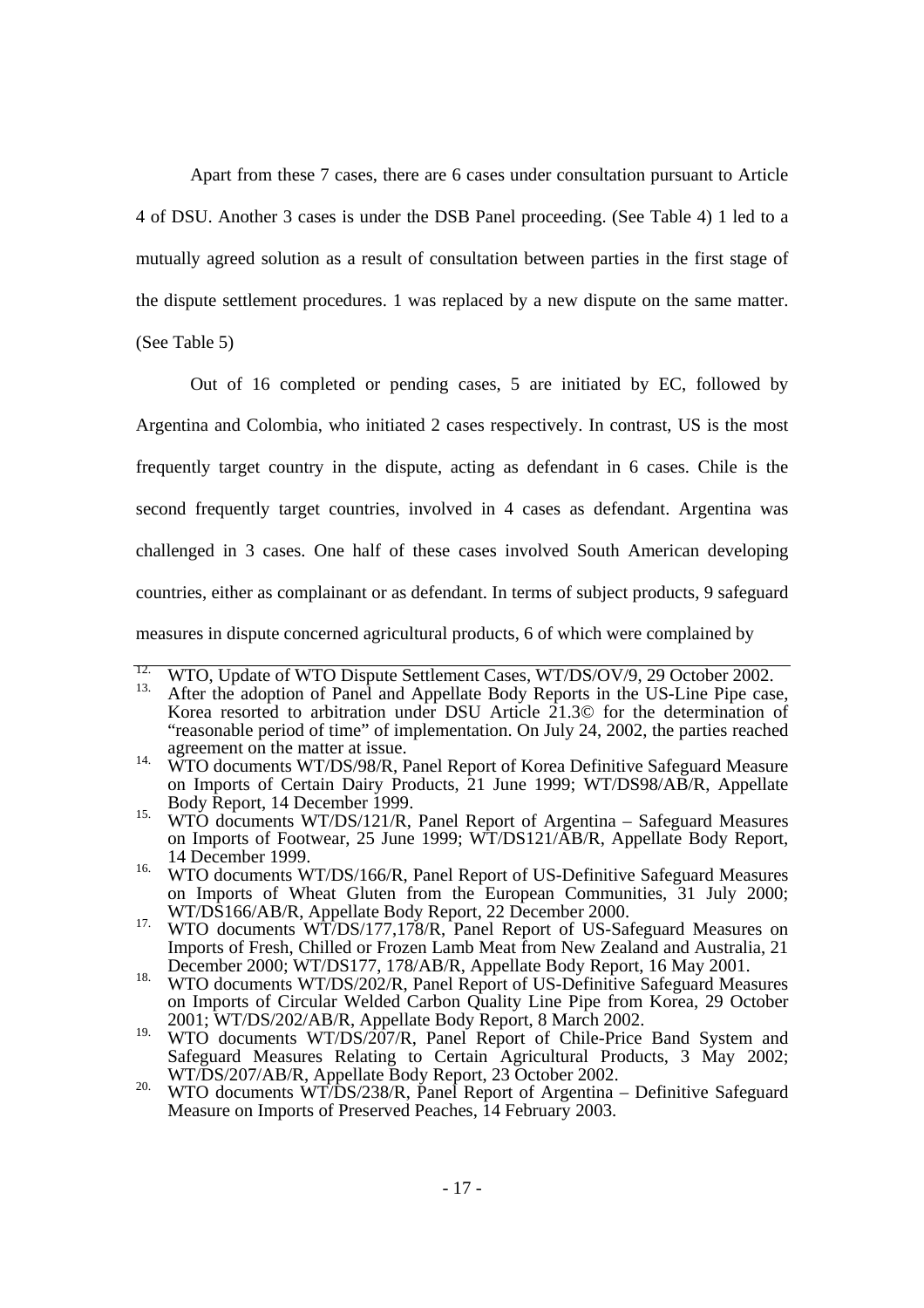Apart from these 7 cases, there are 6 cases under consultation pursuant to Article 4 of DSU. Another 3 cases is under the DSB Panel proceeding. (See Table 4) 1 led to a mutually agreed solution as a result of consultation between parties in the first stage of the dispute settlement procedures. 1 was replaced by a new dispute on the same matter. (See Table 5)

Out of 16 completed or pending cases, 5 are initiated by EC, followed by Argentina and Colombia, who initiated 2 cases respectively. In contrast, US is the most frequently target country in the dispute, acting as defendant in 6 cases. Chile is the second frequently target countries, involved in 4 cases as defendant. Argentina was challenged in 3 cases. One half of these cases involved South American developing countries, either as complainant or as defendant. In terms of subject products, 9 safeguard measures in dispute concerned agricultural products, 6 of which were complained by

---

12. WTO, Update of WTO Dispute Settlement Cases, WT/DS/OV/9, 29 October 2002.
13. After the adoption of Panel and Appellate Body Reports in the US-Line Pipe case, Korea resorted to arbitration under DSU Article 21.3© for the determination of "reasonable period of time" of implementation. On July 24, 2002, the parties reached agreement on the matter at issue.
14. WTO documents WT/DS/98/R, Panel Report of Korea Definitive Safeguard Measure on Imports of Certain Dairy Products, 21 June 1999; WT/DS98/AB/R, Appellate Body Report, 14 December 1999.
15. WTO documents WT/DS/121/R, Panel Report of Argentina – Safeguard Measures on Imports of Footwear, 25 June 1999; WT/DS121/AB/R, Appellate Body Report, 14 December 1999.
16. WTO documents WT/DS/166/R, Panel Report of US-Definitive Safeguard Measures on Imports of Wheat Gluten from the European Communities, 31 July 2000; WT/DS166/AB/R, Appellate Body Report, 22 December 2000.
17. WTO documents WT/DS/177,178/R, Panel Report of US-Safeguard Measures on Imports of Fresh, Chilled or Frozen Lamb Meat from New Zealand and Australia, 21 December 2000; WT/DS177, 178/AB/R, Appellate Body Report, 16 May 2001.
18. WTO documents WT/DS/202/R, Panel Report of US-Definitive Safeguard Measures on Imports of Circular Welded Carbon Quality Line Pipe from Korea, 29 October 2001; WT/DS/202/AB/R, Appellate Body Report, 8 March 2002.
19. WTO documents WT/DS/207/R, Panel Report of Chile-Price Band System and Safeguard Measures Relating to Certain Agricultural Products, 3 May 2002; WT/DS/207/AB/R, Appellate Body Report, 23 October 2002.
20. WTO documents WT/DS/238/R, Panel Report of Argentina – Definitive Safeguard Measure on Imports of Preserved Peaches, 14 February 2003.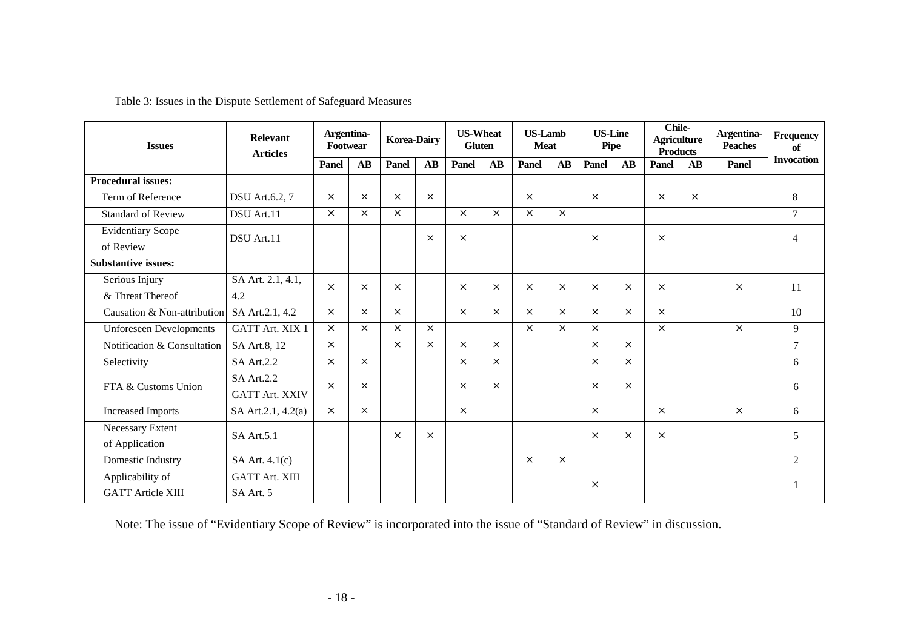Table 3: Issues in the Dispute Settlement of Safeguard Measures

| Issues | Relevant Articles | Argentina-Footwear | | Korea-Dairy | | US-Wheat Gluten | | US-Lamb Meat | | US-Line Pipe | | Chile-Agriculture Products | | Argentina-Peaches | Frequency of Invocation |
|---|---|---|---|---|---|---|---|---|---|---|---|---|---|---|---|
| | | Panel | AB | Panel | AB | Panel | AB | Panel | AB | Panel | AB | Panel | AB | Panel | |
| **Procedural issues:** | | | | | | | | | | | | | | | |
| Term of Reference | DSU Art.6.2, 7 | × | × | × | × | | | × | | × | | × | × | | 8 |
| Standard of Review | DSU Art.11 | × | × | × | | × | × | × | × | | | | | | 7 |
| Evidentiary Scope of Review | DSU Art.11 | | | | × | × | | | | × | | × | | | 4 |
| **Substantive issues:** | | | | | | | | | | | | | | | |
| Serious Injury & Threat Thereof | SA Art. 2.1, 4.1, 4.2 | × | × | × | | × | × | × | × | × | × | × | | × | 11 |
| Causation & Non-attribution | SA Art.2.1, 4.2 | × | × | × | | × | × | × | × | × | × | × | | | 10 |
| Unforeseen Developments | GATT Art. XIX 1 | × | × | × | × | | | × | × | × | | × | | × | 9 |
| Notification & Consultation | SA Art.8, 12 | × | | × | × | × | × | | | × | × | | | | 7 |
| Selectivity | SA Art.2.2 | × | × | | | × | × | | | × | × | | | | 6 |
| FTA & Customs Union | SA Art.2.2 GATT Art. XXIV | × | × | | | × | × | | | × | × | | | | 6 |
| Increased Imports | SA Art.2.1, 4.2(a) | × | × | | | × | | | | × | | × | | × | 6 |
| Necessary Extent of Application | SA Art.5.1 | | | × | × | | | | | × | × | × | | | 5 |
| Domestic Industry | SA Art. 4.1(c) | | | | | | | × | × | | | | | | 2 |
| Applicability of GATT Article XIII | GATT Art. XIII SA Art. 5 | | | | | | | | | × | | | | | 1 |

Note: The issue of "Evidentiary Scope of Review" is incorporated into the issue of "Standard of Review" in discussion.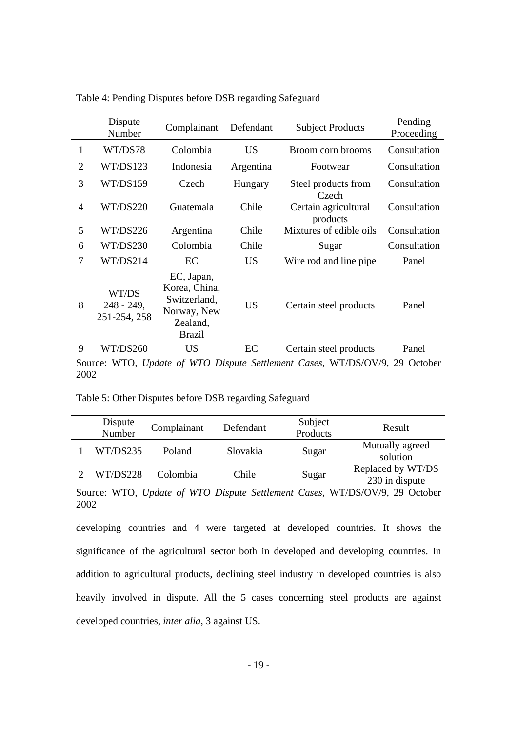Table 4: Pending Disputes before DSB regarding Safeguard

| | Dispute Number | Complainant | Defendant | Subject Products | Pending Proceeding |
|---|---|---|---|---|---|
| 1 | WT/DS78 | Colombia | US | Broom corn brooms | Consultation |
| 2 | WT/DS123 | Indonesia | Argentina | Footwear | Consultation |
| 3 | WT/DS159 | Czech | Hungary | Steel products from Czech | Consultation |
| 4 | WT/DS220 | Guatemala | Chile | Certain agricultural products | Consultation |
| 5 | WT/DS226 | Argentina | Chile | Mixtures of edible oils | Consultation |
| 6 | WT/DS230 | Colombia | Chile | Sugar | Consultation |
| 7 | WT/DS214 | EC | US | Wire rod and line pipe | Panel |
| 8 | WT/DS 248 - 249, 251-254, 258 | EC, Japan, Korea, China, Switzerland, Norway, New Zealand, Brazil | US | Certain steel products | Panel |
| 9 | WT/DS260 | US | EC | Certain steel products | Panel |

Source: WTO, *Update of WTO Dispute Settlement Cases*, WT/DS/OV/9, 29 October 2002

Table 5: Other Disputes before DSB regarding Safeguard

| | Dispute Number | Complainant | Defendant | Subject Products | Result |
|---|---|---|---|---|---|
| 1 | WT/DS235 | Poland | Slovakia | Sugar | Mutually agreed solution |
| 2 | WT/DS228 | Colombia | Chile | Sugar | Replaced by WT/DS 230 in dispute |

Source: WTO, *Update of WTO Dispute Settlement Cases*, WT/DS/OV/9, 29 October 2002

developing countries and 4 were targeted at developed countries. It shows the significance of the agricultural sector both in developed and developing countries. In addition to agricultural products, declining steel industry in developed countries is also heavily involved in dispute. All the 5 cases concerning steel products are against developed countries, *inter alia*, 3 against US.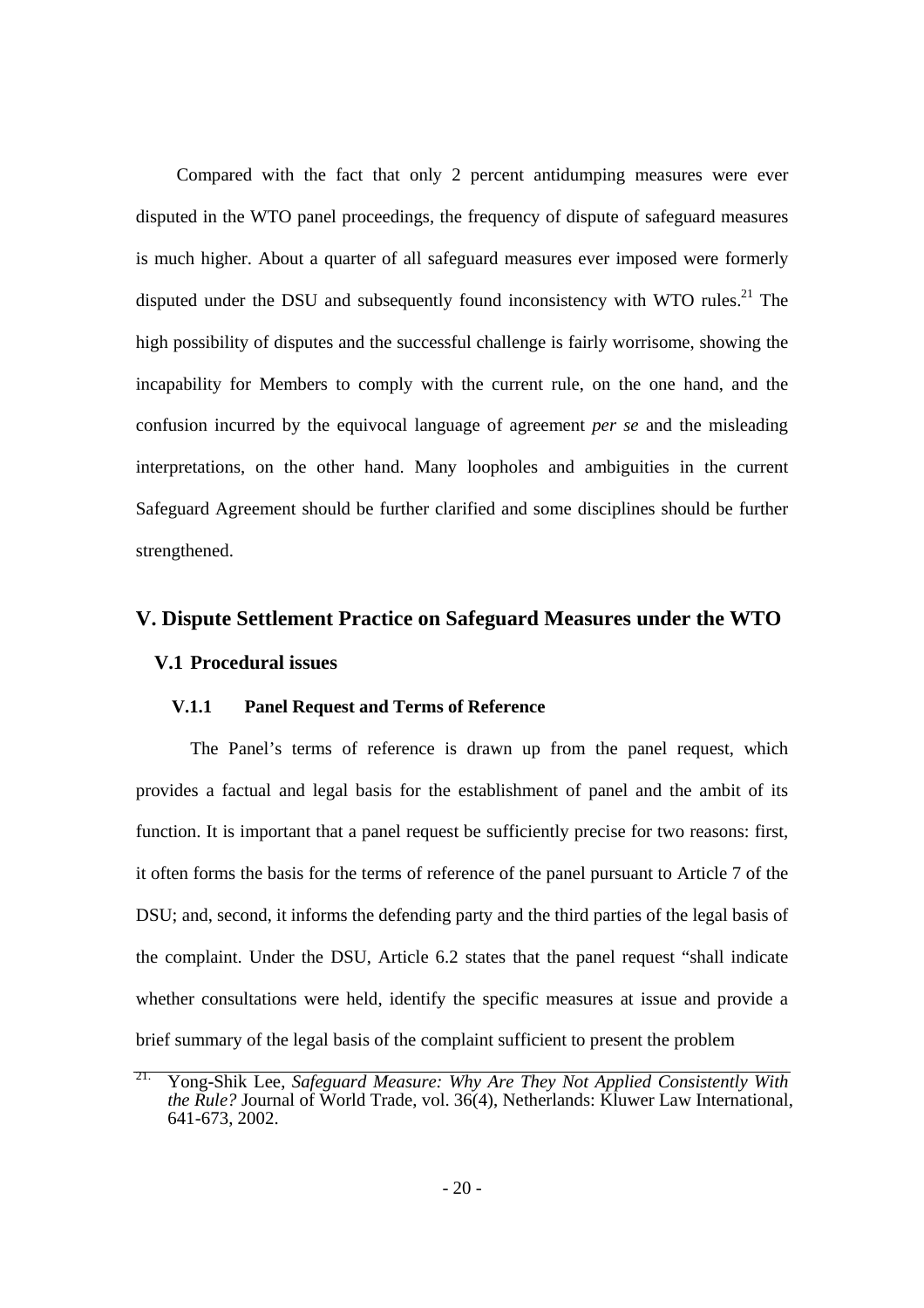Compared with the fact that only 2 percent antidumping measures were ever disputed in the WTO panel proceedings, the frequency of dispute of safeguard measures is much higher. About a quarter of all safeguard measures ever imposed were formerly disputed under the DSU and subsequently found inconsistency with WTO rules.[21] The high possibility of disputes and the successful challenge is fairly worrisome, showing the incapability for Members to comply with the current rule, on the one hand, and the confusion incurred by the equivocal language of agreement *per se* and the misleading interpretations, on the other hand. Many loopholes and ambiguities in the current Safeguard Agreement should be further clarified and some disciplines should be further strengthened.

# V. Dispute Settlement Practice on Safeguard Measures under the WTO

## V.1 Procedural issues

### V.1.1 Panel Request and Terms of Reference

The Panel's terms of reference is drawn up from the panel request, which provides a factual and legal basis for the establishment of panel and the ambit of its function. It is important that a panel request be sufficiently precise for two reasons: first, it often forms the basis for the terms of reference of the panel pursuant to Article 7 of the DSU; and, second, it informs the defending party and the third parties of the legal basis of the complaint. Under the DSU, Article 6.2 states that the panel request "shall indicate whether consultations were held, identify the specific measures at issue and provide a brief summary of the legal basis of the complaint sufficient to present the problem

[21] Yong-Shik Lee, *Safeguard Measure: Why Are They Not Applied Consistently With the Rule?* Journal of World Trade, vol. 36(4), Netherlands: Kluwer Law International, 641-673, 2002.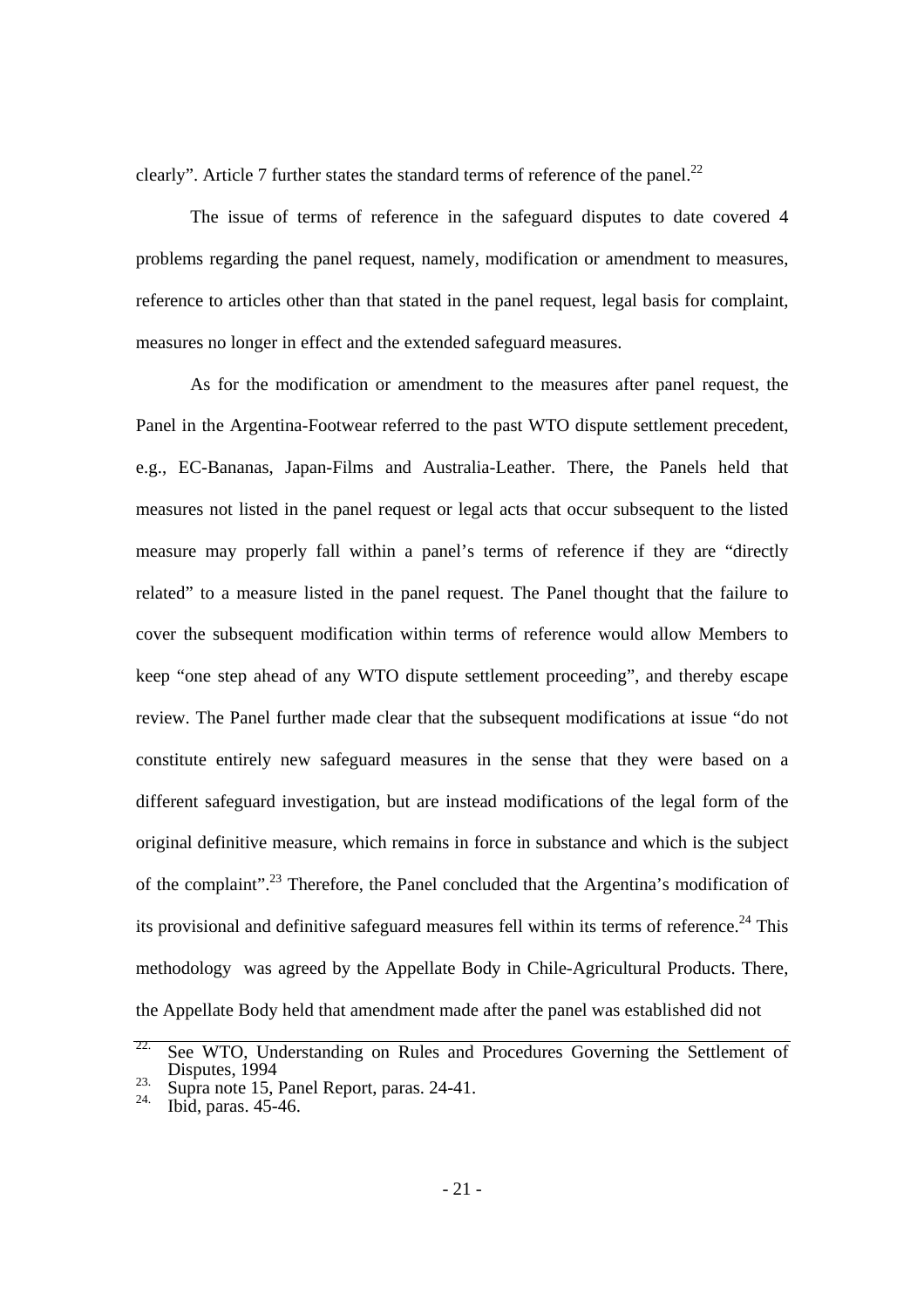clearly". Article 7 further states the standard terms of reference of the panel.[22]

The issue of terms of reference in the safeguard disputes to date covered 4 problems regarding the panel request, namely, modification or amendment to measures, reference to articles other than that stated in the panel request, legal basis for complaint, measures no longer in effect and the extended safeguard measures.

As for the modification or amendment to the measures after panel request, the Panel in the Argentina-Footwear referred to the past WTO dispute settlement precedent, e.g., EC-Bananas, Japan-Films and Australia-Leather. There, the Panels held that measures not listed in the panel request or legal acts that occur subsequent to the listed measure may properly fall within a panel's terms of reference if they are "directly related" to a measure listed in the panel request. The Panel thought that the failure to cover the subsequent modification within terms of reference would allow Members to keep "one step ahead of any WTO dispute settlement proceeding", and thereby escape review. The Panel further made clear that the subsequent modifications at issue "do not constitute entirely new safeguard measures in the sense that they were based on a different safeguard investigation, but are instead modifications of the legal form of the original definitive measure, which remains in force in substance and which is the subject of the complaint".[23] Therefore, the Panel concluded that the Argentina's modification of its provisional and definitive safeguard measures fell within its terms of reference.[24] This methodology was agreed by the Appellate Body in Chile-Agricultural Products. There, the Appellate Body held that amendment made after the panel was established did not

---

22. See WTO, Understanding on Rules and Procedures Governing the Settlement of Disputes, 1994
23. Supra note 15, Panel Report, paras. 24-41.
24. Ibid, paras. 45-46.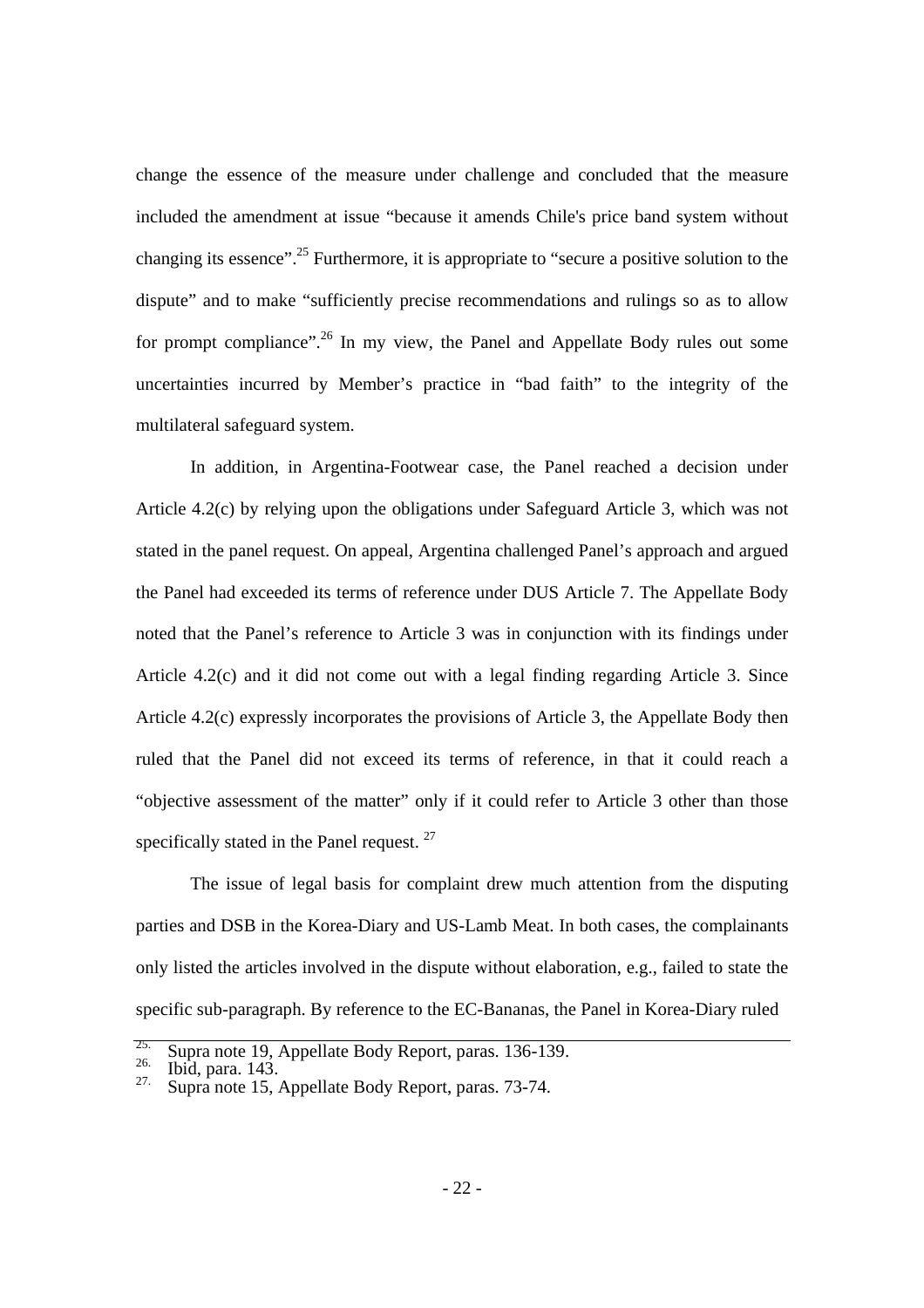change the essence of the measure under challenge and concluded that the measure included the amendment at issue "because it amends Chile's price band system without changing its essence".[25] Furthermore, it is appropriate to "secure a positive solution to the dispute" and to make "sufficiently precise recommendations and rulings so as to allow for prompt compliance".[26] In my view, the Panel and Appellate Body rules out some uncertainties incurred by Member's practice in "bad faith" to the integrity of the multilateral safeguard system.

In addition, in Argentina-Footwear case, the Panel reached a decision under Article 4.2(c) by relying upon the obligations under Safeguard Article 3, which was not stated in the panel request. On appeal, Argentina challenged Panel's approach and argued the Panel had exceeded its terms of reference under DUS Article 7. The Appellate Body noted that the Panel's reference to Article 3 was in conjunction with its findings under Article 4.2(c) and it did not come out with a legal finding regarding Article 3. Since Article 4.2(c) expressly incorporates the provisions of Article 3, the Appellate Body then ruled that the Panel did not exceed its terms of reference, in that it could reach a "objective assessment of the matter" only if it could refer to Article 3 other than those specifically stated in the Panel request. [27]

The issue of legal basis for complaint drew much attention from the disputing parties and DSB in the Korea-Diary and US-Lamb Meat. In both cases, the complainants only listed the articles involved in the dispute without elaboration, e.g., failed to state the specific sub-paragraph. By reference to the EC-Bananas, the Panel in Korea-Diary ruled

---

25. Supra note 19, Appellate Body Report, paras. 136-139.
26. Ibid, para. 143.
27. Supra note 15, Appellate Body Report, paras. 73-74.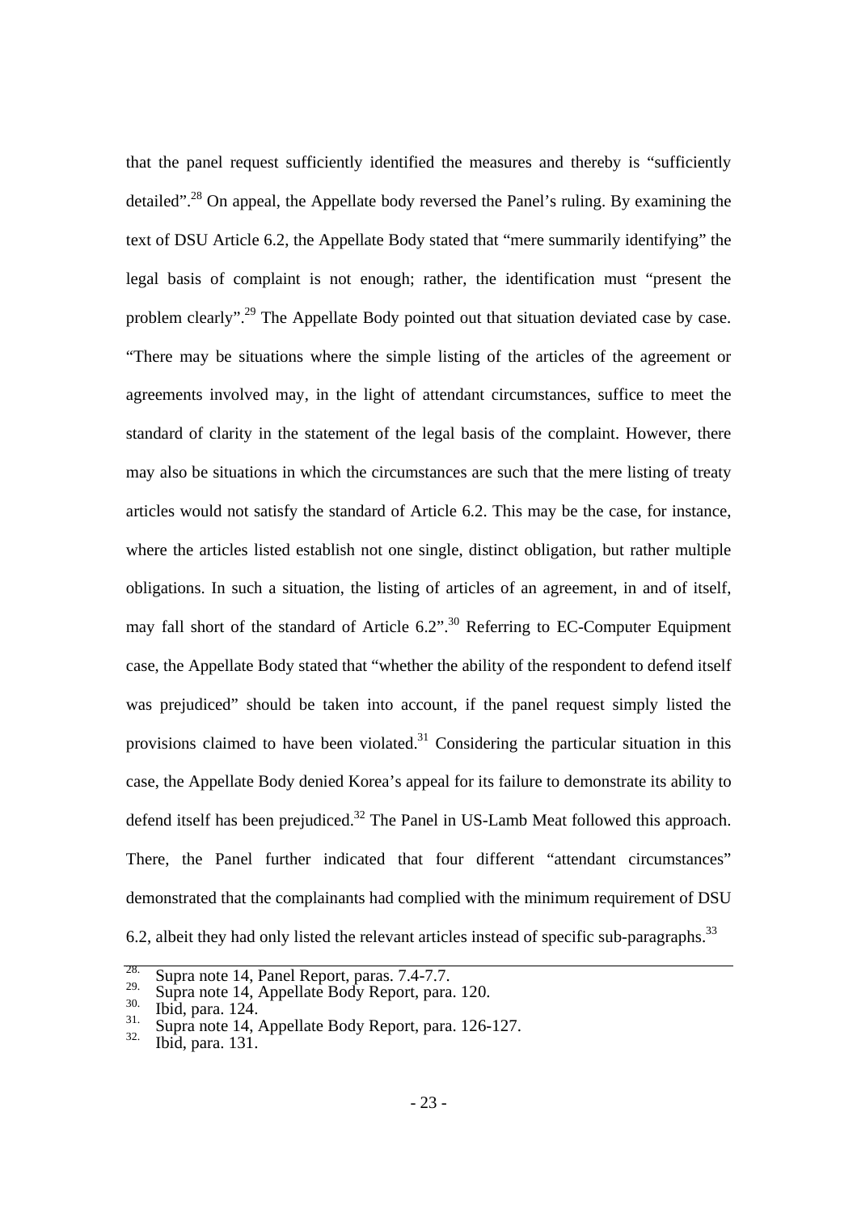that the panel request sufficiently identified the measures and thereby is "sufficiently detailed".[28] On appeal, the Appellate body reversed the Panel's ruling. By examining the text of DSU Article 6.2, the Appellate Body stated that "mere summarily identifying" the legal basis of complaint is not enough; rather, the identification must "present the problem clearly".[29] The Appellate Body pointed out that situation deviated case by case. "There may be situations where the simple listing of the articles of the agreement or agreements involved may, in the light of attendant circumstances, suffice to meet the standard of clarity in the statement of the legal basis of the complaint. However, there may also be situations in which the circumstances are such that the mere listing of treaty articles would not satisfy the standard of Article 6.2. This may be the case, for instance, where the articles listed establish not one single, distinct obligation, but rather multiple obligations. In such a situation, the listing of articles of an agreement, in and of itself, may fall short of the standard of Article 6.2".[30] Referring to EC-Computer Equipment case, the Appellate Body stated that "whether the ability of the respondent to defend itself was prejudiced" should be taken into account, if the panel request simply listed the provisions claimed to have been violated.[31] Considering the particular situation in this case, the Appellate Body denied Korea's appeal for its failure to demonstrate its ability to defend itself has been prejudiced.[32] The Panel in US-Lamb Meat followed this approach. There, the Panel further indicated that four different "attendant circumstances" demonstrated that the complainants had complied with the minimum requirement of DSU 6.2, albeit they had only listed the relevant articles instead of specific sub-paragraphs.[33]

---

28. Supra note 14, Panel Report, paras. 7.4-7.7.
29. Supra note 14, Appellate Body Report, para. 120.
30. Ibid, para. 124.
31. Supra note 14, Appellate Body Report, para. 126-127.
32. Ibid, para. 131.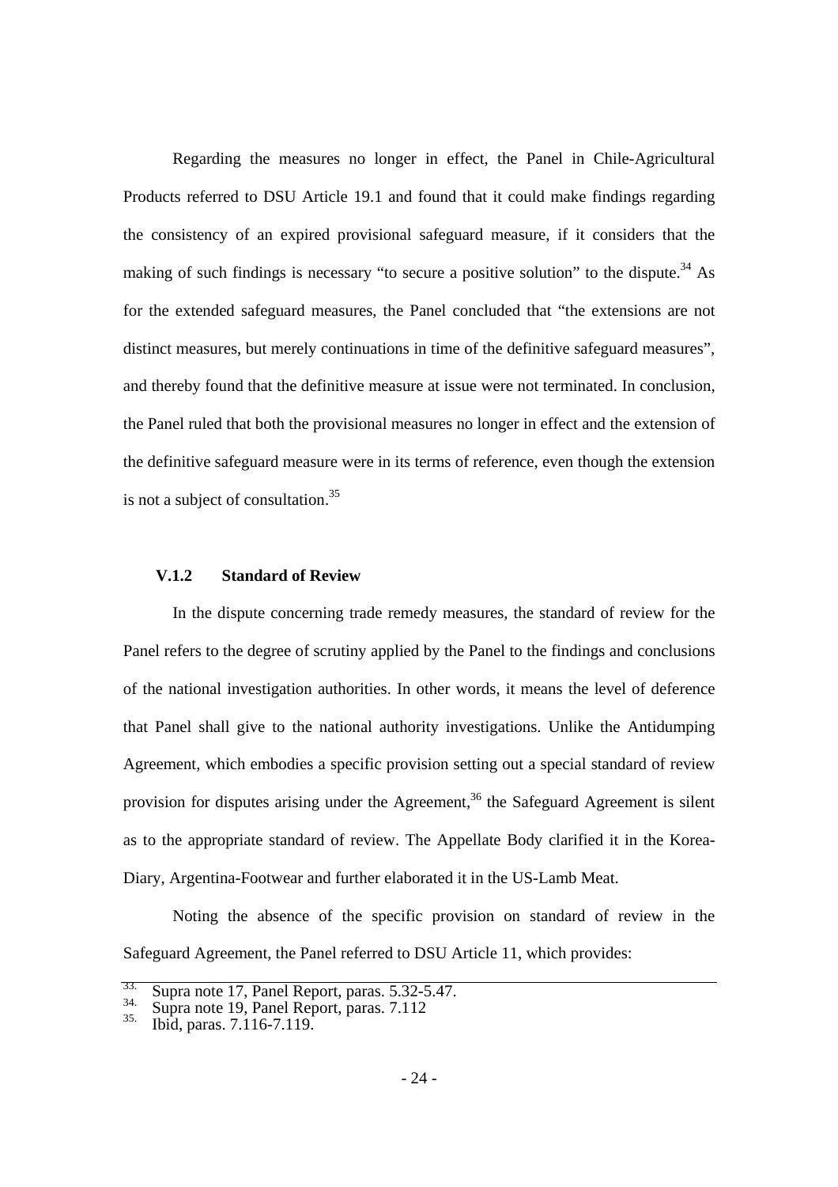Regarding the measures no longer in effect, the Panel in Chile-Agricultural Products referred to DSU Article 19.1 and found that it could make findings regarding the consistency of an expired provisional safeguard measure, if it considers that the making of such findings is necessary "to secure a positive solution" to the dispute.[34] As for the extended safeguard measures, the Panel concluded that "the extensions are not distinct measures, but merely continuations in time of the definitive safeguard measures", and thereby found that the definitive measure at issue were not terminated. In conclusion, the Panel ruled that both the provisional measures no longer in effect and the extension of the definitive safeguard measure were in its terms of reference, even though the extension is not a subject of consultation.[35]

### V.1.2 Standard of Review

In the dispute concerning trade remedy measures, the standard of review for the Panel refers to the degree of scrutiny applied by the Panel to the findings and conclusions of the national investigation authorities. In other words, it means the level of deference that Panel shall give to the national authority investigations. Unlike the Antidumping Agreement, which embodies a specific provision setting out a special standard of review provision for disputes arising under the Agreement,[36] the Safeguard Agreement is silent as to the appropriate standard of review. The Appellate Body clarified it in the Korea-Diary, Argentina-Footwear and further elaborated it in the US-Lamb Meat.

Noting the absence of the specific provision on standard of review in the Safeguard Agreement, the Panel referred to DSU Article 11, which provides:

---

33. Supra note 17, Panel Report, paras. 5.32-5.47.
34. Supra note 19, Panel Report, paras. 7.112
35. Ibid, paras. 7.116-7.119.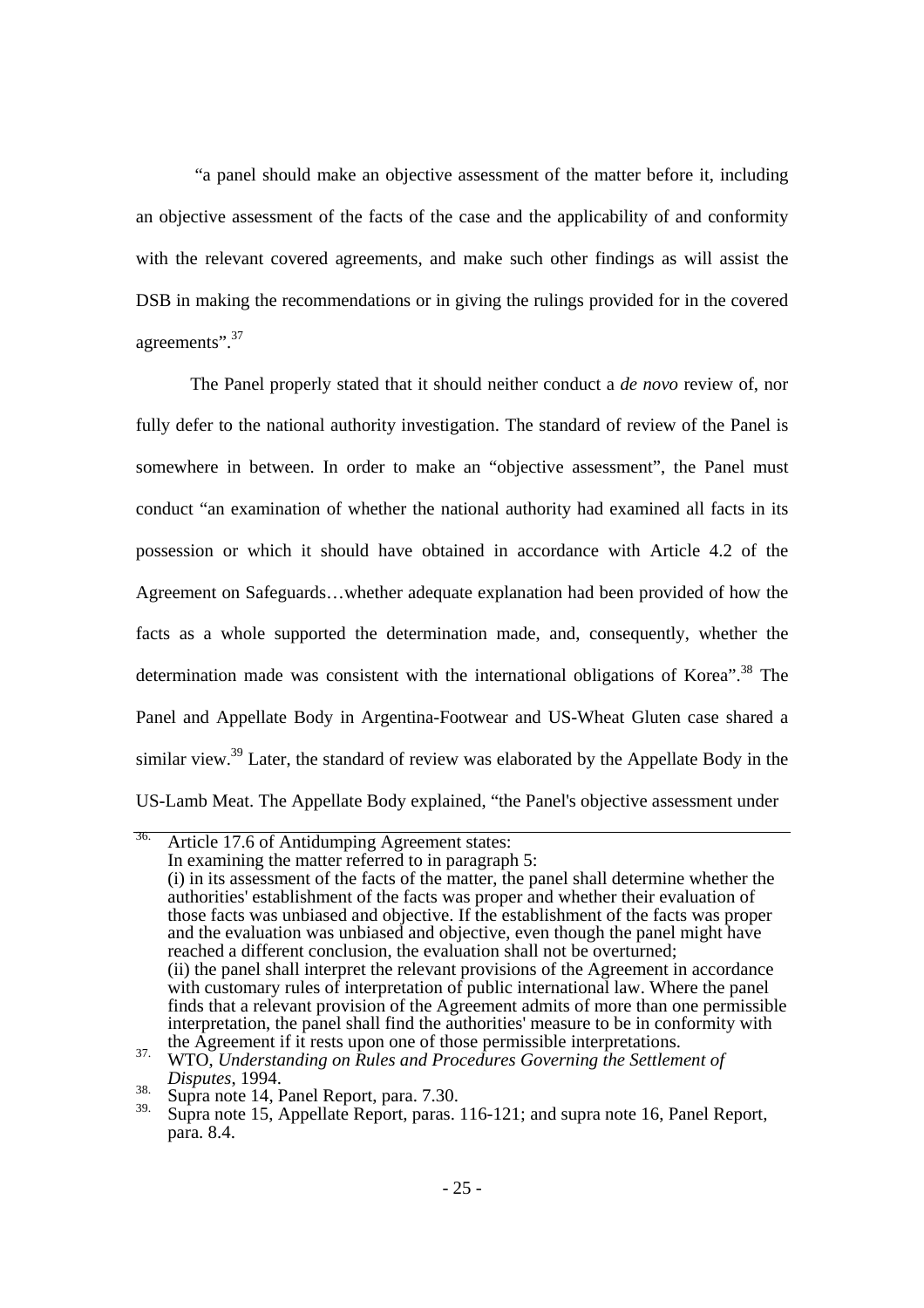"a panel should make an objective assessment of the matter before it, including an objective assessment of the facts of the case and the applicability of and conformity with the relevant covered agreements, and make such other findings as will assist the DSB in making the recommendations or in giving the rulings provided for in the covered agreements".[37]

The Panel properly stated that it should neither conduct a *de novo* review of, nor fully defer to the national authority investigation. The standard of review of the Panel is somewhere in between. In order to make an "objective assessment", the Panel must conduct "an examination of whether the national authority had examined all facts in its possession or which it should have obtained in accordance with Article 4.2 of the Agreement on Safeguards…whether adequate explanation had been provided of how the facts as a whole supported the determination made, and, consequently, whether the determination made was consistent with the international obligations of Korea".[38] The Panel and Appellate Body in Argentina-Footwear and US-Wheat Gluten case shared a similar view.[39] Later, the standard of review was elaborated by the Appellate Body in the US-Lamb Meat. The Appellate Body explained, "the Panel's objective assessment under

---

36. Article 17.6 of Antidumping Agreement states:
In examining the matter referred to in paragraph 5:
(i) in its assessment of the facts of the matter, the panel shall determine whether the authorities' establishment of the facts was proper and whether their evaluation of those facts was unbiased and objective. If the establishment of the facts was proper and the evaluation was unbiased and objective, even though the panel might have reached a different conclusion, the evaluation shall not be overturned;
(ii) the panel shall interpret the relevant provisions of the Agreement in accordance with customary rules of interpretation of public international law. Where the panel finds that a relevant provision of the Agreement admits of more than one permissible interpretation, the panel shall find the authorities' measure to be in conformity with the Agreement if it rests upon one of those permissible interpretations.

37. WTO, *Understanding on Rules and Procedures Governing the Settlement of Disputes*, 1994.

38. Supra note 14, Panel Report, para. 7.30.

39. Supra note 15, Appellate Report, paras. 116-121; and supra note 16, Panel Report, para. 8.4.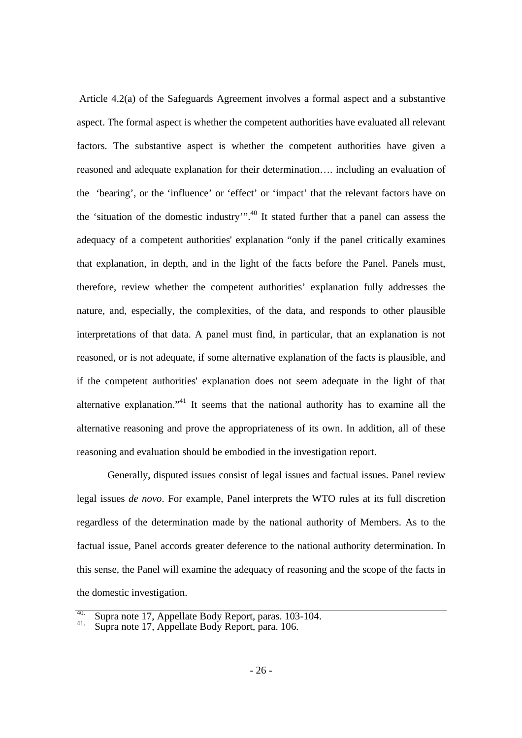Article 4.2(a) of the Safeguards Agreement involves a formal aspect and a substantive aspect. The formal aspect is whether the competent authorities have evaluated all relevant factors. The substantive aspect is whether the competent authorities have given a reasoned and adequate explanation for their determination…. including an evaluation of the 'bearing', or the 'influence' or 'effect' or 'impact' that the relevant factors have on the 'situation of the domestic industry'".[40] It stated further that a panel can assess the adequacy of a competent authorities' explanation "only if the panel critically examines that explanation, in depth, and in the light of the facts before the Panel. Panels must, therefore, review whether the competent authorities' explanation fully addresses the nature, and, especially, the complexities, of the data, and responds to other plausible interpretations of that data. A panel must find, in particular, that an explanation is not reasoned, or is not adequate, if some alternative explanation of the facts is plausible, and if the competent authorities' explanation does not seem adequate in the light of that alternative explanation."[41] It seems that the national authority has to examine all the alternative reasoning and prove the appropriateness of its own. In addition, all of these reasoning and evaluation should be embodied in the investigation report.

Generally, disputed issues consist of legal issues and factual issues. Panel review legal issues *de novo*. For example, Panel interprets the WTO rules at its full discretion regardless of the determination made by the national authority of Members. As to the factual issue, Panel accords greater deference to the national authority determination. In this sense, the Panel will examine the adequacy of reasoning and the scope of the facts in the domestic investigation.

---

40. Supra note 17, Appellate Body Report, paras. 103-104.
41. Supra note 17, Appellate Body Report, para. 106.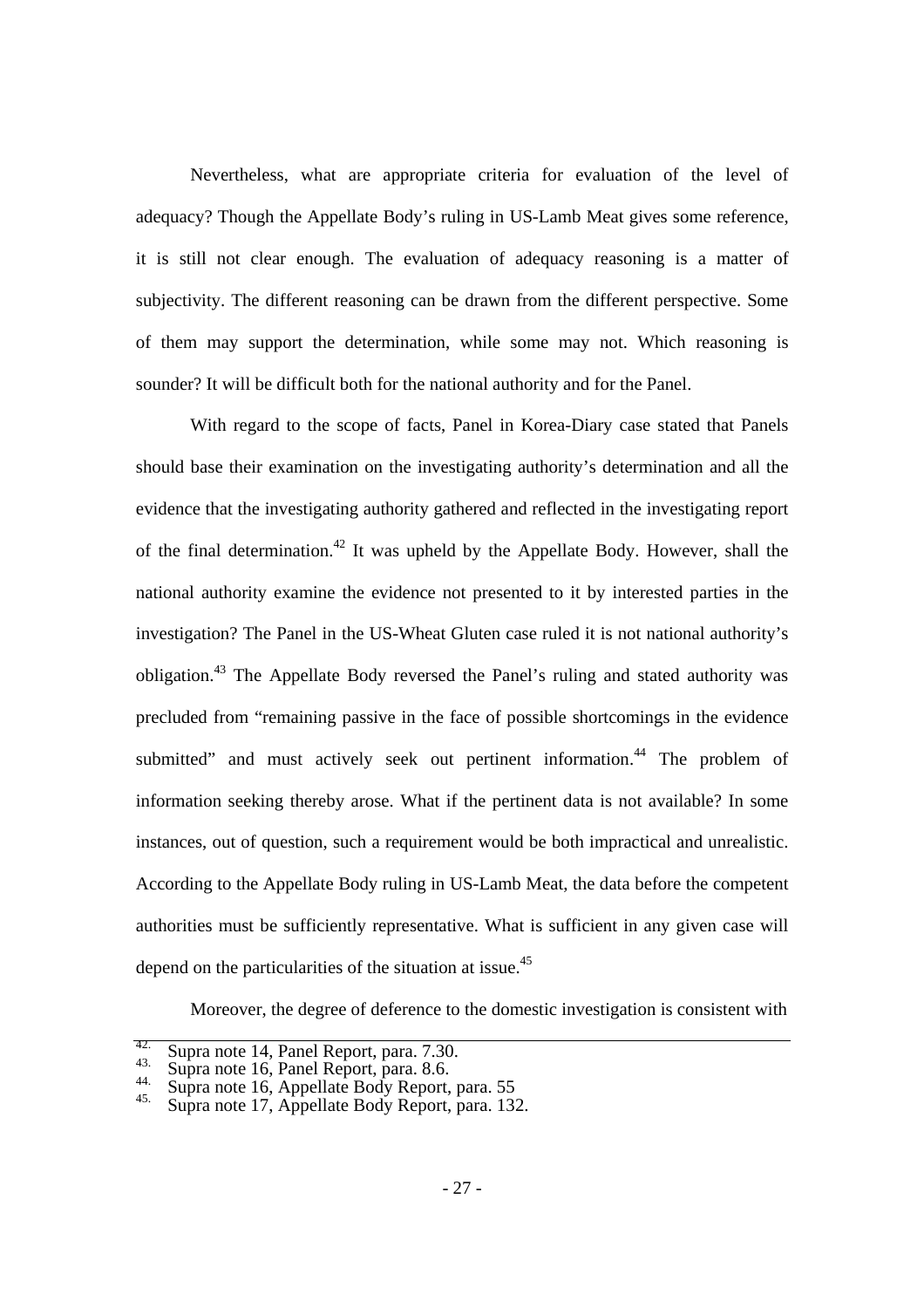Nevertheless, what are appropriate criteria for evaluation of the level of adequacy? Though the Appellate Body's ruling in US-Lamb Meat gives some reference, it is still not clear enough. The evaluation of adequacy reasoning is a matter of subjectivity. The different reasoning can be drawn from the different perspective. Some of them may support the determination, while some may not. Which reasoning is sounder? It will be difficult both for the national authority and for the Panel.

With regard to the scope of facts, Panel in Korea-Diary case stated that Panels should base their examination on the investigating authority's determination and all the evidence that the investigating authority gathered and reflected in the investigating report of the final determination.[42] It was upheld by the Appellate Body. However, shall the national authority examine the evidence not presented to it by interested parties in the investigation? The Panel in the US-Wheat Gluten case ruled it is not national authority's obligation.[43] The Appellate Body reversed the Panel's ruling and stated authority was precluded from "remaining passive in the face of possible shortcomings in the evidence submitted" and must actively seek out pertinent information.[44] The problem of information seeking thereby arose. What if the pertinent data is not available? In some instances, out of question, such a requirement would be both impractical and unrealistic. According to the Appellate Body ruling in US-Lamb Meat, the data before the competent authorities must be sufficiently representative. What is sufficient in any given case will depend on the particularities of the situation at issue.[45]

Moreover, the degree of deference to the domestic investigation is consistent with

---

42. Supra note 14, Panel Report, para. 7.30.
43. Supra note 16, Panel Report, para. 8.6.
44. Supra note 16, Appellate Body Report, para. 55
45. Supra note 17, Appellate Body Report, para. 132.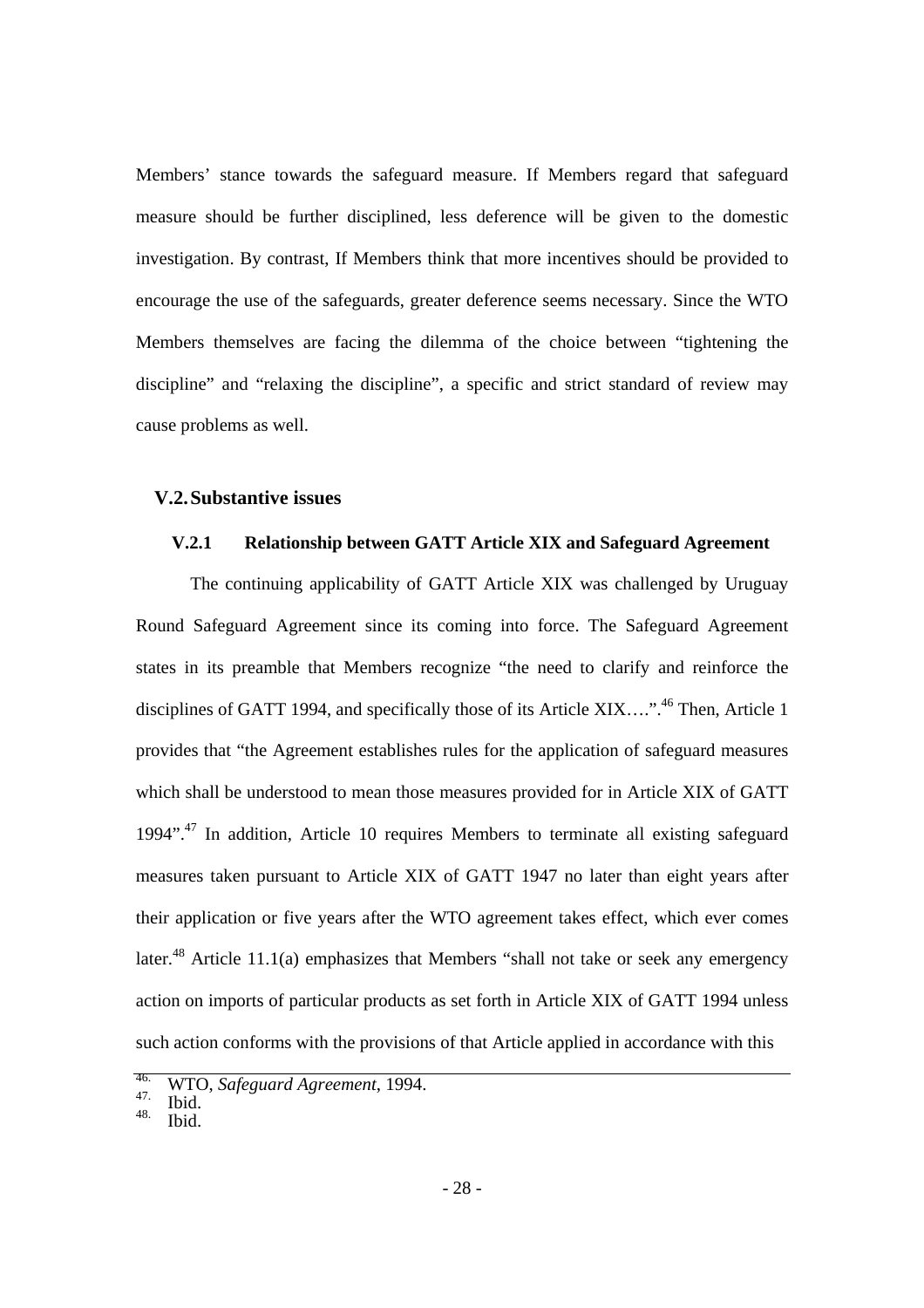Members' stance towards the safeguard measure. If Members regard that safeguard measure should be further disciplined, less deference will be given to the domestic investigation. By contrast, If Members think that more incentives should be provided to encourage the use of the safeguards, greater deference seems necessary. Since the WTO Members themselves are facing the dilemma of the choice between "tightening the discipline" and "relaxing the discipline", a specific and strict standard of review may cause problems as well.

## V.2. Substantive issues

### V.2.1 Relationship between GATT Article XIX and Safeguard Agreement

The continuing applicability of GATT Article XIX was challenged by Uruguay Round Safeguard Agreement since its coming into force. The Safeguard Agreement states in its preamble that Members recognize "the need to clarify and reinforce the disciplines of GATT 1994, and specifically those of its Article XIX….".[46] Then, Article 1 provides that "the Agreement establishes rules for the application of safeguard measures which shall be understood to mean those measures provided for in Article XIX of GATT 1994".[47] In addition, Article 10 requires Members to terminate all existing safeguard measures taken pursuant to Article XIX of GATT 1947 no later than eight years after their application or five years after the WTO agreement takes effect, which ever comes later.[48] Article 11.1(a) emphasizes that Members "shall not take or seek any emergency action on imports of particular products as set forth in Article XIX of GATT 1994 unless such action conforms with the provisions of that Article applied in accordance with this

---

46. WTO, *Safeguard Agreement*, 1994.
47. Ibid.
48. Ibid.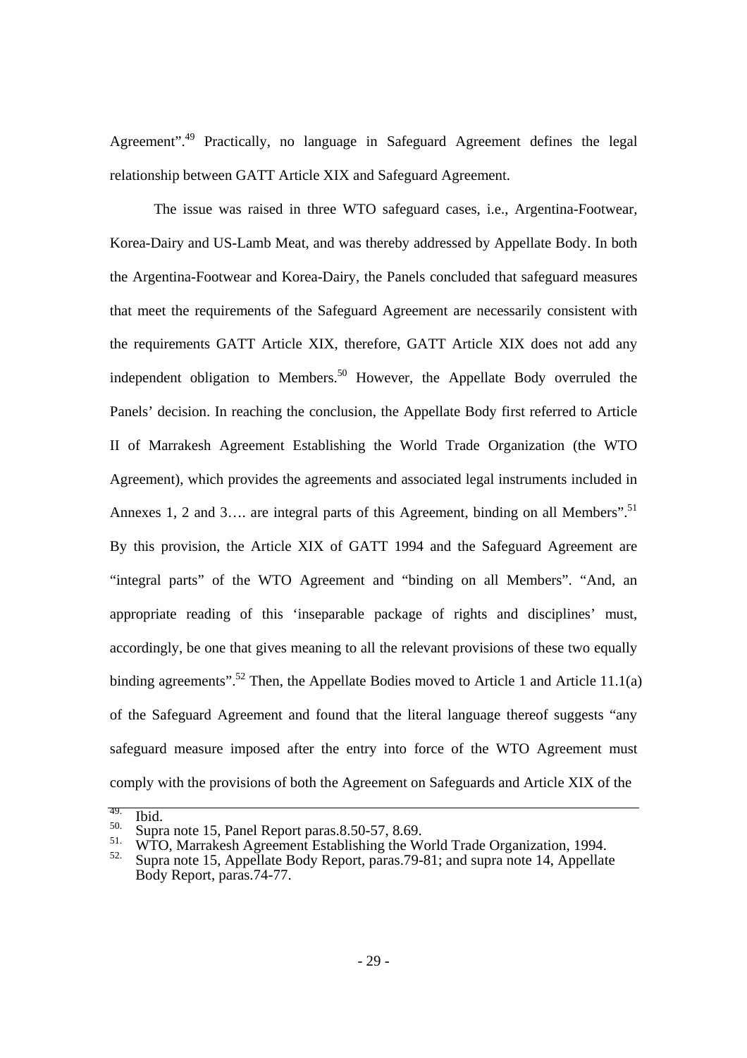Agreement".[49] Practically, no language in Safeguard Agreement defines the legal relationship between GATT Article XIX and Safeguard Agreement.

The issue was raised in three WTO safeguard cases, i.e., Argentina-Footwear, Korea-Dairy and US-Lamb Meat, and was thereby addressed by Appellate Body. In both the Argentina-Footwear and Korea-Dairy, the Panels concluded that safeguard measures that meet the requirements of the Safeguard Agreement are necessarily consistent with the requirements GATT Article XIX, therefore, GATT Article XIX does not add any independent obligation to Members.[50] However, the Appellate Body overruled the Panels' decision. In reaching the conclusion, the Appellate Body first referred to Article II of Marrakesh Agreement Establishing the World Trade Organization (the WTO Agreement), which provides the agreements and associated legal instruments included in Annexes 1, 2 and 3…. are integral parts of this Agreement, binding on all Members".[51] By this provision, the Article XIX of GATT 1994 and the Safeguard Agreement are "integral parts" of the WTO Agreement and "binding on all Members". "And, an appropriate reading of this 'inseparable package of rights and disciplines' must, accordingly, be one that gives meaning to all the relevant provisions of these two equally binding agreements".[52] Then, the Appellate Bodies moved to Article 1 and Article 11.1(a) of the Safeguard Agreement and found that the literal language thereof suggests "any safeguard measure imposed after the entry into force of the WTO Agreement must comply with the provisions of both the Agreement on Safeguards and Article XIX of the

---

49. Ibid.
50. Supra note 15, Panel Report paras.8.50-57, 8.69.
51. WTO, Marrakesh Agreement Establishing the World Trade Organization, 1994.
52. Supra note 15, Appellate Body Report, paras.79-81; and supra note 14, Appellate Body Report, paras.74-77.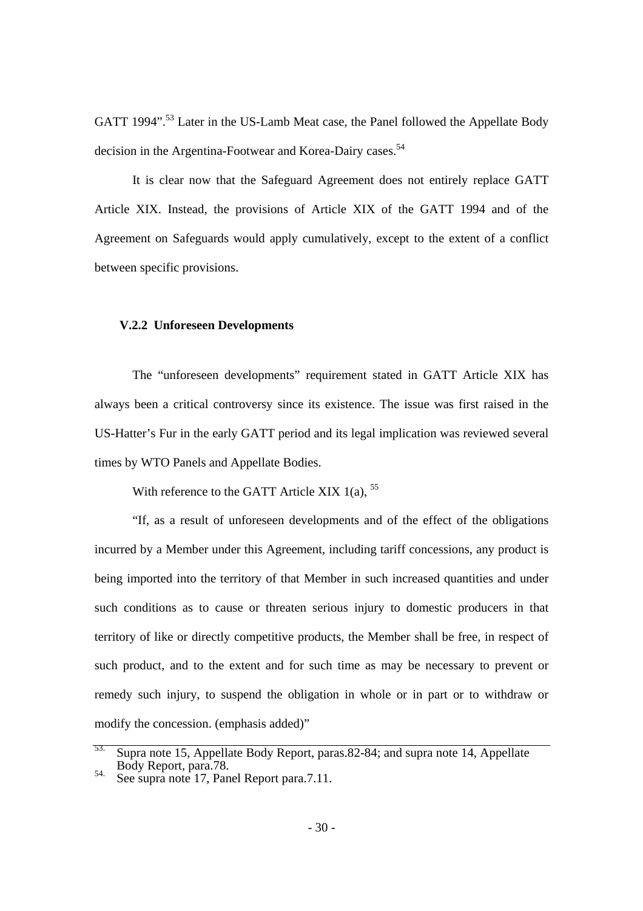GATT 1994".[53] Later in the US-Lamb Meat case, the Panel followed the Appellate Body decision in the Argentina-Footwear and Korea-Dairy cases.[54]

It is clear now that the Safeguard Agreement does not entirely replace GATT Article XIX. Instead, the provisions of Article XIX of the GATT 1994 and of the Agreement on Safeguards would apply cumulatively, except to the extent of a conflict between specific provisions.

### V.2.2 Unforeseen Developments

The "unforeseen developments" requirement stated in GATT Article XIX has always been a critical controversy since its existence. The issue was first raised in the US-Hatter's Fur in the early GATT period and its legal implication was reviewed several times by WTO Panels and Appellate Bodies.

With reference to the GATT Article XIX 1(a), [55]

"If, as a result of unforeseen developments and of the effect of the obligations incurred by a Member under this Agreement, including tariff concessions, any product is being imported into the territory of that Member in such increased quantities and under such conditions as to cause or threaten serious injury to domestic producers in that territory of like or directly competitive products, the Member shall be free, in respect of such product, and to the extent and for such time as may be necessary to prevent or remedy such injury, to suspend the obligation in whole or in part or to withdraw or modify the concession. (emphasis added)"

---

53. Supra note 15, Appellate Body Report, paras.82-84; and supra note 14, Appellate Body Report, para.78.

54. See supra note 17, Panel Report para.7.11.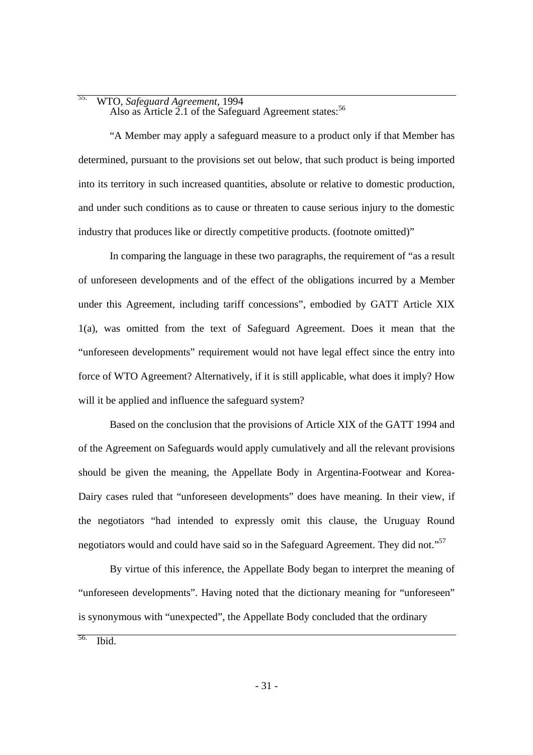55. WTO, *Safeguard Agreement*, 1994

Also as Article 2.1 of the Safeguard Agreement states:[56]

"A Member may apply a safeguard measure to a product only if that Member has determined, pursuant to the provisions set out below, that such product is being imported into its territory in such increased quantities, absolute or relative to domestic production, and under such conditions as to cause or threaten to cause serious injury to the domestic industry that produces like or directly competitive products. (footnote omitted)"

In comparing the language in these two paragraphs, the requirement of "as a result of unforeseen developments and of the effect of the obligations incurred by a Member under this Agreement, including tariff concessions", embodied by GATT Article XIX 1(a), was omitted from the text of Safeguard Agreement. Does it mean that the "unforeseen developments" requirement would not have legal effect since the entry into force of WTO Agreement? Alternatively, if it is still applicable, what does it imply? How will it be applied and influence the safeguard system?

Based on the conclusion that the provisions of Article XIX of the GATT 1994 and of the Agreement on Safeguards would apply cumulatively and all the relevant provisions should be given the meaning, the Appellate Body in Argentina-Footwear and Korea-Dairy cases ruled that "unforeseen developments" does have meaning. In their view, if the negotiators "had intended to expressly omit this clause, the Uruguay Round negotiators would and could have said so in the Safeguard Agreement. They did not."[57]

By virtue of this inference, the Appellate Body began to interpret the meaning of "unforeseen developments". Having noted that the dictionary meaning for "unforeseen" is synonymous with "unexpected", the Appellate Body concluded that the ordinary

56. Ibid.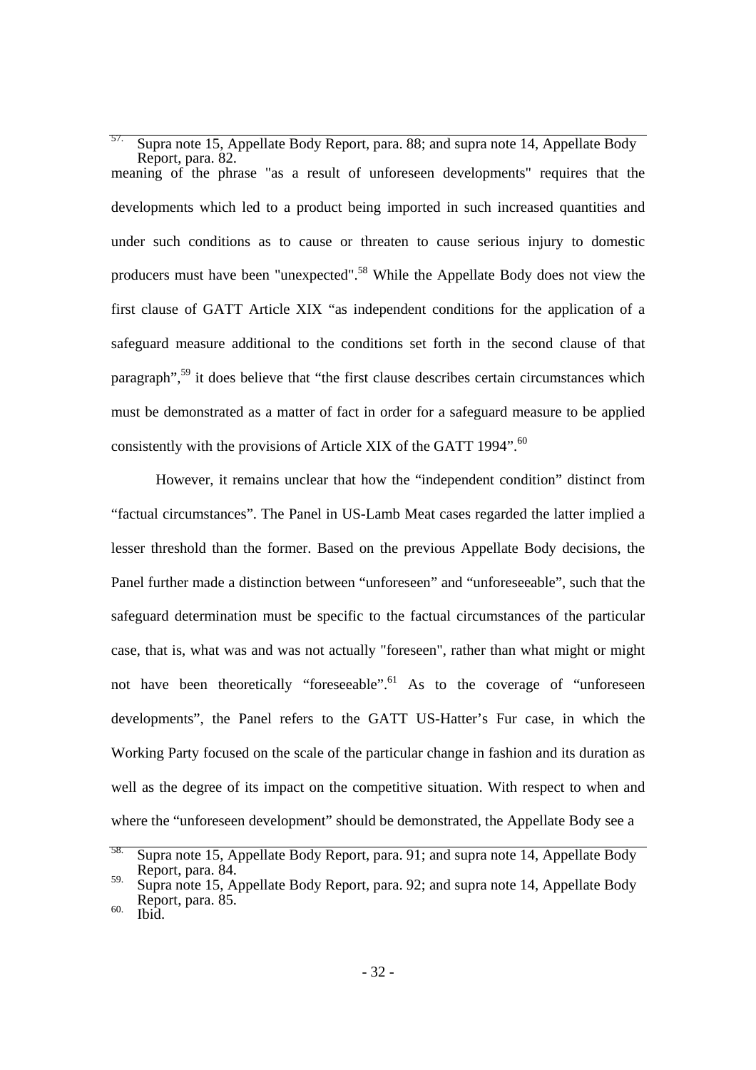[57]. Supra note 15, Appellate Body Report, para. 88; and supra note 14, Appellate Body Report, para. 82.

meaning of the phrase "as a result of unforeseen developments" requires that the developments which led to a product being imported in such increased quantities and under such conditions as to cause or threaten to cause serious injury to domestic producers must have been "unexpected".[58] While the Appellate Body does not view the first clause of GATT Article XIX "as independent conditions for the application of a safeguard measure additional to the conditions set forth in the second clause of that paragraph",[59] it does believe that "the first clause describes certain circumstances which must be demonstrated as a matter of fact in order for a safeguard measure to be applied consistently with the provisions of Article XIX of the GATT 1994".[60]

However, it remains unclear that how the "independent condition" distinct from "factual circumstances". The Panel in US-Lamb Meat cases regarded the latter implied a lesser threshold than the former. Based on the previous Appellate Body decisions, the Panel further made a distinction between "unforeseen" and "unforeseeable", such that the safeguard determination must be specific to the factual circumstances of the particular case, that is, what was and was not actually "foreseen", rather than what might or might not have been theoretically "foreseeable".[61] As to the coverage of "unforeseen developments", the Panel refers to the GATT US-Hatter's Fur case, in which the Working Party focused on the scale of the particular change in fashion and its duration as well as the degree of its impact on the competitive situation. With respect to when and where the "unforeseen development" should be demonstrated, the Appellate Body see a

[58]. Supra note 15, Appellate Body Report, para. 91; and supra note 14, Appellate Body Report, para. 84.

[59]. Supra note 15, Appellate Body Report, para. 92; and supra note 14, Appellate Body Report, para. 85.

[60]. Ibid.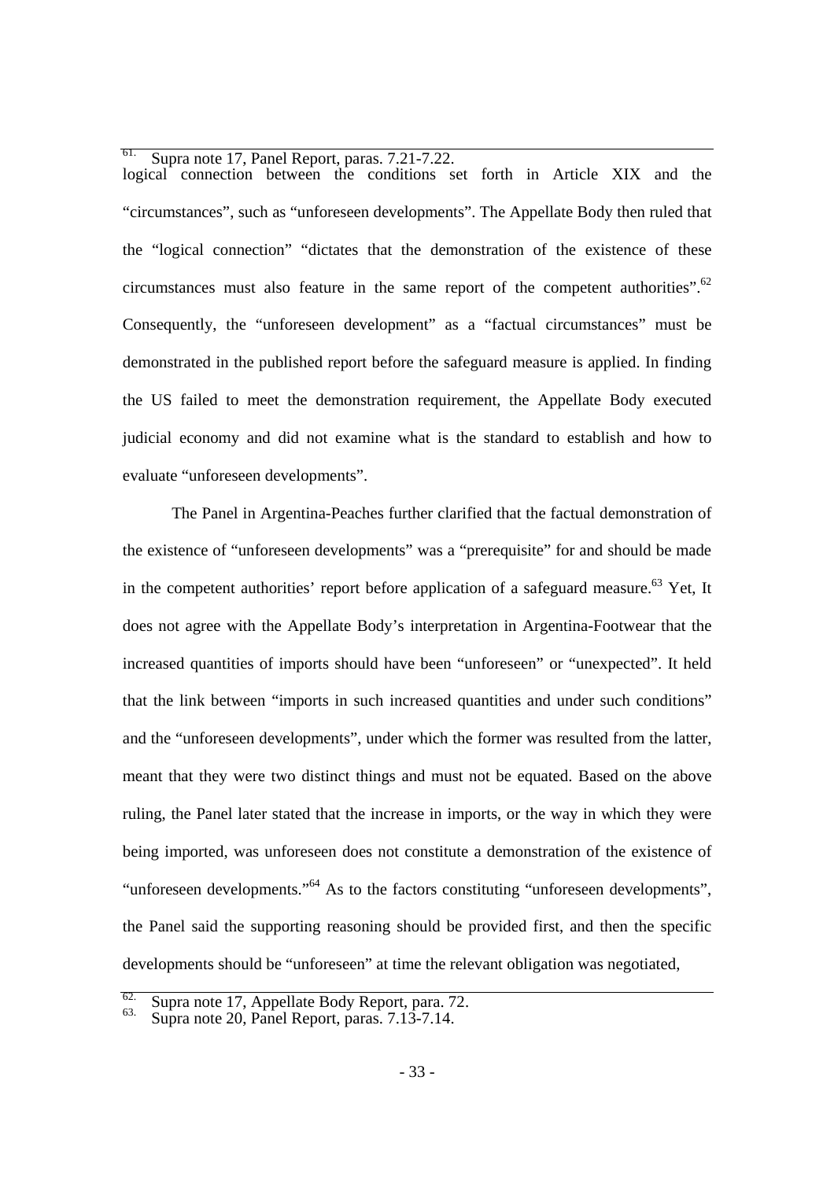61. Supra note 17, Panel Report, paras. 7.21-7.22.

logical connection between the conditions set forth in Article XIX and the "circumstances", such as "unforeseen developments". The Appellate Body then ruled that the "logical connection" "dictates that the demonstration of the existence of these circumstances must also feature in the same report of the competent authorities".[62] Consequently, the "unforeseen development" as a "factual circumstances" must be demonstrated in the published report before the safeguard measure is applied. In finding the US failed to meet the demonstration requirement, the Appellate Body executed judicial economy and did not examine what is the standard to establish and how to evaluate "unforeseen developments".

The Panel in Argentina-Peaches further clarified that the factual demonstration of the existence of "unforeseen developments" was a "prerequisite" for and should be made in the competent authorities' report before application of a safeguard measure.[63] Yet, It does not agree with the Appellate Body's interpretation in Argentina-Footwear that the increased quantities of imports should have been "unforeseen" or "unexpected". It held that the link between "imports in such increased quantities and under such conditions" and the "unforeseen developments", under which the former was resulted from the latter, meant that they were two distinct things and must not be equated. Based on the above ruling, the Panel later stated that the increase in imports, or the way in which they were being imported, was unforeseen does not constitute a demonstration of the existence of "unforeseen developments."[64] As to the factors constituting "unforeseen developments", the Panel said the supporting reasoning should be provided first, and then the specific developments should be "unforeseen" at time the relevant obligation was negotiated,

62. Supra note 17, Appellate Body Report, para. 72.
63. Supra note 20, Panel Report, paras. 7.13-7.14.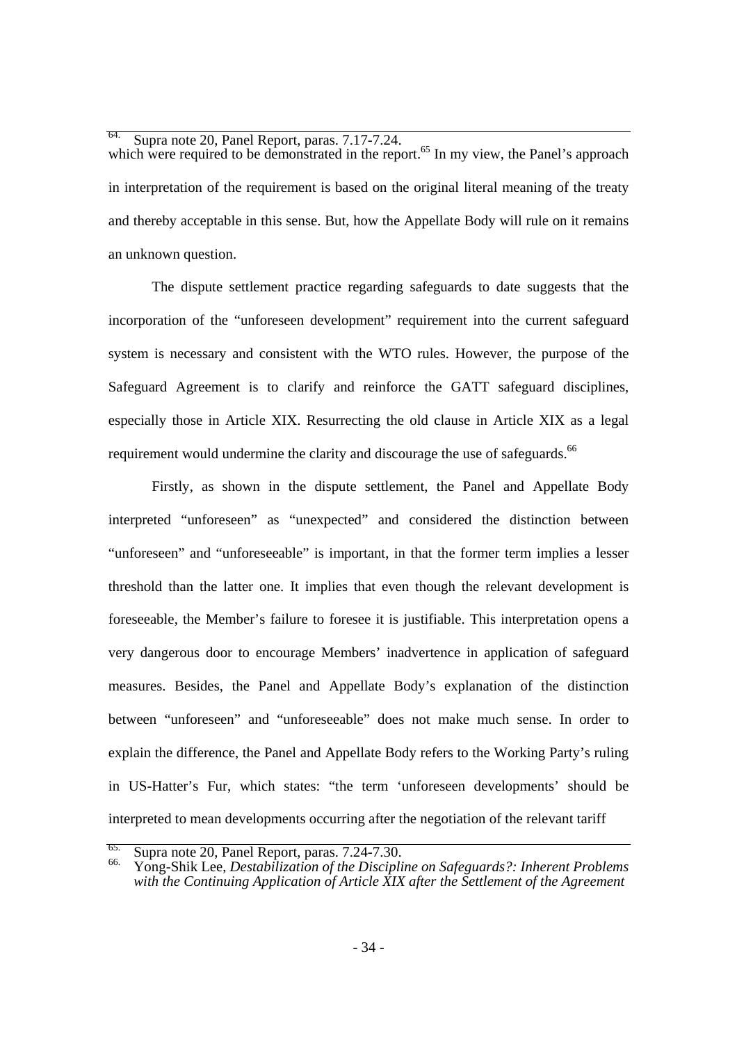64. Supra note 20, Panel Report, paras. 7.17-7.24.

which were required to be demonstrated in the report.[65] In my view, the Panel's approach in interpretation of the requirement is based on the original literal meaning of the treaty and thereby acceptable in this sense. But, how the Appellate Body will rule on it remains an unknown question.

The dispute settlement practice regarding safeguards to date suggests that the incorporation of the "unforeseen development" requirement into the current safeguard system is necessary and consistent with the WTO rules. However, the purpose of the Safeguard Agreement is to clarify and reinforce the GATT safeguard disciplines, especially those in Article XIX. Resurrecting the old clause in Article XIX as a legal requirement would undermine the clarity and discourage the use of safeguards.[66]

Firstly, as shown in the dispute settlement, the Panel and Appellate Body interpreted "unforeseen" as "unexpected" and considered the distinction between "unforeseen" and "unforeseeable" is important, in that the former term implies a lesser threshold than the latter one. It implies that even though the relevant development is foreseeable, the Member's failure to foresee it is justifiable. This interpretation opens a very dangerous door to encourage Members' inadvertence in application of safeguard measures. Besides, the Panel and Appellate Body's explanation of the distinction between "unforeseen" and "unforeseeable" does not make much sense. In order to explain the difference, the Panel and Appellate Body refers to the Working Party's ruling in US-Hatter's Fur, which states: "the term 'unforeseen developments' should be interpreted to mean developments occurring after the negotiation of the relevant tariff

65. Supra note 20, Panel Report, paras. 7.24-7.30.

66. Yong-Shik Lee, *Destabilization of the Discipline on Safeguards?: Inherent Problems with the Continuing Application of Article XIX after the Settlement of the Agreement*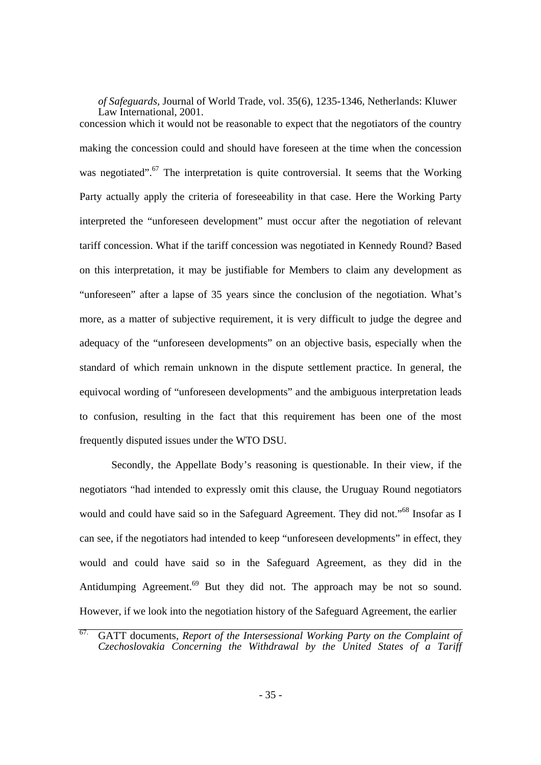*of Safeguards*, Journal of World Trade, vol. 35(6), 1235-1346, Netherlands: Kluwer Law International, 2001.

concession which it would not be reasonable to expect that the negotiators of the country making the concession could and should have foreseen at the time when the concession was negotiated".[67] The interpretation is quite controversial. It seems that the Working Party actually apply the criteria of foreseeability in that case. Here the Working Party interpreted the "unforeseen development" must occur after the negotiation of relevant tariff concession. What if the tariff concession was negotiated in Kennedy Round? Based on this interpretation, it may be justifiable for Members to claim any development as "unforeseen" after a lapse of 35 years since the conclusion of the negotiation. What's more, as a matter of subjective requirement, it is very difficult to judge the degree and adequacy of the "unforeseen developments" on an objective basis, especially when the standard of which remain unknown in the dispute settlement practice. In general, the equivocal wording of "unforeseen developments" and the ambiguous interpretation leads to confusion, resulting in the fact that this requirement has been one of the most frequently disputed issues under the WTO DSU.

Secondly, the Appellate Body's reasoning is questionable. In their view, if the negotiators "had intended to expressly omit this clause, the Uruguay Round negotiators would and could have said so in the Safeguard Agreement. They did not."[68] Insofar as I can see, if the negotiators had intended to keep "unforeseen developments" in effect, they would and could have said so in the Safeguard Agreement, as they did in the Antidumping Agreement.[69] But they did not. The approach may be not so sound. However, if we look into the negotiation history of the Safeguard Agreement, the earlier

---

[67] GATT documents, *Report of the Intersessional Working Party on the Complaint of Czechoslovakia Concerning the Withdrawal by the United States of a Tariff*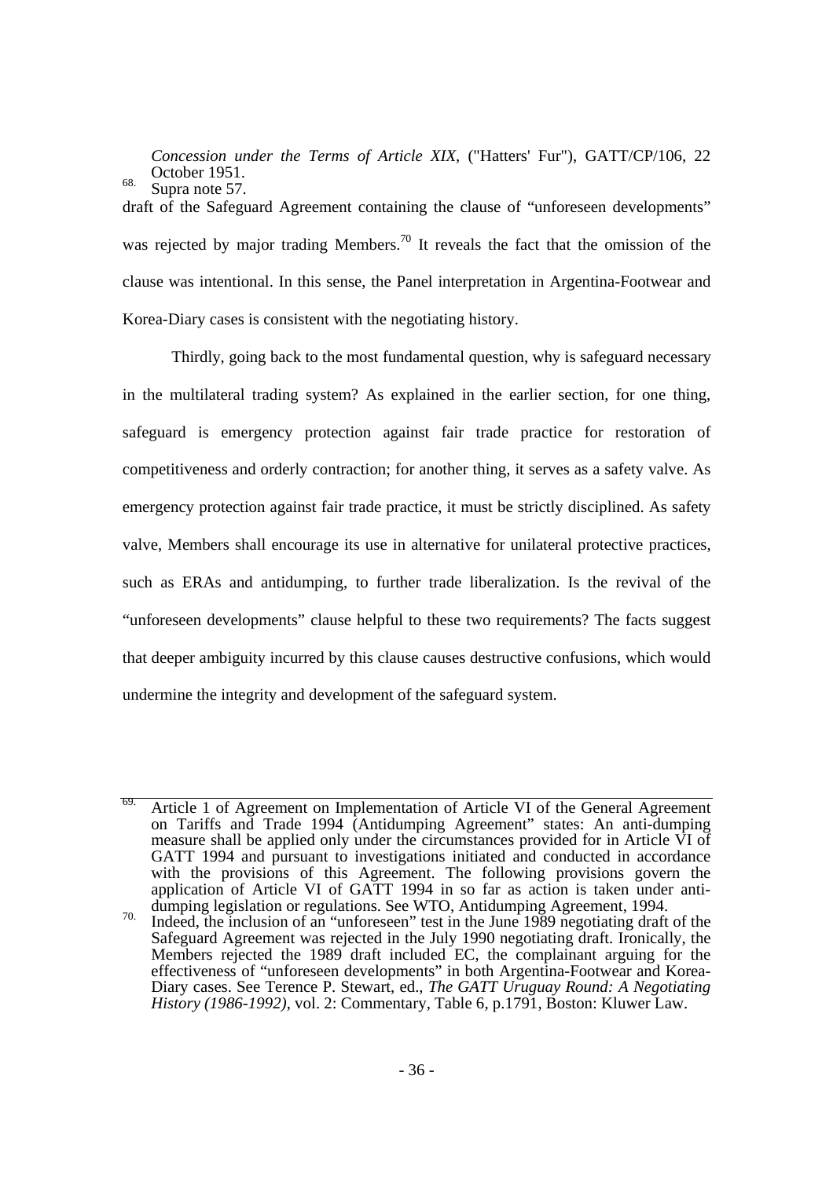*Concession under the Terms of Article XIX*, ("Hatters' Fur"), GATT/CP/106, 22 October 1951.

68. Supra note 57.

draft of the Safeguard Agreement containing the clause of "unforeseen developments" was rejected by major trading Members.[70] It reveals the fact that the omission of the clause was intentional. In this sense, the Panel interpretation in Argentina-Footwear and Korea-Diary cases is consistent with the negotiating history.

Thirdly, going back to the most fundamental question, why is safeguard necessary in the multilateral trading system? As explained in the earlier section, for one thing, safeguard is emergency protection against fair trade practice for restoration of competitiveness and orderly contraction; for another thing, it serves as a safety valve. As emergency protection against fair trade practice, it must be strictly disciplined. As safety valve, Members shall encourage its use in alternative for unilateral protective practices, such as ERAs and antidumping, to further trade liberalization. Is the revival of the "unforeseen developments" clause helpful to these two requirements? The facts suggest that deeper ambiguity incurred by this clause causes destructive confusions, which would undermine the integrity and development of the safeguard system.

---

69. Article 1 of Agreement on Implementation of Article VI of the General Agreement on Tariffs and Trade 1994 (Antidumping Agreement" states: An anti-dumping measure shall be applied only under the circumstances provided for in Article VI of GATT 1994 and pursuant to investigations initiated and conducted in accordance with the provisions of this Agreement. The following provisions govern the application of Article VI of GATT 1994 in so far as action is taken under anti-dumping legislation or regulations. See WTO, Antidumping Agreement, 1994.

70. Indeed, the inclusion of an "unforeseen" test in the June 1989 negotiating draft of the Safeguard Agreement was rejected in the July 1990 negotiating draft. Ironically, the Members rejected the 1989 draft included EC, the complainant arguing for the effectiveness of "unforeseen developments" in both Argentina-Footwear and Korea-Diary cases. See Terence P. Stewart, ed., *The GATT Uruguay Round: A Negotiating History (1986-1992)*, vol. 2: Commentary, Table 6, p.1791, Boston: Kluwer Law.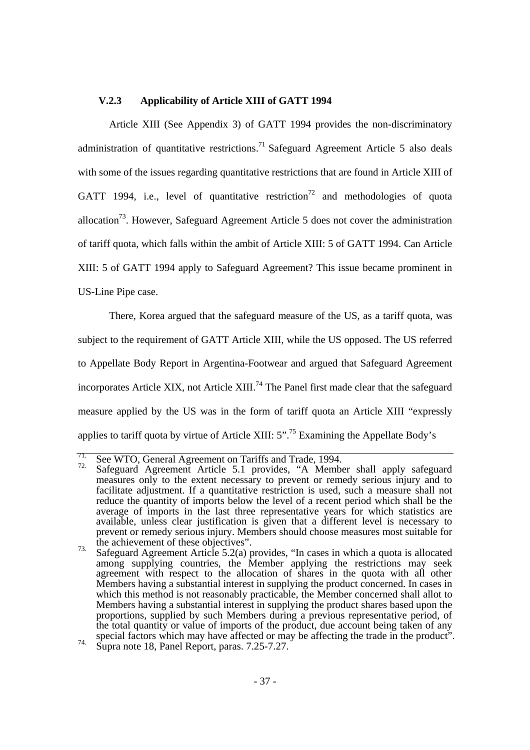### V.2.3 Applicability of Article XIII of GATT 1994

Article XIII (See Appendix 3) of GATT 1994 provides the non-discriminatory administration of quantitative restrictions.[71] Safeguard Agreement Article 5 also deals with some of the issues regarding quantitative restrictions that are found in Article XIII of GATT 1994, i.e., level of quantitative restriction[72] and methodologies of quota allocation[73]. However, Safeguard Agreement Article 5 does not cover the administration of tariff quota, which falls within the ambit of Article XIII: 5 of GATT 1994. Can Article XIII: 5 of GATT 1994 apply to Safeguard Agreement? This issue became prominent in US-Line Pipe case.

There, Korea argued that the safeguard measure of the US, as a tariff quota, was subject to the requirement of GATT Article XIII, while the US opposed. The US referred to Appellate Body Report in Argentina-Footwear and argued that Safeguard Agreement incorporates Article XIX, not Article XIII.[74] The Panel first made clear that the safeguard measure applied by the US was in the form of tariff quota an Article XIII "expressly applies to tariff quota by virtue of Article XIII: 5".[75] Examining the Appellate Body's

---

71. See WTO, General Agreement on Tariffs and Trade, 1994.

72. Safeguard Agreement Article 5.1 provides, "A Member shall apply safeguard measures only to the extent necessary to prevent or remedy serious injury and to facilitate adjustment. If a quantitative restriction is used, such a measure shall not reduce the quantity of imports below the level of a recent period which shall be the average of imports in the last three representative years for which statistics are available, unless clear justification is given that a different level is necessary to prevent or remedy serious injury. Members should choose measures most suitable for the achievement of these objectives".

73. Safeguard Agreement Article 5.2(a) provides, "In cases in which a quota is allocated among supplying countries, the Member applying the restrictions may seek agreement with respect to the allocation of shares in the quota with all other Members having a substantial interest in supplying the product concerned. In cases in which this method is not reasonably practicable, the Member concerned shall allot to Members having a substantial interest in supplying the product shares based upon the proportions, supplied by such Members during a previous representative period, of the total quantity or value of imports of the product, due account being taken of any special factors which may have affected or may be affecting the trade in the product".

74. Supra note 18, Panel Report, paras. 7.25-7.27.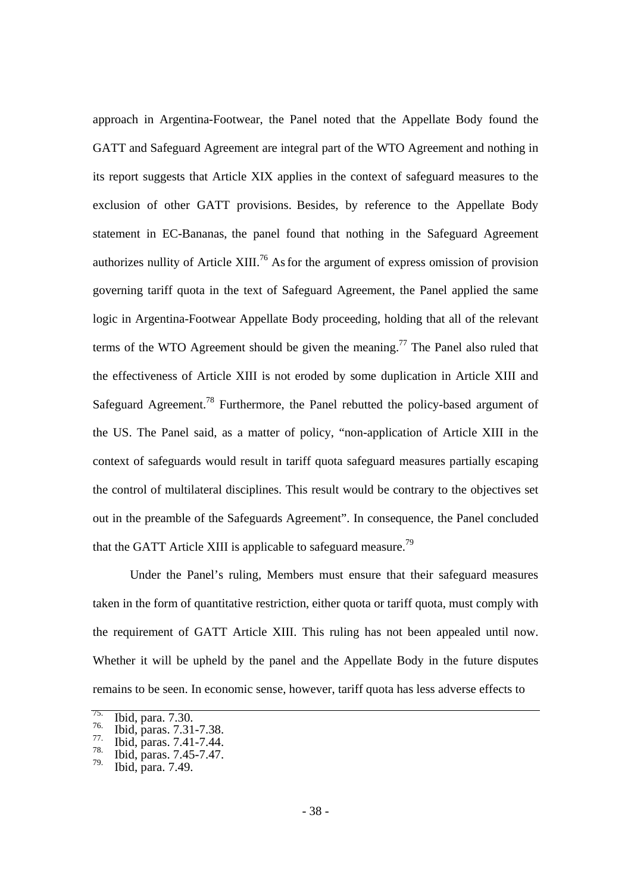approach in Argentina-Footwear, the Panel noted that the Appellate Body found the GATT and Safeguard Agreement are integral part of the WTO Agreement and nothing in its report suggests that Article XIX applies in the context of safeguard measures to the exclusion of other GATT provisions. Besides, by reference to the Appellate Body statement in EC-Bananas, the panel found that nothing in the Safeguard Agreement authorizes nullity of Article XIII.[76] As for the argument of express omission of provision governing tariff quota in the text of Safeguard Agreement, the Panel applied the same logic in Argentina-Footwear Appellate Body proceeding, holding that all of the relevant terms of the WTO Agreement should be given the meaning.[77] The Panel also ruled that the effectiveness of Article XIII is not eroded by some duplication in Article XIII and Safeguard Agreement.[78] Furthermore, the Panel rebutted the policy-based argument of the US. The Panel said, as a matter of policy, "non-application of Article XIII in the context of safeguards would result in tariff quota safeguard measures partially escaping the control of multilateral disciplines. This result would be contrary to the objectives set out in the preamble of the Safeguards Agreement". In consequence, the Panel concluded that the GATT Article XIII is applicable to safeguard measure.[79]

Under the Panel's ruling, Members must ensure that their safeguard measures taken in the form of quantitative restriction, either quota or tariff quota, must comply with the requirement of GATT Article XIII. This ruling has not been appealed until now. Whether it will be upheld by the panel and the Appellate Body in the future disputes remains to be seen. In economic sense, however, tariff quota has less adverse effects to

---

75. Ibid, para. 7.30.
76. Ibid, paras. 7.31-7.38.
77. Ibid, paras. 7.41-7.44.
78. Ibid, paras. 7.45-7.47.
79. Ibid, para. 7.49.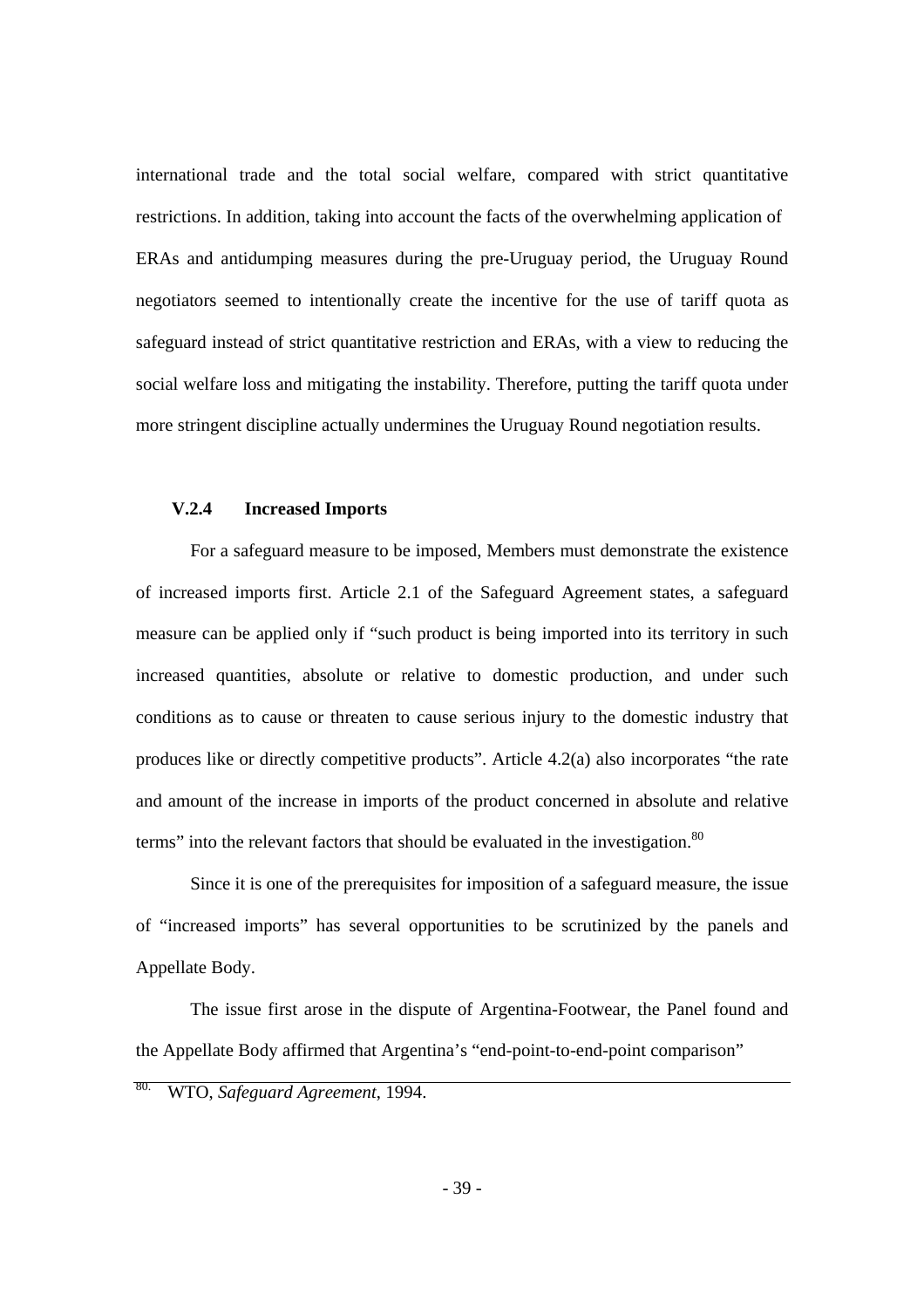international trade and the total social welfare, compared with strict quantitative restrictions. In addition, taking into account the facts of the overwhelming application of ERAs and antidumping measures during the pre-Uruguay period, the Uruguay Round negotiators seemed to intentionally create the incentive for the use of tariff quota as safeguard instead of strict quantitative restriction and ERAs, with a view to reducing the social welfare loss and mitigating the instability. Therefore, putting the tariff quota under more stringent discipline actually undermines the Uruguay Round negotiation results.

### V.2.4 Increased Imports

For a safeguard measure to be imposed, Members must demonstrate the existence of increased imports first. Article 2.1 of the Safeguard Agreement states, a safeguard measure can be applied only if "such product is being imported into its territory in such increased quantities, absolute or relative to domestic production, and under such conditions as to cause or threaten to cause serious injury to the domestic industry that produces like or directly competitive products". Article 4.2(a) also incorporates "the rate and amount of the increase in imports of the product concerned in absolute and relative terms" into the relevant factors that should be evaluated in the investigation.[80]

Since it is one of the prerequisites for imposition of a safeguard measure, the issue of "increased imports" has several opportunities to be scrutinized by the panels and Appellate Body.

The issue first arose in the dispute of Argentina-Footwear, the Panel found and the Appellate Body affirmed that Argentina's "end-point-to-end-point comparison"

---

[80] WTO, *Safeguard Agreement*, 1994.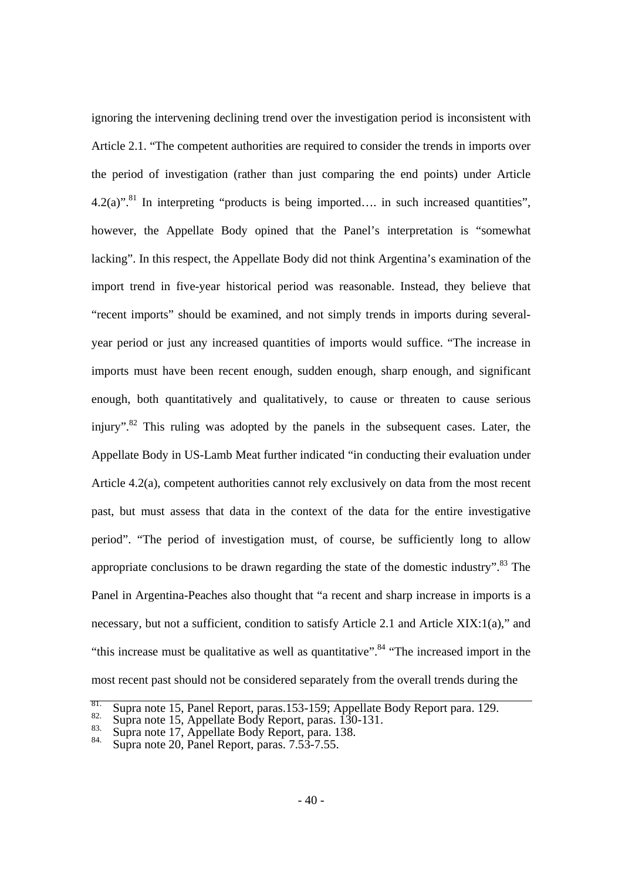ignoring the intervening declining trend over the investigation period is inconsistent with Article 2.1. "The competent authorities are required to consider the trends in imports over the period of investigation (rather than just comparing the end points) under Article 4.2(a)".[81] In interpreting "products is being imported…. in such increased quantities", however, the Appellate Body opined that the Panel's interpretation is "somewhat lacking". In this respect, the Appellate Body did not think Argentina's examination of the import trend in five-year historical period was reasonable. Instead, they believe that "recent imports" should be examined, and not simply trends in imports during several-year period or just any increased quantities of imports would suffice. "The increase in imports must have been recent enough, sudden enough, sharp enough, and significant enough, both quantitatively and qualitatively, to cause or threaten to cause serious injury".[82] This ruling was adopted by the panels in the subsequent cases. Later, the Appellate Body in US-Lamb Meat further indicated "in conducting their evaluation under Article 4.2(a), competent authorities cannot rely exclusively on data from the most recent past, but must assess that data in the context of the data for the entire investigative period". "The period of investigation must, of course, be sufficiently long to allow appropriate conclusions to be drawn regarding the state of the domestic industry".[83] The Panel in Argentina-Peaches also thought that "a recent and sharp increase in imports is a necessary, but not a sufficient, condition to satisfy Article 2.1 and Article XIX:1(a)," and "this increase must be qualitative as well as quantitative".[84] "The increased import in the most recent past should not be considered separately from the overall trends during the

---

81. Supra note 15, Panel Report, paras.153-159; Appellate Body Report para. 129.
82. Supra note 15, Appellate Body Report, paras. 130-131.
83. Supra note 17, Appellate Body Report, para. 138.
84. Supra note 20, Panel Report, paras. 7.53-7.55.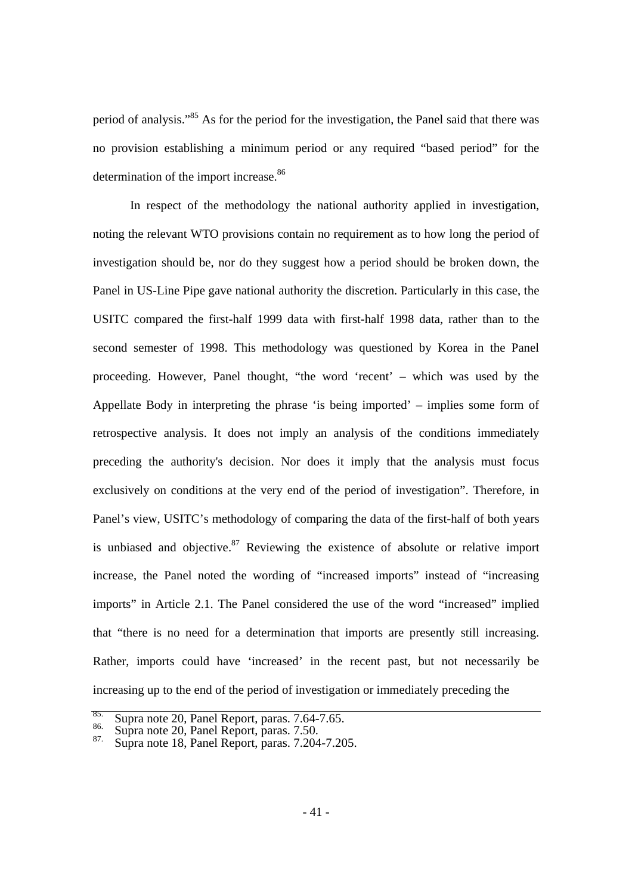period of analysis."[85] As for the period for the investigation, the Panel said that there was no provision establishing a minimum period or any required "based period" for the determination of the import increase.[86]

In respect of the methodology the national authority applied in investigation, noting the relevant WTO provisions contain no requirement as to how long the period of investigation should be, nor do they suggest how a period should be broken down, the Panel in US-Line Pipe gave national authority the discretion. Particularly in this case, the USITC compared the first-half 1999 data with first-half 1998 data, rather than to the second semester of 1998. This methodology was questioned by Korea in the Panel proceeding. However, Panel thought, "the word 'recent' – which was used by the Appellate Body in interpreting the phrase 'is being imported' – implies some form of retrospective analysis. It does not imply an analysis of the conditions immediately preceding the authority's decision. Nor does it imply that the analysis must focus exclusively on conditions at the very end of the period of investigation". Therefore, in Panel's view, USITC's methodology of comparing the data of the first-half of both years is unbiased and objective.[87] Reviewing the existence of absolute or relative import increase, the Panel noted the wording of "increased imports" instead of "increasing imports" in Article 2.1. The Panel considered the use of the word "increased" implied that "there is no need for a determination that imports are presently still increasing. Rather, imports could have 'increased' in the recent past, but not necessarily be increasing up to the end of the period of investigation or immediately preceding the

---

85. Supra note 20, Panel Report, paras. 7.64-7.65.
86. Supra note 20, Panel Report, paras. 7.50.
87. Supra note 18, Panel Report, paras. 7.204-7.205.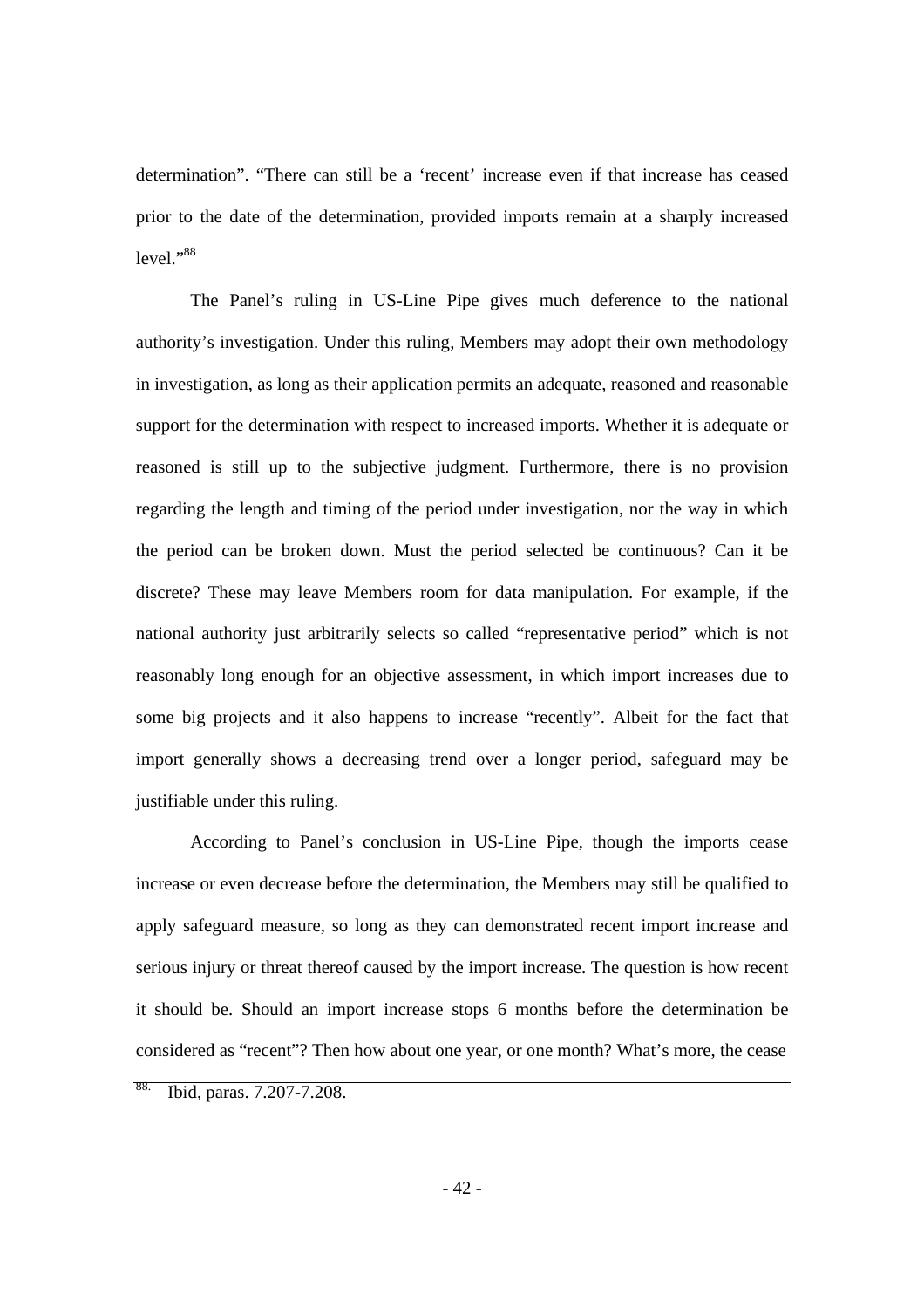determination". "There can still be a 'recent' increase even if that increase has ceased prior to the date of the determination, provided imports remain at a sharply increased level."[88]

The Panel's ruling in US-Line Pipe gives much deference to the national authority's investigation. Under this ruling, Members may adopt their own methodology in investigation, as long as their application permits an adequate, reasoned and reasonable support for the determination with respect to increased imports. Whether it is adequate or reasoned is still up to the subjective judgment. Furthermore, there is no provision regarding the length and timing of the period under investigation, nor the way in which the period can be broken down. Must the period selected be continuous? Can it be discrete? These may leave Members room for data manipulation. For example, if the national authority just arbitrarily selects so called "representative period" which is not reasonably long enough for an objective assessment, in which import increases due to some big projects and it also happens to increase "recently". Albeit for the fact that import generally shows a decreasing trend over a longer period, safeguard may be justifiable under this ruling.

According to Panel's conclusion in US-Line Pipe, though the imports cease increase or even decrease before the determination, the Members may still be qualified to apply safeguard measure, so long as they can demonstrated recent import increase and serious injury or threat thereof caused by the import increase. The question is how recent it should be. Should an import increase stops 6 months before the determination be considered as "recent"? Then how about one year, or one month? What's more, the cease

---

88. Ibid, paras. 7.207-7.208.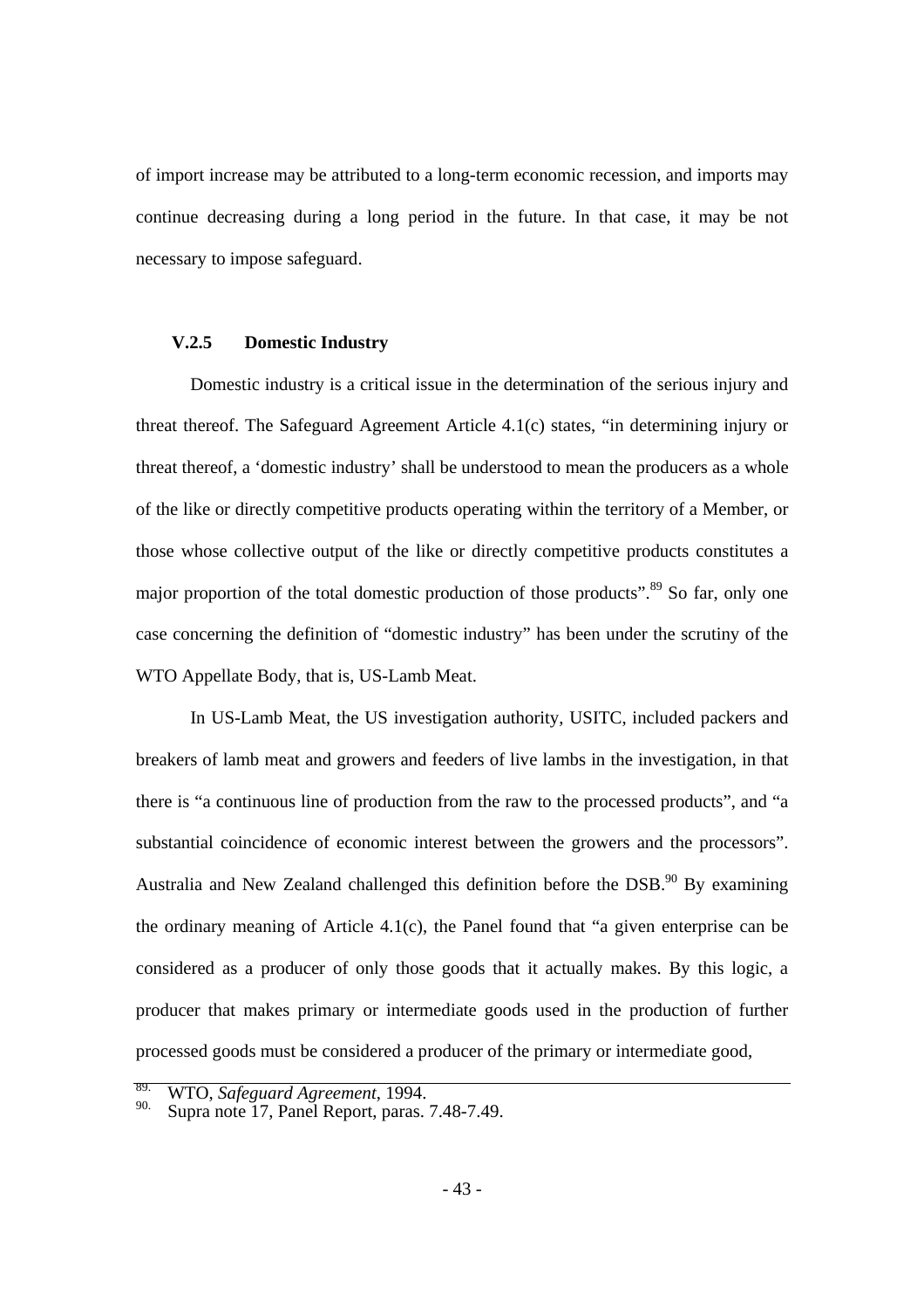of import increase may be attributed to a long-term economic recession, and imports may continue decreasing during a long period in the future. In that case, it may be not necessary to impose safeguard.

### V.2.5 Domestic Industry

Domestic industry is a critical issue in the determination of the serious injury and threat thereof. The Safeguard Agreement Article 4.1(c) states, "in determining injury or threat thereof, a 'domestic industry' shall be understood to mean the producers as a whole of the like or directly competitive products operating within the territory of a Member, or those whose collective output of the like or directly competitive products constitutes a major proportion of the total domestic production of those products".[89] So far, only one case concerning the definition of "domestic industry" has been under the scrutiny of the WTO Appellate Body, that is, US-Lamb Meat.

In US-Lamb Meat, the US investigation authority, USITC, included packers and breakers of lamb meat and growers and feeders of live lambs in the investigation, in that there is "a continuous line of production from the raw to the processed products", and "a substantial coincidence of economic interest between the growers and the processors". Australia and New Zealand challenged this definition before the DSB.[90] By examining the ordinary meaning of Article 4.1(c), the Panel found that "a given enterprise can be considered as a producer of only those goods that it actually makes. By this logic, a producer that makes primary or intermediate goods used in the production of further processed goods must be considered a producer of the primary or intermediate good,

---

89. WTO, *Safeguard Agreement*, 1994.
90. Supra note 17, Panel Report, paras. 7.48-7.49.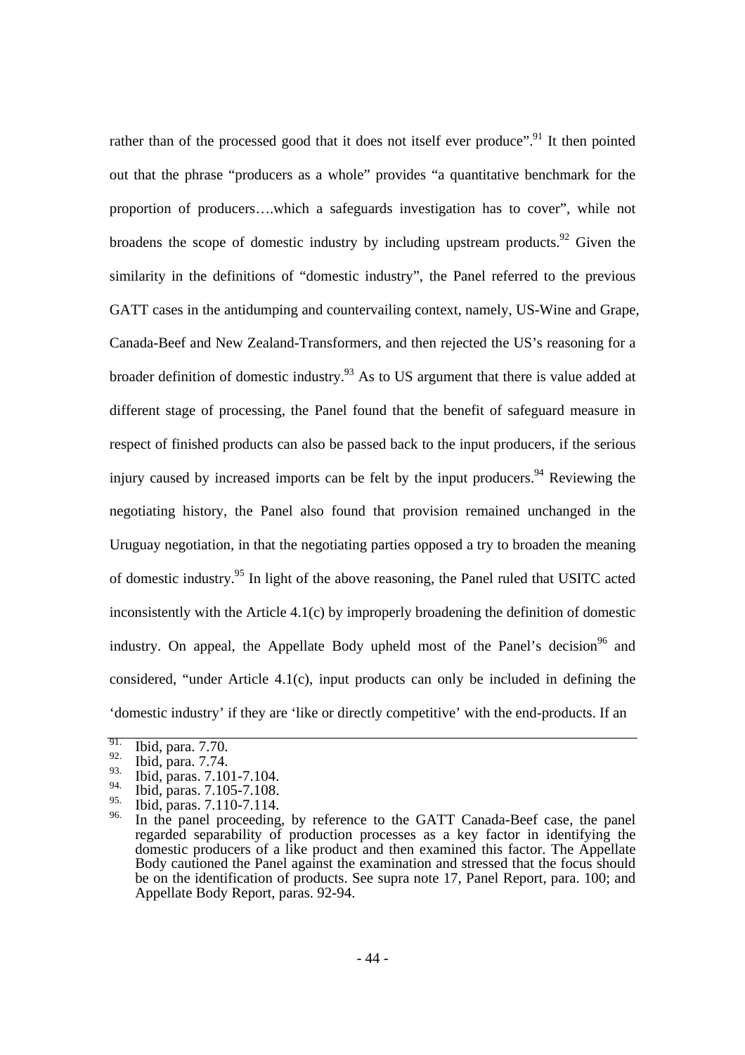rather than of the processed good that it does not itself ever produce".[91] It then pointed out that the phrase "producers as a whole" provides "a quantitative benchmark for the proportion of producers….which a safeguards investigation has to cover", while not broadens the scope of domestic industry by including upstream products.[92] Given the similarity in the definitions of "domestic industry", the Panel referred to the previous GATT cases in the antidumping and countervailing context, namely, US-Wine and Grape, Canada-Beef and New Zealand-Transformers, and then rejected the US's reasoning for a broader definition of domestic industry.[93] As to US argument that there is value added at different stage of processing, the Panel found that the benefit of safeguard measure in respect of finished products can also be passed back to the input producers, if the serious injury caused by increased imports can be felt by the input producers.[94] Reviewing the negotiating history, the Panel also found that provision remained unchanged in the Uruguay negotiation, in that the negotiating parties opposed a try to broaden the meaning of domestic industry.[95] In light of the above reasoning, the Panel ruled that USITC acted inconsistently with the Article 4.1(c) by improperly broadening the definition of domestic industry. On appeal, the Appellate Body upheld most of the Panel's decision[96] and considered, "under Article 4.1(c), input products can only be included in defining the 'domestic industry' if they are 'like or directly competitive' with the end-products. If an

---

91. Ibid, para. 7.70.
92. Ibid, para. 7.74.
93. Ibid, paras. 7.101-7.104.
94. Ibid, paras. 7.105-7.108.
95. Ibid, paras. 7.110-7.114.
96. In the panel proceeding, by reference to the GATT Canada-Beef case, the panel regarded separability of production processes as a key factor in identifying the domestic producers of a like product and then examined this factor. The Appellate Body cautioned the Panel against the examination and stressed that the focus should be on the identification of products. See supra note 17, Panel Report, para. 100; and Appellate Body Report, paras. 92-94.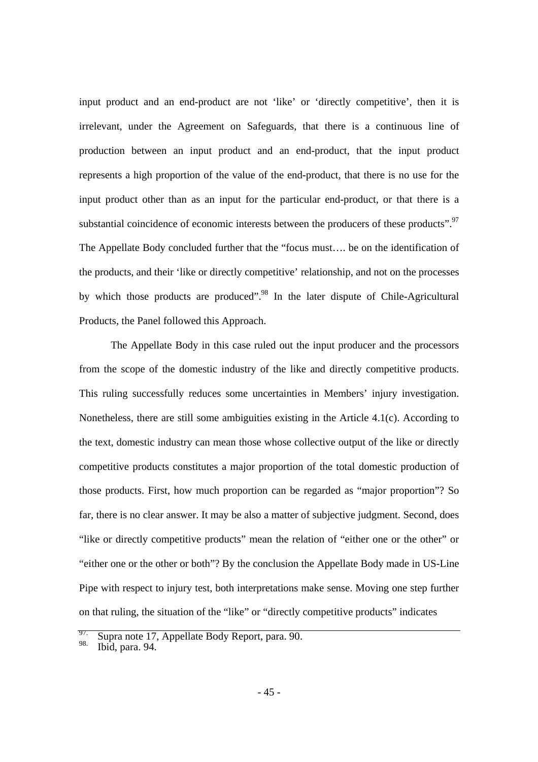input product and an end-product are not 'like' or 'directly competitive', then it is irrelevant, under the Agreement on Safeguards, that there is a continuous line of production between an input product and an end-product, that the input product represents a high proportion of the value of the end-product, that there is no use for the input product other than as an input for the particular end-product, or that there is a substantial coincidence of economic interests between the producers of these products".[97] The Appellate Body concluded further that the "focus must…. be on the identification of the products, and their 'like or directly competitive' relationship, and not on the processes by which those products are produced".[98] In the later dispute of Chile-Agricultural Products, the Panel followed this Approach.

The Appellate Body in this case ruled out the input producer and the processors from the scope of the domestic industry of the like and directly competitive products. This ruling successfully reduces some uncertainties in Members' injury investigation. Nonetheless, there are still some ambiguities existing in the Article 4.1(c). According to the text, domestic industry can mean those whose collective output of the like or directly competitive products constitutes a major proportion of the total domestic production of those products. First, how much proportion can be regarded as "major proportion"? So far, there is no clear answer. It may be also a matter of subjective judgment. Second, does "like or directly competitive products" mean the relation of "either one or the other" or "either one or the other or both"? By the conclusion the Appellate Body made in US-Line Pipe with respect to injury test, both interpretations make sense. Moving one step further on that ruling, the situation of the "like" or "directly competitive products" indicates

---

97. Supra note 17, Appellate Body Report, para. 90.
98. Ibid, para. 94.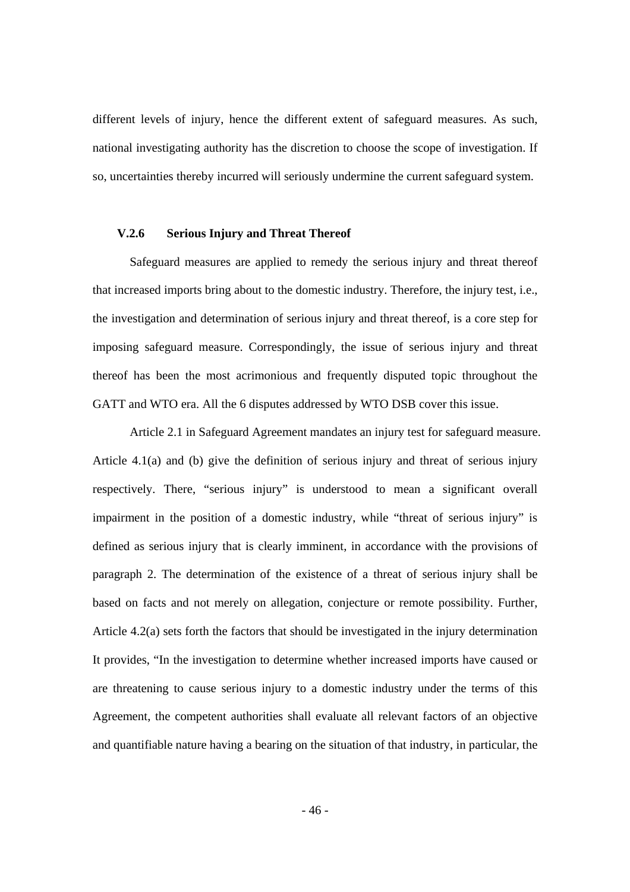different levels of injury, hence the different extent of safeguard measures. As such, national investigating authority has the discretion to choose the scope of investigation. If so, uncertainties thereby incurred will seriously undermine the current safeguard system.

### V.2.6 Serious Injury and Threat Thereof

Safeguard measures are applied to remedy the serious injury and threat thereof that increased imports bring about to the domestic industry. Therefore, the injury test, i.e., the investigation and determination of serious injury and threat thereof, is a core step for imposing safeguard measure. Correspondingly, the issue of serious injury and threat thereof has been the most acrimonious and frequently disputed topic throughout the GATT and WTO era. All the 6 disputes addressed by WTO DSB cover this issue.

Article 2.1 in Safeguard Agreement mandates an injury test for safeguard measure. Article 4.1(a) and (b) give the definition of serious injury and threat of serious injury respectively. There, "serious injury" is understood to mean a significant overall impairment in the position of a domestic industry, while "threat of serious injury" is defined as serious injury that is clearly imminent, in accordance with the provisions of paragraph 2. The determination of the existence of a threat of serious injury shall be based on facts and not merely on allegation, conjecture or remote possibility. Further, Article 4.2(a) sets forth the factors that should be investigated in the injury determination It provides, "In the investigation to determine whether increased imports have caused or are threatening to cause serious injury to a domestic industry under the terms of this Agreement, the competent authorities shall evaluate all relevant factors of an objective and quantifiable nature having a bearing on the situation of that industry, in particular, the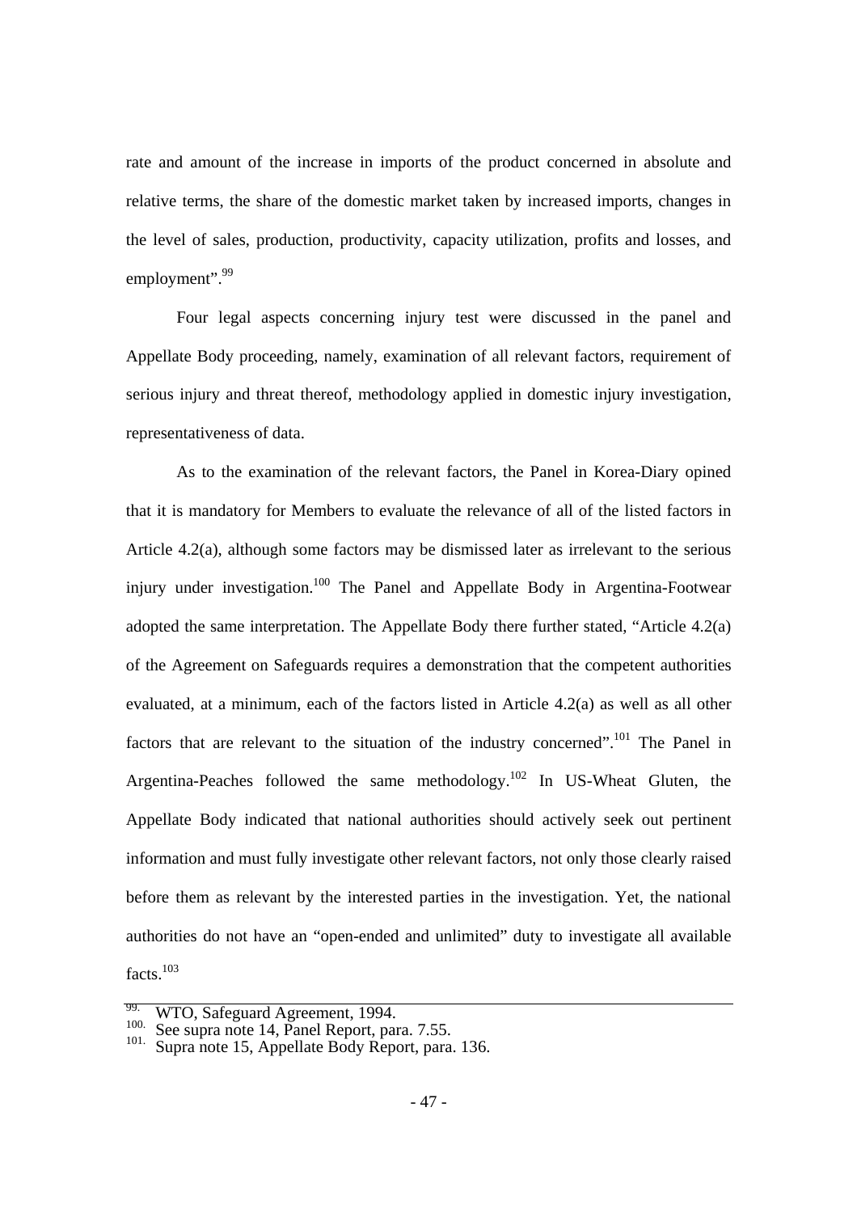rate and amount of the increase in imports of the product concerned in absolute and relative terms, the share of the domestic market taken by increased imports, changes in the level of sales, production, productivity, capacity utilization, profits and losses, and employment".[99]

Four legal aspects concerning injury test were discussed in the panel and Appellate Body proceeding, namely, examination of all relevant factors, requirement of serious injury and threat thereof, methodology applied in domestic injury investigation, representativeness of data.

As to the examination of the relevant factors, the Panel in Korea-Diary opined that it is mandatory for Members to evaluate the relevance of all of the listed factors in Article 4.2(a), although some factors may be dismissed later as irrelevant to the serious injury under investigation.[100] The Panel and Appellate Body in Argentina-Footwear adopted the same interpretation. The Appellate Body there further stated, "Article 4.2(a) of the Agreement on Safeguards requires a demonstration that the competent authorities evaluated, at a minimum, each of the factors listed in Article 4.2(a) as well as all other factors that are relevant to the situation of the industry concerned".[101] The Panel in Argentina-Peaches followed the same methodology.[102] In US-Wheat Gluten, the Appellate Body indicated that national authorities should actively seek out pertinent information and must fully investigate other relevant factors, not only those clearly raised before them as relevant by the interested parties in the investigation. Yet, the national authorities do not have an "open-ended and unlimited" duty to investigate all available facts.[103]

---

99. WTO, Safeguard Agreement, 1994.
100. See supra note 14, Panel Report, para. 7.55.
101. Supra note 15, Appellate Body Report, para. 136.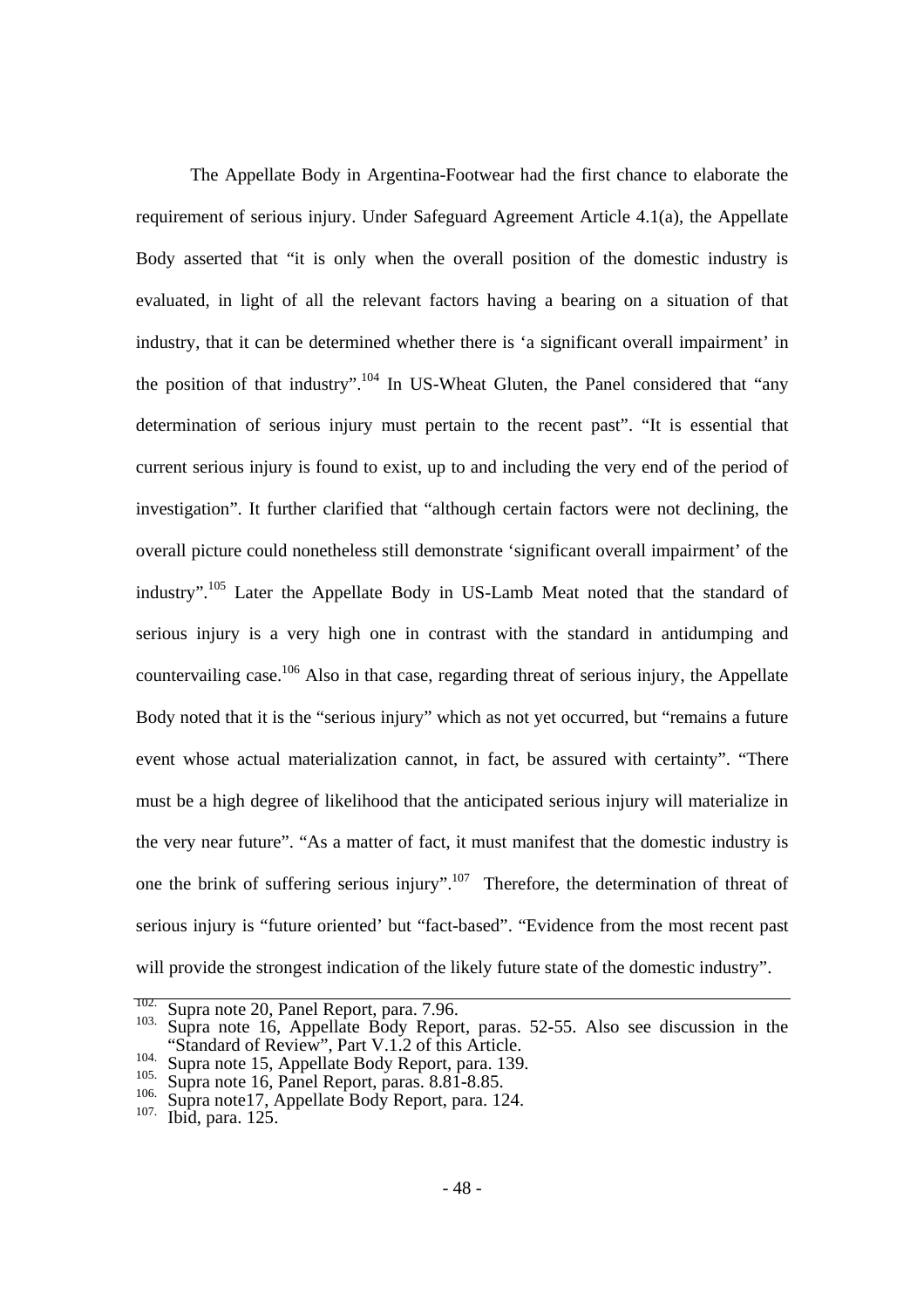The Appellate Body in Argentina-Footwear had the first chance to elaborate the requirement of serious injury. Under Safeguard Agreement Article 4.1(a), the Appellate Body asserted that "it is only when the overall position of the domestic industry is evaluated, in light of all the relevant factors having a bearing on a situation of that industry, that it can be determined whether there is 'a significant overall impairment' in the position of that industry".[104] In US-Wheat Gluten, the Panel considered that "any determination of serious injury must pertain to the recent past". "It is essential that current serious injury is found to exist, up to and including the very end of the period of investigation". It further clarified that "although certain factors were not declining, the overall picture could nonetheless still demonstrate 'significant overall impairment' of the industry".[105] Later the Appellate Body in US-Lamb Meat noted that the standard of serious injury is a very high one in contrast with the standard in antidumping and countervailing case.[106] Also in that case, regarding threat of serious injury, the Appellate Body noted that it is the "serious injury" which as not yet occurred, but "remains a future event whose actual materialization cannot, in fact, be assured with certainty". "There must be a high degree of likelihood that the anticipated serious injury will materialize in the very near future". "As a matter of fact, it must manifest that the domestic industry is one the brink of suffering serious injury".[107] Therefore, the determination of threat of serious injury is "future oriented' but "fact-based". "Evidence from the most recent past will provide the strongest indication of the likely future state of the domestic industry".

---

102. Supra note 20, Panel Report, para. 7.96.
103. Supra note 16, Appellate Body Report, paras. 52-55. Also see discussion in the "Standard of Review", Part V.1.2 of this Article.
104. Supra note 15, Appellate Body Report, para. 139.
105. Supra note 16, Panel Report, paras. 8.81-8.85.
106. Supra note17, Appellate Body Report, para. 124.
107. Ibid, para. 125.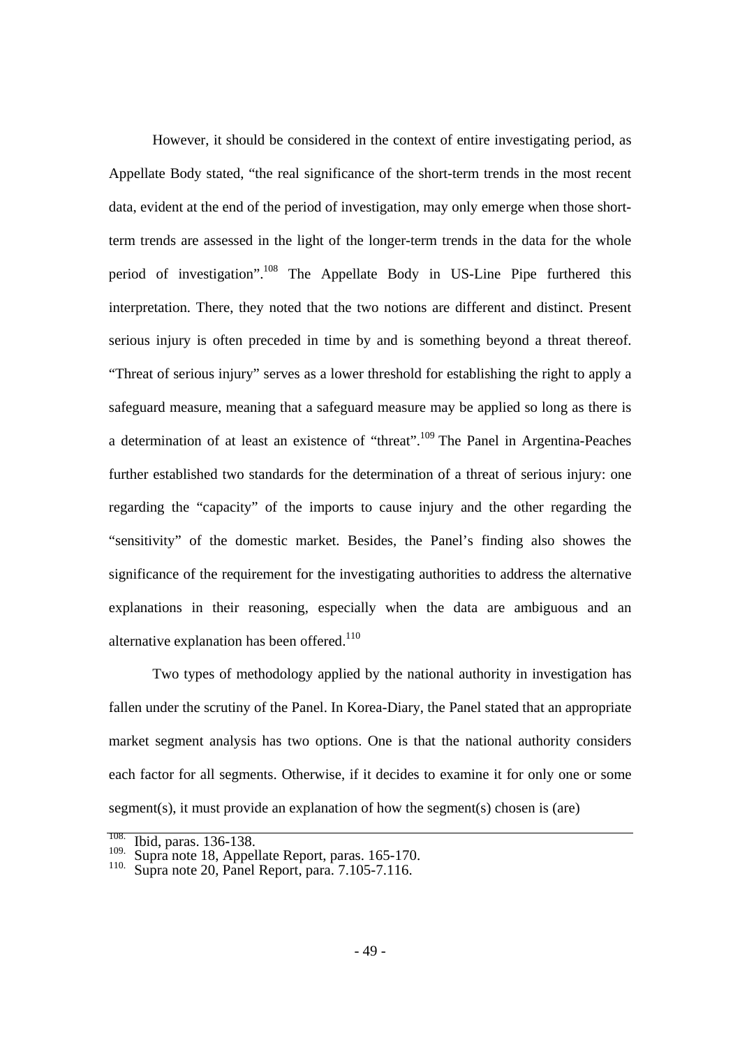However, it should be considered in the context of entire investigating period, as Appellate Body stated, "the real significance of the short-term trends in the most recent data, evident at the end of the period of investigation, may only emerge when those short-term trends are assessed in the light of the longer-term trends in the data for the whole period of investigation".[108] The Appellate Body in US-Line Pipe furthered this interpretation. There, they noted that the two notions are different and distinct. Present serious injury is often preceded in time by and is something beyond a threat thereof. "Threat of serious injury" serves as a lower threshold for establishing the right to apply a safeguard measure, meaning that a safeguard measure may be applied so long as there is a determination of at least an existence of "threat".[109] The Panel in Argentina-Peaches further established two standards for the determination of a threat of serious injury: one regarding the "capacity" of the imports to cause injury and the other regarding the "sensitivity" of the domestic market. Besides, the Panel's finding also showes the significance of the requirement for the investigating authorities to address the alternative explanations in their reasoning, especially when the data are ambiguous and an alternative explanation has been offered.[110]

Two types of methodology applied by the national authority in investigation has fallen under the scrutiny of the Panel. In Korea-Diary, the Panel stated that an appropriate market segment analysis has two options. One is that the national authority considers each factor for all segments. Otherwise, if it decides to examine it for only one or some segment(s), it must provide an explanation of how the segment(s) chosen is (are)

---

108. Ibid, paras. 136-138.
109. Supra note 18, Appellate Report, paras. 165-170.
110. Supra note 20, Panel Report, para. 7.105-7.116.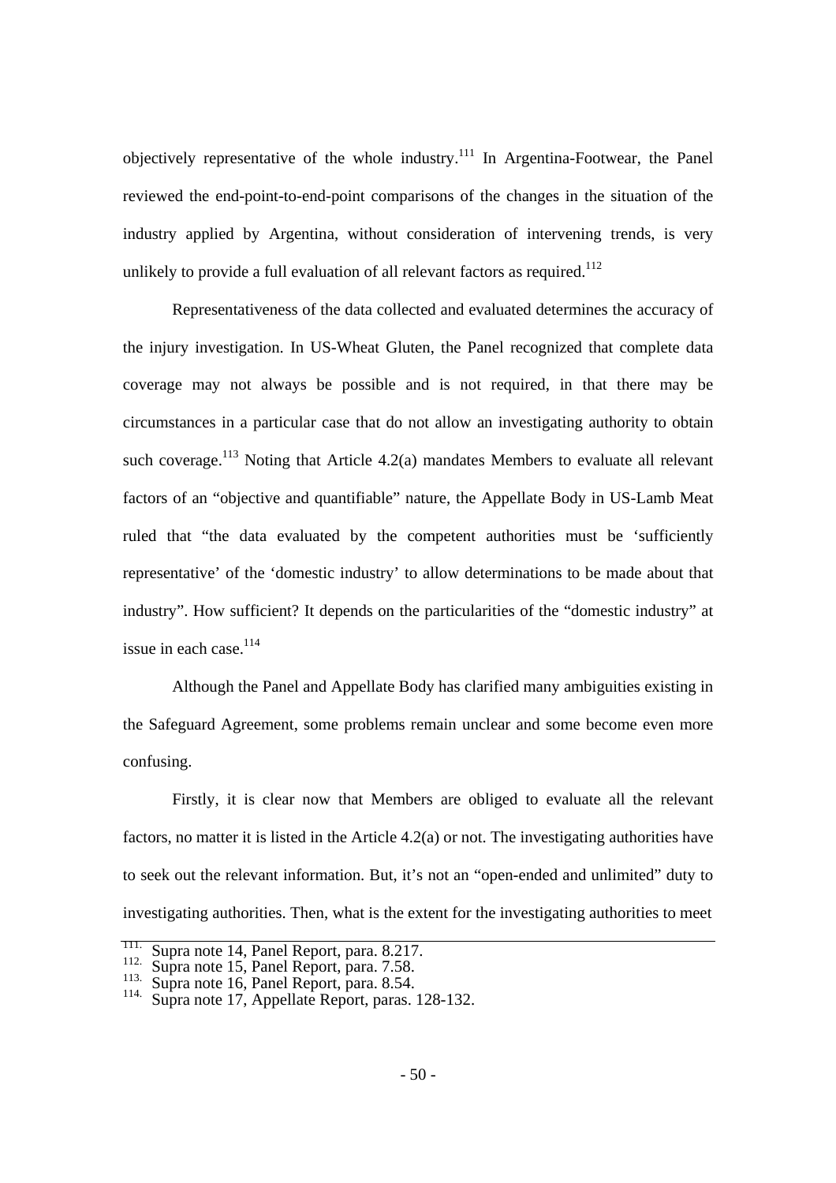objectively representative of the whole industry.[111] In Argentina-Footwear, the Panel reviewed the end-point-to-end-point comparisons of the changes in the situation of the industry applied by Argentina, without consideration of intervening trends, is very unlikely to provide a full evaluation of all relevant factors as required.[112]

Representativeness of the data collected and evaluated determines the accuracy of the injury investigation. In US-Wheat Gluten, the Panel recognized that complete data coverage may not always be possible and is not required, in that there may be circumstances in a particular case that do not allow an investigating authority to obtain such coverage.[113] Noting that Article 4.2(a) mandates Members to evaluate all relevant factors of an "objective and quantifiable" nature, the Appellate Body in US-Lamb Meat ruled that "the data evaluated by the competent authorities must be 'sufficiently representative' of the 'domestic industry' to allow determinations to be made about that industry". How sufficient? It depends on the particularities of the "domestic industry" at issue in each case.[114]

Although the Panel and Appellate Body has clarified many ambiguities existing in the Safeguard Agreement, some problems remain unclear and some become even more confusing.

Firstly, it is clear now that Members are obliged to evaluate all the relevant factors, no matter it is listed in the Article 4.2(a) or not. The investigating authorities have to seek out the relevant information. But, it's not an "open-ended and unlimited" duty to investigating authorities. Then, what is the extent for the investigating authorities to meet

---

111. Supra note 14, Panel Report, para. 8.217.
112. Supra note 15, Panel Report, para. 7.58.
113. Supra note 16, Panel Report, para. 8.54.
114. Supra note 17, Appellate Report, paras. 128-132.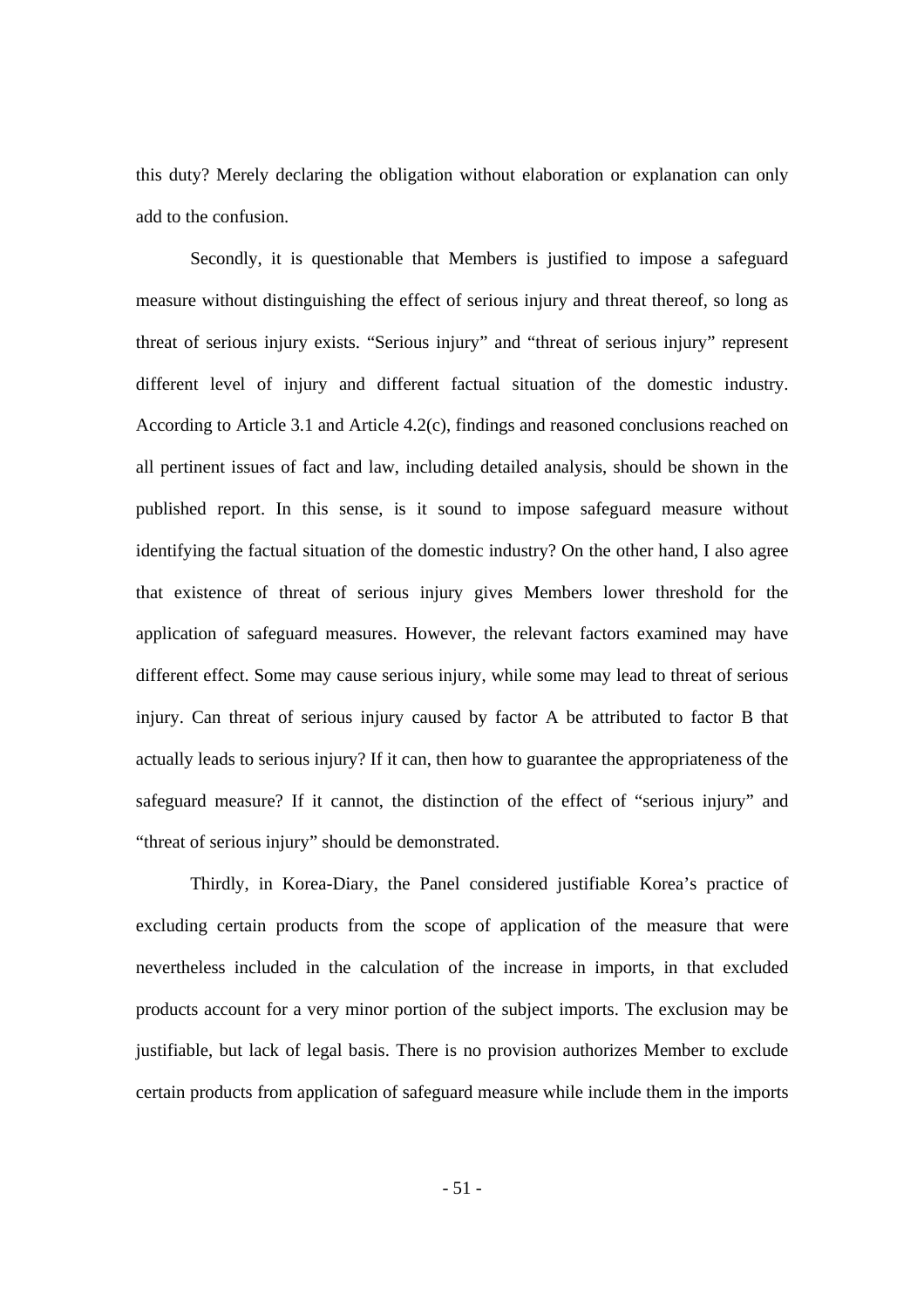this duty? Merely declaring the obligation without elaboration or explanation can only add to the confusion.

Secondly, it is questionable that Members is justified to impose a safeguard measure without distinguishing the effect of serious injury and threat thereof, so long as threat of serious injury exists. “Serious injury” and “threat of serious injury” represent different level of injury and different factual situation of the domestic industry. According to Article 3.1 and Article 4.2(c), findings and reasoned conclusions reached on all pertinent issues of fact and law, including detailed analysis, should be shown in the published report. In this sense, is it sound to impose safeguard measure without identifying the factual situation of the domestic industry? On the other hand, I also agree that existence of threat of serious injury gives Members lower threshold for the application of safeguard measures. However, the relevant factors examined may have different effect. Some may cause serious injury, while some may lead to threat of serious injury. Can threat of serious injury caused by factor A be attributed to factor B that actually leads to serious injury? If it can, then how to guarantee the appropriateness of the safeguard measure? If it cannot, the distinction of the effect of “serious injury” and “threat of serious injury” should be demonstrated.

Thirdly, in Korea-Diary, the Panel considered justifiable Korea’s practice of excluding certain products from the scope of application of the measure that were nevertheless included in the calculation of the increase in imports, in that excluded products account for a very minor portion of the subject imports. The exclusion may be justifiable, but lack of legal basis. There is no provision authorizes Member to exclude certain products from application of safeguard measure while include them in the imports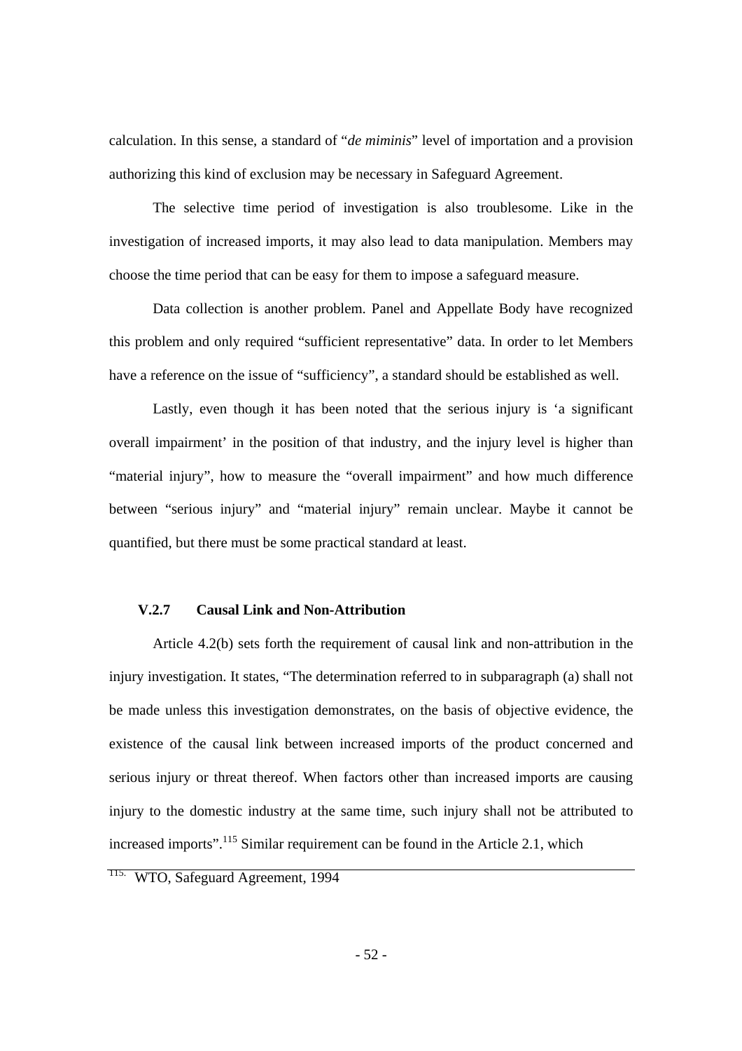calculation. In this sense, a standard of "*de miminis*" level of importation and a provision authorizing this kind of exclusion may be necessary in Safeguard Agreement.

The selective time period of investigation is also troublesome. Like in the investigation of increased imports, it may also lead to data manipulation. Members may choose the time period that can be easy for them to impose a safeguard measure.

Data collection is another problem. Panel and Appellate Body have recognized this problem and only required "sufficient representative" data. In order to let Members have a reference on the issue of "sufficiency", a standard should be established as well.

Lastly, even though it has been noted that the serious injury is 'a significant overall impairment' in the position of that industry, and the injury level is higher than "material injury", how to measure the "overall impairment" and how much difference between "serious injury" and "material injury" remain unclear. Maybe it cannot be quantified, but there must be some practical standard at least.

### V.2.7 Causal Link and Non-Attribution

Article 4.2(b) sets forth the requirement of causal link and non-attribution in the injury investigation. It states, "The determination referred to in subparagraph (a) shall not be made unless this investigation demonstrates, on the basis of objective evidence, the existence of the causal link between increased imports of the product concerned and serious injury or threat thereof. When factors other than increased imports are causing injury to the domestic industry at the same time, such injury shall not be attributed to increased imports".[115] Similar requirement can be found in the Article 2.1, which

---

[115] WTO, Safeguard Agreement, 1994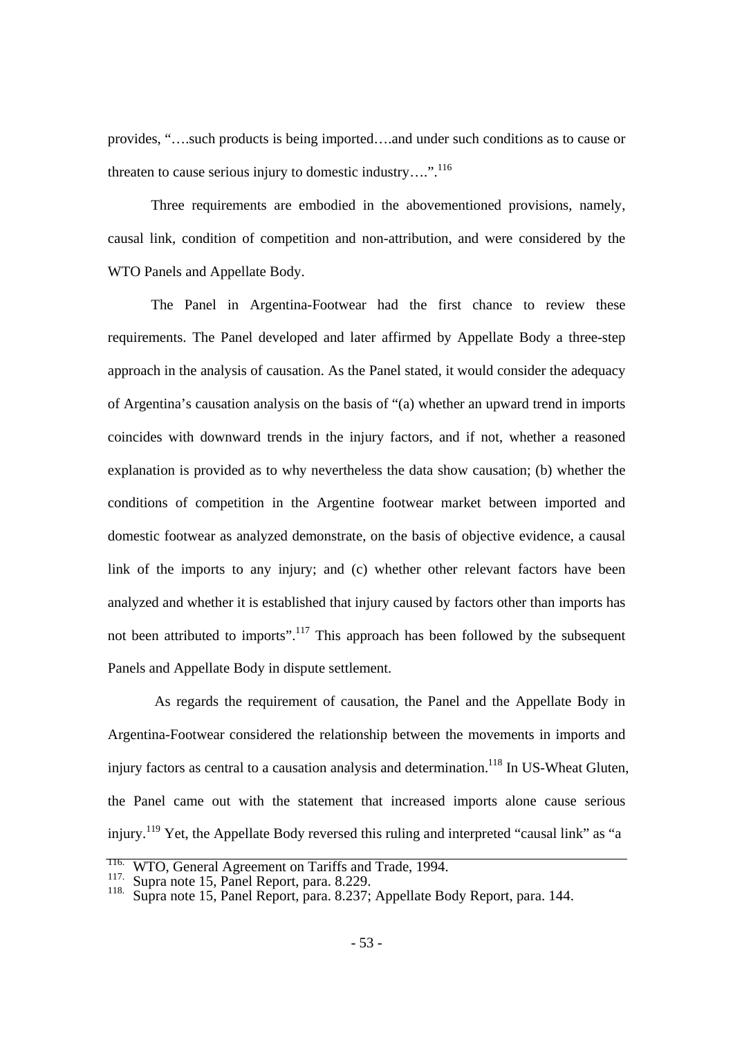provides, "….such products is being imported….and under such conditions as to cause or threaten to cause serious injury to domestic industry….".[116]

Three requirements are embodied in the abovementioned provisions, namely, causal link, condition of competition and non-attribution, and were considered by the WTO Panels and Appellate Body.

The Panel in Argentina-Footwear had the first chance to review these requirements. The Panel developed and later affirmed by Appellate Body a three-step approach in the analysis of causation. As the Panel stated, it would consider the adequacy of Argentina's causation analysis on the basis of "(a) whether an upward trend in imports coincides with downward trends in the injury factors, and if not, whether a reasoned explanation is provided as to why nevertheless the data show causation; (b) whether the conditions of competition in the Argentine footwear market between imported and domestic footwear as analyzed demonstrate, on the basis of objective evidence, a causal link of the imports to any injury; and (c) whether other relevant factors have been analyzed and whether it is established that injury caused by factors other than imports has not been attributed to imports".[117] This approach has been followed by the subsequent Panels and Appellate Body in dispute settlement.

As regards the requirement of causation, the Panel and the Appellate Body in Argentina-Footwear considered the relationship between the movements in imports and injury factors as central to a causation analysis and determination.[118] In US-Wheat Gluten, the Panel came out with the statement that increased imports alone cause serious injury.[119] Yet, the Appellate Body reversed this ruling and interpreted "causal link" as "a

---

116. WTO, General Agreement on Tariffs and Trade, 1994.
117. Supra note 15, Panel Report, para. 8.229.
118. Supra note 15, Panel Report, para. 8.237; Appellate Body Report, para. 144.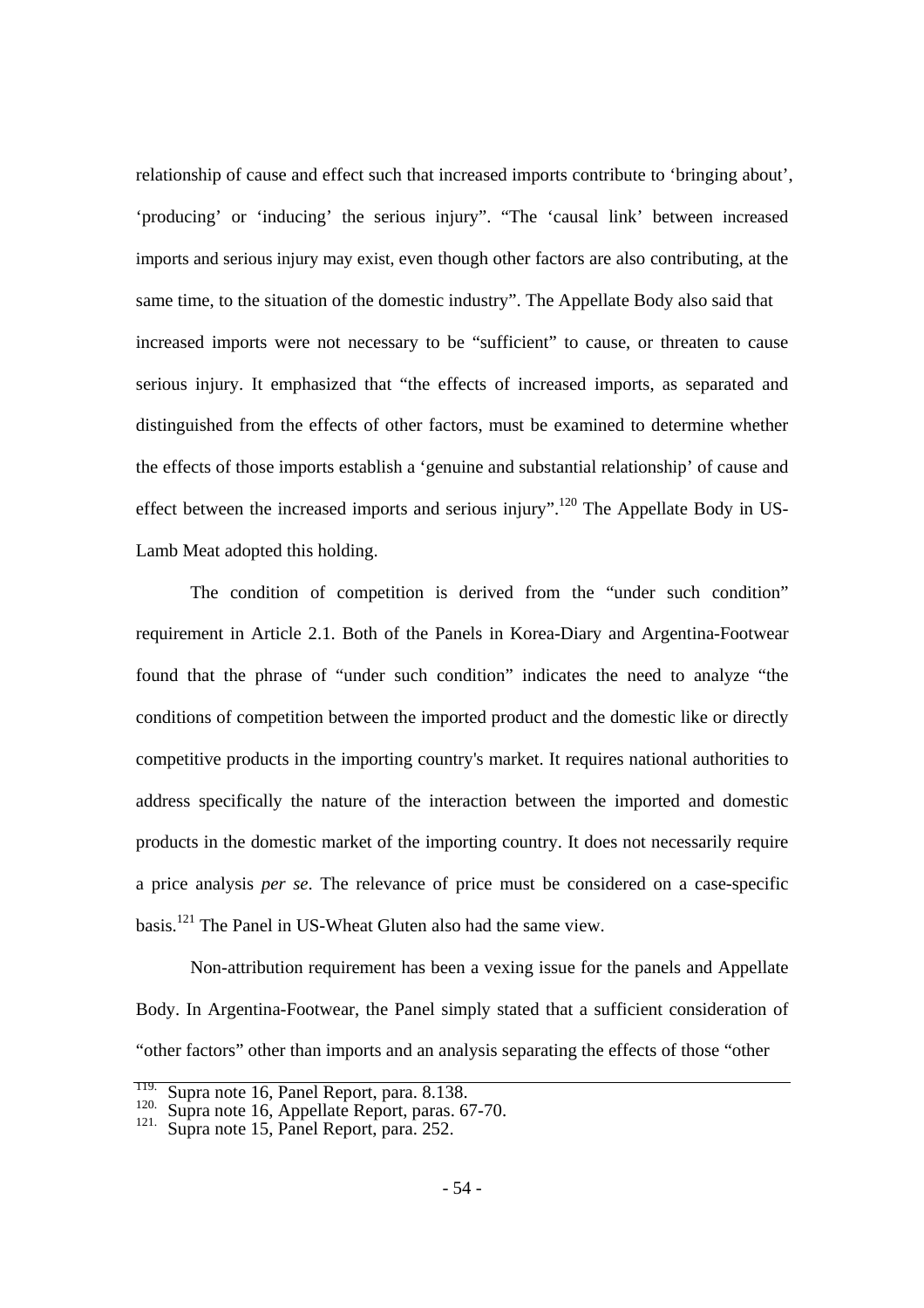relationship of cause and effect such that increased imports contribute to 'bringing about', 'producing' or 'inducing' the serious injury". "The 'causal link' between increased imports and serious injury may exist, even though other factors are also contributing, at the same time, to the situation of the domestic industry". The Appellate Body also said that increased imports were not necessary to be "sufficient" to cause, or threaten to cause serious injury. It emphasized that "the effects of increased imports, as separated and distinguished from the effects of other factors, must be examined to determine whether the effects of those imports establish a 'genuine and substantial relationship' of cause and effect between the increased imports and serious injury".[120] The Appellate Body in US-Lamb Meat adopted this holding.

The condition of competition is derived from the "under such condition" requirement in Article 2.1. Both of the Panels in Korea-Diary and Argentina-Footwear found that the phrase of "under such condition" indicates the need to analyze "the conditions of competition between the imported product and the domestic like or directly competitive products in the importing country's market. It requires national authorities to address specifically the nature of the interaction between the imported and domestic products in the domestic market of the importing country. It does not necessarily require a price analysis *per se*. The relevance of price must be considered on a case-specific basis.[121] The Panel in US-Wheat Gluten also had the same view.

Non-attribution requirement has been a vexing issue for the panels and Appellate Body. In Argentina-Footwear, the Panel simply stated that a sufficient consideration of "other factors" other than imports and an analysis separating the effects of those "other

---

119. Supra note 16, Panel Report, para. 8.138.
120. Supra note 16, Appellate Report, paras. 67-70.
121. Supra note 15, Panel Report, para. 252.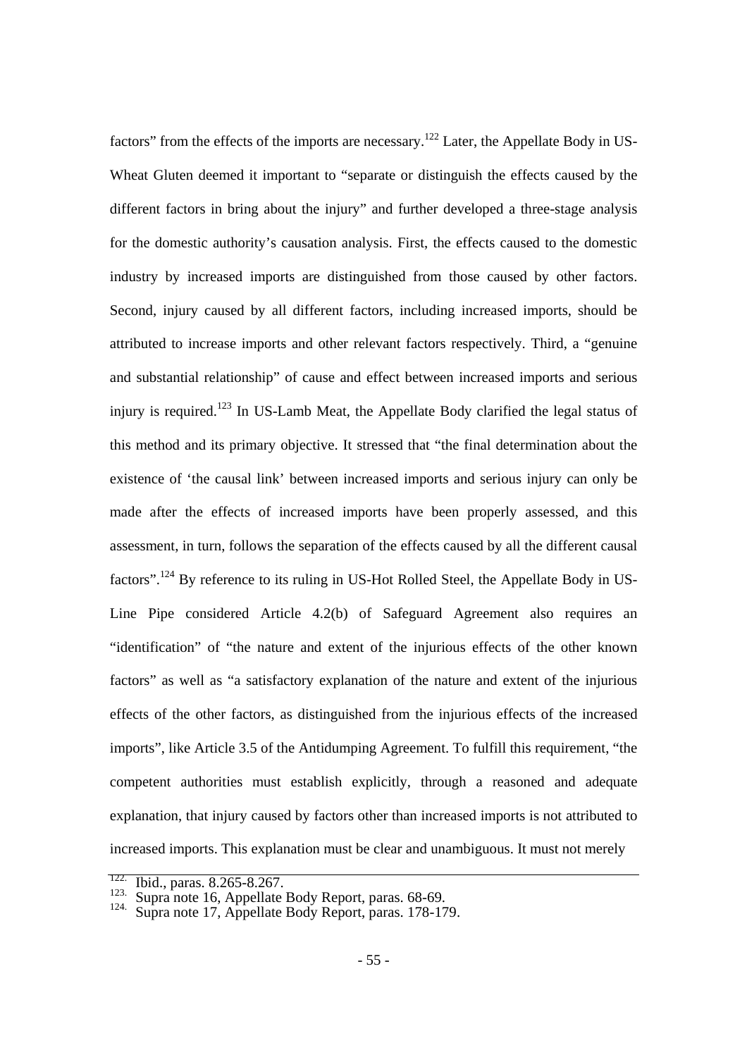factors" from the effects of the imports are necessary.[122] Later, the Appellate Body in US-Wheat Gluten deemed it important to "separate or distinguish the effects caused by the different factors in bring about the injury" and further developed a three-stage analysis for the domestic authority's causation analysis. First, the effects caused to the domestic industry by increased imports are distinguished from those caused by other factors. Second, injury caused by all different factors, including increased imports, should be attributed to increase imports and other relevant factors respectively. Third, a "genuine and substantial relationship" of cause and effect between increased imports and serious injury is required.[123] In US-Lamb Meat, the Appellate Body clarified the legal status of this method and its primary objective. It stressed that "the final determination about the existence of 'the causal link' between increased imports and serious injury can only be made after the effects of increased imports have been properly assessed, and this assessment, in turn, follows the separation of the effects caused by all the different causal factors".[124] By reference to its ruling in US-Hot Rolled Steel, the Appellate Body in US-Line Pipe considered Article 4.2(b) of Safeguard Agreement also requires an "identification" of "the nature and extent of the injurious effects of the other known factors" as well as "a satisfactory explanation of the nature and extent of the injurious effects of the other factors, as distinguished from the injurious effects of the increased imports", like Article 3.5 of the Antidumping Agreement. To fulfill this requirement, "the competent authorities must establish explicitly, through a reasoned and adequate explanation, that injury caused by factors other than increased imports is not attributed to increased imports. This explanation must be clear and unambiguous. It must not merely

---

122. Ibid., paras. 8.265-8.267.
123. Supra note 16, Appellate Body Report, paras. 68-69.
124. Supra note 17, Appellate Body Report, paras. 178-179.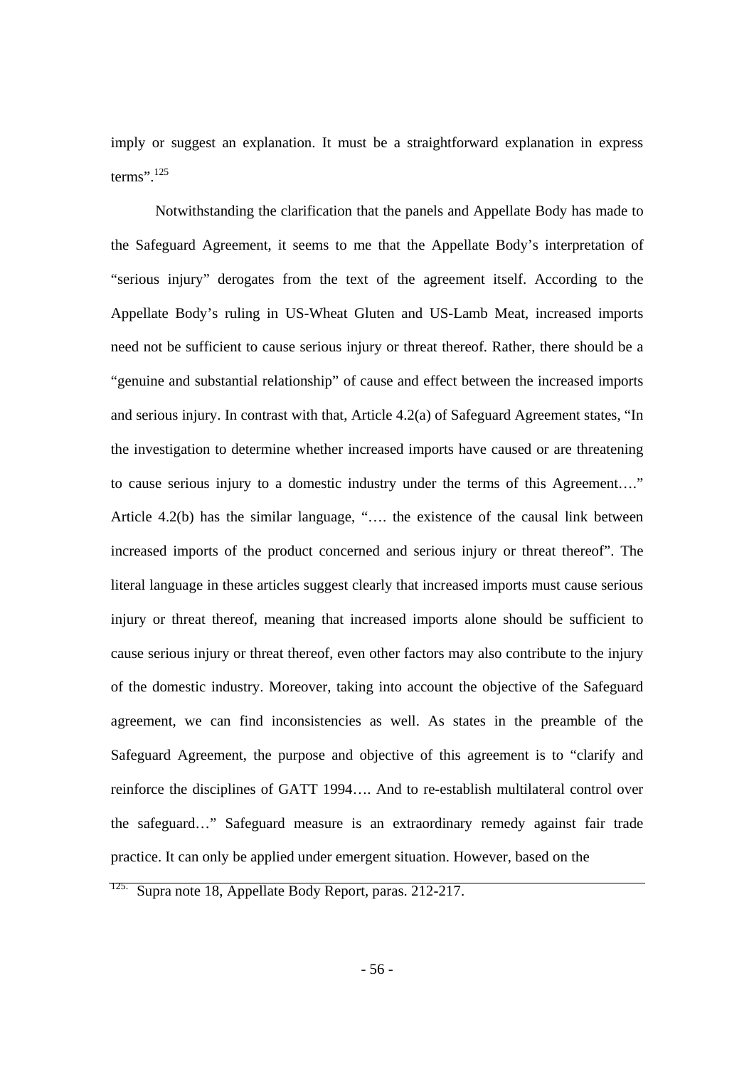imply or suggest an explanation. It must be a straightforward explanation in express terms".[125]

Notwithstanding the clarification that the panels and Appellate Body has made to the Safeguard Agreement, it seems to me that the Appellate Body's interpretation of "serious injury" derogates from the text of the agreement itself. According to the Appellate Body's ruling in US-Wheat Gluten and US-Lamb Meat, increased imports need not be sufficient to cause serious injury or threat thereof. Rather, there should be a "genuine and substantial relationship" of cause and effect between the increased imports and serious injury. In contrast with that, Article 4.2(a) of Safeguard Agreement states, "In the investigation to determine whether increased imports have caused or are threatening to cause serious injury to a domestic industry under the terms of this Agreement…." Article 4.2(b) has the similar language, "…. the existence of the causal link between increased imports of the product concerned and serious injury or threat thereof". The literal language in these articles suggest clearly that increased imports must cause serious injury or threat thereof, meaning that increased imports alone should be sufficient to cause serious injury or threat thereof, even other factors may also contribute to the injury of the domestic industry. Moreover, taking into account the objective of the Safeguard agreement, we can find inconsistencies as well. As states in the preamble of the Safeguard Agreement, the purpose and objective of this agreement is to "clarify and reinforce the disciplines of GATT 1994…. And to re-establish multilateral control over the safeguard…" Safeguard measure is an extraordinary remedy against fair trade practice. It can only be applied under emergent situation. However, based on the

[125] Supra note 18, Appellate Body Report, paras. 212-217.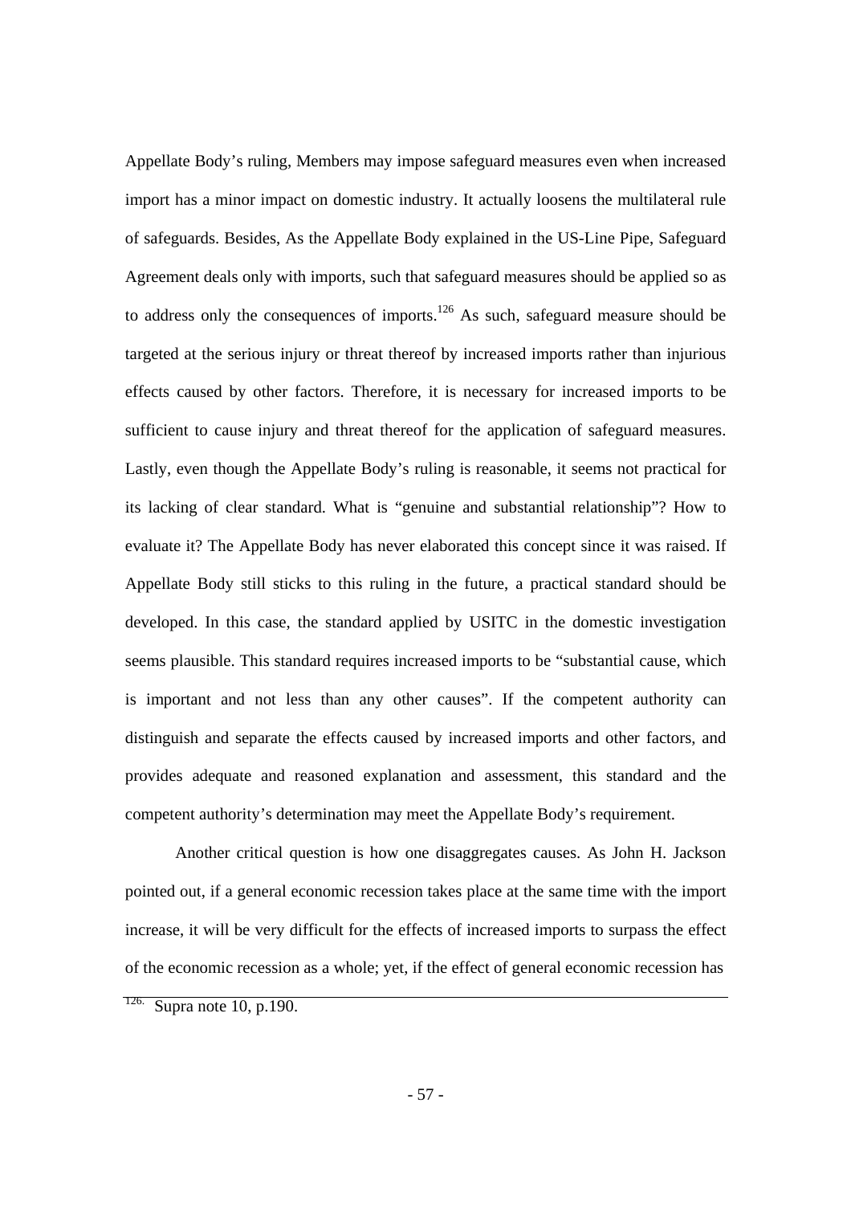Appellate Body's ruling, Members may impose safeguard measures even when increased import has a minor impact on domestic industry. It actually loosens the multilateral rule of safeguards. Besides, As the Appellate Body explained in the US-Line Pipe, Safeguard Agreement deals only with imports, such that safeguard measures should be applied so as to address only the consequences of imports.[126] As such, safeguard measure should be targeted at the serious injury or threat thereof by increased imports rather than injurious effects caused by other factors. Therefore, it is necessary for increased imports to be sufficient to cause injury and threat thereof for the application of safeguard measures. Lastly, even though the Appellate Body's ruling is reasonable, it seems not practical for its lacking of clear standard. What is "genuine and substantial relationship"? How to evaluate it? The Appellate Body has never elaborated this concept since it was raised. If Appellate Body still sticks to this ruling in the future, a practical standard should be developed. In this case, the standard applied by USITC in the domestic investigation seems plausible. This standard requires increased imports to be "substantial cause, which is important and not less than any other causes". If the competent authority can distinguish and separate the effects caused by increased imports and other factors, and provides adequate and reasoned explanation and assessment, this standard and the competent authority's determination may meet the Appellate Body's requirement.

Another critical question is how one disaggregates causes. As John H. Jackson pointed out, if a general economic recession takes place at the same time with the import increase, it will be very difficult for the effects of increased imports to surpass the effect of the economic recession as a whole; yet, if the effect of general economic recession has

---

[126] Supra note 10, p.190.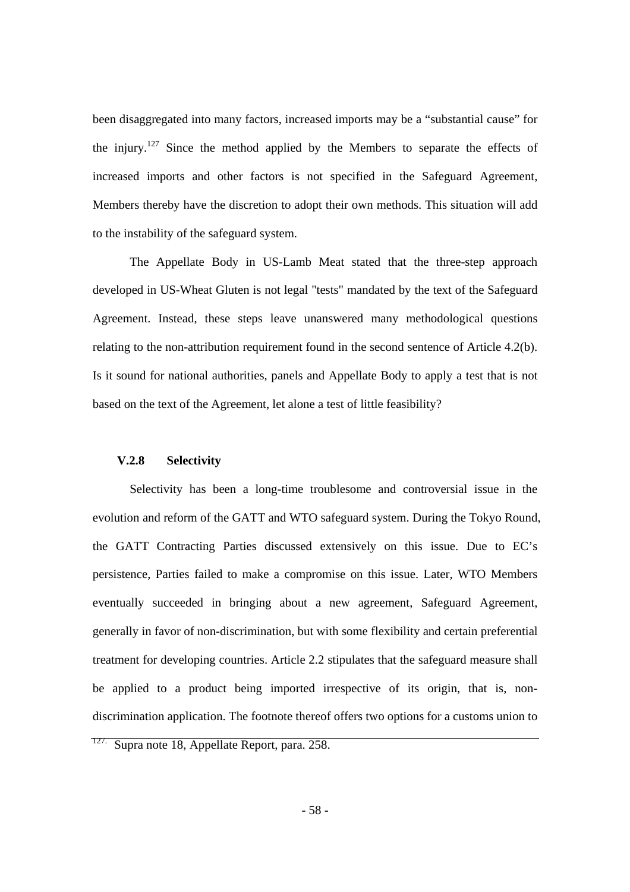been disaggregated into many factors, increased imports may be a "substantial cause" for the injury.[127] Since the method applied by the Members to separate the effects of increased imports and other factors is not specified in the Safeguard Agreement, Members thereby have the discretion to adopt their own methods. This situation will add to the instability of the safeguard system.

The Appellate Body in US-Lamb Meat stated that the three-step approach developed in US-Wheat Gluten is not legal "tests" mandated by the text of the Safeguard Agreement. Instead, these steps leave unanswered many methodological questions relating to the non-attribution requirement found in the second sentence of Article 4.2(b). Is it sound for national authorities, panels and Appellate Body to apply a test that is not based on the text of the Agreement, let alone a test of little feasibility?

### V.2.8 Selectivity

Selectivity has been a long-time troublesome and controversial issue in the evolution and reform of the GATT and WTO safeguard system. During the Tokyo Round, the GATT Contracting Parties discussed extensively on this issue. Due to EC's persistence, Parties failed to make a compromise on this issue. Later, WTO Members eventually succeeded in bringing about a new agreement, Safeguard Agreement, generally in favor of non-discrimination, but with some flexibility and certain preferential treatment for developing countries. Article 2.2 stipulates that the safeguard measure shall be applied to a product being imported irrespective of its origin, that is, non-discrimination application. The footnote thereof offers two options for a customs union to

---

[127] Supra note 18, Appellate Report, para. 258.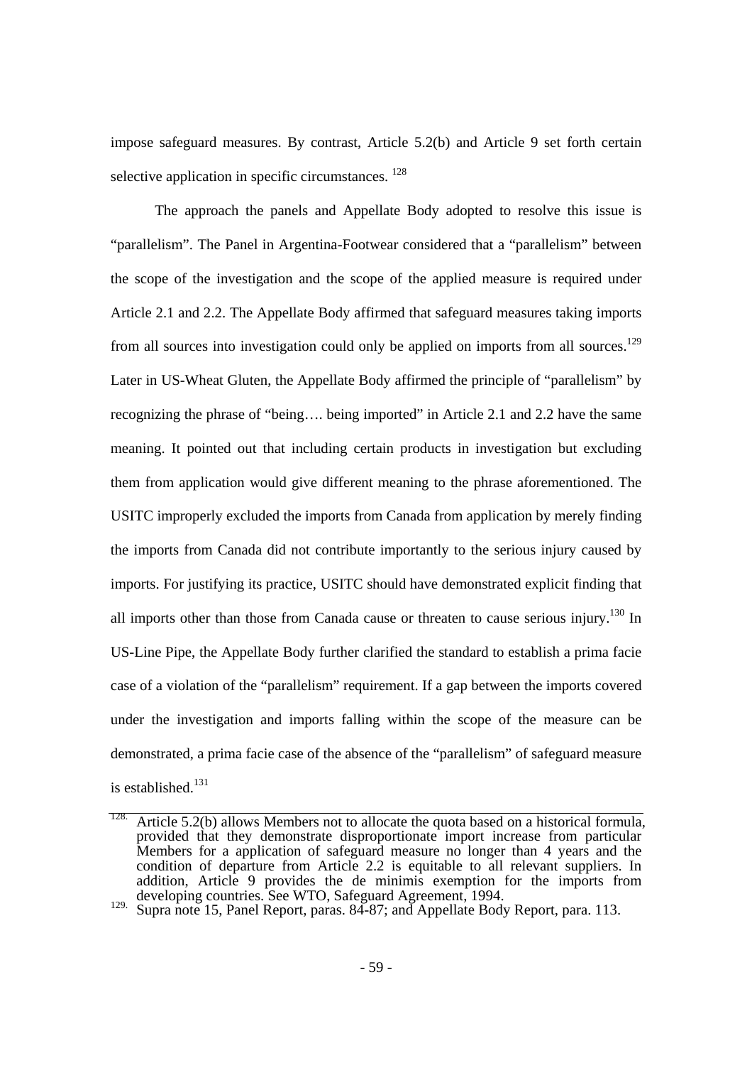impose safeguard measures. By contrast, Article 5.2(b) and Article 9 set forth certain selective application in specific circumstances. [128]

The approach the panels and Appellate Body adopted to resolve this issue is "parallelism". The Panel in Argentina-Footwear considered that a "parallelism" between the scope of the investigation and the scope of the applied measure is required under Article 2.1 and 2.2. The Appellate Body affirmed that safeguard measures taking imports from all sources into investigation could only be applied on imports from all sources.[129] Later in US-Wheat Gluten, the Appellate Body affirmed the principle of "parallelism" by recognizing the phrase of "being…. being imported" in Article 2.1 and 2.2 have the same meaning. It pointed out that including certain products in investigation but excluding them from application would give different meaning to the phrase aforementioned. The USITC improperly excluded the imports from Canada from application by merely finding the imports from Canada did not contribute importantly to the serious injury caused by imports. For justifying its practice, USITC should have demonstrated explicit finding that all imports other than those from Canada cause or threaten to cause serious injury.[130] In US-Line Pipe, the Appellate Body further clarified the standard to establish a prima facie case of a violation of the "parallelism" requirement. If a gap between the imports covered under the investigation and imports falling within the scope of the measure can be demonstrated, a prima facie case of the absence of the "parallelism" of safeguard measure is established.[131]

---

[128] Article 5.2(b) allows Members not to allocate the quota based on a historical formula, provided that they demonstrate disproportionate import increase from particular Members for a application of safeguard measure no longer than 4 years and the condition of departure from Article 2.2 is equitable to all relevant suppliers. In addition, Article 9 provides the de minimis exemption for the imports from developing countries. See WTO, Safeguard Agreement, 1994.

[129] Supra note 15, Panel Report, paras. 84-87; and Appellate Body Report, para. 113.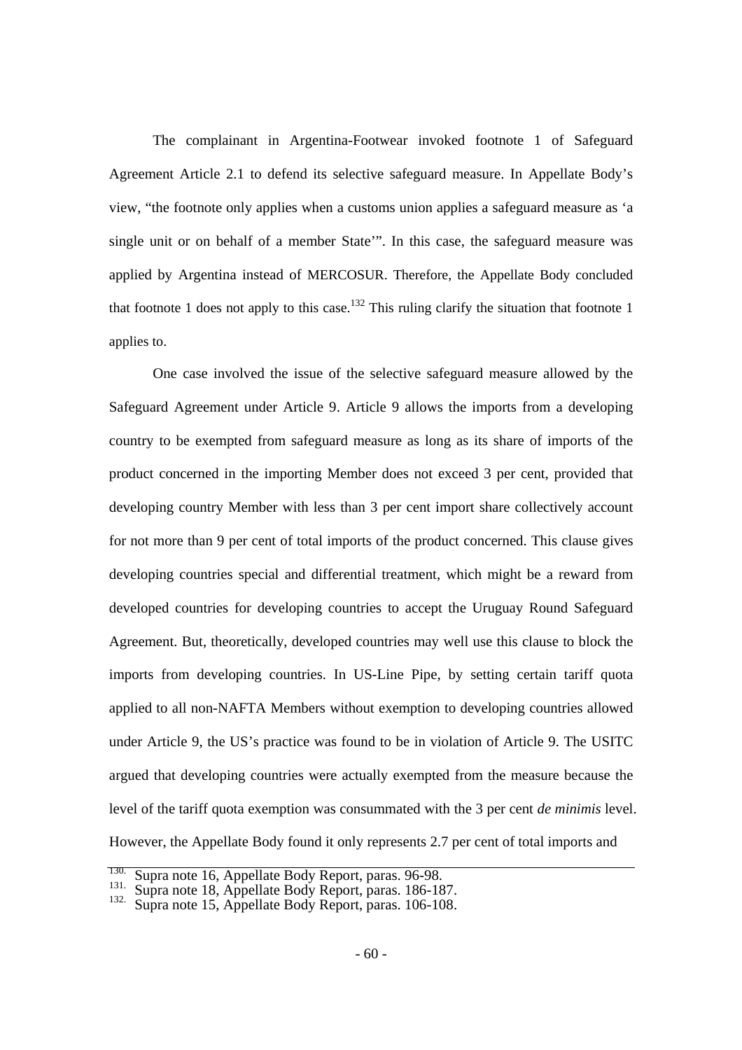The complainant in Argentina-Footwear invoked footnote 1 of Safeguard Agreement Article 2.1 to defend its selective safeguard measure. In Appellate Body's view, "the footnote only applies when a customs union applies a safeguard measure as 'a single unit or on behalf of a member State'". In this case, the safeguard measure was applied by Argentina instead of MERCOSUR. Therefore, the Appellate Body concluded that footnote 1 does not apply to this case.[132] This ruling clarify the situation that footnote 1 applies to.

One case involved the issue of the selective safeguard measure allowed by the Safeguard Agreement under Article 9. Article 9 allows the imports from a developing country to be exempted from safeguard measure as long as its share of imports of the product concerned in the importing Member does not exceed 3 per cent, provided that developing country Member with less than 3 per cent import share collectively account for not more than 9 per cent of total imports of the product concerned. This clause gives developing countries special and differential treatment, which might be a reward from developed countries for developing countries to accept the Uruguay Round Safeguard Agreement. But, theoretically, developed countries may well use this clause to block the imports from developing countries. In US-Line Pipe, by setting certain tariff quota applied to all non-NAFTA Members without exemption to developing countries allowed under Article 9, the US's practice was found to be in violation of Article 9. The USITC argued that developing countries were actually exempted from the measure because the level of the tariff quota exemption was consummated with the 3 per cent *de minimis* level. However, the Appellate Body found it only represents 2.7 per cent of total imports and

---

130. Supra note 16, Appellate Body Report, paras. 96-98.
131. Supra note 18, Appellate Body Report, paras. 186-187.
132. Supra note 15, Appellate Body Report, paras. 106-108.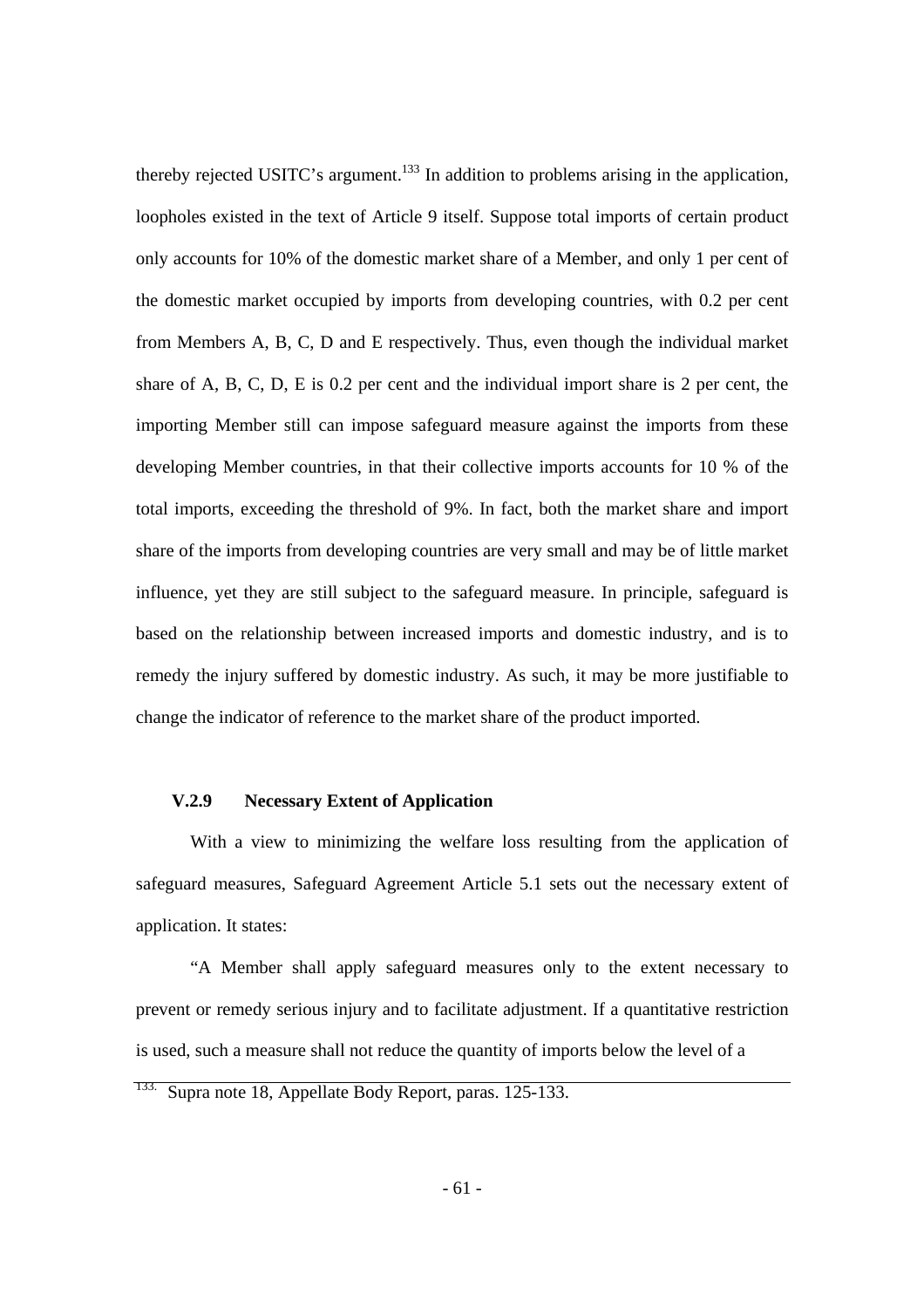thereby rejected USITC's argument.[133] In addition to problems arising in the application, loopholes existed in the text of Article 9 itself. Suppose total imports of certain product only accounts for 10% of the domestic market share of a Member, and only 1 per cent of the domestic market occupied by imports from developing countries, with 0.2 per cent from Members A, B, C, D and E respectively. Thus, even though the individual market share of A, B, C, D, E is 0.2 per cent and the individual import share is 2 per cent, the importing Member still can impose safeguard measure against the imports from these developing Member countries, in that their collective imports accounts for 10 % of the total imports, exceeding the threshold of 9%. In fact, both the market share and import share of the imports from developing countries are very small and may be of little market influence, yet they are still subject to the safeguard measure. In principle, safeguard is based on the relationship between increased imports and domestic industry, and is to remedy the injury suffered by domestic industry. As such, it may be more justifiable to change the indicator of reference to the market share of the product imported.

### V.2.9 Necessary Extent of Application

With a view to minimizing the welfare loss resulting from the application of safeguard measures, Safeguard Agreement Article 5.1 sets out the necessary extent of application. It states:

"A Member shall apply safeguard measures only to the extent necessary to prevent or remedy serious injury and to facilitate adjustment. If a quantitative restriction is used, such a measure shall not reduce the quantity of imports below the level of a

---

[133] Supra note 18, Appellate Body Report, paras. 125-133.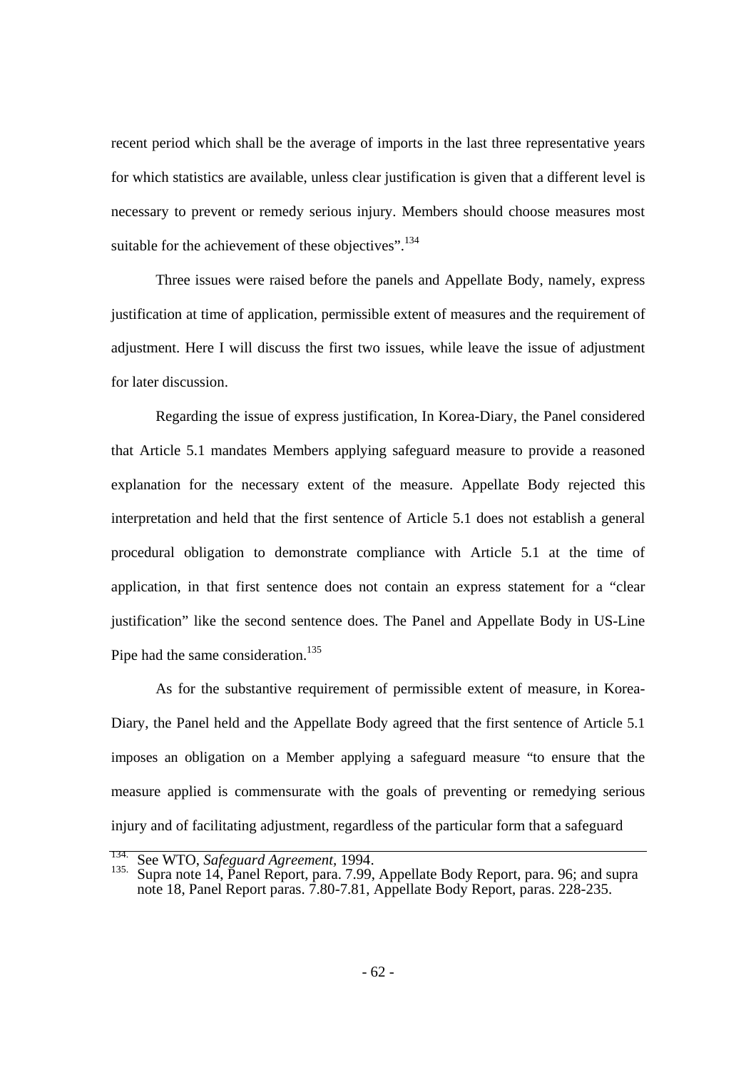recent period which shall be the average of imports in the last three representative years for which statistics are available, unless clear justification is given that a different level is necessary to prevent or remedy serious injury. Members should choose measures most suitable for the achievement of these objectives".[134]

Three issues were raised before the panels and Appellate Body, namely, express justification at time of application, permissible extent of measures and the requirement of adjustment. Here I will discuss the first two issues, while leave the issue of adjustment for later discussion.

Regarding the issue of express justification, In Korea-Diary, the Panel considered that Article 5.1 mandates Members applying safeguard measure to provide a reasoned explanation for the necessary extent of the measure. Appellate Body rejected this interpretation and held that the first sentence of Article 5.1 does not establish a general procedural obligation to demonstrate compliance with Article 5.1 at the time of application, in that first sentence does not contain an express statement for a "clear justification" like the second sentence does. The Panel and Appellate Body in US-Line Pipe had the same consideration.[135]

As for the substantive requirement of permissible extent of measure, in Korea-Diary, the Panel held and the Appellate Body agreed that the first sentence of Article 5.1 imposes an obligation on a Member applying a safeguard measure "to ensure that the measure applied is commensurate with the goals of preventing or remedying serious injury and of facilitating adjustment, regardless of the particular form that a safeguard

---

[134] See WTO, *Safeguard Agreement*, 1994.

[135] Supra note 14, Panel Report, para. 7.99, Appellate Body Report, para. 96; and supra note 18, Panel Report paras. 7.80-7.81, Appellate Body Report, paras. 228-235.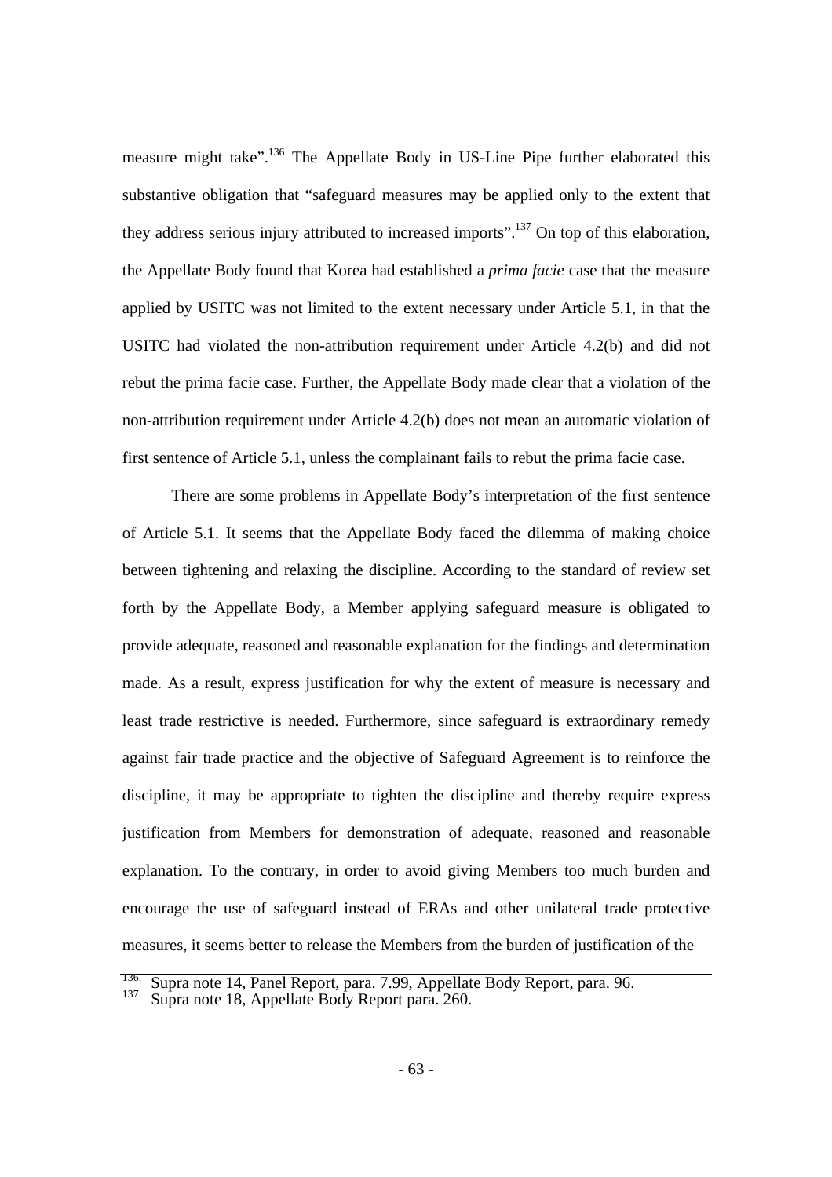measure might take".[136] The Appellate Body in US-Line Pipe further elaborated this substantive obligation that "safeguard measures may be applied only to the extent that they address serious injury attributed to increased imports".[137] On top of this elaboration, the Appellate Body found that Korea had established a *prima facie* case that the measure applied by USITC was not limited to the extent necessary under Article 5.1, in that the USITC had violated the non-attribution requirement under Article 4.2(b) and did not rebut the prima facie case. Further, the Appellate Body made clear that a violation of the non-attribution requirement under Article 4.2(b) does not mean an automatic violation of first sentence of Article 5.1, unless the complainant fails to rebut the prima facie case.

There are some problems in Appellate Body's interpretation of the first sentence of Article 5.1. It seems that the Appellate Body faced the dilemma of making choice between tightening and relaxing the discipline. According to the standard of review set forth by the Appellate Body, a Member applying safeguard measure is obligated to provide adequate, reasoned and reasonable explanation for the findings and determination made. As a result, express justification for why the extent of measure is necessary and least trade restrictive is needed. Furthermore, since safeguard is extraordinary remedy against fair trade practice and the objective of Safeguard Agreement is to reinforce the discipline, it may be appropriate to tighten the discipline and thereby require express justification from Members for demonstration of adequate, reasoned and reasonable explanation. To the contrary, in order to avoid giving Members too much burden and encourage the use of safeguard instead of ERAs and other unilateral trade protective measures, it seems better to release the Members from the burden of justification of the

---

136. Supra note 14, Panel Report, para. 7.99, Appellate Body Report, para. 96.
137. Supra note 18, Appellate Body Report para. 260.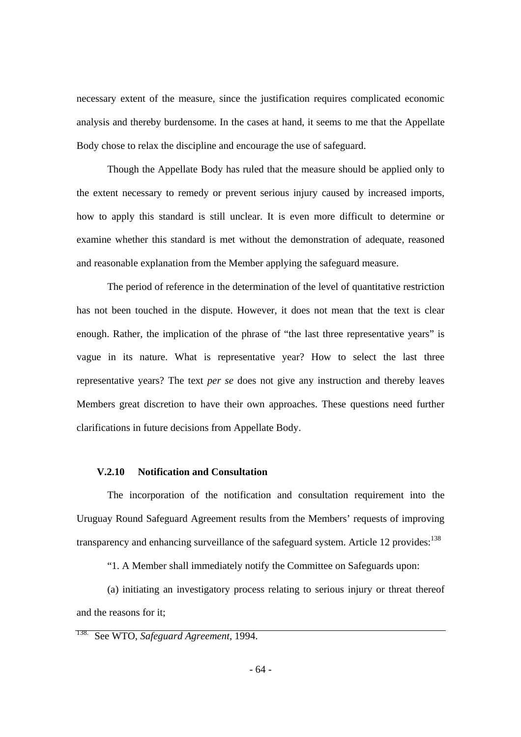necessary extent of the measure, since the justification requires complicated economic analysis and thereby burdensome. In the cases at hand, it seems to me that the Appellate Body chose to relax the discipline and encourage the use of safeguard.

Though the Appellate Body has ruled that the measure should be applied only to the extent necessary to remedy or prevent serious injury caused by increased imports, how to apply this standard is still unclear. It is even more difficult to determine or examine whether this standard is met without the demonstration of adequate, reasoned and reasonable explanation from the Member applying the safeguard measure.

The period of reference in the determination of the level of quantitative restriction has not been touched in the dispute. However, it does not mean that the text is clear enough. Rather, the implication of the phrase of "the last three representative years" is vague in its nature. What is representative year? How to select the last three representative years? The text *per se* does not give any instruction and thereby leaves Members great discretion to have their own approaches. These questions need further clarifications in future decisions from Appellate Body.

### V.2.10 Notification and Consultation

The incorporation of the notification and consultation requirement into the Uruguay Round Safeguard Agreement results from the Members' requests of improving transparency and enhancing surveillance of the safeguard system. Article 12 provides:[138]

"1. A Member shall immediately notify the Committee on Safeguards upon:

(a) initiating an investigatory process relating to serious injury or threat thereof and the reasons for it;

---

[138] See WTO, *Safeguard Agreement*, 1994.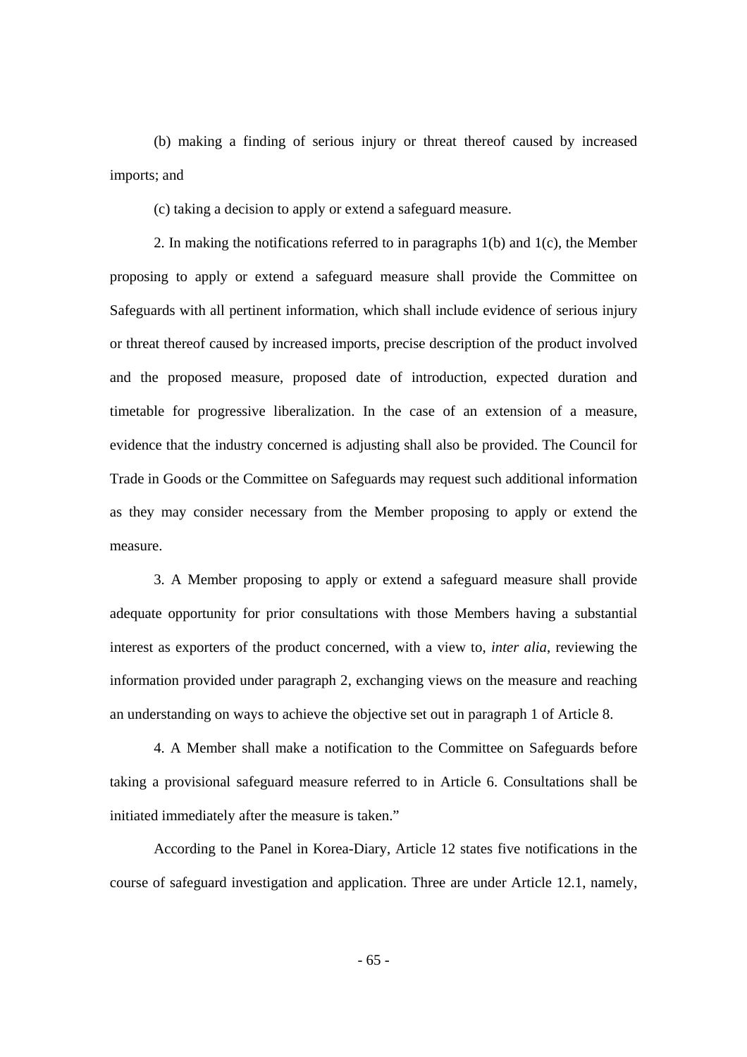(b) making a finding of serious injury or threat thereof caused by increased imports; and

(c) taking a decision to apply or extend a safeguard measure.

2. In making the notifications referred to in paragraphs 1(b) and 1(c), the Member proposing to apply or extend a safeguard measure shall provide the Committee on Safeguards with all pertinent information, which shall include evidence of serious injury or threat thereof caused by increased imports, precise description of the product involved and the proposed measure, proposed date of introduction, expected duration and timetable for progressive liberalization. In the case of an extension of a measure, evidence that the industry concerned is adjusting shall also be provided. The Council for Trade in Goods or the Committee on Safeguards may request such additional information as they may consider necessary from the Member proposing to apply or extend the measure.

3. A Member proposing to apply or extend a safeguard measure shall provide adequate opportunity for prior consultations with those Members having a substantial interest as exporters of the product concerned, with a view to, *inter alia*, reviewing the information provided under paragraph 2, exchanging views on the measure and reaching an understanding on ways to achieve the objective set out in paragraph 1 of Article 8.

4. A Member shall make a notification to the Committee on Safeguards before taking a provisional safeguard measure referred to in Article 6. Consultations shall be initiated immediately after the measure is taken."

According to the Panel in Korea-Diary, Article 12 states five notifications in the course of safeguard investigation and application. Three are under Article 12.1, namely,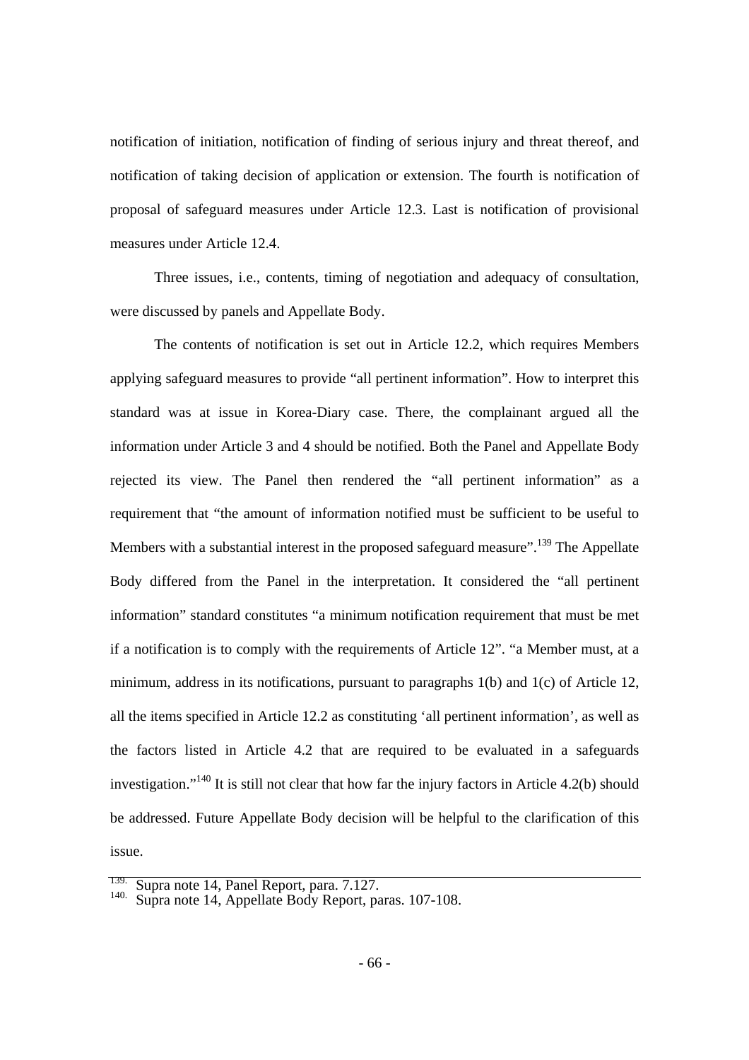notification of initiation, notification of finding of serious injury and threat thereof, and notification of taking decision of application or extension. The fourth is notification of proposal of safeguard measures under Article 12.3. Last is notification of provisional measures under Article 12.4.

Three issues, i.e., contents, timing of negotiation and adequacy of consultation, were discussed by panels and Appellate Body.

The contents of notification is set out in Article 12.2, which requires Members applying safeguard measures to provide "all pertinent information". How to interpret this standard was at issue in Korea-Diary case. There, the complainant argued all the information under Article 3 and 4 should be notified. Both the Panel and Appellate Body rejected its view. The Panel then rendered the "all pertinent information" as a requirement that "the amount of information notified must be sufficient to be useful to Members with a substantial interest in the proposed safeguard measure".[139] The Appellate Body differed from the Panel in the interpretation. It considered the "all pertinent information" standard constitutes "a minimum notification requirement that must be met if a notification is to comply with the requirements of Article 12". "a Member must, at a minimum, address in its notifications, pursuant to paragraphs 1(b) and 1(c) of Article 12, all the items specified in Article 12.2 as constituting 'all pertinent information', as well as the factors listed in Article 4.2 that are required to be evaluated in a safeguards investigation."[140] It is still not clear that how far the injury factors in Article 4.2(b) should be addressed. Future Appellate Body decision will be helpful to the clarification of this issue.

---

139. Supra note 14, Panel Report, para. 7.127.
140. Supra note 14, Appellate Body Report, paras. 107-108.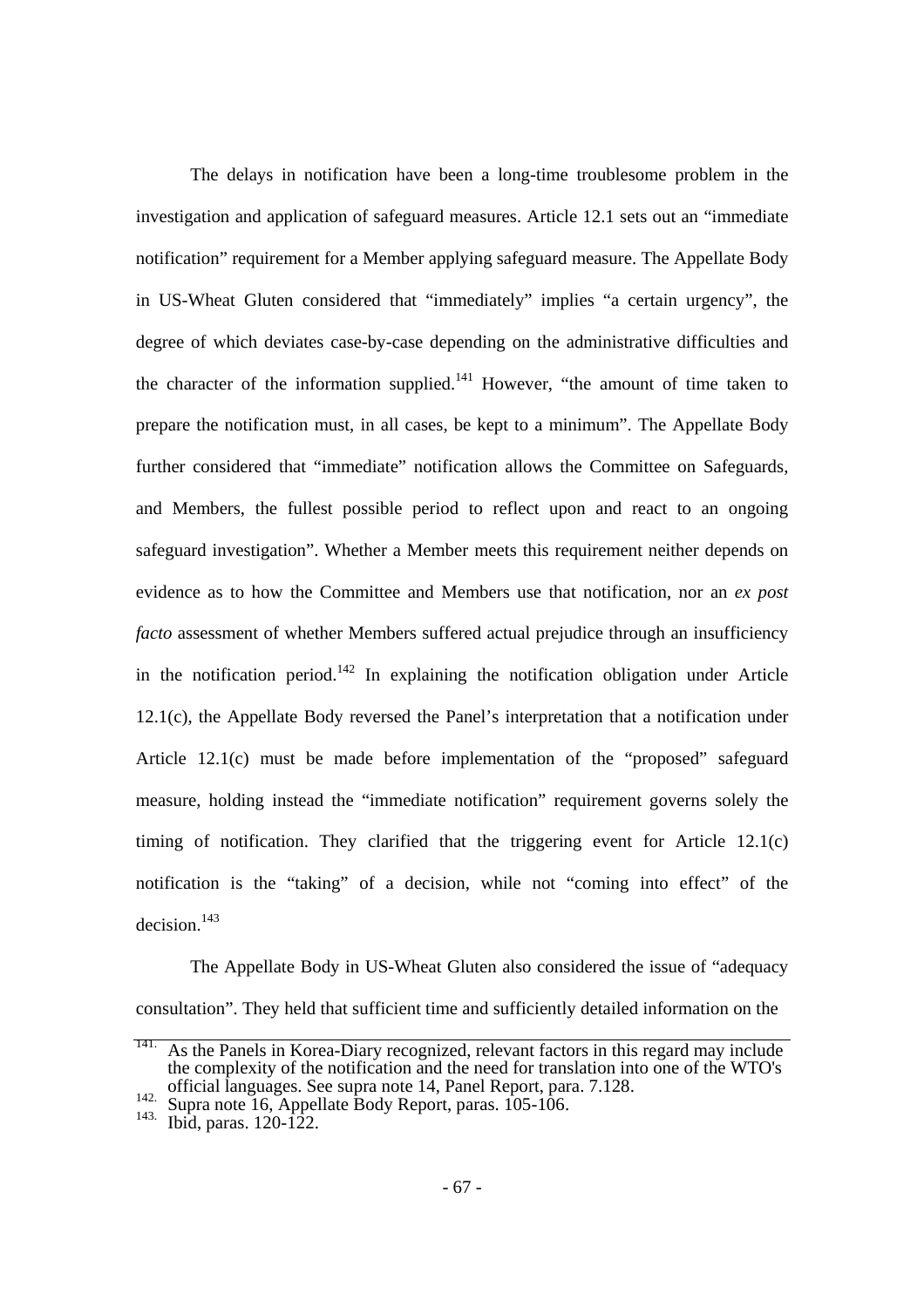The delays in notification have been a long-time troublesome problem in the investigation and application of safeguard measures. Article 12.1 sets out an "immediate notification" requirement for a Member applying safeguard measure. The Appellate Body in US-Wheat Gluten considered that "immediately" implies "a certain urgency", the degree of which deviates case-by-case depending on the administrative difficulties and the character of the information supplied.[141] However, "the amount of time taken to prepare the notification must, in all cases, be kept to a minimum". The Appellate Body further considered that "immediate" notification allows the Committee on Safeguards, and Members, the fullest possible period to reflect upon and react to an ongoing safeguard investigation". Whether a Member meets this requirement neither depends on evidence as to how the Committee and Members use that notification, nor an *ex post facto* assessment of whether Members suffered actual prejudice through an insufficiency in the notification period.[142] In explaining the notification obligation under Article 12.1(c), the Appellate Body reversed the Panel's interpretation that a notification under Article 12.1(c) must be made before implementation of the "proposed" safeguard measure, holding instead the "immediate notification" requirement governs solely the timing of notification. They clarified that the triggering event for Article 12.1(c) notification is the "taking" of a decision, while not "coming into effect" of the decision.[143]

The Appellate Body in US-Wheat Gluten also considered the issue of "adequacy consultation". They held that sufficient time and sufficiently detailed information on the

---

[141] As the Panels in Korea-Diary recognized, relevant factors in this regard may include the complexity of the notification and the need for translation into one of the WTO's official languages. See supra note 14, Panel Report, para. 7.128.

[142] Supra note 16, Appellate Body Report, paras. 105-106.

[143] Ibid, paras. 120-122.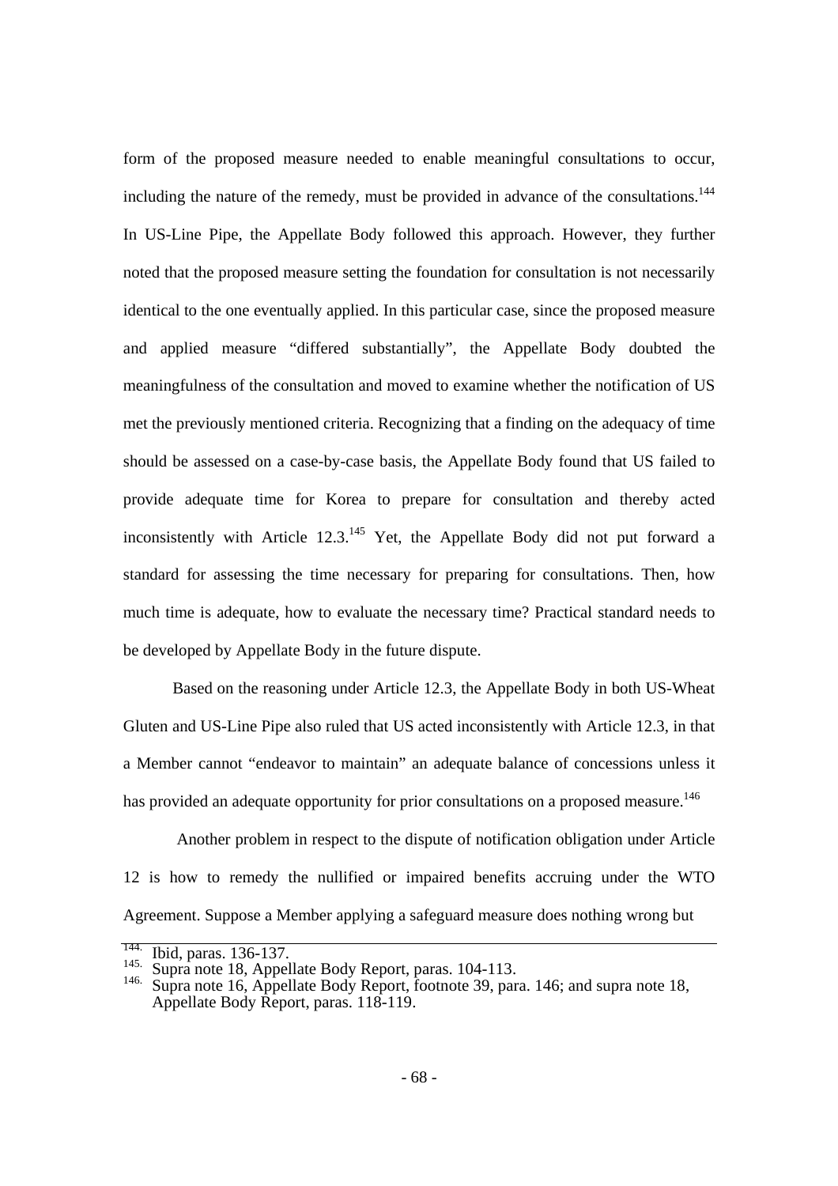form of the proposed measure needed to enable meaningful consultations to occur, including the nature of the remedy, must be provided in advance of the consultations.[144] In US-Line Pipe, the Appellate Body followed this approach. However, they further noted that the proposed measure setting the foundation for consultation is not necessarily identical to the one eventually applied. In this particular case, since the proposed measure and applied measure "differed substantially", the Appellate Body doubted the meaningfulness of the consultation and moved to examine whether the notification of US met the previously mentioned criteria. Recognizing that a finding on the adequacy of time should be assessed on a case-by-case basis, the Appellate Body found that US failed to provide adequate time for Korea to prepare for consultation and thereby acted inconsistently with Article 12.3.[145] Yet, the Appellate Body did not put forward a standard for assessing the time necessary for preparing for consultations. Then, how much time is adequate, how to evaluate the necessary time? Practical standard needs to be developed by Appellate Body in the future dispute.

Based on the reasoning under Article 12.3, the Appellate Body in both US-Wheat Gluten and US-Line Pipe also ruled that US acted inconsistently with Article 12.3, in that a Member cannot "endeavor to maintain" an adequate balance of concessions unless it has provided an adequate opportunity for prior consultations on a proposed measure.[146]

Another problem in respect to the dispute of notification obligation under Article 12 is how to remedy the nullified or impaired benefits accruing under the WTO Agreement. Suppose a Member applying a safeguard measure does nothing wrong but

---

[144] Ibid, paras. 136-137.
[145] Supra note 18, Appellate Body Report, paras. 104-113.
[146] Supra note 16, Appellate Body Report, footnote 39, para. 146; and supra note 18, Appellate Body Report, paras. 118-119.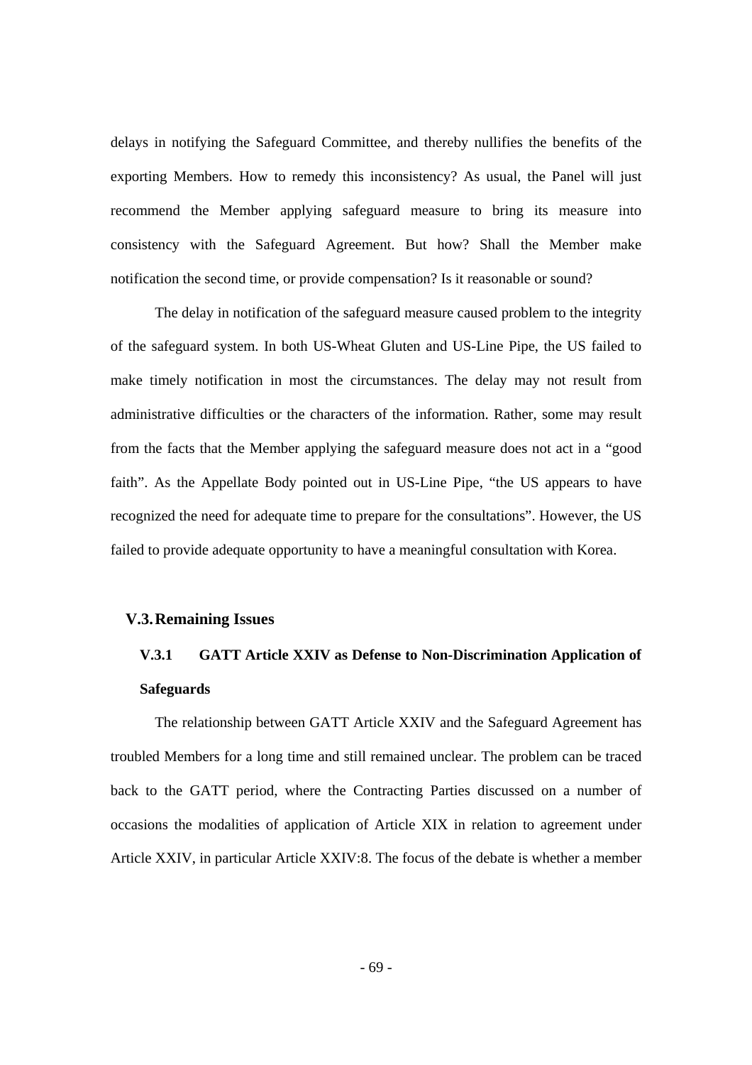delays in notifying the Safeguard Committee, and thereby nullifies the benefits of the exporting Members. How to remedy this inconsistency? As usual, the Panel will just recommend the Member applying safeguard measure to bring its measure into consistency with the Safeguard Agreement. But how? Shall the Member make notification the second time, or provide compensation? Is it reasonable or sound?

The delay in notification of the safeguard measure caused problem to the integrity of the safeguard system. In both US-Wheat Gluten and US-Line Pipe, the US failed to make timely notification in most the circumstances. The delay may not result from administrative difficulties or the characters of the information. Rather, some may result from the facts that the Member applying the safeguard measure does not act in a "good faith". As the Appellate Body pointed out in US-Line Pipe, "the US appears to have recognized the need for adequate time to prepare for the consultations". However, the US failed to provide adequate opportunity to have a meaningful consultation with Korea.

## V.3. Remaining Issues

### V.3.1 GATT Article XXIV as Defense to Non-Discrimination Application of Safeguards

The relationship between GATT Article XXIV and the Safeguard Agreement has troubled Members for a long time and still remained unclear. The problem can be traced back to the GATT period, where the Contracting Parties discussed on a number of occasions the modalities of application of Article XIX in relation to agreement under Article XXIV, in particular Article XXIV:8. The focus of the debate is whether a member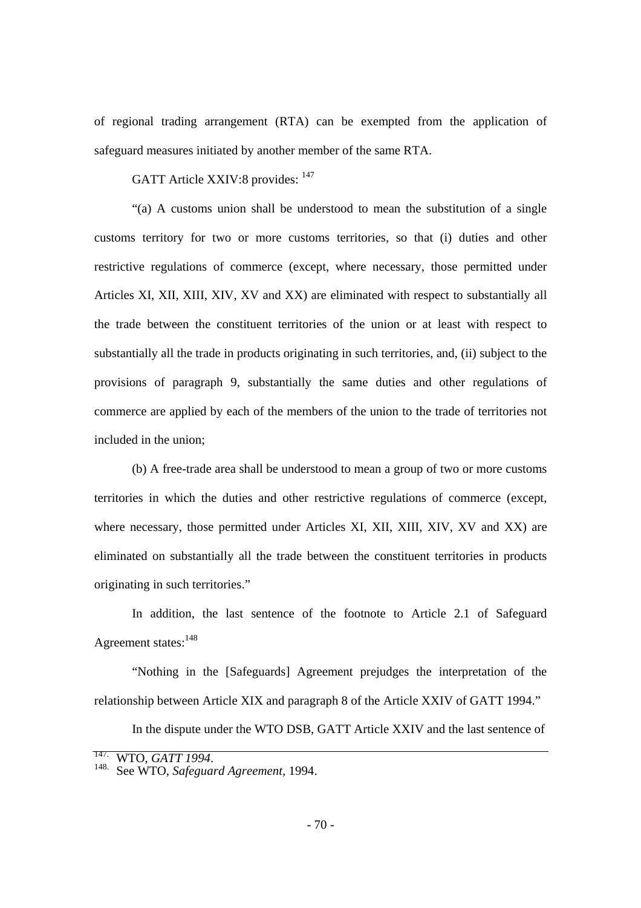of regional trading arrangement (RTA) can be exempted from the application of safeguard measures initiated by another member of the same RTA.

GATT Article XXIV:8 provides: [147]

"(a) A customs union shall be understood to mean the substitution of a single customs territory for two or more customs territories, so that (i) duties and other restrictive regulations of commerce (except, where necessary, those permitted under Articles XI, XII, XIII, XIV, XV and XX) are eliminated with respect to substantially all the trade between the constituent territories of the union or at least with respect to substantially all the trade in products originating in such territories, and, (ii) subject to the provisions of paragraph 9, substantially the same duties and other regulations of commerce are applied by each of the members of the union to the trade of territories not included in the union;

(b) A free-trade area shall be understood to mean a group of two or more customs territories in which the duties and other restrictive regulations of commerce (except, where necessary, those permitted under Articles XI, XII, XIII, XIV, XV and XX) are eliminated on substantially all the trade between the constituent territories in products originating in such territories."

In addition, the last sentence of the footnote to Article 2.1 of Safeguard Agreement states:[148]

"Nothing in the [Safeguards] Agreement prejudges the interpretation of the relationship between Article XIX and paragraph 8 of the Article XXIV of GATT 1994."

In the dispute under the WTO DSB, GATT Article XXIV and the last sentence of

---

147. WTO, *GATT 1994*.
148. See WTO, *Safeguard Agreement*, 1994.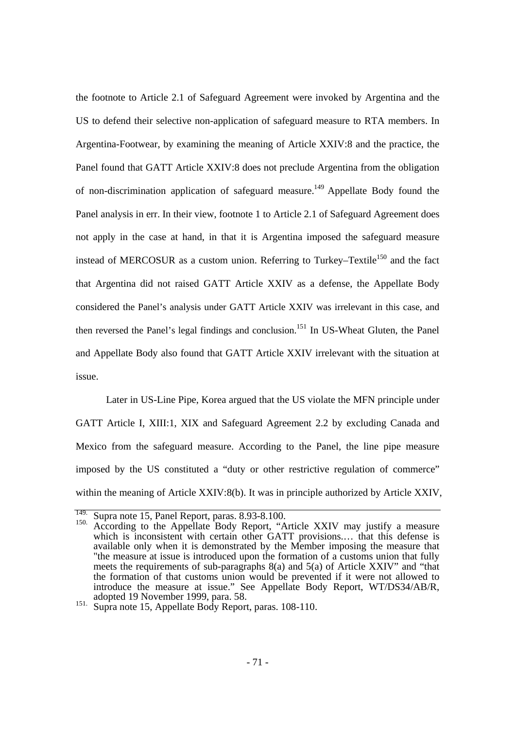the footnote to Article 2.1 of Safeguard Agreement were invoked by Argentina and the US to defend their selective non-application of safeguard measure to RTA members. In Argentina-Footwear, by examining the meaning of Article XXIV:8 and the practice, the Panel found that GATT Article XXIV:8 does not preclude Argentina from the obligation of non-discrimination application of safeguard measure.[149] Appellate Body found the Panel analysis in err. In their view, footnote 1 to Article 2.1 of Safeguard Agreement does not apply in the case at hand, in that it is Argentina imposed the safeguard measure instead of MERCOSUR as a custom union. Referring to Turkey–Textile[150] and the fact that Argentina did not raised GATT Article XXIV as a defense, the Appellate Body considered the Panel's analysis under GATT Article XXIV was irrelevant in this case, and then reversed the Panel's legal findings and conclusion.[151] In US-Wheat Gluten, the Panel and Appellate Body also found that GATT Article XXIV irrelevant with the situation at issue.

Later in US-Line Pipe, Korea argued that the US violate the MFN principle under GATT Article I, XIII:1, XIX and Safeguard Agreement 2.2 by excluding Canada and Mexico from the safeguard measure. According to the Panel, the line pipe measure imposed by the US constituted a "duty or other restrictive regulation of commerce" within the meaning of Article XXIV:8(b). It was in principle authorized by Article XXIV,

---

149. Supra note 15, Panel Report, paras. 8.93-8.100.

150. According to the Appellate Body Report, "Article XXIV may justify a measure which is inconsistent with certain other GATT provisions.… that this defense is available only when it is demonstrated by the Member imposing the measure that "the measure at issue is introduced upon the formation of a customs union that fully meets the requirements of sub-paragraphs 8(a) and 5(a) of Article XXIV" and "that the formation of that customs union would be prevented if it were not allowed to introduce the measure at issue." See Appellate Body Report, WT/DS34/AB/R, adopted 19 November 1999, para. 58.

151. Supra note 15, Appellate Body Report, paras. 108-110.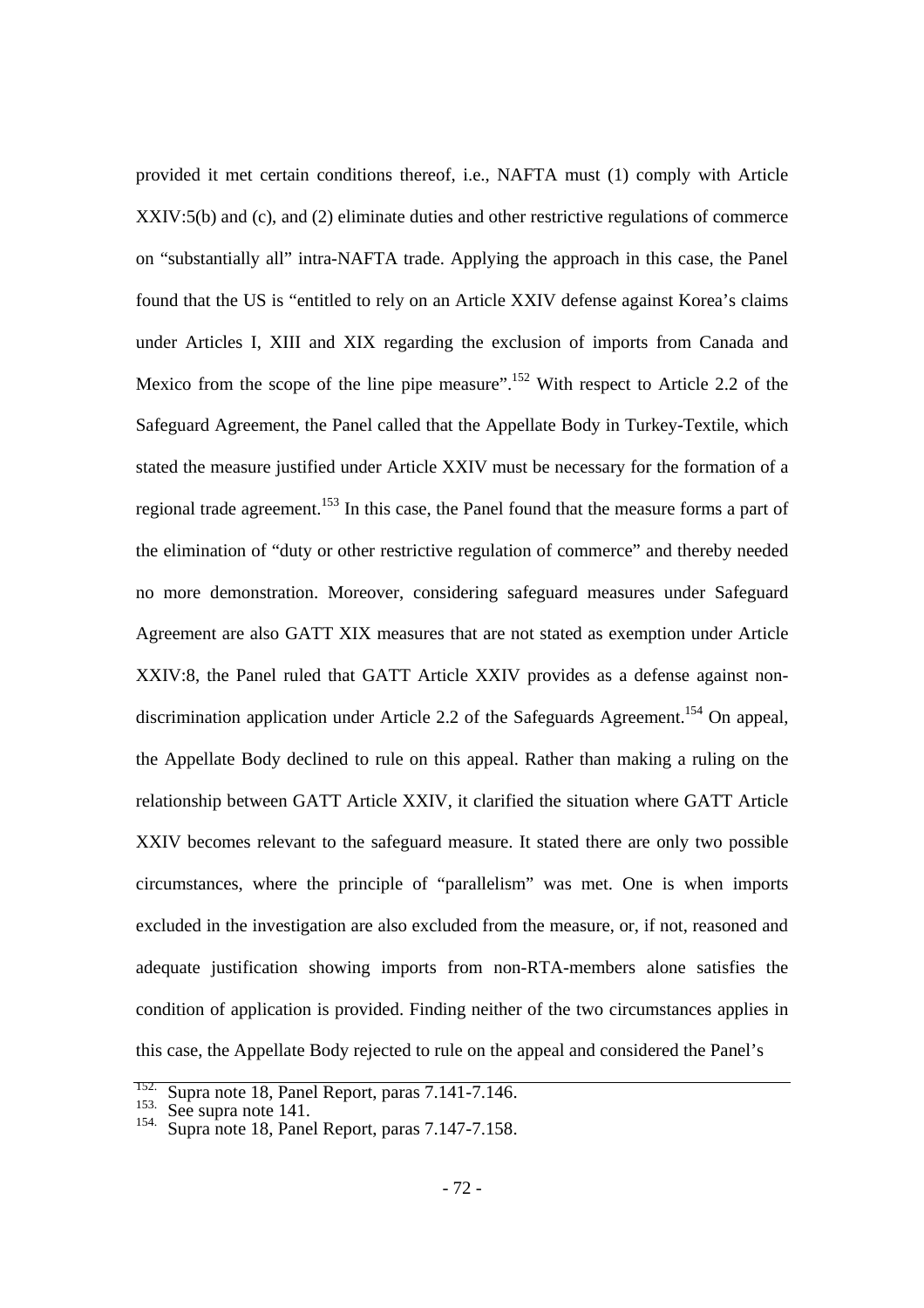provided it met certain conditions thereof, i.e., NAFTA must (1) comply with Article XXIV:5(b) and (c), and (2) eliminate duties and other restrictive regulations of commerce on "substantially all" intra-NAFTA trade. Applying the approach in this case, the Panel found that the US is "entitled to rely on an Article XXIV defense against Korea's claims under Articles I, XIII and XIX regarding the exclusion of imports from Canada and Mexico from the scope of the line pipe measure".[152] With respect to Article 2.2 of the Safeguard Agreement, the Panel called that the Appellate Body in Turkey-Textile, which stated the measure justified under Article XXIV must be necessary for the formation of a regional trade agreement.[153] In this case, the Panel found that the measure forms a part of the elimination of "duty or other restrictive regulation of commerce" and thereby needed no more demonstration. Moreover, considering safeguard measures under Safeguard Agreement are also GATT XIX measures that are not stated as exemption under Article XXIV:8, the Panel ruled that GATT Article XXIV provides as a defense against non-discrimination application under Article 2.2 of the Safeguards Agreement.[154] On appeal, the Appellate Body declined to rule on this appeal. Rather than making a ruling on the relationship between GATT Article XXIV, it clarified the situation where GATT Article XXIV becomes relevant to the safeguard measure. It stated there are only two possible circumstances, where the principle of "parallelism" was met. One is when imports excluded in the investigation are also excluded from the measure, or, if not, reasoned and adequate justification showing imports from non-RTA-members alone satisfies the condition of application is provided. Finding neither of the two circumstances applies in this case, the Appellate Body rejected to rule on the appeal and considered the Panel's

---

152. Supra note 18, Panel Report, paras 7.141-7.146.
153. See supra note 141.
154. Supra note 18, Panel Report, paras 7.147-7.158.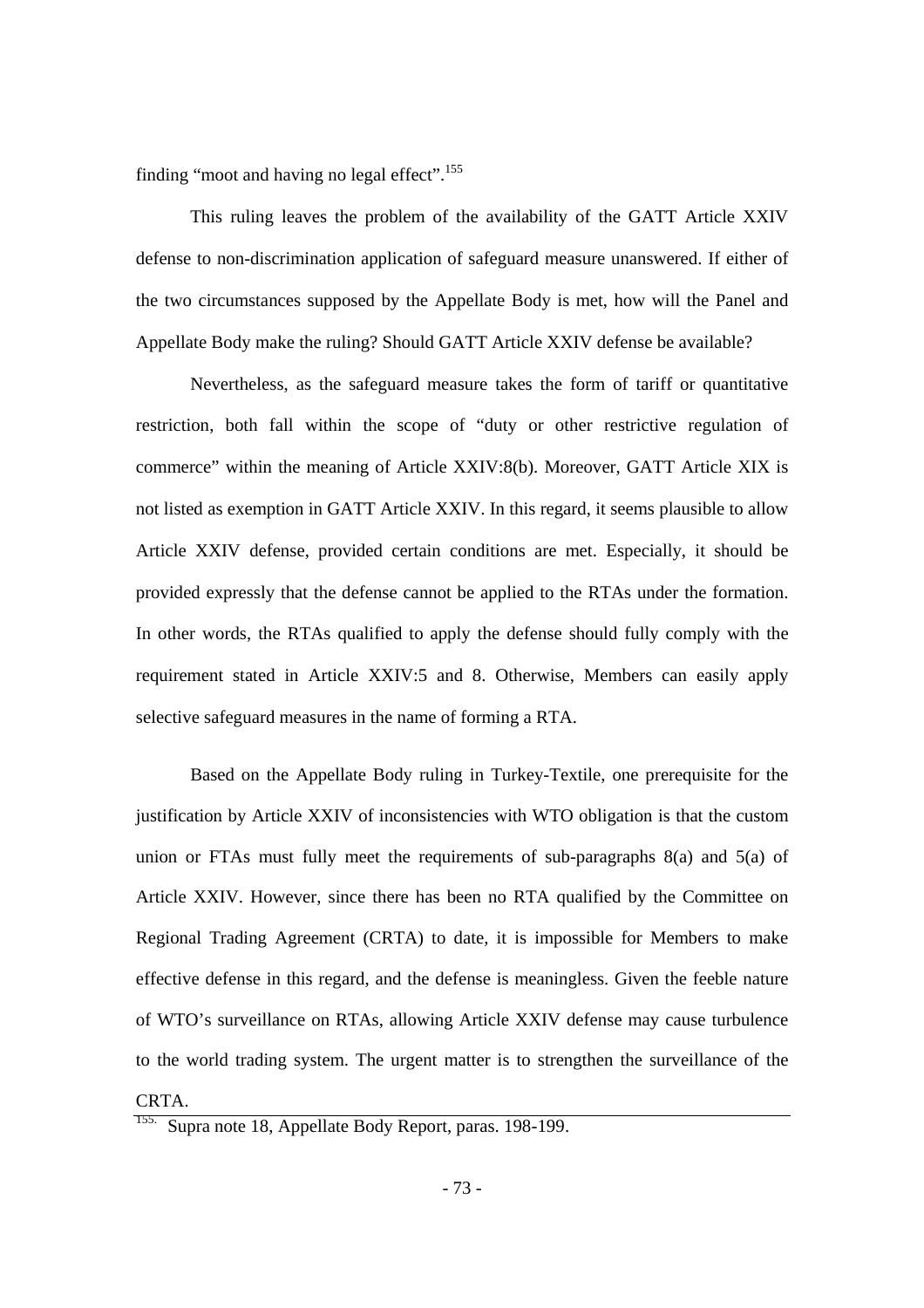finding "moot and having no legal effect".[155]

This ruling leaves the problem of the availability of the GATT Article XXIV defense to non-discrimination application of safeguard measure unanswered. If either of the two circumstances supposed by the Appellate Body is met, how will the Panel and Appellate Body make the ruling? Should GATT Article XXIV defense be available?

Nevertheless, as the safeguard measure takes the form of tariff or quantitative restriction, both fall within the scope of "duty or other restrictive regulation of commerce" within the meaning of Article XXIV:8(b). Moreover, GATT Article XIX is not listed as exemption in GATT Article XXIV. In this regard, it seems plausible to allow Article XXIV defense, provided certain conditions are met. Especially, it should be provided expressly that the defense cannot be applied to the RTAs under the formation. In other words, the RTAs qualified to apply the defense should fully comply with the requirement stated in Article XXIV:5 and 8. Otherwise, Members can easily apply selective safeguard measures in the name of forming a RTA.

Based on the Appellate Body ruling in Turkey-Textile, one prerequisite for the justification by Article XXIV of inconsistencies with WTO obligation is that the custom union or FTAs must fully meet the requirements of sub-paragraphs 8(a) and 5(a) of Article XXIV. However, since there has been no RTA qualified by the Committee on Regional Trading Agreement (CRTA) to date, it is impossible for Members to make effective defense in this regard, and the defense is meaningless. Given the feeble nature of WTO's surveillance on RTAs, allowing Article XXIV defense may cause turbulence to the world trading system. The urgent matter is to strengthen the surveillance of the CRTA.

[155] Supra note 18, Appellate Body Report, paras. 198-199.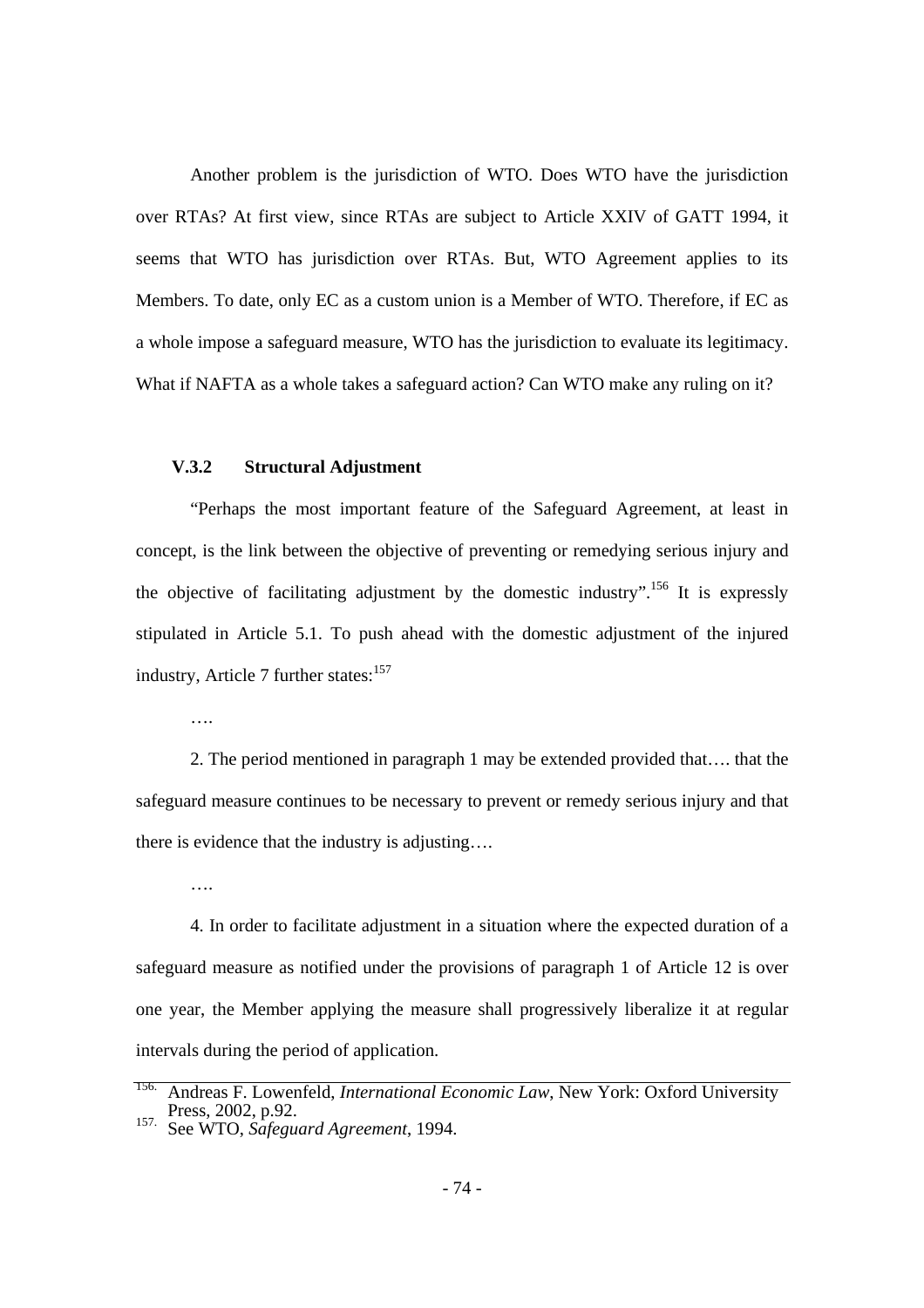Another problem is the jurisdiction of WTO. Does WTO have the jurisdiction over RTAs? At first view, since RTAs are subject to Article XXIV of GATT 1994, it seems that WTO has jurisdiction over RTAs. But, WTO Agreement applies to its Members. To date, only EC as a custom union is a Member of WTO. Therefore, if EC as a whole impose a safeguard measure, WTO has the jurisdiction to evaluate its legitimacy. What if NAFTA as a whole takes a safeguard action? Can WTO make any ruling on it?

### V.3.2 Structural Adjustment

"Perhaps the most important feature of the Safeguard Agreement, at least in concept, is the link between the objective of preventing or remedying serious injury and the objective of facilitating adjustment by the domestic industry".[156] It is expressly stipulated in Article 5.1. To push ahead with the domestic adjustment of the injured industry, Article 7 further states:[157]

….

2. The period mentioned in paragraph 1 may be extended provided that…. that the safeguard measure continues to be necessary to prevent or remedy serious injury and that there is evidence that the industry is adjusting….

….

4. In order to facilitate adjustment in a situation where the expected duration of a safeguard measure as notified under the provisions of paragraph 1 of Article 12 is over one year, the Member applying the measure shall progressively liberalize it at regular intervals during the period of application.

---

156. Andreas F. Lowenfeld, *International Economic Law*, New York: Oxford University Press, 2002, p.92.

157. See WTO, *Safeguard Agreement*, 1994.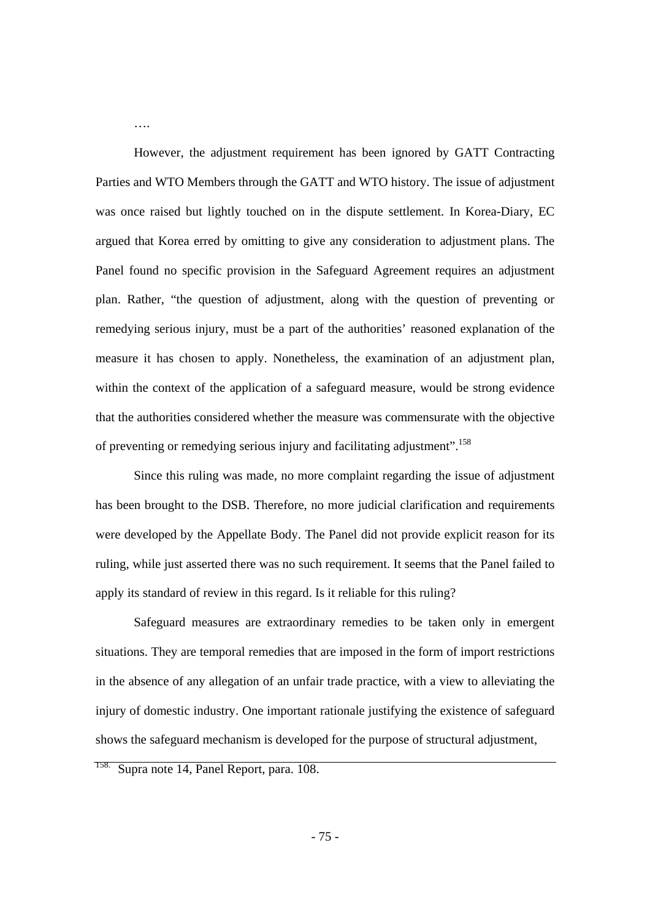….

However, the adjustment requirement has been ignored by GATT Contracting Parties and WTO Members through the GATT and WTO history. The issue of adjustment was once raised but lightly touched on in the dispute settlement. In Korea-Diary, EC argued that Korea erred by omitting to give any consideration to adjustment plans. The Panel found no specific provision in the Safeguard Agreement requires an adjustment plan. Rather, "the question of adjustment, along with the question of preventing or remedying serious injury, must be a part of the authorities' reasoned explanation of the measure it has chosen to apply. Nonetheless, the examination of an adjustment plan, within the context of the application of a safeguard measure, would be strong evidence that the authorities considered whether the measure was commensurate with the objective of preventing or remedying serious injury and facilitating adjustment".[158]

Since this ruling was made, no more complaint regarding the issue of adjustment has been brought to the DSB. Therefore, no more judicial clarification and requirements were developed by the Appellate Body. The Panel did not provide explicit reason for its ruling, while just asserted there was no such requirement. It seems that the Panel failed to apply its standard of review in this regard. Is it reliable for this ruling?

Safeguard measures are extraordinary remedies to be taken only in emergent situations. They are temporal remedies that are imposed in the form of import restrictions in the absence of any allegation of an unfair trade practice, with a view to alleviating the injury of domestic industry. One important rationale justifying the existence of safeguard shows the safeguard mechanism is developed for the purpose of structural adjustment,

---

[158] Supra note 14, Panel Report, para. 108.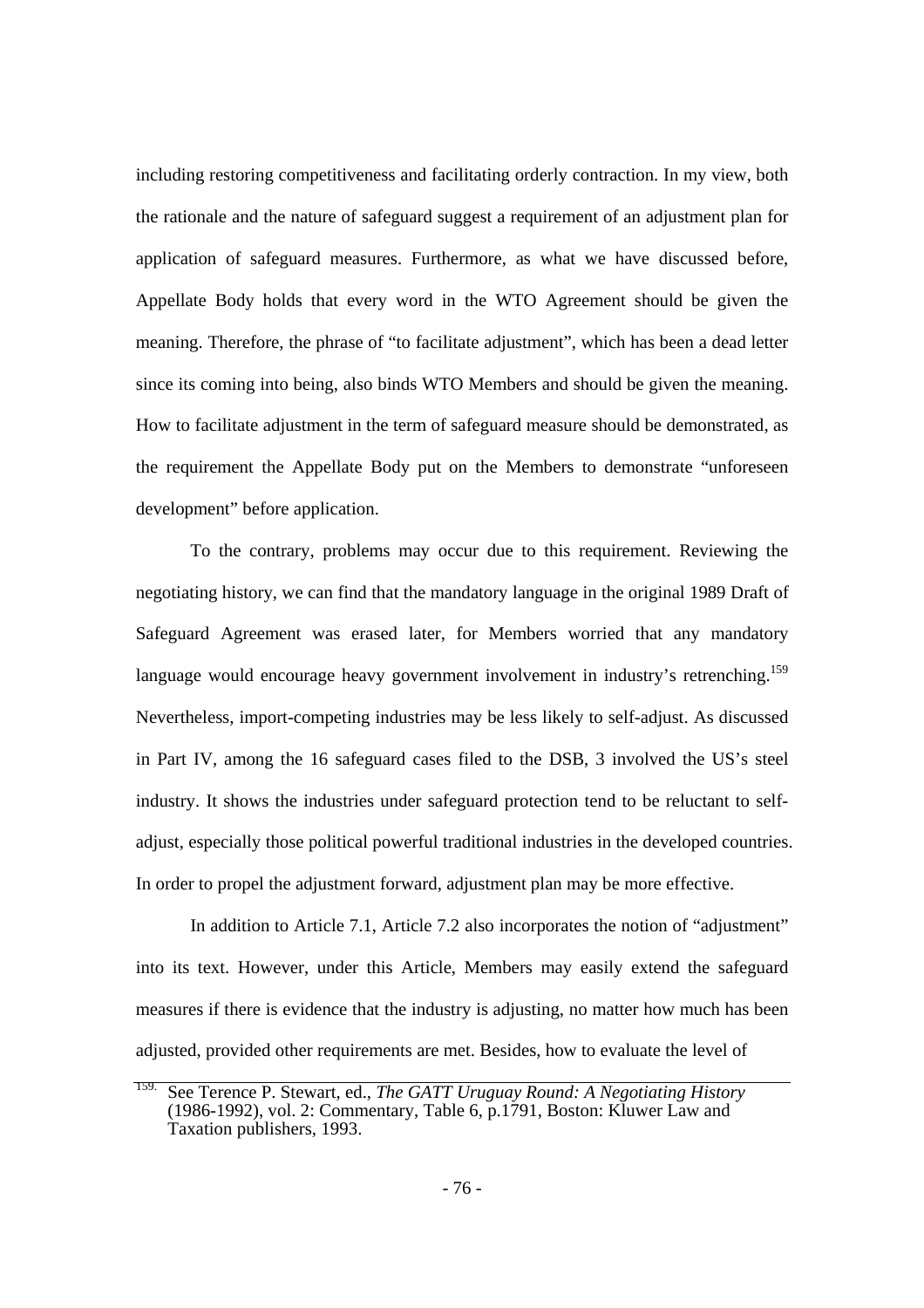including restoring competitiveness and facilitating orderly contraction. In my view, both the rationale and the nature of safeguard suggest a requirement of an adjustment plan for application of safeguard measures. Furthermore, as what we have discussed before, Appellate Body holds that every word in the WTO Agreement should be given the meaning. Therefore, the phrase of "to facilitate adjustment", which has been a dead letter since its coming into being, also binds WTO Members and should be given the meaning. How to facilitate adjustment in the term of safeguard measure should be demonstrated, as the requirement the Appellate Body put on the Members to demonstrate "unforeseen development" before application.

To the contrary, problems may occur due to this requirement. Reviewing the negotiating history, we can find that the mandatory language in the original 1989 Draft of Safeguard Agreement was erased later, for Members worried that any mandatory language would encourage heavy government involvement in industry's retrenching.[159] Nevertheless, import-competing industries may be less likely to self-adjust. As discussed in Part IV, among the 16 safeguard cases filed to the DSB, 3 involved the US's steel industry. It shows the industries under safeguard protection tend to be reluctant to self-adjust, especially those political powerful traditional industries in the developed countries. In order to propel the adjustment forward, adjustment plan may be more effective.

In addition to Article 7.1, Article 7.2 also incorporates the notion of "adjustment" into its text. However, under this Article, Members may easily extend the safeguard measures if there is evidence that the industry is adjusting, no matter how much has been adjusted, provided other requirements are met. Besides, how to evaluate the level of

---

[159] See Terence P. Stewart, ed., *The GATT Uruguay Round: A Negotiating History* (1986-1992), vol. 2: Commentary, Table 6, p.1791, Boston: Kluwer Law and Taxation publishers, 1993.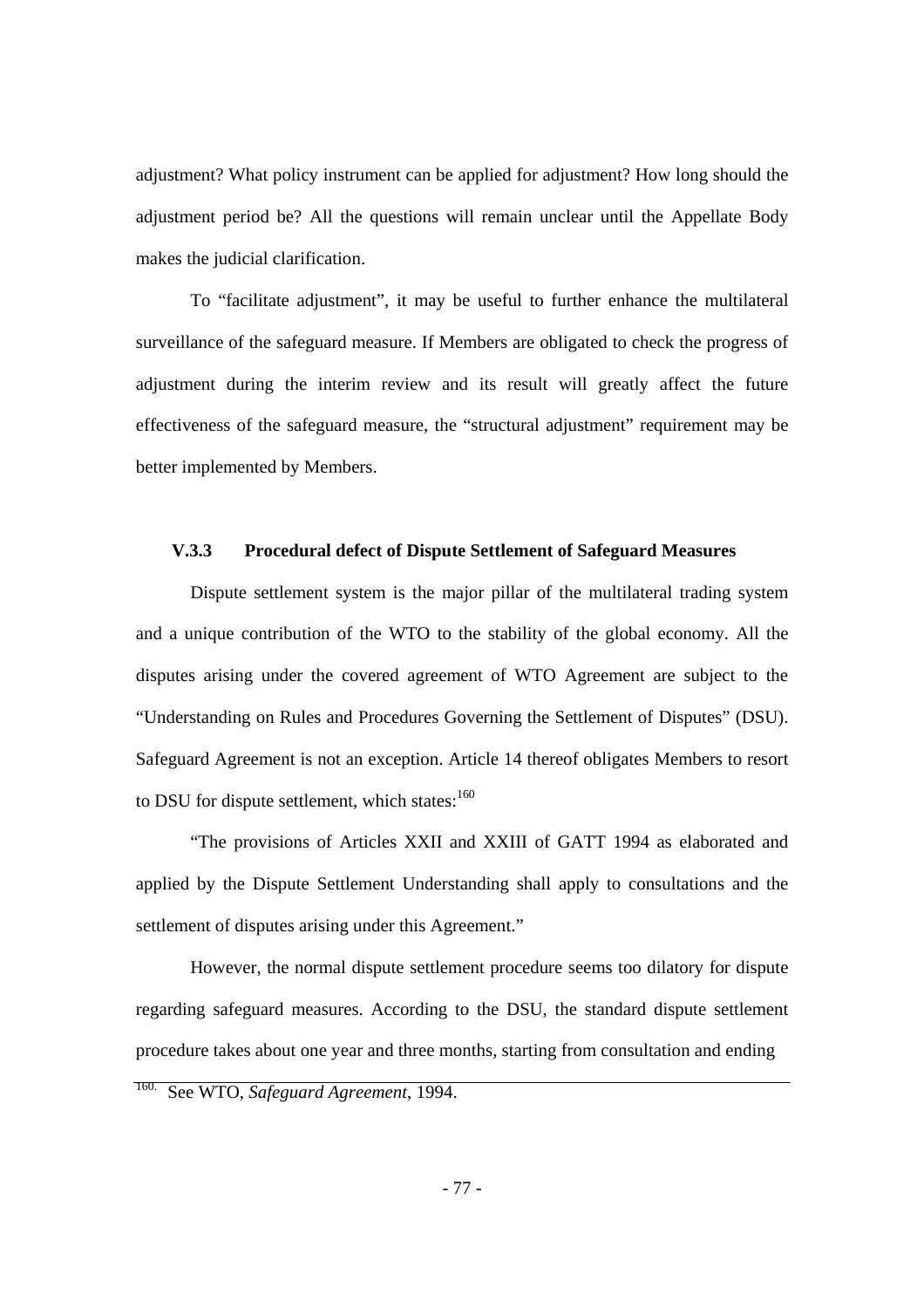adjustment? What policy instrument can be applied for adjustment? How long should the adjustment period be? All the questions will remain unclear until the Appellate Body makes the judicial clarification.

To "facilitate adjustment", it may be useful to further enhance the multilateral surveillance of the safeguard measure. If Members are obligated to check the progress of adjustment during the interim review and its result will greatly affect the future effectiveness of the safeguard measure, the "structural adjustment" requirement may be better implemented by Members.

### V.3.3 Procedural defect of Dispute Settlement of Safeguard Measures

Dispute settlement system is the major pillar of the multilateral trading system and a unique contribution of the WTO to the stability of the global economy. All the disputes arising under the covered agreement of WTO Agreement are subject to the "Understanding on Rules and Procedures Governing the Settlement of Disputes" (DSU). Safeguard Agreement is not an exception. Article 14 thereof obligates Members to resort to DSU for dispute settlement, which states:[160]

"The provisions of Articles XXII and XXIII of GATT 1994 as elaborated and applied by the Dispute Settlement Understanding shall apply to consultations and the settlement of disputes arising under this Agreement."

However, the normal dispute settlement procedure seems too dilatory for dispute regarding safeguard measures. According to the DSU, the standard dispute settlement procedure takes about one year and three months, starting from consultation and ending

---

[160] See WTO, *Safeguard Agreement*, 1994.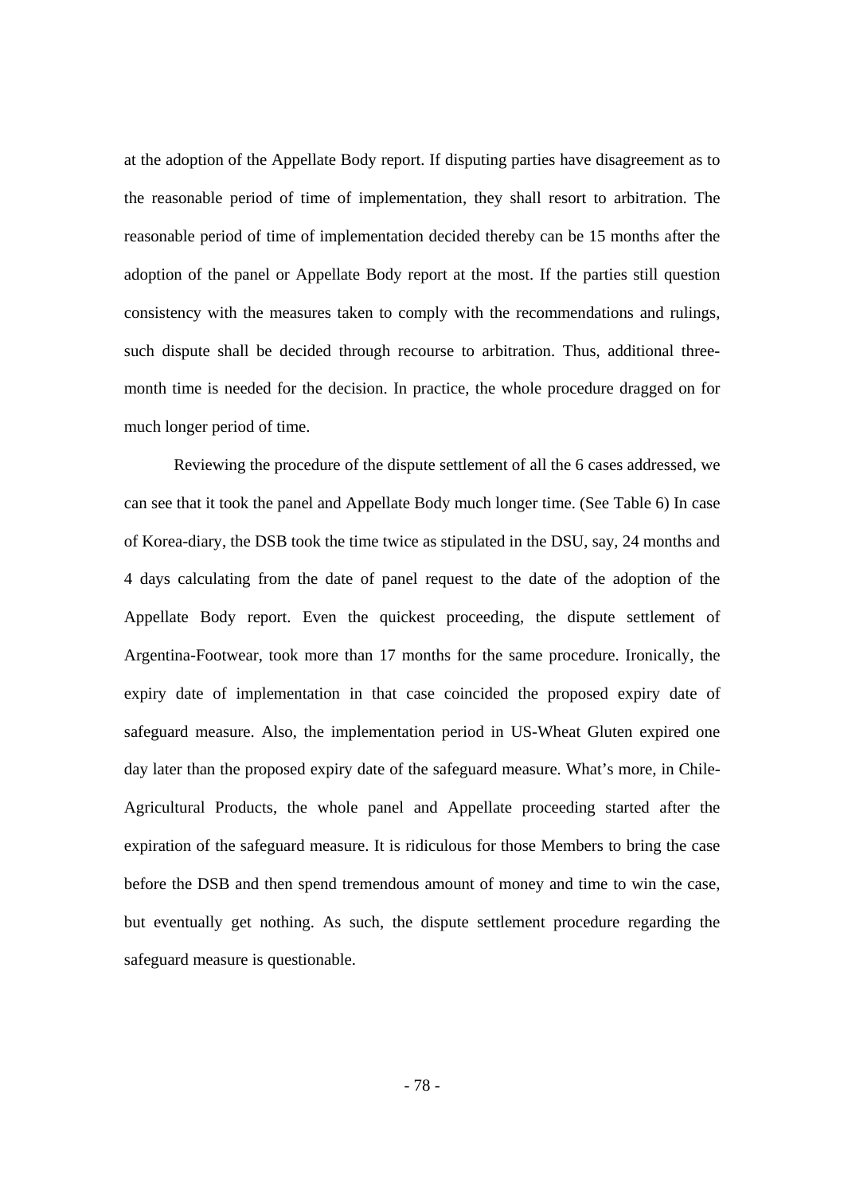at the adoption of the Appellate Body report. If disputing parties have disagreement as to the reasonable period of time of implementation, they shall resort to arbitration. The reasonable period of time of implementation decided thereby can be 15 months after the adoption of the panel or Appellate Body report at the most. If the parties still question consistency with the measures taken to comply with the recommendations and rulings, such dispute shall be decided through recourse to arbitration. Thus, additional three-month time is needed for the decision. In practice, the whole procedure dragged on for much longer period of time.

Reviewing the procedure of the dispute settlement of all the 6 cases addressed, we can see that it took the panel and Appellate Body much longer time. (See Table 6) In case of Korea-diary, the DSB took the time twice as stipulated in the DSU, say, 24 months and 4 days calculating from the date of panel request to the date of the adoption of the Appellate Body report. Even the quickest proceeding, the dispute settlement of Argentina-Footwear, took more than 17 months for the same procedure. Ironically, the expiry date of implementation in that case coincided the proposed expiry date of safeguard measure. Also, the implementation period in US-Wheat Gluten expired one day later than the proposed expiry date of the safeguard measure. What's more, in Chile-Agricultural Products, the whole panel and Appellate proceeding started after the expiration of the safeguard measure. It is ridiculous for those Members to bring the case before the DSB and then spend tremendous amount of money and time to win the case, but eventually get nothing. As such, the dispute settlement procedure regarding the safeguard measure is questionable.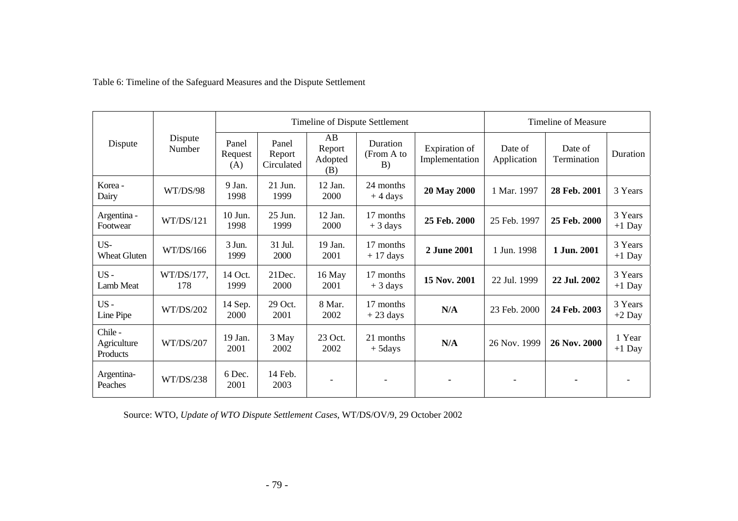Table 6: Timeline of the Safeguard Measures and the Dispute Settlement

| Dispute | Dispute Number | Timeline of Dispute Settlement | | | | | Timeline of Measure | | |
|---|---|---|---|---|---|---|---|---|---|
| | | Panel Request (A) | Panel Report Circulated | AB Report Adopted (B) | Duration (From A to B) | Expiration of Implementation | Date of Application | Date of Termination | Duration |
| Korea - Dairy | WT/DS/98 | 9 Jan. 1998 | 21 Jun. 1999 | 12 Jan. 2000 | 24 months + 4 days | **20 May 2000** | 1 Mar. 1997 | **28 Feb. 2001** | 3 Years |
| Argentina - Footwear | WT/DS/121 | 10 Jun. 1998 | 25 Jun. 1999 | 12 Jan. 2000 | 17 months + 3 days | **25 Feb. 2000** | 25 Feb. 1997 | **25 Feb. 2000** | 3 Years +1 Day |
| US- Wheat Gluten | WT/DS/166 | 3 Jun. 1999 | 31 Jul. 2000 | 19 Jan. 2001 | 17 months + 17 days | **2 June 2001** | 1 Jun. 1998 | **1 Jun. 2001** | 3 Years +1 Day |
| US - Lamb Meat | WT/DS/177, 178 | 14 Oct. 1999 | 21Dec. 2000 | 16 May 2001 | 17 months + 3 days | **15 Nov. 2001** | 22 Jul. 1999 | **22 Jul. 2002** | 3 Years +1 Day |
| US - Line Pipe | WT/DS/202 | 14 Sep. 2000 | 29 Oct. 2001 | 8 Mar. 2002 | 17 months + 23 days | **N/A** | 23 Feb. 2000 | **24 Feb. 2003** | 3 Years +2 Day |
| Chile - Agriculture Products | WT/DS/207 | 19 Jan. 2001 | 3 May 2002 | 23 Oct. 2002 | 21 months + 5days | **N/A** | 26 Nov. 1999 | **26 Nov. 2000** | 1 Year +1 Day |
| Argentina- Peaches | WT/DS/238 | 6 Dec. 2001 | 14 Feb. 2003 | - | - | - | - | - | - |

Source: WTO, *Update of WTO Dispute Settlement Cases*, WT/DS/OV/9, 29 October 2002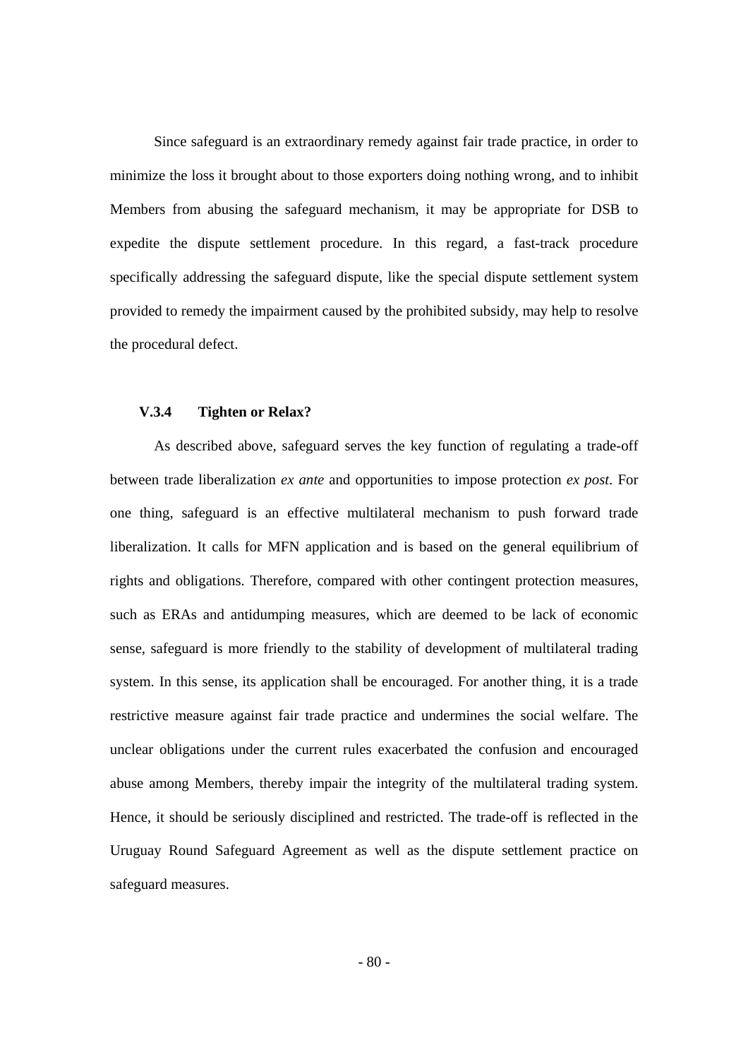Since safeguard is an extraordinary remedy against fair trade practice, in order to minimize the loss it brought about to those exporters doing nothing wrong, and to inhibit Members from abusing the safeguard mechanism, it may be appropriate for DSB to expedite the dispute settlement procedure. In this regard, a fast-track procedure specifically addressing the safeguard dispute, like the special dispute settlement system provided to remedy the impairment caused by the prohibited subsidy, may help to resolve the procedural defect.

### V.3.4 Tighten or Relax?

As described above, safeguard serves the key function of regulating a trade-off between trade liberalization *ex ante* and opportunities to impose protection *ex post*. For one thing, safeguard is an effective multilateral mechanism to push forward trade liberalization. It calls for MFN application and is based on the general equilibrium of rights and obligations. Therefore, compared with other contingent protection measures, such as ERAs and antidumping measures, which are deemed to be lack of economic sense, safeguard is more friendly to the stability of development of multilateral trading system. In this sense, its application shall be encouraged. For another thing, it is a trade restrictive measure against fair trade practice and undermines the social welfare. The unclear obligations under the current rules exacerbated the confusion and encouraged abuse among Members, thereby impair the integrity of the multilateral trading system. Hence, it should be seriously disciplined and restricted. The trade-off is reflected in the Uruguay Round Safeguard Agreement as well as the dispute settlement practice on safeguard measures.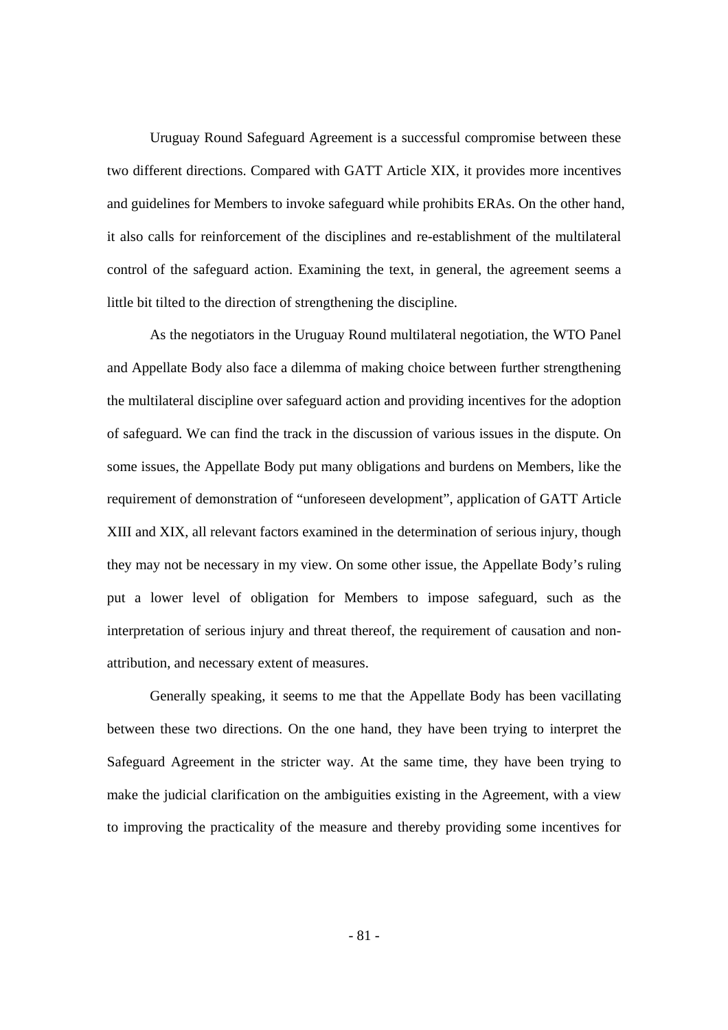Uruguay Round Safeguard Agreement is a successful compromise between these two different directions. Compared with GATT Article XIX, it provides more incentives and guidelines for Members to invoke safeguard while prohibits ERAs. On the other hand, it also calls for reinforcement of the disciplines and re-establishment of the multilateral control of the safeguard action. Examining the text, in general, the agreement seems a little bit tilted to the direction of strengthening the discipline.

As the negotiators in the Uruguay Round multilateral negotiation, the WTO Panel and Appellate Body also face a dilemma of making choice between further strengthening the multilateral discipline over safeguard action and providing incentives for the adoption of safeguard. We can find the track in the discussion of various issues in the dispute. On some issues, the Appellate Body put many obligations and burdens on Members, like the requirement of demonstration of "unforeseen development", application of GATT Article XIII and XIX, all relevant factors examined in the determination of serious injury, though they may not be necessary in my view. On some other issue, the Appellate Body's ruling put a lower level of obligation for Members to impose safeguard, such as the interpretation of serious injury and threat thereof, the requirement of causation and non-attribution, and necessary extent of measures.

Generally speaking, it seems to me that the Appellate Body has been vacillating between these two directions. On the one hand, they have been trying to interpret the Safeguard Agreement in the stricter way. At the same time, they have been trying to make the judicial clarification on the ambiguities existing in the Agreement, with a view to improving the practicality of the measure and thereby providing some incentives for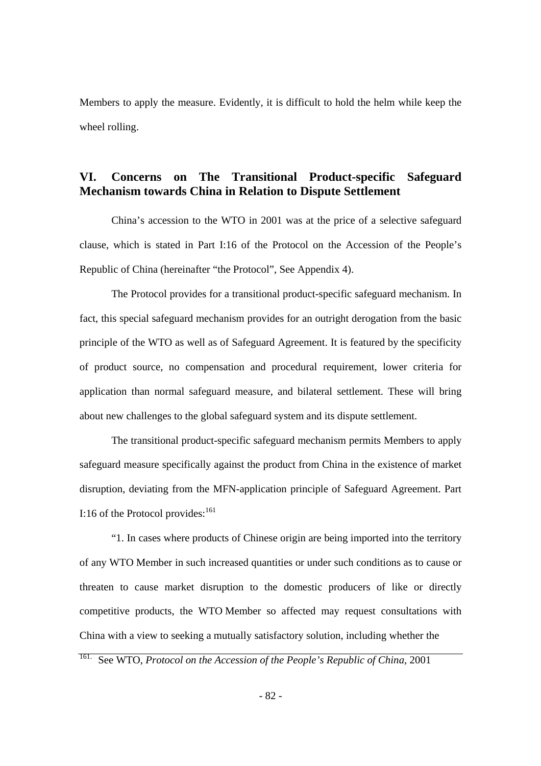Members to apply the measure. Evidently, it is difficult to hold the helm while keep the wheel rolling.

## VI. Concerns on The Transitional Product-specific Safeguard Mechanism towards China in Relation to Dispute Settlement

China's accession to the WTO in 2001 was at the price of a selective safeguard clause, which is stated in Part I:16 of the Protocol on the Accession of the People's Republic of China (hereinafter "the Protocol", See Appendix 4).

The Protocol provides for a transitional product-specific safeguard mechanism. In fact, this special safeguard mechanism provides for an outright derogation from the basic principle of the WTO as well as of Safeguard Agreement. It is featured by the specificity of product source, no compensation and procedural requirement, lower criteria for application than normal safeguard measure, and bilateral settlement. These will bring about new challenges to the global safeguard system and its dispute settlement.

The transitional product-specific safeguard mechanism permits Members to apply safeguard measure specifically against the product from China in the existence of market disruption, deviating from the MFN-application principle of Safeguard Agreement. Part I:16 of the Protocol provides:[161]

"1. In cases where products of Chinese origin are being imported into the territory of any WTO Member in such increased quantities or under such conditions as to cause or threaten to cause market disruption to the domestic producers of like or directly competitive products, the WTO Member so affected may request consultations with China with a view to seeking a mutually satisfactory solution, including whether the

[161] See WTO, *Protocol on the Accession of the People's Republic of China*, 2001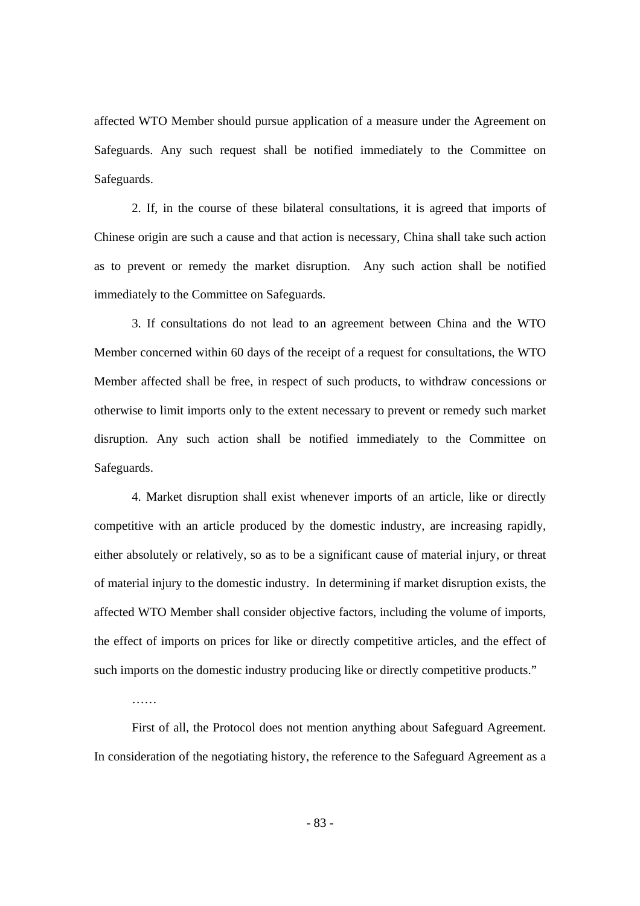affected WTO Member should pursue application of a measure under the Agreement on Safeguards. Any such request shall be notified immediately to the Committee on Safeguards.

2. If, in the course of these bilateral consultations, it is agreed that imports of Chinese origin are such a cause and that action is necessary, China shall take such action as to prevent or remedy the market disruption. Any such action shall be notified immediately to the Committee on Safeguards.

3. If consultations do not lead to an agreement between China and the WTO Member concerned within 60 days of the receipt of a request for consultations, the WTO Member affected shall be free, in respect of such products, to withdraw concessions or otherwise to limit imports only to the extent necessary to prevent or remedy such market disruption. Any such action shall be notified immediately to the Committee on Safeguards.

4. Market disruption shall exist whenever imports of an article, like or directly competitive with an article produced by the domestic industry, are increasing rapidly, either absolutely or relatively, so as to be a significant cause of material injury, or threat of material injury to the domestic industry. In determining if market disruption exists, the affected WTO Member shall consider objective factors, including the volume of imports, the effect of imports on prices for like or directly competitive articles, and the effect of such imports on the domestic industry producing like or directly competitive products."

……

First of all, the Protocol does not mention anything about Safeguard Agreement. In consideration of the negotiating history, the reference to the Safeguard Agreement as a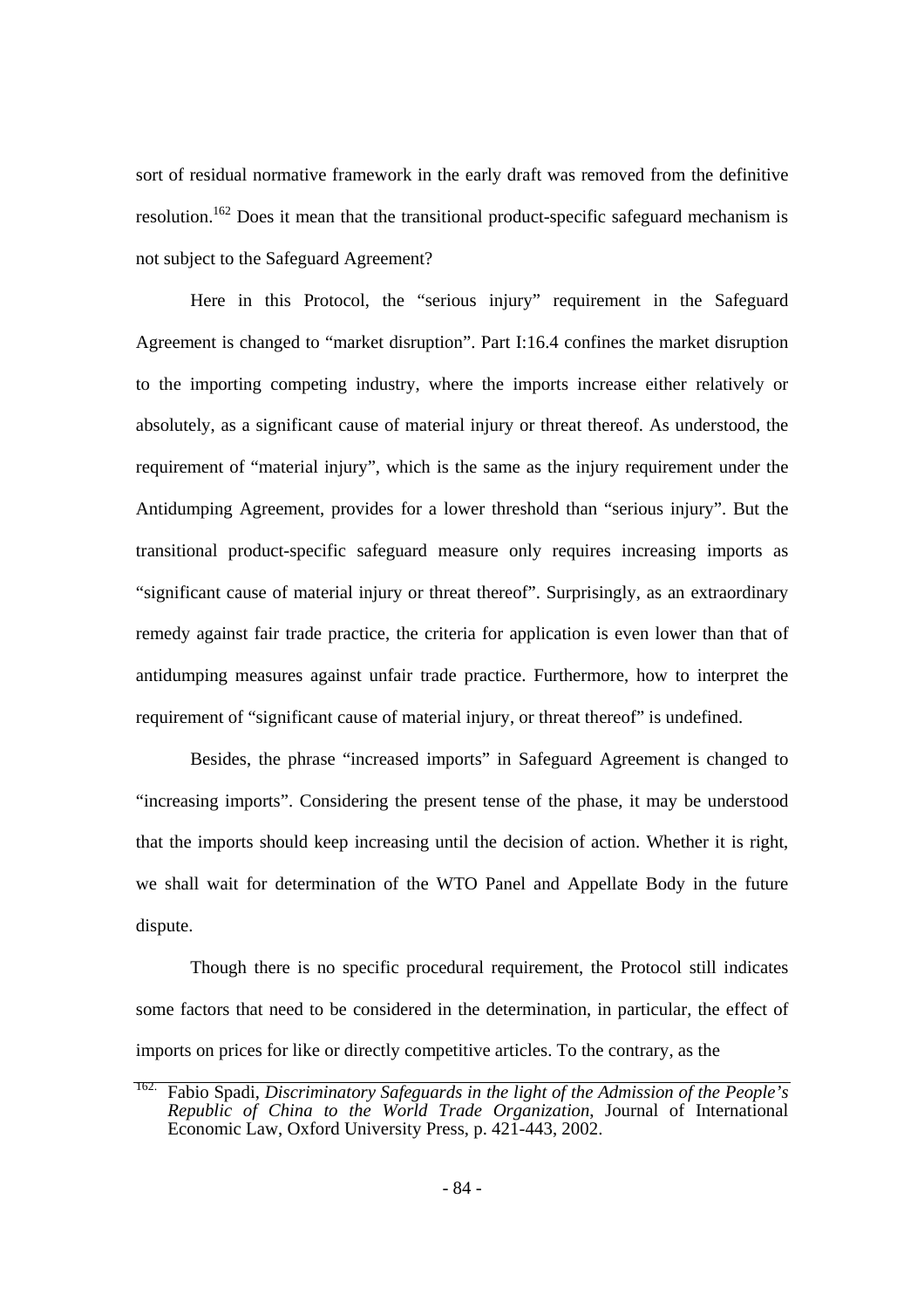sort of residual normative framework in the early draft was removed from the definitive resolution.[162] Does it mean that the transitional product-specific safeguard mechanism is not subject to the Safeguard Agreement?

Here in this Protocol, the "serious injury" requirement in the Safeguard Agreement is changed to "market disruption". Part I:16.4 confines the market disruption to the importing competing industry, where the imports increase either relatively or absolutely, as a significant cause of material injury or threat thereof. As understood, the requirement of "material injury", which is the same as the injury requirement under the Antidumping Agreement, provides for a lower threshold than "serious injury". But the transitional product-specific safeguard measure only requires increasing imports as "significant cause of material injury or threat thereof". Surprisingly, as an extraordinary remedy against fair trade practice, the criteria for application is even lower than that of antidumping measures against unfair trade practice. Furthermore, how to interpret the requirement of "significant cause of material injury, or threat thereof" is undefined.

Besides, the phrase "increased imports" in Safeguard Agreement is changed to "increasing imports". Considering the present tense of the phase, it may be understood that the imports should keep increasing until the decision of action. Whether it is right, we shall wait for determination of the WTO Panel and Appellate Body in the future dispute.

Though there is no specific procedural requirement, the Protocol still indicates some factors that need to be considered in the determination, in particular, the effect of imports on prices for like or directly competitive articles. To the contrary, as the

---

[162] Fabio Spadi, *Discriminatory Safeguards in the light of the Admission of the People's Republic of China to the World Trade Organization*, Journal of International Economic Law, Oxford University Press, p. 421-443, 2002.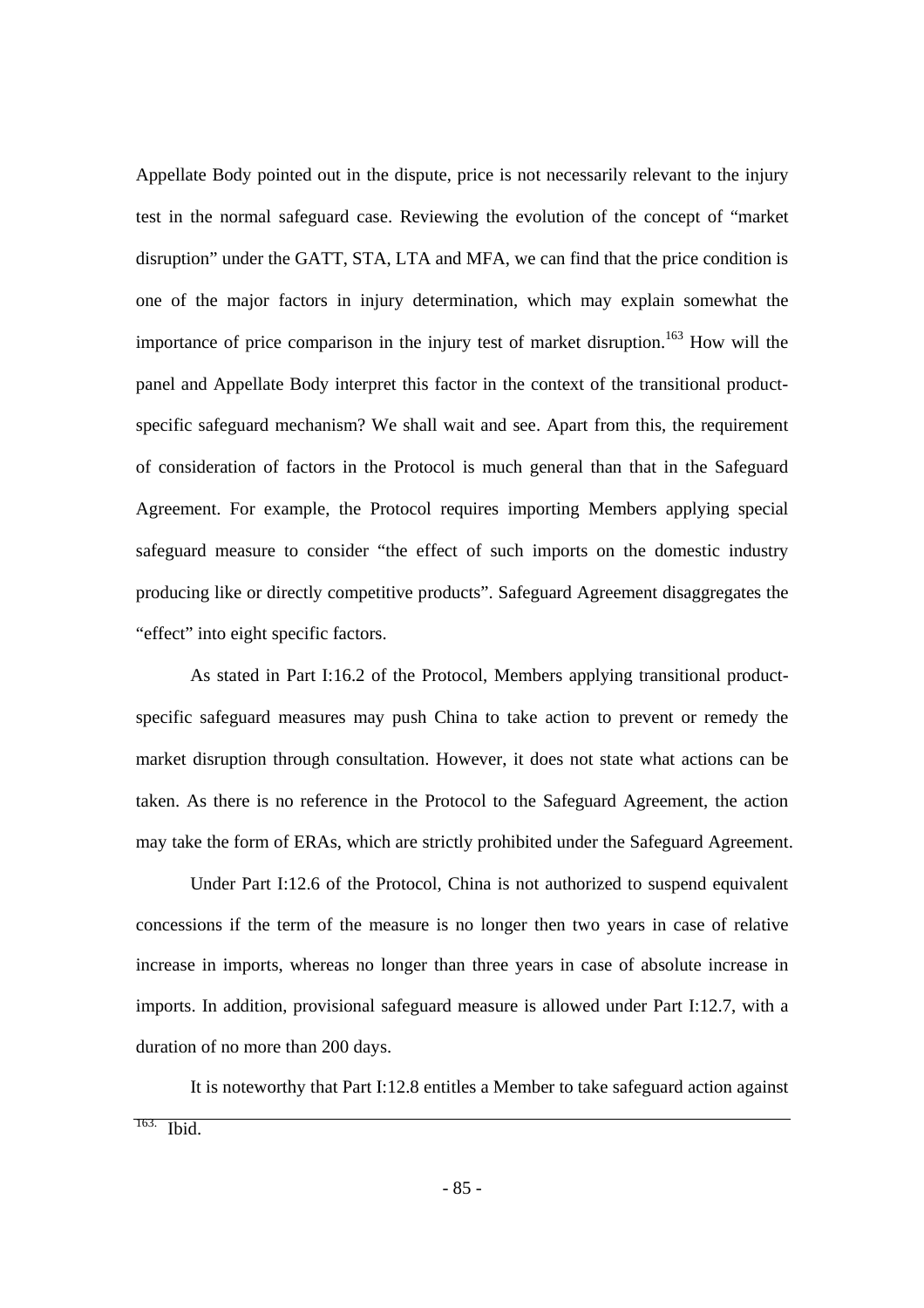Appellate Body pointed out in the dispute, price is not necessarily relevant to the injury test in the normal safeguard case. Reviewing the evolution of the concept of "market disruption" under the GATT, STA, LTA and MFA, we can find that the price condition is one of the major factors in injury determination, which may explain somewhat the importance of price comparison in the injury test of market disruption.[163] How will the panel and Appellate Body interpret this factor in the context of the transitional product-specific safeguard mechanism? We shall wait and see. Apart from this, the requirement of consideration of factors in the Protocol is much general than that in the Safeguard Agreement. For example, the Protocol requires importing Members applying special safeguard measure to consider "the effect of such imports on the domestic industry producing like or directly competitive products". Safeguard Agreement disaggregates the "effect" into eight specific factors.

As stated in Part I:16.2 of the Protocol, Members applying transitional product-specific safeguard measures may push China to take action to prevent or remedy the market disruption through consultation. However, it does not state what actions can be taken. As there is no reference in the Protocol to the Safeguard Agreement, the action may take the form of ERAs, which are strictly prohibited under the Safeguard Agreement.

Under Part I:12.6 of the Protocol, China is not authorized to suspend equivalent concessions if the term of the measure is no longer then two years in case of relative increase in imports, whereas no longer than three years in case of absolute increase in imports. In addition, provisional safeguard measure is allowed under Part I:12.7, with a duration of no more than 200 days.

It is noteworthy that Part I:12.8 entitles a Member to take safeguard action against

---

[163] Ibid.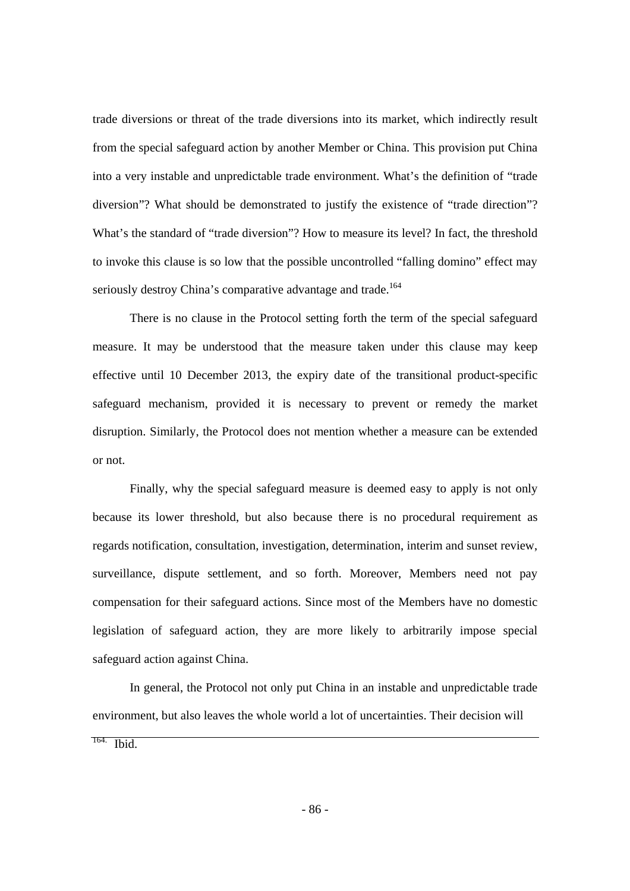trade diversions or threat of the trade diversions into its market, which indirectly result from the special safeguard action by another Member or China. This provision put China into a very instable and unpredictable trade environment. What's the definition of "trade diversion"? What should be demonstrated to justify the existence of "trade direction"? What's the standard of "trade diversion"? How to measure its level? In fact, the threshold to invoke this clause is so low that the possible uncontrolled "falling domino" effect may seriously destroy China's comparative advantage and trade.[164]

There is no clause in the Protocol setting forth the term of the special safeguard measure. It may be understood that the measure taken under this clause may keep effective until 10 December 2013, the expiry date of the transitional product-specific safeguard mechanism, provided it is necessary to prevent or remedy the market disruption. Similarly, the Protocol does not mention whether a measure can be extended or not.

Finally, why the special safeguard measure is deemed easy to apply is not only because its lower threshold, but also because there is no procedural requirement as regards notification, consultation, investigation, determination, interim and sunset review, surveillance, dispute settlement, and so forth. Moreover, Members need not pay compensation for their safeguard actions. Since most of the Members have no domestic legislation of safeguard action, they are more likely to arbitrarily impose special safeguard action against China.

In general, the Protocol not only put China in an instable and unpredictable trade environment, but also leaves the whole world a lot of uncertainties. Their decision will

---

[164] Ibid.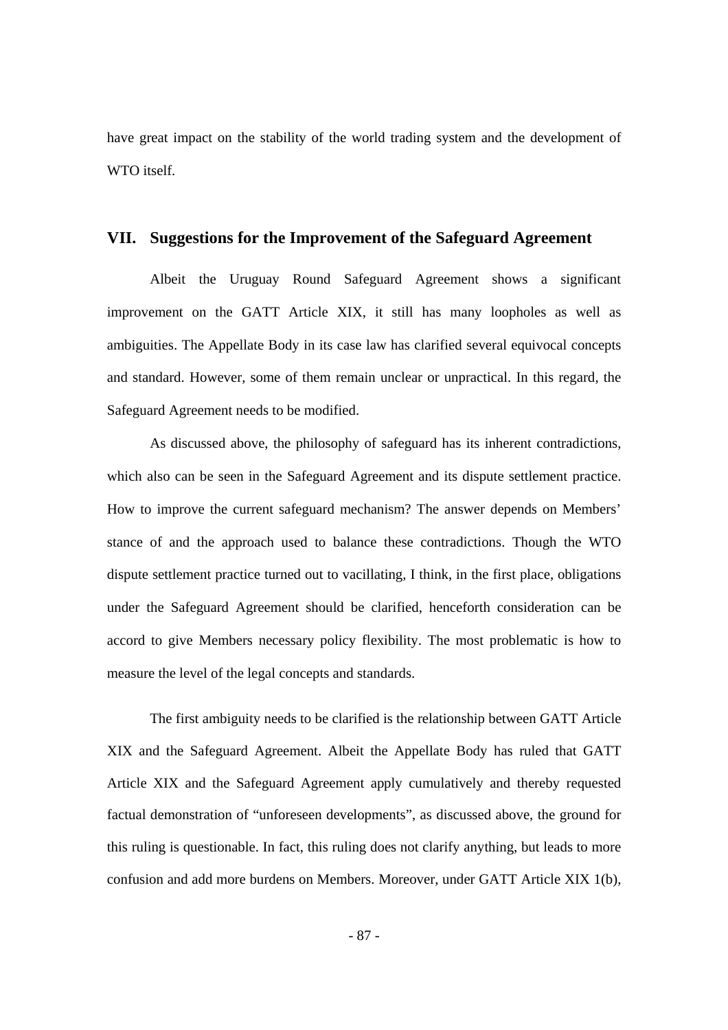have great impact on the stability of the world trading system and the development of WTO itself.

## VII. Suggestions for the Improvement of the Safeguard Agreement

Albeit the Uruguay Round Safeguard Agreement shows a significant improvement on the GATT Article XIX, it still has many loopholes as well as ambiguities. The Appellate Body in its case law has clarified several equivocal concepts and standard. However, some of them remain unclear or unpractical. In this regard, the Safeguard Agreement needs to be modified.

As discussed above, the philosophy of safeguard has its inherent contradictions, which also can be seen in the Safeguard Agreement and its dispute settlement practice. How to improve the current safeguard mechanism? The answer depends on Members' stance of and the approach used to balance these contradictions. Though the WTO dispute settlement practice turned out to vacillating, I think, in the first place, obligations under the Safeguard Agreement should be clarified, henceforth consideration can be accord to give Members necessary policy flexibility. The most problematic is how to measure the level of the legal concepts and standards.

The first ambiguity needs to be clarified is the relationship between GATT Article XIX and the Safeguard Agreement. Albeit the Appellate Body has ruled that GATT Article XIX and the Safeguard Agreement apply cumulatively and thereby requested factual demonstration of "unforeseen developments", as discussed above, the ground for this ruling is questionable. In fact, this ruling does not clarify anything, but leads to more confusion and add more burdens on Members. Moreover, under GATT Article XIX 1(b),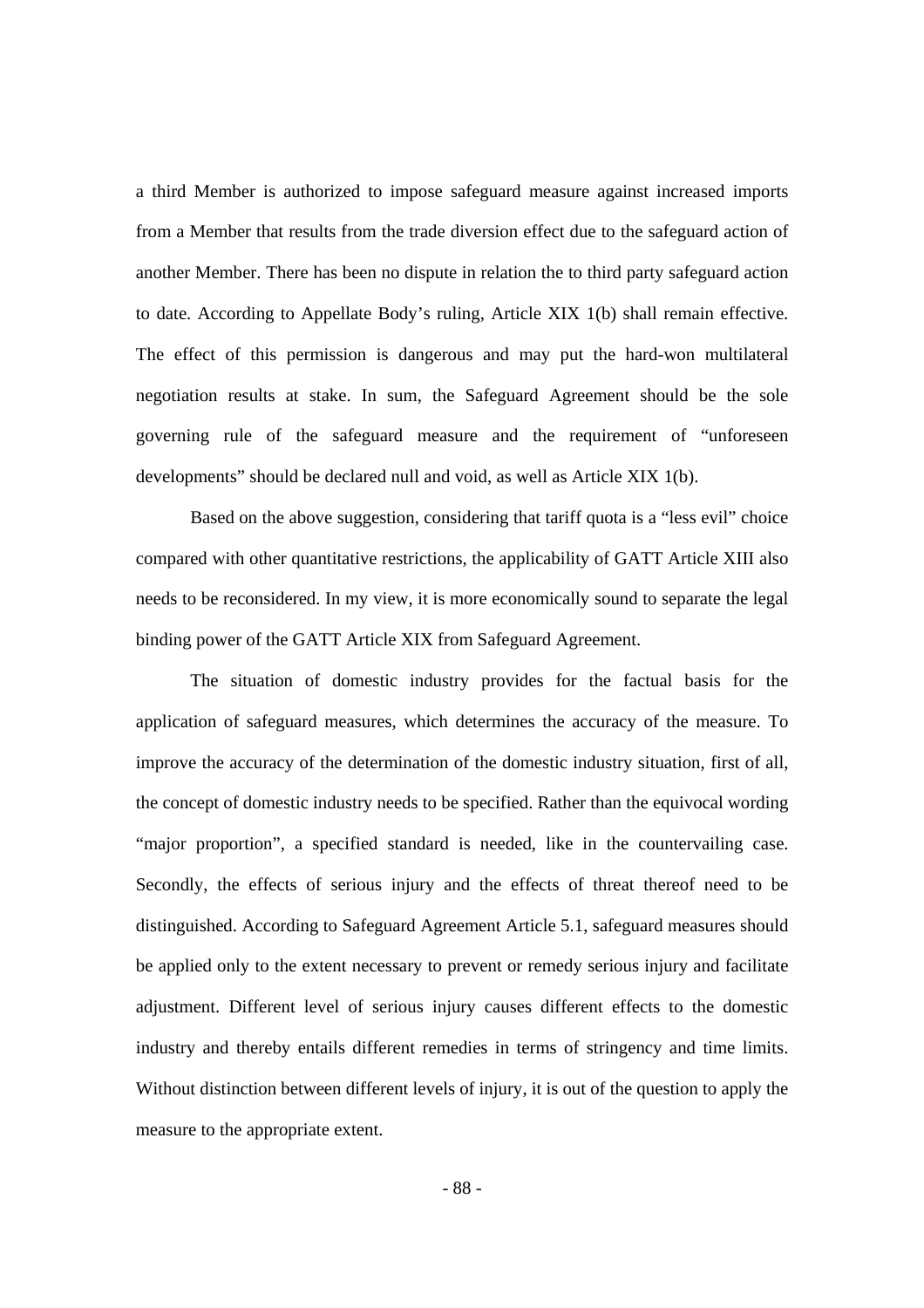a third Member is authorized to impose safeguard measure against increased imports from a Member that results from the trade diversion effect due to the safeguard action of another Member. There has been no dispute in relation the to third party safeguard action to date. According to Appellate Body's ruling, Article XIX 1(b) shall remain effective. The effect of this permission is dangerous and may put the hard-won multilateral negotiation results at stake. In sum, the Safeguard Agreement should be the sole governing rule of the safeguard measure and the requirement of "unforeseen developments" should be declared null and void, as well as Article XIX 1(b).

Based on the above suggestion, considering that tariff quota is a "less evil" choice compared with other quantitative restrictions, the applicability of GATT Article XIII also needs to be reconsidered. In my view, it is more economically sound to separate the legal binding power of the GATT Article XIX from Safeguard Agreement.

The situation of domestic industry provides for the factual basis for the application of safeguard measures, which determines the accuracy of the measure. To improve the accuracy of the determination of the domestic industry situation, first of all, the concept of domestic industry needs to be specified. Rather than the equivocal wording "major proportion", a specified standard is needed, like in the countervailing case. Secondly, the effects of serious injury and the effects of threat thereof need to be distinguished. According to Safeguard Agreement Article 5.1, safeguard measures should be applied only to the extent necessary to prevent or remedy serious injury and facilitate adjustment. Different level of serious injury causes different effects to the domestic industry and thereby entails different remedies in terms of stringency and time limits. Without distinction between different levels of injury, it is out of the question to apply the measure to the appropriate extent.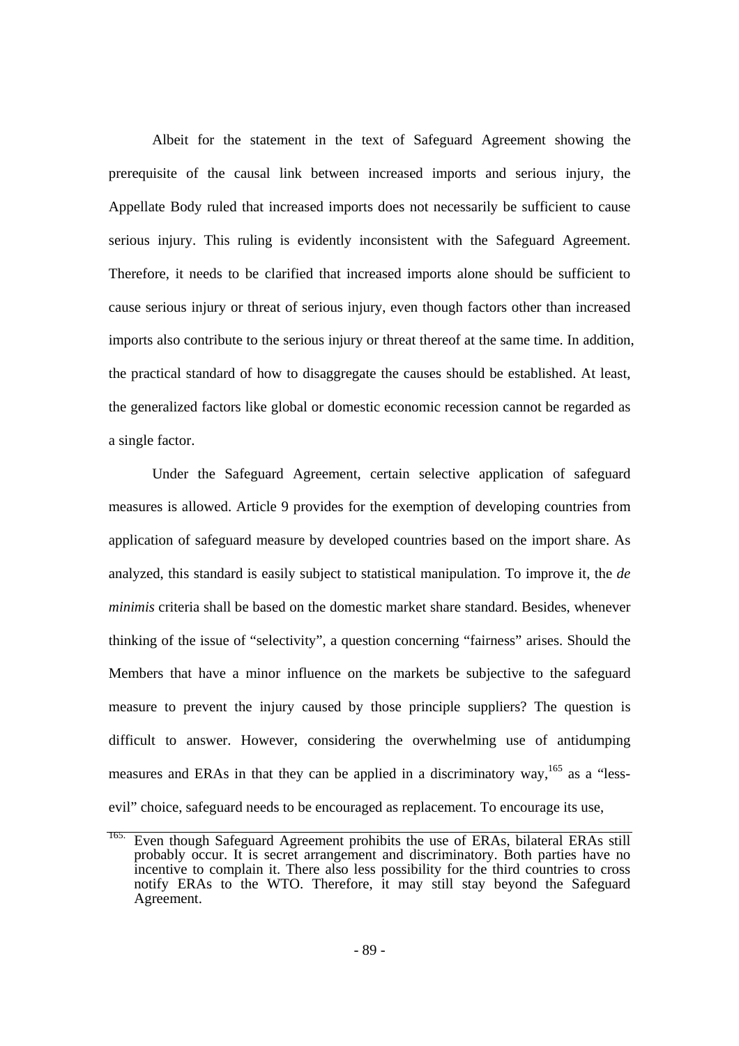Albeit for the statement in the text of Safeguard Agreement showing the prerequisite of the causal link between increased imports and serious injury, the Appellate Body ruled that increased imports does not necessarily be sufficient to cause serious injury. This ruling is evidently inconsistent with the Safeguard Agreement. Therefore, it needs to be clarified that increased imports alone should be sufficient to cause serious injury or threat of serious injury, even though factors other than increased imports also contribute to the serious injury or threat thereof at the same time. In addition, the practical standard of how to disaggregate the causes should be established. At least, the generalized factors like global or domestic economic recession cannot be regarded as a single factor.

Under the Safeguard Agreement, certain selective application of safeguard measures is allowed. Article 9 provides for the exemption of developing countries from application of safeguard measure by developed countries based on the import share. As analyzed, this standard is easily subject to statistical manipulation. To improve it, the *de minimis* criteria shall be based on the domestic market share standard. Besides, whenever thinking of the issue of "selectivity", a question concerning "fairness" arises. Should the Members that have a minor influence on the markets be subjective to the safeguard measure to prevent the injury caused by those principle suppliers? The question is difficult to answer. However, considering the overwhelming use of antidumping measures and ERAs in that they can be applied in a discriminatory way,[165] as a "less-evil" choice, safeguard needs to be encouraged as replacement. To encourage its use,

---

[165]. Even though Safeguard Agreement prohibits the use of ERAs, bilateral ERAs still probably occur. It is secret arrangement and discriminatory. Both parties have no incentive to complain it. There also less possibility for the third countries to cross notify ERAs to the WTO. Therefore, it may still stay beyond the Safeguard Agreement.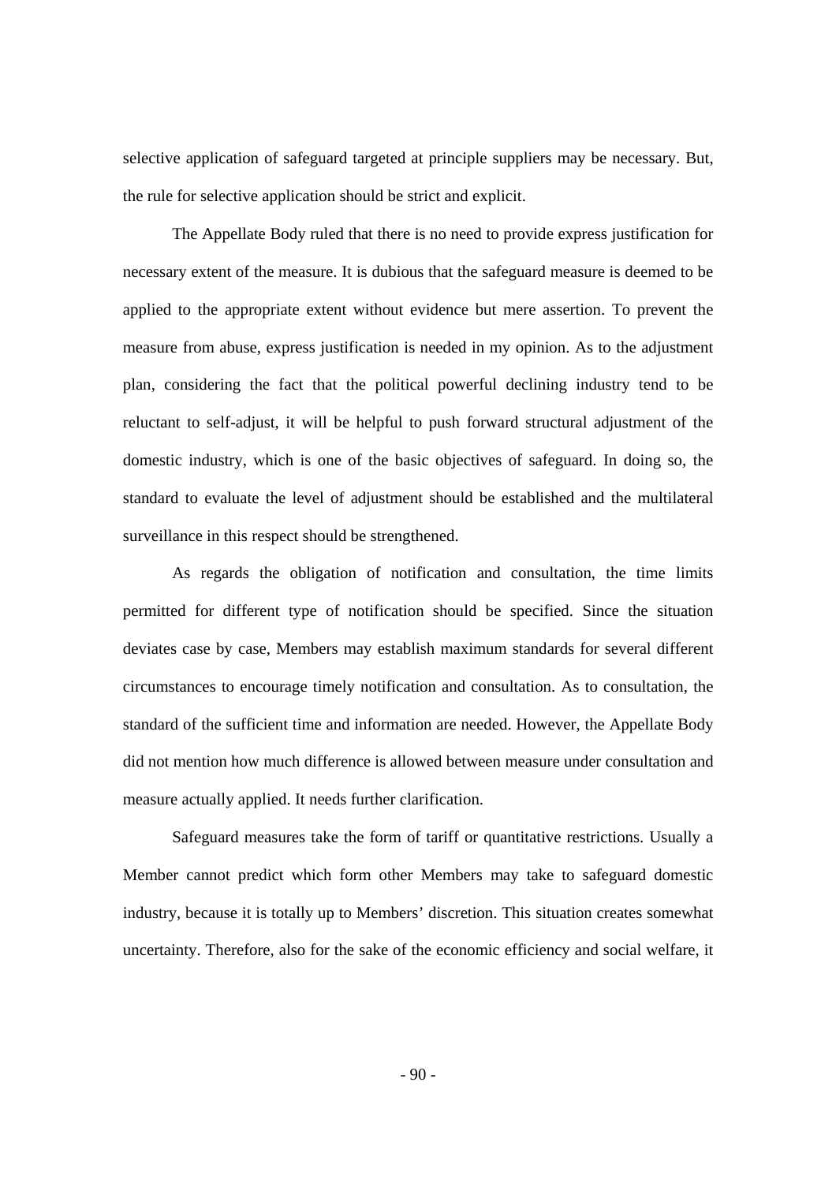selective application of safeguard targeted at principle suppliers may be necessary. But, the rule for selective application should be strict and explicit.

The Appellate Body ruled that there is no need to provide express justification for necessary extent of the measure. It is dubious that the safeguard measure is deemed to be applied to the appropriate extent without evidence but mere assertion. To prevent the measure from abuse, express justification is needed in my opinion. As to the adjustment plan, considering the fact that the political powerful declining industry tend to be reluctant to self-adjust, it will be helpful to push forward structural adjustment of the domestic industry, which is one of the basic objectives of safeguard. In doing so, the standard to evaluate the level of adjustment should be established and the multilateral surveillance in this respect should be strengthened.

As regards the obligation of notification and consultation, the time limits permitted for different type of notification should be specified. Since the situation deviates case by case, Members may establish maximum standards for several different circumstances to encourage timely notification and consultation. As to consultation, the standard of the sufficient time and information are needed. However, the Appellate Body did not mention how much difference is allowed between measure under consultation and measure actually applied. It needs further clarification.

Safeguard measures take the form of tariff or quantitative restrictions. Usually a Member cannot predict which form other Members may take to safeguard domestic industry, because it is totally up to Members' discretion. This situation creates somewhat uncertainty. Therefore, also for the sake of the economic efficiency and social welfare, it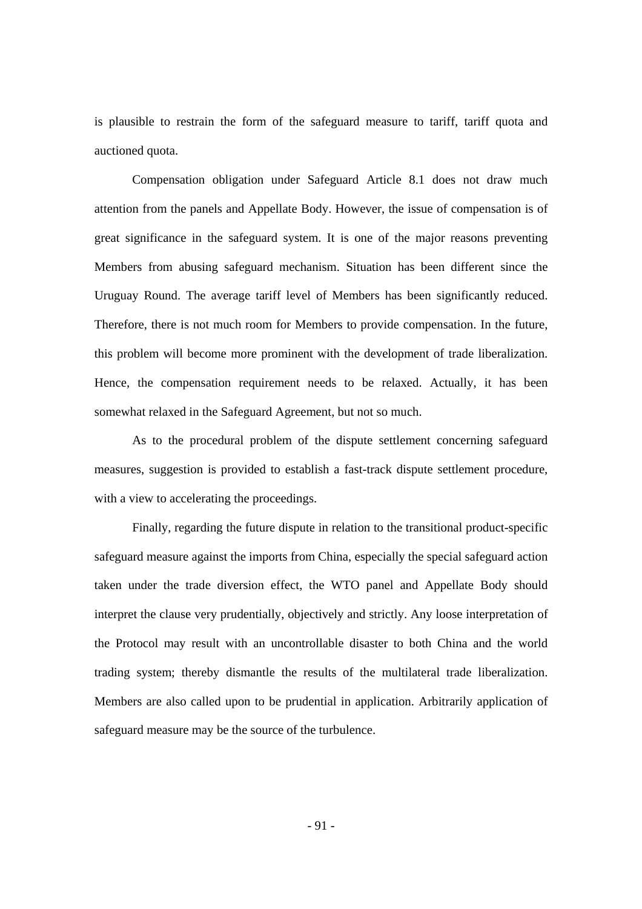is plausible to restrain the form of the safeguard measure to tariff, tariff quota and auctioned quota.

Compensation obligation under Safeguard Article 8.1 does not draw much attention from the panels and Appellate Body. However, the issue of compensation is of great significance in the safeguard system. It is one of the major reasons preventing Members from abusing safeguard mechanism. Situation has been different since the Uruguay Round. The average tariff level of Members has been significantly reduced. Therefore, there is not much room for Members to provide compensation. In the future, this problem will become more prominent with the development of trade liberalization. Hence, the compensation requirement needs to be relaxed. Actually, it has been somewhat relaxed in the Safeguard Agreement, but not so much.

As to the procedural problem of the dispute settlement concerning safeguard measures, suggestion is provided to establish a fast-track dispute settlement procedure, with a view to accelerating the proceedings.

Finally, regarding the future dispute in relation to the transitional product-specific safeguard measure against the imports from China, especially the special safeguard action taken under the trade diversion effect, the WTO panel and Appellate Body should interpret the clause very prudentially, objectively and strictly. Any loose interpretation of the Protocol may result with an uncontrollable disaster to both China and the world trading system; thereby dismantle the results of the multilateral trade liberalization. Members are also called upon to be prudential in application. Arbitrarily application of safeguard measure may be the source of the turbulence.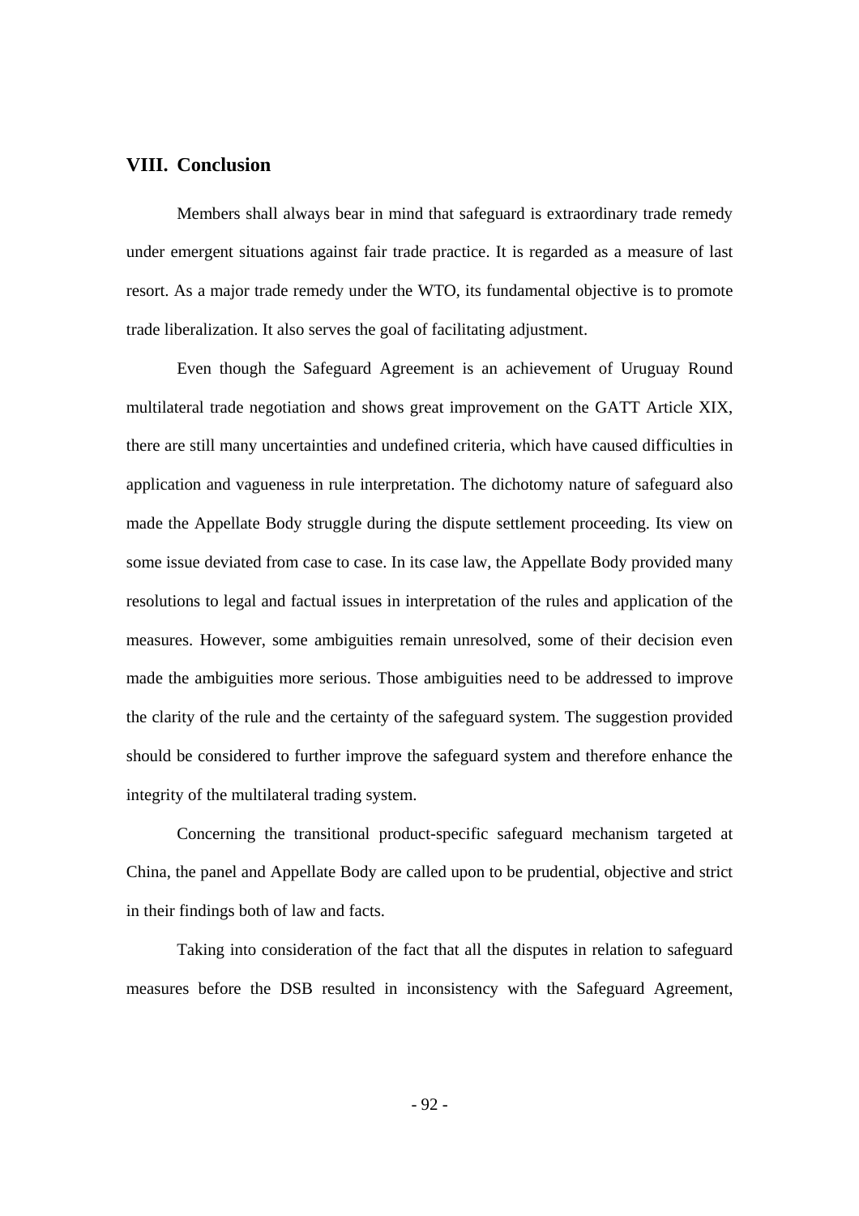## VIII. Conclusion

Members shall always bear in mind that safeguard is extraordinary trade remedy under emergent situations against fair trade practice. It is regarded as a measure of last resort. As a major trade remedy under the WTO, its fundamental objective is to promote trade liberalization. It also serves the goal of facilitating adjustment.

Even though the Safeguard Agreement is an achievement of Uruguay Round multilateral trade negotiation and shows great improvement on the GATT Article XIX, there are still many uncertainties and undefined criteria, which have caused difficulties in application and vagueness in rule interpretation. The dichotomy nature of safeguard also made the Appellate Body struggle during the dispute settlement proceeding. Its view on some issue deviated from case to case. In its case law, the Appellate Body provided many resolutions to legal and factual issues in interpretation of the rules and application of the measures. However, some ambiguities remain unresolved, some of their decision even made the ambiguities more serious. Those ambiguities need to be addressed to improve the clarity of the rule and the certainty of the safeguard system. The suggestion provided should be considered to further improve the safeguard system and therefore enhance the integrity of the multilateral trading system.

Concerning the transitional product-specific safeguard mechanism targeted at China, the panel and Appellate Body are called upon to be prudential, objective and strict in their findings both of law and facts.

Taking into consideration of the fact that all the disputes in relation to safeguard measures before the DSB resulted in inconsistency with the Safeguard Agreement,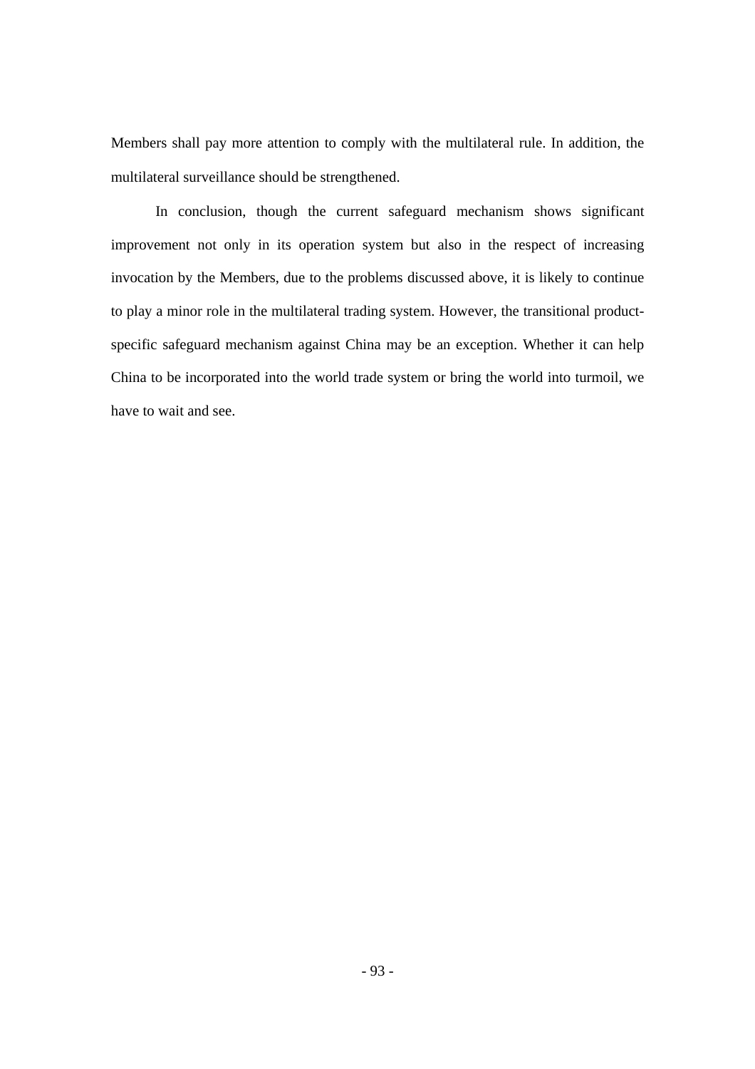Members shall pay more attention to comply with the multilateral rule. In addition, the multilateral surveillance should be strengthened.

In conclusion, though the current safeguard mechanism shows significant improvement not only in its operation system but also in the respect of increasing invocation by the Members, due to the problems discussed above, it is likely to continue to play a minor role in the multilateral trading system. However, the transitional product-specific safeguard mechanism against China may be an exception. Whether it can help China to be incorporated into the world trade system or bring the world into turmoil, we have to wait and see.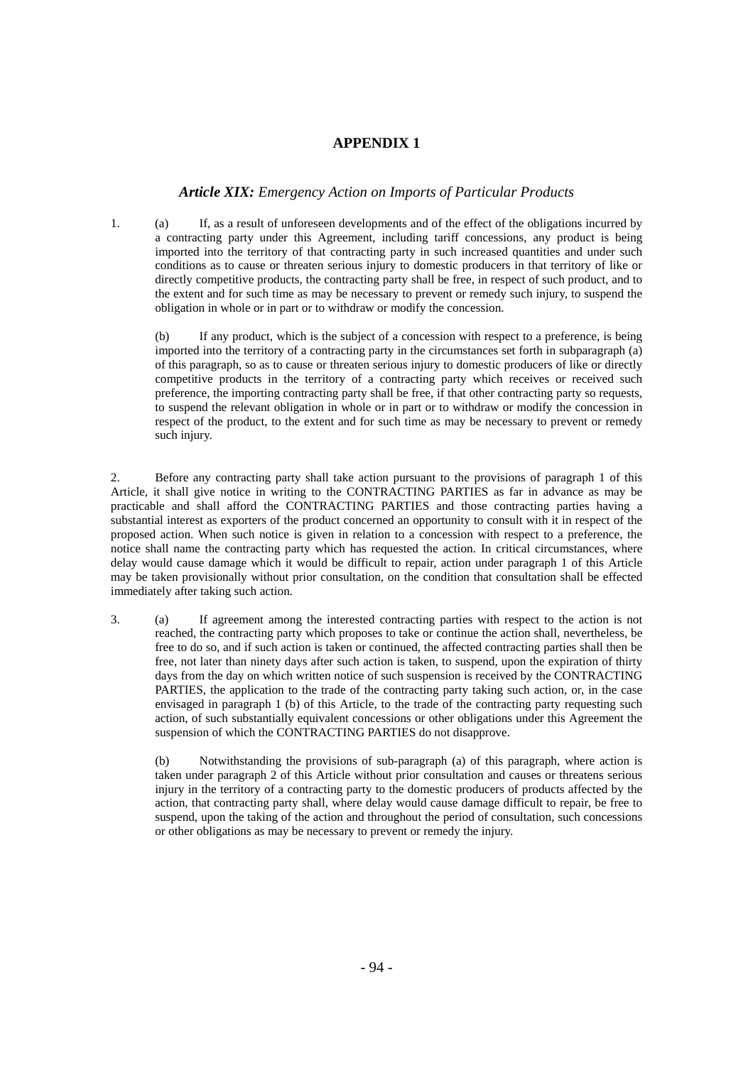# APPENDIX 1

## ***Article XIX:*** *Emergency Action on Imports of Particular Products*

1. (a) If, as a result of unforeseen developments and of the effect of the obligations incurred by a contracting party under this Agreement, including tariff concessions, any product is being imported into the territory of that contracting party in such increased quantities and under such conditions as to cause or threaten serious injury to domestic producers in that territory of like or directly competitive products, the contracting party shall be free, in respect of such product, and to the extent and for such time as may be necessary to prevent or remedy such injury, to suspend the obligation in whole or in part or to withdraw or modify the concession.

   (b) If any product, which is the subject of a concession with respect to a preference, is being imported into the territory of a contracting party in the circumstances set forth in subparagraph (a) of this paragraph, so as to cause or threaten serious injury to domestic producers of like or directly competitive products in the territory of a contracting party which receives or received such preference, the importing contracting party shall be free, if that other contracting party so requests, to suspend the relevant obligation in whole or in part or to withdraw or modify the concession in respect of the product, to the extent and for such time as may be necessary to prevent or remedy such injury.

2. Before any contracting party shall take action pursuant to the provisions of paragraph 1 of this Article, it shall give notice in writing to the CONTRACTING PARTIES as far in advance as may be practicable and shall afford the CONTRACTING PARTIES and those contracting parties having a substantial interest as exporters of the product concerned an opportunity to consult with it in respect of the proposed action. When such notice is given in relation to a concession with respect to a preference, the notice shall name the contracting party which has requested the action. In critical circumstances, where delay would cause damage which it would be difficult to repair, action under paragraph 1 of this Article may be taken provisionally without prior consultation, on the condition that consultation shall be effected immediately after taking such action.

3. (a) If agreement among the interested contracting parties with respect to the action is not reached, the contracting party which proposes to take or continue the action shall, nevertheless, be free to do so, and if such action is taken or continued, the affected contracting parties shall then be free, not later than ninety days after such action is taken, to suspend, upon the expiration of thirty days from the day on which written notice of such suspension is received by the CONTRACTING PARTIES, the application to the trade of the contracting party taking such action, or, in the case envisaged in paragraph 1 (b) of this Article, to the trade of the contracting party requesting such action, of such substantially equivalent concessions or other obligations under this Agreement the suspension of which the CONTRACTING PARTIES do not disapprove.

   (b) Notwithstanding the provisions of sub-paragraph (a) of this paragraph, where action is taken under paragraph 2 of this Article without prior consultation and causes or threatens serious injury in the territory of a contracting party to the domestic producers of products affected by the action, that contracting party shall, where delay would cause damage difficult to repair, be free to suspend, upon the taking of the action and throughout the period of consultation, such concessions or other obligations as may be necessary to prevent or remedy the injury.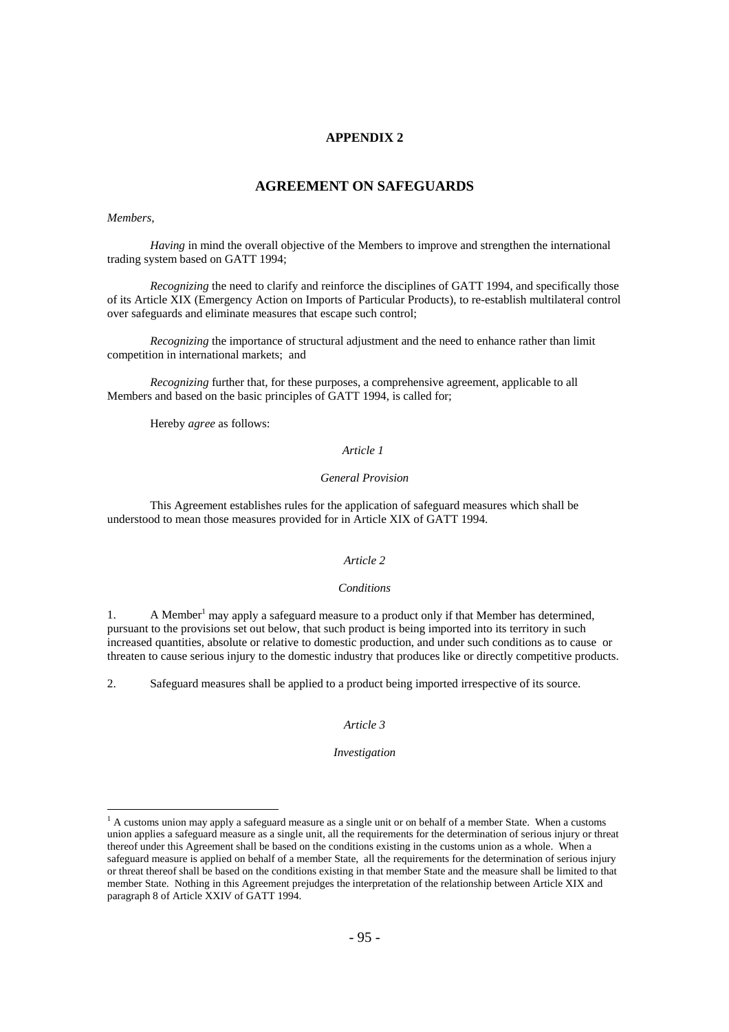# APPENDIX 2

## AGREEMENT ON SAFEGUARDS

*Members,*

*Having* in mind the overall objective of the Members to improve and strengthen the international trading system based on GATT 1994;

*Recognizing* the need to clarify and reinforce the disciplines of GATT 1994, and specifically those of its Article XIX (Emergency Action on Imports of Particular Products), to re-establish multilateral control over safeguards and eliminate measures that escape such control;

*Recognizing* the importance of structural adjustment and the need to enhance rather than limit competition in international markets; and

*Recognizing* further that, for these purposes, a comprehensive agreement, applicable to all Members and based on the basic principles of GATT 1994, is called for;

Hereby *agree* as follows:

*Article 1*

*General Provision*

This Agreement establishes rules for the application of safeguard measures which shall be understood to mean those measures provided for in Article XIX of GATT 1994.

*Article 2*

*Conditions*

1. A Member[1] may apply a safeguard measure to a product only if that Member has determined, pursuant to the provisions set out below, that such product is being imported into its territory in such increased quantities, absolute or relative to domestic production, and under such conditions as to cause or threaten to cause serious injury to the domestic industry that produces like or directly competitive products.

2. Safeguard measures shall be applied to a product being imported irrespective of its source.

*Article 3*

*Investigation*

---

[1] A customs union may apply a safeguard measure as a single unit or on behalf of a member State. When a customs union applies a safeguard measure as a single unit, all the requirements for the determination of serious injury or threat thereof under this Agreement shall be based on the conditions existing in the customs union as a whole. When a safeguard measure is applied on behalf of a member State, all the requirements for the determination of serious injury or threat thereof shall be based on the conditions existing in that member State and the measure shall be limited to that member State. Nothing in this Agreement prejudges the interpretation of the relationship between Article XIX and paragraph 8 of Article XXIV of GATT 1994.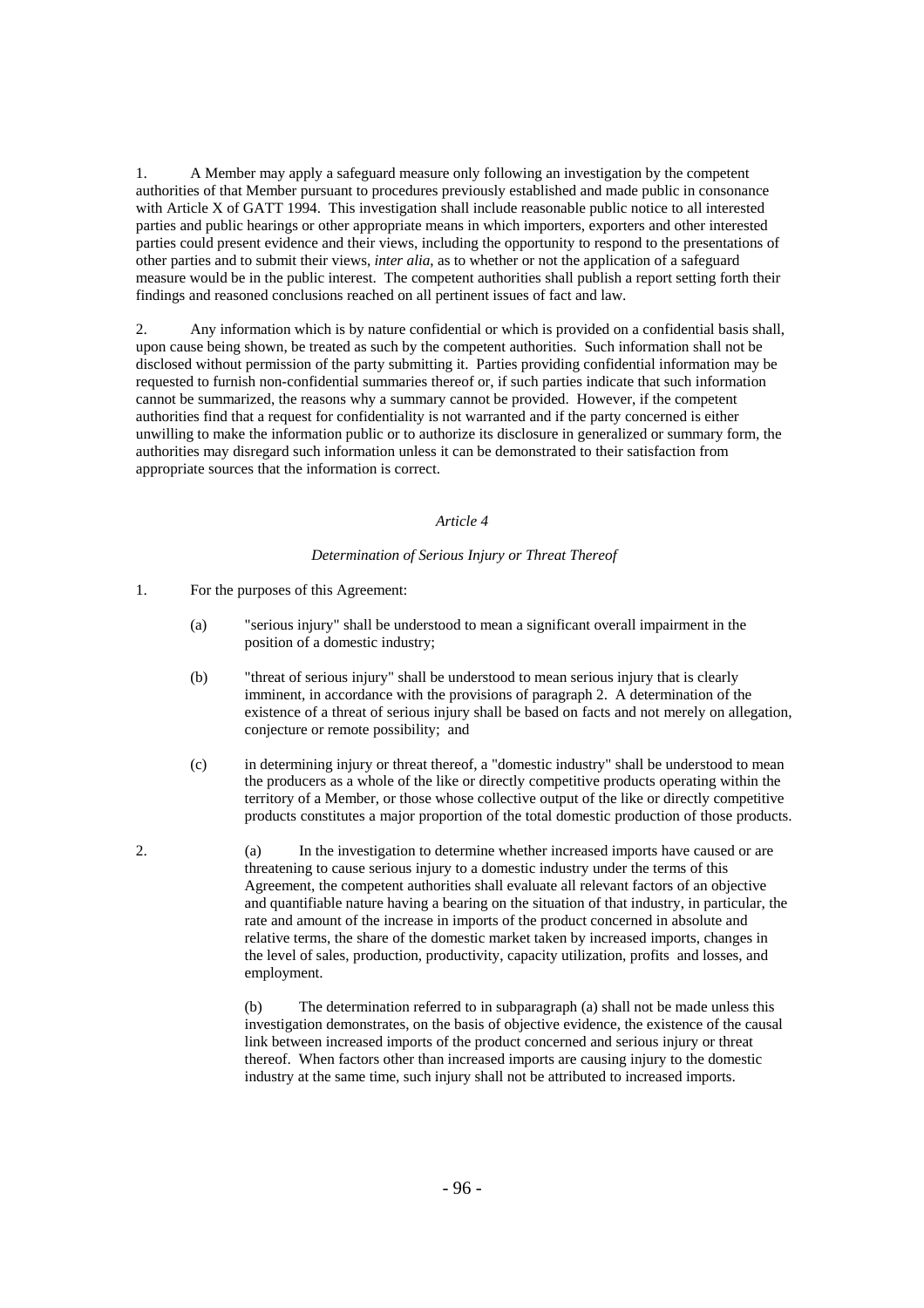1. A Member may apply a safeguard measure only following an investigation by the competent authorities of that Member pursuant to procedures previously established and made public in consonance with Article X of GATT 1994. This investigation shall include reasonable public notice to all interested parties and public hearings or other appropriate means in which importers, exporters and other interested parties could present evidence and their views, including the opportunity to respond to the presentations of other parties and to submit their views, *inter alia*, as to whether or not the application of a safeguard measure would be in the public interest. The competent authorities shall publish a report setting forth their findings and reasoned conclusions reached on all pertinent issues of fact and law.

2. Any information which is by nature confidential or which is provided on a confidential basis shall, upon cause being shown, be treated as such by the competent authorities. Such information shall not be disclosed without permission of the party submitting it. Parties providing confidential information may be requested to furnish non-confidential summaries thereof or, if such parties indicate that such information cannot be summarized, the reasons why a summary cannot be provided. However, if the competent authorities find that a request for confidentiality is not warranted and if the party concerned is either unwilling to make the information public or to authorize its disclosure in generalized or summary form, the authorities may disregard such information unless it can be demonstrated to their satisfaction from appropriate sources that the information is correct.

### *Article 4*

### *Determination of Serious Injury or Threat Thereof*

1. For the purposes of this Agreement:

   (a) "serious injury" shall be understood to mean a significant overall impairment in the position of a domestic industry;

   (b) "threat of serious injury" shall be understood to mean serious injury that is clearly imminent, in accordance with the provisions of paragraph 2. A determination of the existence of a threat of serious injury shall be based on facts and not merely on allegation, conjecture or remote possibility; and

   (c) in determining injury or threat thereof, a "domestic industry" shall be understood to mean the producers as a whole of the like or directly competitive products operating within the territory of a Member, or those whose collective output of the like or directly competitive products constitutes a major proportion of the total domestic production of those products.

2. (a) In the investigation to determine whether increased imports have caused or are threatening to cause serious injury to a domestic industry under the terms of this Agreement, the competent authorities shall evaluate all relevant factors of an objective and quantifiable nature having a bearing on the situation of that industry, in particular, the rate and amount of the increase in imports of the product concerned in absolute and relative terms, the share of the domestic market taken by increased imports, changes in the level of sales, production, productivity, capacity utilization, profits and losses, and employment.

   (b) The determination referred to in subparagraph (a) shall not be made unless this investigation demonstrates, on the basis of objective evidence, the existence of the causal link between increased imports of the product concerned and serious injury or threat thereof. When factors other than increased imports are causing injury to the domestic industry at the same time, such injury shall not be attributed to increased imports.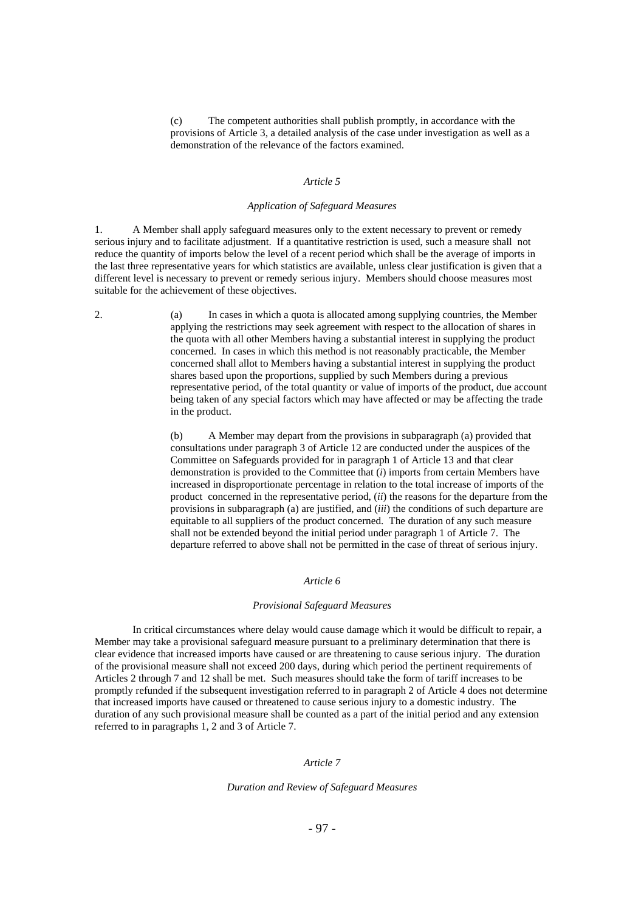(c) The competent authorities shall publish promptly, in accordance with the provisions of Article 3, a detailed analysis of the case under investigation as well as a demonstration of the relevance of the factors examined.

### *Article 5*

### *Application of Safeguard Measures*

1. A Member shall apply safeguard measures only to the extent necessary to prevent or remedy serious injury and to facilitate adjustment. If a quantitative restriction is used, such a measure shall not reduce the quantity of imports below the level of a recent period which shall be the average of imports in the last three representative years for which statistics are available, unless clear justification is given that a different level is necessary to prevent or remedy serious injury. Members should choose measures most suitable for the achievement of these objectives.

2. (a) In cases in which a quota is allocated among supplying countries, the Member applying the restrictions may seek agreement with respect to the allocation of shares in the quota with all other Members having a substantial interest in supplying the product concerned. In cases in which this method is not reasonably practicable, the Member concerned shall allot to Members having a substantial interest in supplying the product shares based upon the proportions, supplied by such Members during a previous representative period, of the total quantity or value of imports of the product, due account being taken of any special factors which may have affected or may be affecting the trade in the product.

(b) A Member may depart from the provisions in subparagraph (a) provided that consultations under paragraph 3 of Article 12 are conducted under the auspices of the Committee on Safeguards provided for in paragraph 1 of Article 13 and that clear demonstration is provided to the Committee that (*i*) imports from certain Members have increased in disproportionate percentage in relation to the total increase of imports of the product concerned in the representative period, (*ii*) the reasons for the departure from the provisions in subparagraph (a) are justified, and (*iii*) the conditions of such departure are equitable to all suppliers of the product concerned. The duration of any such measure shall not be extended beyond the initial period under paragraph 1 of Article 7. The departure referred to above shall not be permitted in the case of threat of serious injury.

### *Article 6*

### *Provisional Safeguard Measures*

In critical circumstances where delay would cause damage which it would be difficult to repair, a Member may take a provisional safeguard measure pursuant to a preliminary determination that there is clear evidence that increased imports have caused or are threatening to cause serious injury. The duration of the provisional measure shall not exceed 200 days, during which period the pertinent requirements of Articles 2 through 7 and 12 shall be met. Such measures should take the form of tariff increases to be promptly refunded if the subsequent investigation referred to in paragraph 2 of Article 4 does not determine that increased imports have caused or threatened to cause serious injury to a domestic industry. The duration of any such provisional measure shall be counted as a part of the initial period and any extension referred to in paragraphs 1, 2 and 3 of Article 7.

### *Article 7*

### *Duration and Review of Safeguard Measures*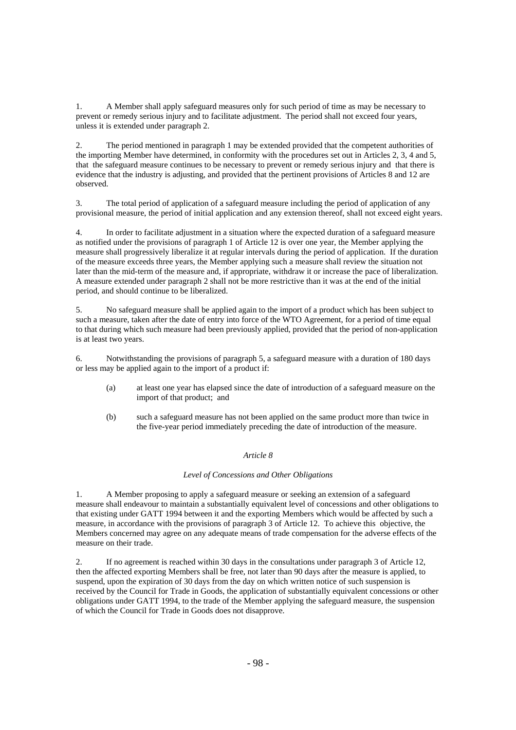1. A Member shall apply safeguard measures only for such period of time as may be necessary to prevent or remedy serious injury and to facilitate adjustment. The period shall not exceed four years, unless it is extended under paragraph 2.

2. The period mentioned in paragraph 1 may be extended provided that the competent authorities of the importing Member have determined, in conformity with the procedures set out in Articles 2, 3, 4 and 5, that the safeguard measure continues to be necessary to prevent or remedy serious injury and that there is evidence that the industry is adjusting, and provided that the pertinent provisions of Articles 8 and 12 are observed.

3. The total period of application of a safeguard measure including the period of application of any provisional measure, the period of initial application and any extension thereof, shall not exceed eight years.

4. In order to facilitate adjustment in a situation where the expected duration of a safeguard measure as notified under the provisions of paragraph 1 of Article 12 is over one year, the Member applying the measure shall progressively liberalize it at regular intervals during the period of application. If the duration of the measure exceeds three years, the Member applying such a measure shall review the situation not later than the mid-term of the measure and, if appropriate, withdraw it or increase the pace of liberalization. A measure extended under paragraph 2 shall not be more restrictive than it was at the end of the initial period, and should continue to be liberalized.

5. No safeguard measure shall be applied again to the import of a product which has been subject to such a measure, taken after the date of entry into force of the WTO Agreement, for a period of time equal to that during which such measure had been previously applied, provided that the period of non-application is at least two years.

6. Notwithstanding the provisions of paragraph 5, a safeguard measure with a duration of 180 days or less may be applied again to the import of a product if:

   (a) at least one year has elapsed since the date of introduction of a safeguard measure on the import of that product; and

   (b) such a safeguard measure has not been applied on the same product more than twice in the five-year period immediately preceding the date of introduction of the measure.

*Article 8*

*Level of Concessions and Other Obligations*

1. A Member proposing to apply a safeguard measure or seeking an extension of a safeguard measure shall endeavour to maintain a substantially equivalent level of concessions and other obligations to that existing under GATT 1994 between it and the exporting Members which would be affected by such a measure, in accordance with the provisions of paragraph 3 of Article 12. To achieve this objective, the Members concerned may agree on any adequate means of trade compensation for the adverse effects of the measure on their trade.

2. If no agreement is reached within 30 days in the consultations under paragraph 3 of Article 12, then the affected exporting Members shall be free, not later than 90 days after the measure is applied, to suspend, upon the expiration of 30 days from the day on which written notice of such suspension is received by the Council for Trade in Goods, the application of substantially equivalent concessions or other obligations under GATT 1994, to the trade of the Member applying the safeguard measure, the suspension of which the Council for Trade in Goods does not disapprove.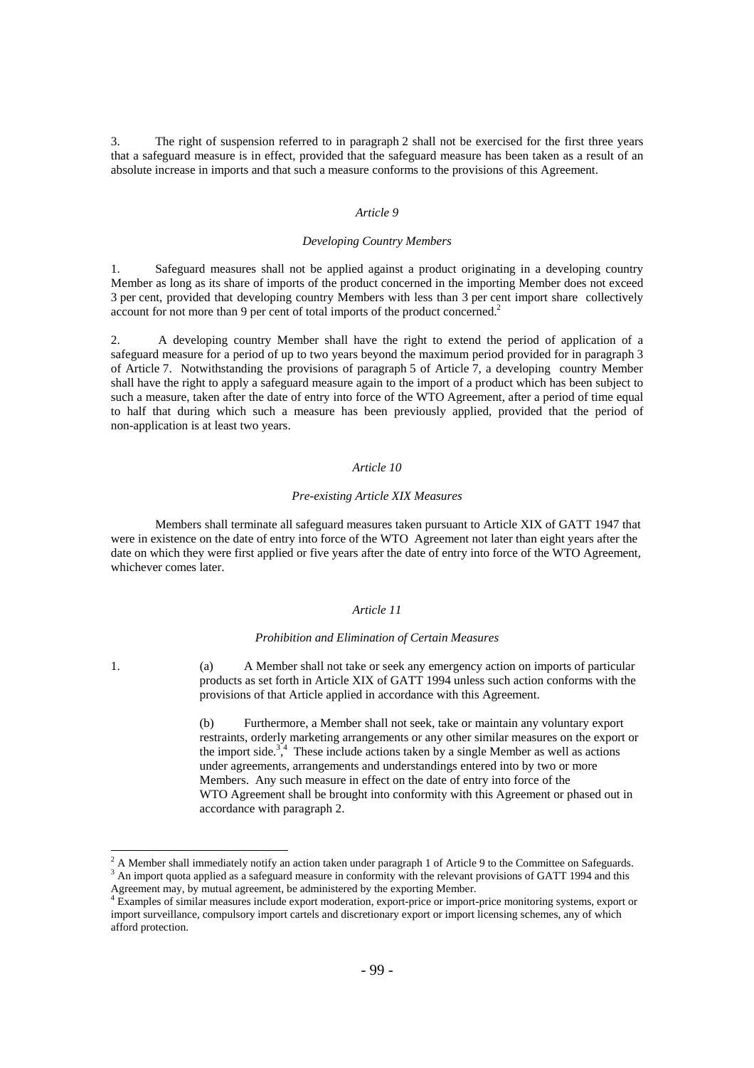3. The right of suspension referred to in paragraph 2 shall not be exercised for the first three years that a safeguard measure is in effect, provided that the safeguard measure has been taken as a result of an absolute increase in imports and that such a measure conforms to the provisions of this Agreement.

*Article 9*

*Developing Country Members*

1. Safeguard measures shall not be applied against a product originating in a developing country Member as long as its share of imports of the product concerned in the importing Member does not exceed 3 per cent, provided that developing country Members with less than 3 per cent import share collectively account for not more than 9 per cent of total imports of the product concerned.[2]

2. A developing country Member shall have the right to extend the period of application of a safeguard measure for a period of up to two years beyond the maximum period provided for in paragraph 3 of Article 7. Notwithstanding the provisions of paragraph 5 of Article 7, a developing country Member shall have the right to apply a safeguard measure again to the import of a product which has been subject to such a measure, taken after the date of entry into force of the WTO Agreement, after a period of time equal to half that during which such a measure has been previously applied, provided that the period of non-application is at least two years.

*Article 10*

*Pre-existing Article XIX Measures*

Members shall terminate all safeguard measures taken pursuant to Article XIX of GATT 1947 that were in existence on the date of entry into force of the WTO Agreement not later than eight years after the date on which they were first applied or five years after the date of entry into force of the WTO Agreement, whichever comes later.

*Article 11*

*Prohibition and Elimination of Certain Measures*

1. (a) A Member shall not take or seek any emergency action on imports of particular products as set forth in Article XIX of GATT 1994 unless such action conforms with the provisions of that Article applied in accordance with this Agreement.

(b) Furthermore, a Member shall not seek, take or maintain any voluntary export restraints, orderly marketing arrangements or any other similar measures on the export or the import side.[3],[4] These include actions taken by a single Member as well as actions under agreements, arrangements and understandings entered into by two or more Members. Any such measure in effect on the date of entry into force of the WTO Agreement shall be brought into conformity with this Agreement or phased out in accordance with paragraph 2.

---

[2] A Member shall immediately notify an action taken under paragraph 1 of Article 9 to the Committee on Safeguards.

[3] An import quota applied as a safeguard measure in conformity with the relevant provisions of GATT 1994 and this Agreement may, by mutual agreement, be administered by the exporting Member.

[4] Examples of similar measures include export moderation, export-price or import-price monitoring systems, export or import surveillance, compulsory import cartels and discretionary export or import licensing schemes, any of which afford protection.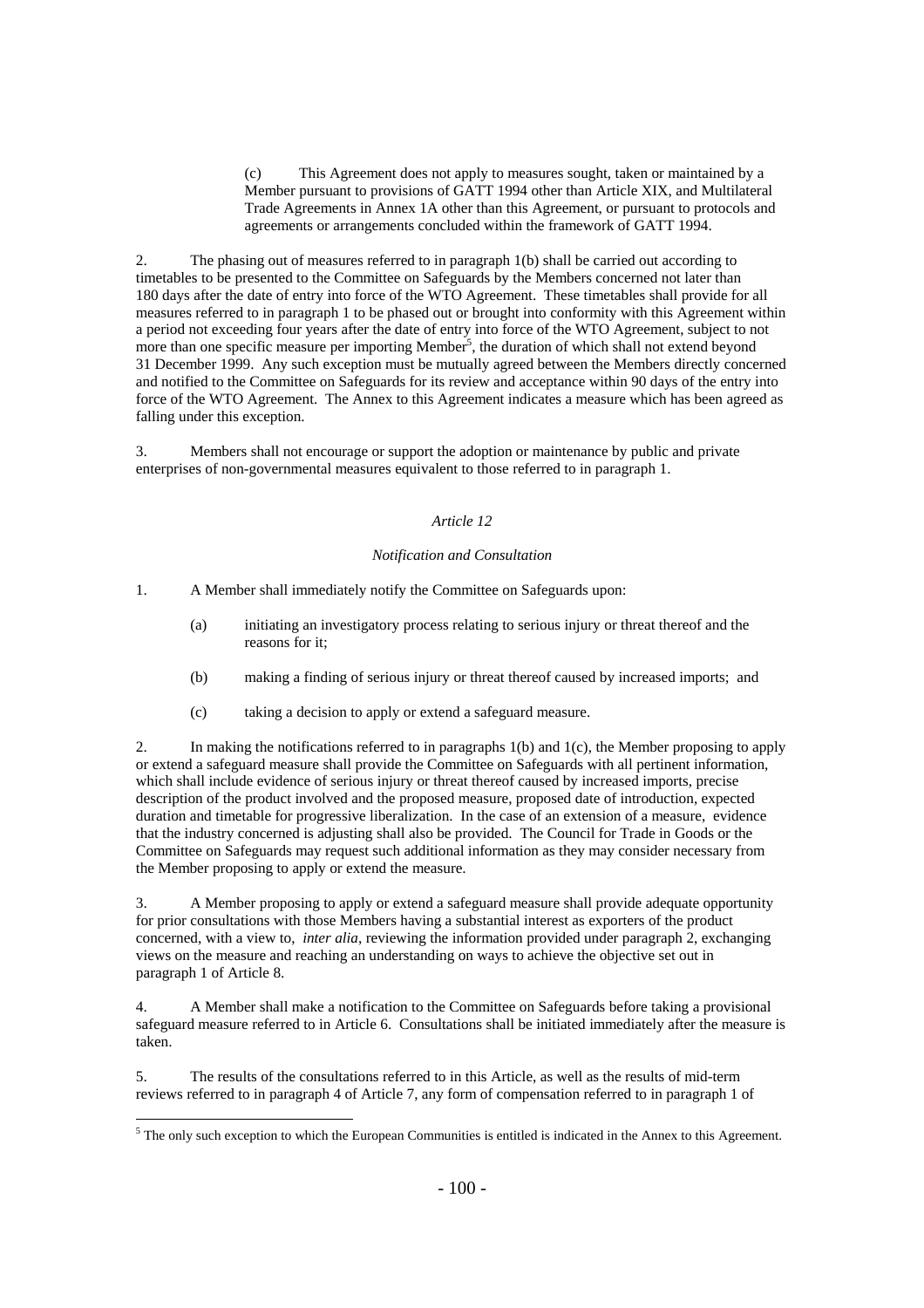(c) This Agreement does not apply to measures sought, taken or maintained by a Member pursuant to provisions of GATT 1994 other than Article XIX, and Multilateral Trade Agreements in Annex 1A other than this Agreement, or pursuant to protocols and agreements or arrangements concluded within the framework of GATT 1994.

2. The phasing out of measures referred to in paragraph 1(b) shall be carried out according to timetables to be presented to the Committee on Safeguards by the Members concerned not later than 180 days after the date of entry into force of the WTO Agreement. These timetables shall provide for all measures referred to in paragraph 1 to be phased out or brought into conformity with this Agreement within a period not exceeding four years after the date of entry into force of the WTO Agreement, subject to not more than one specific measure per importing Member[5], the duration of which shall not extend beyond 31 December 1999. Any such exception must be mutually agreed between the Members directly concerned and notified to the Committee on Safeguards for its review and acceptance within 90 days of the entry into force of the WTO Agreement. The Annex to this Agreement indicates a measure which has been agreed as falling under this exception.

3. Members shall not encourage or support the adoption or maintenance by public and private enterprises of non-governmental measures equivalent to those referred to in paragraph 1.

## *Article 12*

### *Notification and Consultation*

1. A Member shall immediately notify the Committee on Safeguards upon:

   (a) initiating an investigatory process relating to serious injury or threat thereof and the reasons for it;

   (b) making a finding of serious injury or threat thereof caused by increased imports; and

   (c) taking a decision to apply or extend a safeguard measure.

2. In making the notifications referred to in paragraphs 1(b) and 1(c), the Member proposing to apply or extend a safeguard measure shall provide the Committee on Safeguards with all pertinent information, which shall include evidence of serious injury or threat thereof caused by increased imports, precise description of the product involved and the proposed measure, proposed date of introduction, expected duration and timetable for progressive liberalization. In the case of an extension of a measure, evidence that the industry concerned is adjusting shall also be provided. The Council for Trade in Goods or the Committee on Safeguards may request such additional information as they may consider necessary from the Member proposing to apply or extend the measure.

3. A Member proposing to apply or extend a safeguard measure shall provide adequate opportunity for prior consultations with those Members having a substantial interest as exporters of the product concerned, with a view to, *inter alia*, reviewing the information provided under paragraph 2, exchanging views on the measure and reaching an understanding on ways to achieve the objective set out in paragraph 1 of Article 8.

4. A Member shall make a notification to the Committee on Safeguards before taking a provisional safeguard measure referred to in Article 6. Consultations shall be initiated immediately after the measure is taken.

5. The results of the consultations referred to in this Article, as well as the results of mid-term reviews referred to in paragraph 4 of Article 7, any form of compensation referred to in paragraph 1 of

---

[5] The only such exception to which the European Communities is entitled is indicated in the Annex to this Agreement.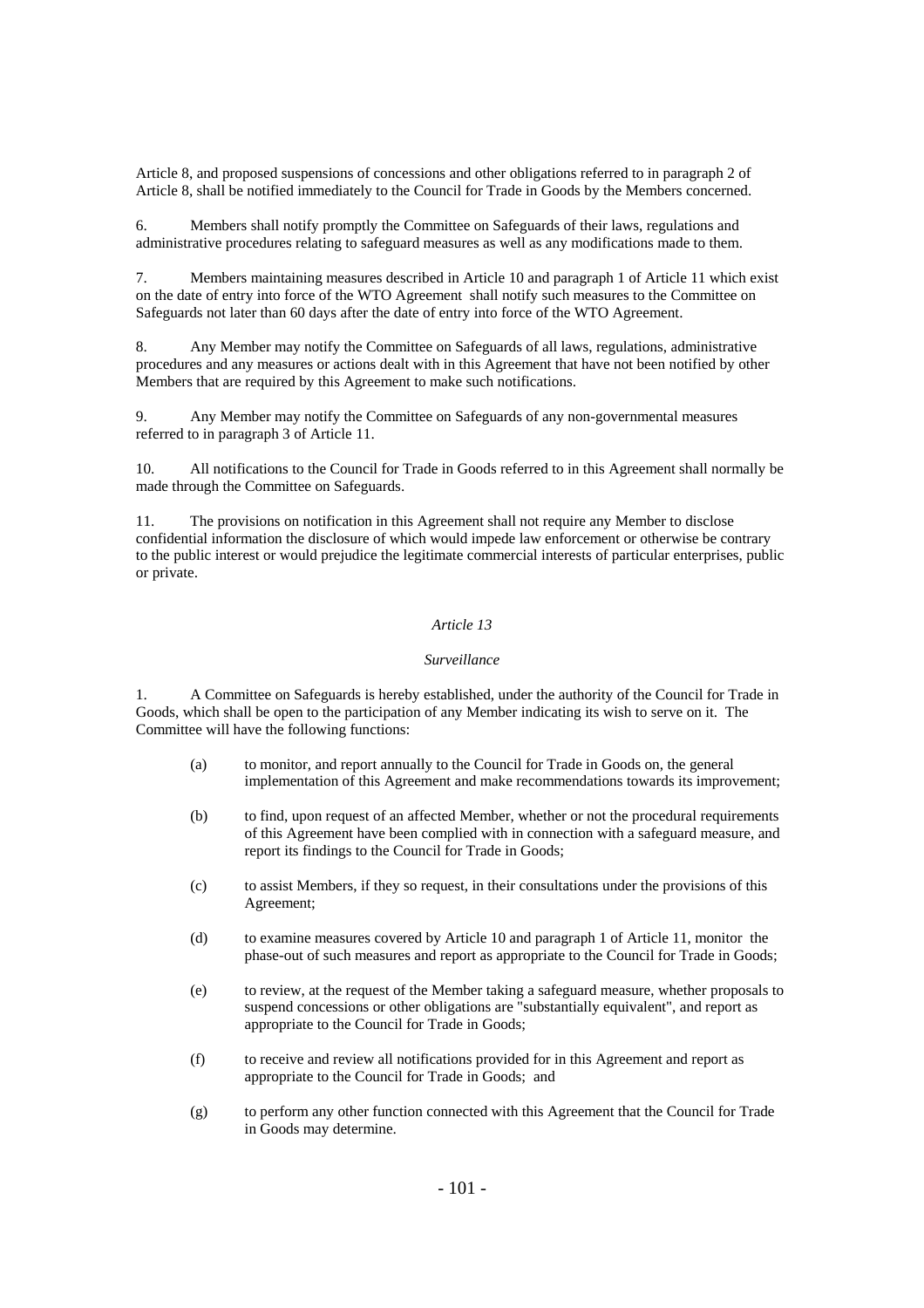Article 8, and proposed suspensions of concessions and other obligations referred to in paragraph 2 of Article 8, shall be notified immediately to the Council for Trade in Goods by the Members concerned.

6. Members shall notify promptly the Committee on Safeguards of their laws, regulations and administrative procedures relating to safeguard measures as well as any modifications made to them.

7. Members maintaining measures described in Article 10 and paragraph 1 of Article 11 which exist on the date of entry into force of the WTO Agreement shall notify such measures to the Committee on Safeguards not later than 60 days after the date of entry into force of the WTO Agreement.

8. Any Member may notify the Committee on Safeguards of all laws, regulations, administrative procedures and any measures or actions dealt with in this Agreement that have not been notified by other Members that are required by this Agreement to make such notifications.

9. Any Member may notify the Committee on Safeguards of any non-governmental measures referred to in paragraph 3 of Article 11.

10. All notifications to the Council for Trade in Goods referred to in this Agreement shall normally be made through the Committee on Safeguards.

11. The provisions on notification in this Agreement shall not require any Member to disclose confidential information the disclosure of which would impede law enforcement or otherwise be contrary to the public interest or would prejudice the legitimate commercial interests of particular enterprises, public or private.

## *Article 13*

### *Surveillance*

1. A Committee on Safeguards is hereby established, under the authority of the Council for Trade in Goods, which shall be open to the participation of any Member indicating its wish to serve on it. The Committee will have the following functions:

(a) to monitor, and report annually to the Council for Trade in Goods on, the general implementation of this Agreement and make recommendations towards its improvement;

(b) to find, upon request of an affected Member, whether or not the procedural requirements of this Agreement have been complied with in connection with a safeguard measure, and report its findings to the Council for Trade in Goods;

(c) to assist Members, if they so request, in their consultations under the provisions of this Agreement;

(d) to examine measures covered by Article 10 and paragraph 1 of Article 11, monitor the phase-out of such measures and report as appropriate to the Council for Trade in Goods;

(e) to review, at the request of the Member taking a safeguard measure, whether proposals to suspend concessions or other obligations are "substantially equivalent", and report as appropriate to the Council for Trade in Goods;

(f) to receive and review all notifications provided for in this Agreement and report as appropriate to the Council for Trade in Goods; and

(g) to perform any other function connected with this Agreement that the Council for Trade in Goods may determine.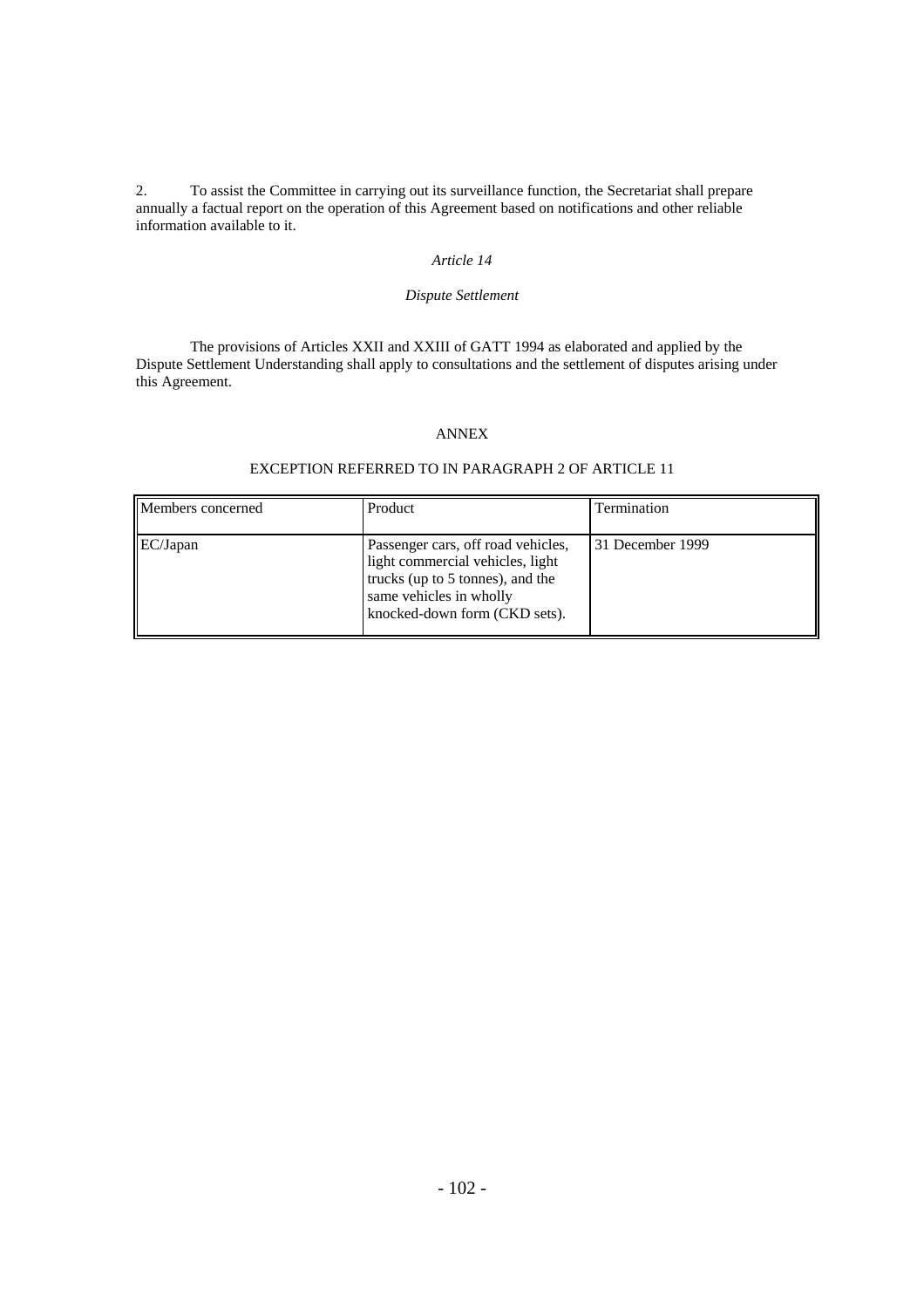2. To assist the Committee in carrying out its surveillance function, the Secretariat shall prepare annually a factual report on the operation of this Agreement based on notifications and other reliable information available to it.

*Article 14*

*Dispute Settlement*

The provisions of Articles XXII and XXIII of GATT 1994 as elaborated and applied by the Dispute Settlement Understanding shall apply to consultations and the settlement of disputes arising under this Agreement.

ANNEX

EXCEPTION REFERRED TO IN PARAGRAPH 2 OF ARTICLE 11

| Members concerned | Product | Termination |
|---|---|---|
| EC/Japan | Passenger cars, off road vehicles, light commercial vehicles, light trucks (up to 5 tonnes), and the same vehicles in wholly knocked-down form (CKD sets). | 31 December 1999 |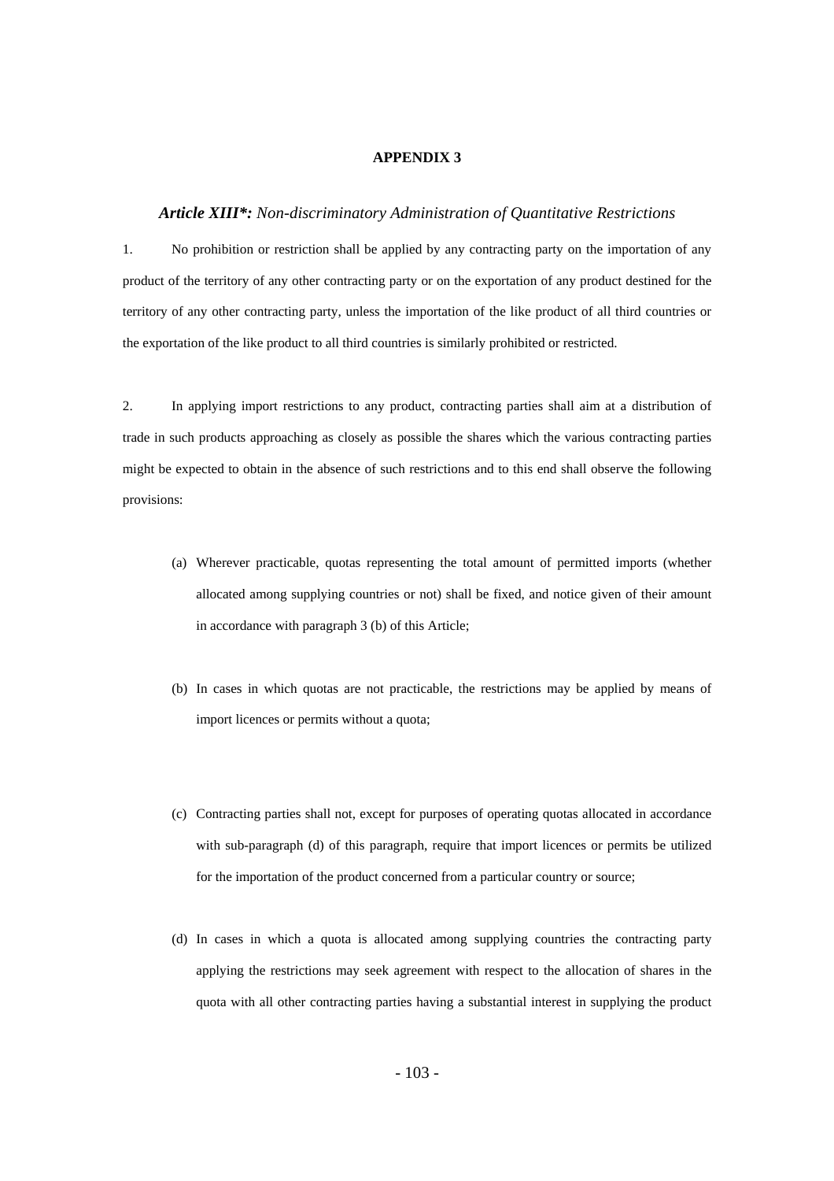# APPENDIX 3

## ***Article XIII\*:*** *Non-discriminatory Administration of Quantitative Restrictions*

1. No prohibition or restriction shall be applied by any contracting party on the importation of any product of the territory of any other contracting party or on the exportation of any product destined for the territory of any other contracting party, unless the importation of the like product of all third countries or the exportation of the like product to all third countries is similarly prohibited or restricted.

2. In applying import restrictions to any product, contracting parties shall aim at a distribution of trade in such products approaching as closely as possible the shares which the various contracting parties might be expected to obtain in the absence of such restrictions and to this end shall observe the following provisions:

(a) Wherever practicable, quotas representing the total amount of permitted imports (whether allocated among supplying countries or not) shall be fixed, and notice given of their amount in accordance with paragraph 3 (b) of this Article;

(b) In cases in which quotas are not practicable, the restrictions may be applied by means of import licences or permits without a quota;

(c) Contracting parties shall not, except for purposes of operating quotas allocated in accordance with sub-paragraph (d) of this paragraph, require that import licences or permits be utilized for the importation of the product concerned from a particular country or source;

(d) In cases in which a quota is allocated among supplying countries the contracting party applying the restrictions may seek agreement with respect to the allocation of shares in the quota with all other contracting parties having a substantial interest in supplying the product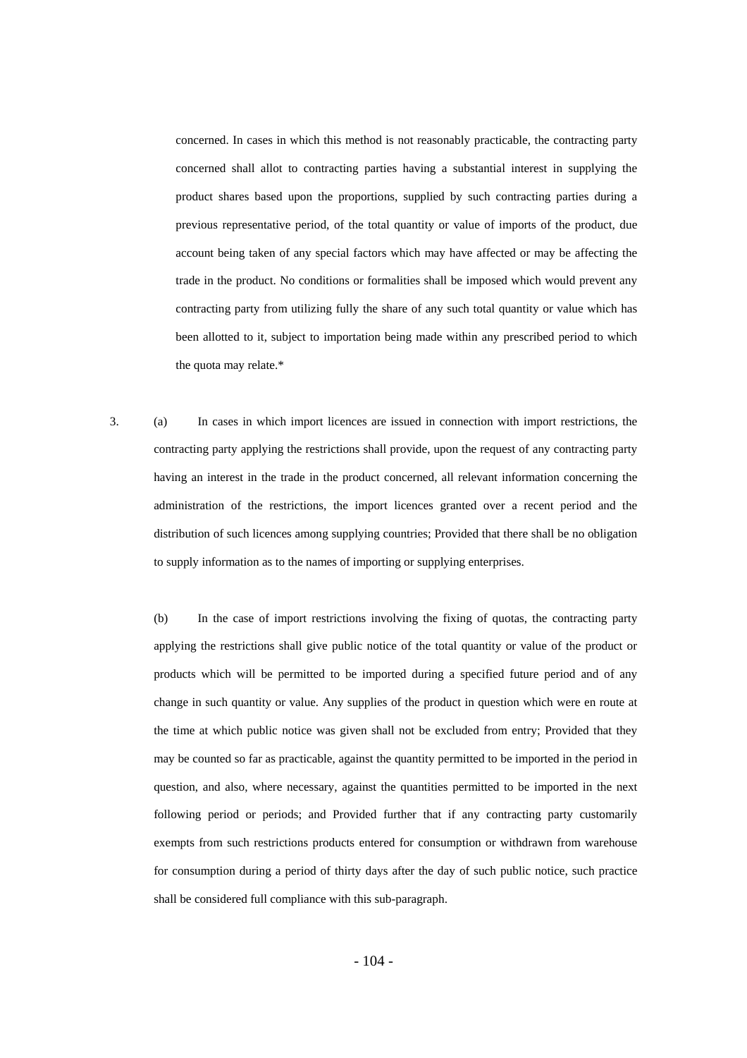concerned. In cases in which this method is not reasonably practicable, the contracting party concerned shall allot to contracting parties having a substantial interest in supplying the product shares based upon the proportions, supplied by such contracting parties during a previous representative period, of the total quantity or value of imports of the product, due account being taken of any special factors which may have affected or may be affecting the trade in the product. No conditions or formalities shall be imposed which would prevent any contracting party from utilizing fully the share of any such total quantity or value which has been allotted to it, subject to importation being made within any prescribed period to which the quota may relate.*

3. (a) In cases in which import licences are issued in connection with import restrictions, the contracting party applying the restrictions shall provide, upon the request of any contracting party having an interest in the trade in the product concerned, all relevant information concerning the administration of the restrictions, the import licences granted over a recent period and the distribution of such licences among supplying countries; Provided that there shall be no obligation to supply information as to the names of importing or supplying enterprises.

(b) In the case of import restrictions involving the fixing of quotas, the contracting party applying the restrictions shall give public notice of the total quantity or value of the product or products which will be permitted to be imported during a specified future period and of any change in such quantity or value. Any supplies of the product in question which were en route at the time at which public notice was given shall not be excluded from entry; Provided that they may be counted so far as practicable, against the quantity permitted to be imported in the period in question, and also, where necessary, against the quantities permitted to be imported in the next following period or periods; and Provided further that if any contracting party customarily exempts from such restrictions products entered for consumption or withdrawn from warehouse for consumption during a period of thirty days after the day of such public notice, such practice shall be considered full compliance with this sub-paragraph.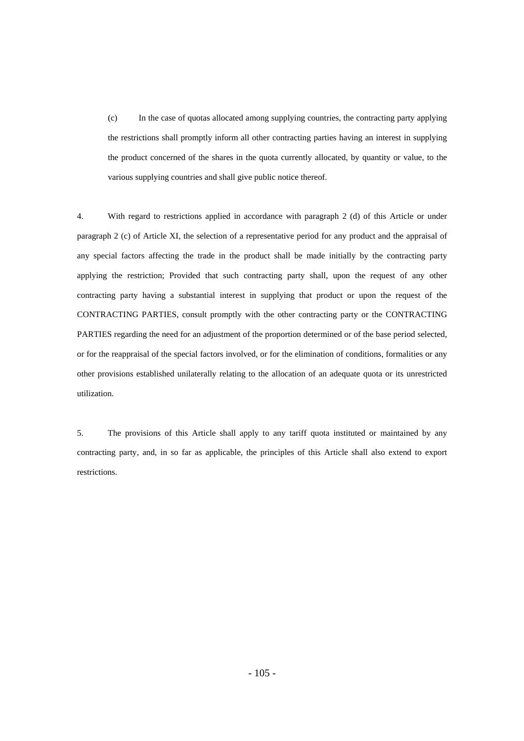(c) In the case of quotas allocated among supplying countries, the contracting party applying the restrictions shall promptly inform all other contracting parties having an interest in supplying the product concerned of the shares in the quota currently allocated, by quantity or value, to the various supplying countries and shall give public notice thereof.

4. With regard to restrictions applied in accordance with paragraph 2 (d) of this Article or under paragraph 2 (c) of Article XI, the selection of a representative period for any product and the appraisal of any special factors affecting the trade in the product shall be made initially by the contracting party applying the restriction; Provided that such contracting party shall, upon the request of any other contracting party having a substantial interest in supplying that product or upon the request of the CONTRACTING PARTIES, consult promptly with the other contracting party or the CONTRACTING PARTIES regarding the need for an adjustment of the proportion determined or of the base period selected, or for the reappraisal of the special factors involved, or for the elimination of conditions, formalities or any other provisions established unilaterally relating to the allocation of an adequate quota or its unrestricted utilization.

5. The provisions of this Article shall apply to any tariff quota instituted or maintained by any contracting party, and, in so far as applicable, the principles of this Article shall also extend to export restrictions.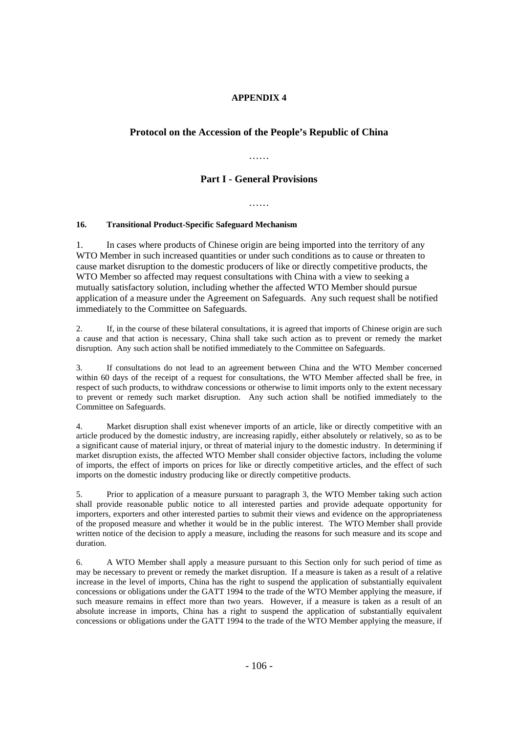# APPENDIX 4

## Protocol on the Accession of the People's Republic of China

……

## Part I - General Provisions

……

**16. Transitional Product-Specific Safeguard Mechanism**

1. In cases where products of Chinese origin are being imported into the territory of any WTO Member in such increased quantities or under such conditions as to cause or threaten to cause market disruption to the domestic producers of like or directly competitive products, the WTO Member so affected may request consultations with China with a view to seeking a mutually satisfactory solution, including whether the affected WTO Member should pursue application of a measure under the Agreement on Safeguards. Any such request shall be notified immediately to the Committee on Safeguards.

2. If, in the course of these bilateral consultations, it is agreed that imports of Chinese origin are such a cause and that action is necessary, China shall take such action as to prevent or remedy the market disruption. Any such action shall be notified immediately to the Committee on Safeguards.

3. If consultations do not lead to an agreement between China and the WTO Member concerned within 60 days of the receipt of a request for consultations, the WTO Member affected shall be free, in respect of such products, to withdraw concessions or otherwise to limit imports only to the extent necessary to prevent or remedy such market disruption. Any such action shall be notified immediately to the Committee on Safeguards.

4. Market disruption shall exist whenever imports of an article, like or directly competitive with an article produced by the domestic industry, are increasing rapidly, either absolutely or relatively, so as to be a significant cause of material injury, or threat of material injury to the domestic industry. In determining if market disruption exists, the affected WTO Member shall consider objective factors, including the volume of imports, the effect of imports on prices for like or directly competitive articles, and the effect of such imports on the domestic industry producing like or directly competitive products.

5. Prior to application of a measure pursuant to paragraph 3, the WTO Member taking such action shall provide reasonable public notice to all interested parties and provide adequate opportunity for importers, exporters and other interested parties to submit their views and evidence on the appropriateness of the proposed measure and whether it would be in the public interest. The WTO Member shall provide written notice of the decision to apply a measure, including the reasons for such measure and its scope and duration.

6. A WTO Member shall apply a measure pursuant to this Section only for such period of time as may be necessary to prevent or remedy the market disruption. If a measure is taken as a result of a relative increase in the level of imports, China has the right to suspend the application of substantially equivalent concessions or obligations under the GATT 1994 to the trade of the WTO Member applying the measure, if such measure remains in effect more than two years. However, if a measure is taken as a result of an absolute increase in imports, China has a right to suspend the application of substantially equivalent concessions or obligations under the GATT 1994 to the trade of the WTO Member applying the measure, if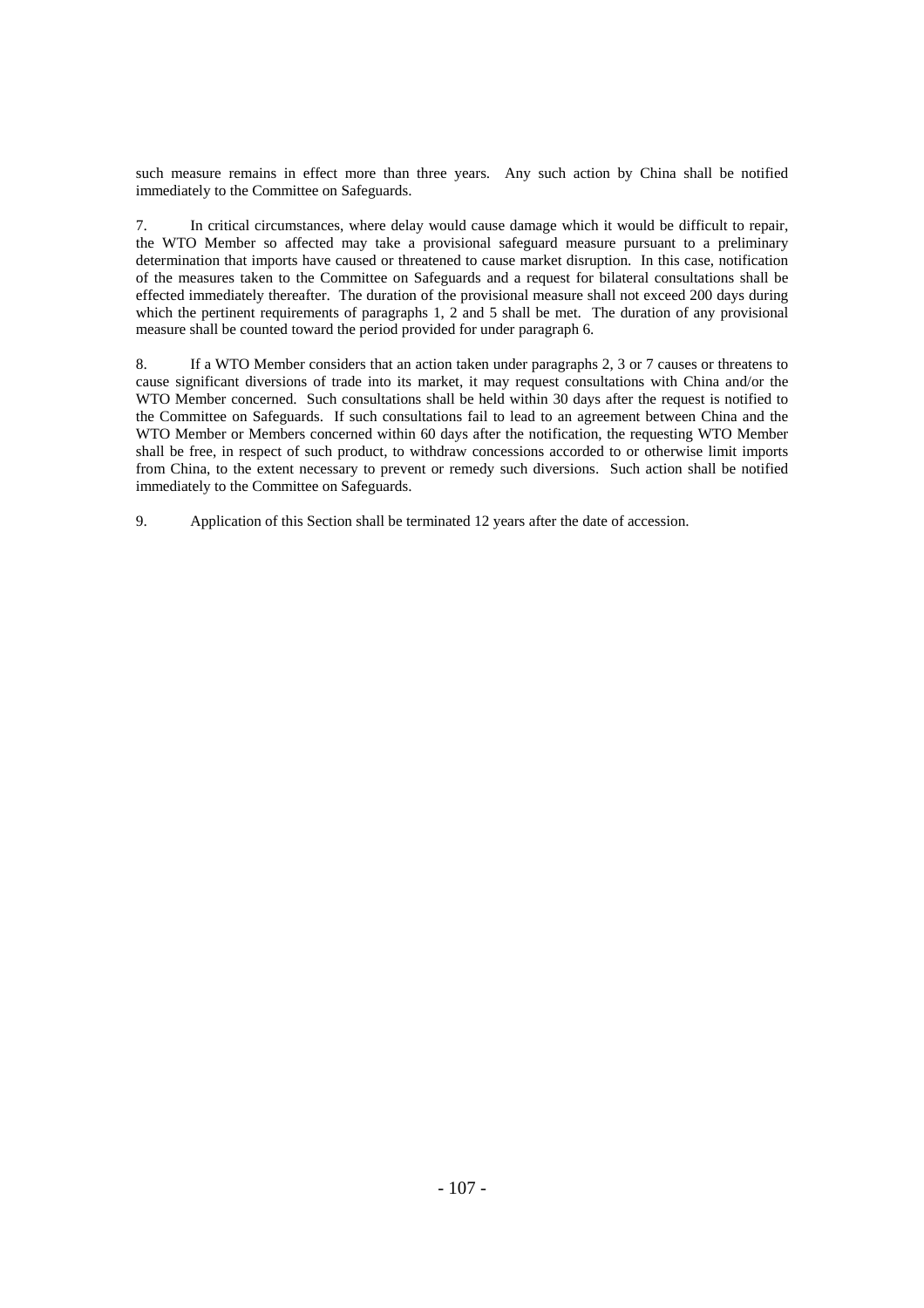such measure remains in effect more than three years. Any such action by China shall be notified immediately to the Committee on Safeguards.

7. In critical circumstances, where delay would cause damage which it would be difficult to repair, the WTO Member so affected may take a provisional safeguard measure pursuant to a preliminary determination that imports have caused or threatened to cause market disruption. In this case, notification of the measures taken to the Committee on Safeguards and a request for bilateral consultations shall be effected immediately thereafter. The duration of the provisional measure shall not exceed 200 days during which the pertinent requirements of paragraphs 1, 2 and 5 shall be met. The duration of any provisional measure shall be counted toward the period provided for under paragraph 6.

8. If a WTO Member considers that an action taken under paragraphs 2, 3 or 7 causes or threatens to cause significant diversions of trade into its market, it may request consultations with China and/or the WTO Member concerned. Such consultations shall be held within 30 days after the request is notified to the Committee on Safeguards. If such consultations fail to lead to an agreement between China and the WTO Member or Members concerned within 60 days after the notification, the requesting WTO Member shall be free, in respect of such product, to withdraw concessions accorded to or otherwise limit imports from China, to the extent necessary to prevent or remedy such diversions. Such action shall be notified immediately to the Committee on Safeguards.

9. Application of this Section shall be terminated 12 years after the date of accession.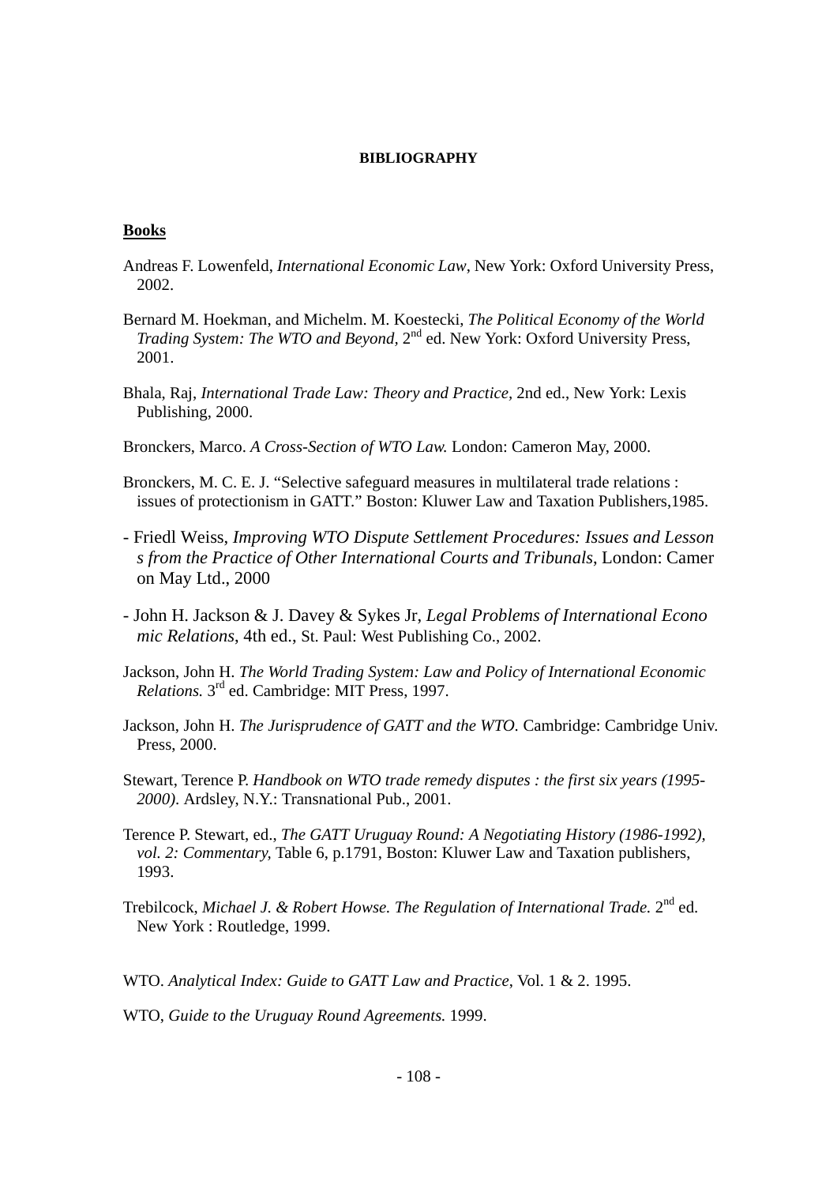**BIBLIOGRAPHY**

**Books**

Andreas F. Lowenfeld, *International Economic Law*, New York: Oxford University Press, 2002.

Bernard M. Hoekman, and Michelm. M. Koestecki, *The Political Economy of the World Trading System: The WTO and Beyond*, 2nd ed. New York: Oxford University Press, 2001.

Bhala, Raj, *International Trade Law: Theory and Practice*, 2nd ed., New York: Lexis Publishing, 2000.

Bronckers, Marco. *A Cross-Section of WTO Law.* London: Cameron May, 2000.

Bronckers, M. C. E. J. "Selective safeguard measures in multilateral trade relations : issues of protectionism in GATT." Boston: Kluwer Law and Taxation Publishers,1985.

- Friedl Weiss, *Improving WTO Dispute Settlement Procedures: Issues and Lessons from the Practice of Other International Courts and Tribunals*, London: Cameron May Ltd., 2000

- John H. Jackson & J. Davey & Sykes Jr, *Legal Problems of International Economic Relations*, 4th ed., St. Paul: West Publishing Co., 2002.

Jackson, John H. *The World Trading System: Law and Policy of International Economic Relations.* 3rd ed. Cambridge: MIT Press, 1997.

Jackson, John H. *The Jurisprudence of GATT and the WTO.* Cambridge: Cambridge Univ. Press, 2000.

Stewart, Terence P. *Handbook on WTO trade remedy disputes : the first six years (1995-2000).* Ardsley, N.Y.: Transnational Pub., 2001.

Terence P. Stewart, ed., *The GATT Uruguay Round: A Negotiating History (1986-1992), vol. 2: Commentary,* Table 6, p.1791, Boston: Kluwer Law and Taxation publishers, 1993.

Trebilcock, *Michael J. & Robert Howse. The Regulation of International Trade.* 2nd ed. New York : Routledge, 1999.

WTO. *Analytical Index: Guide to GATT Law and Practice*, Vol. 1 & 2. 1995.

WTO, *Guide to the Uruguay Round Agreements.* 1999.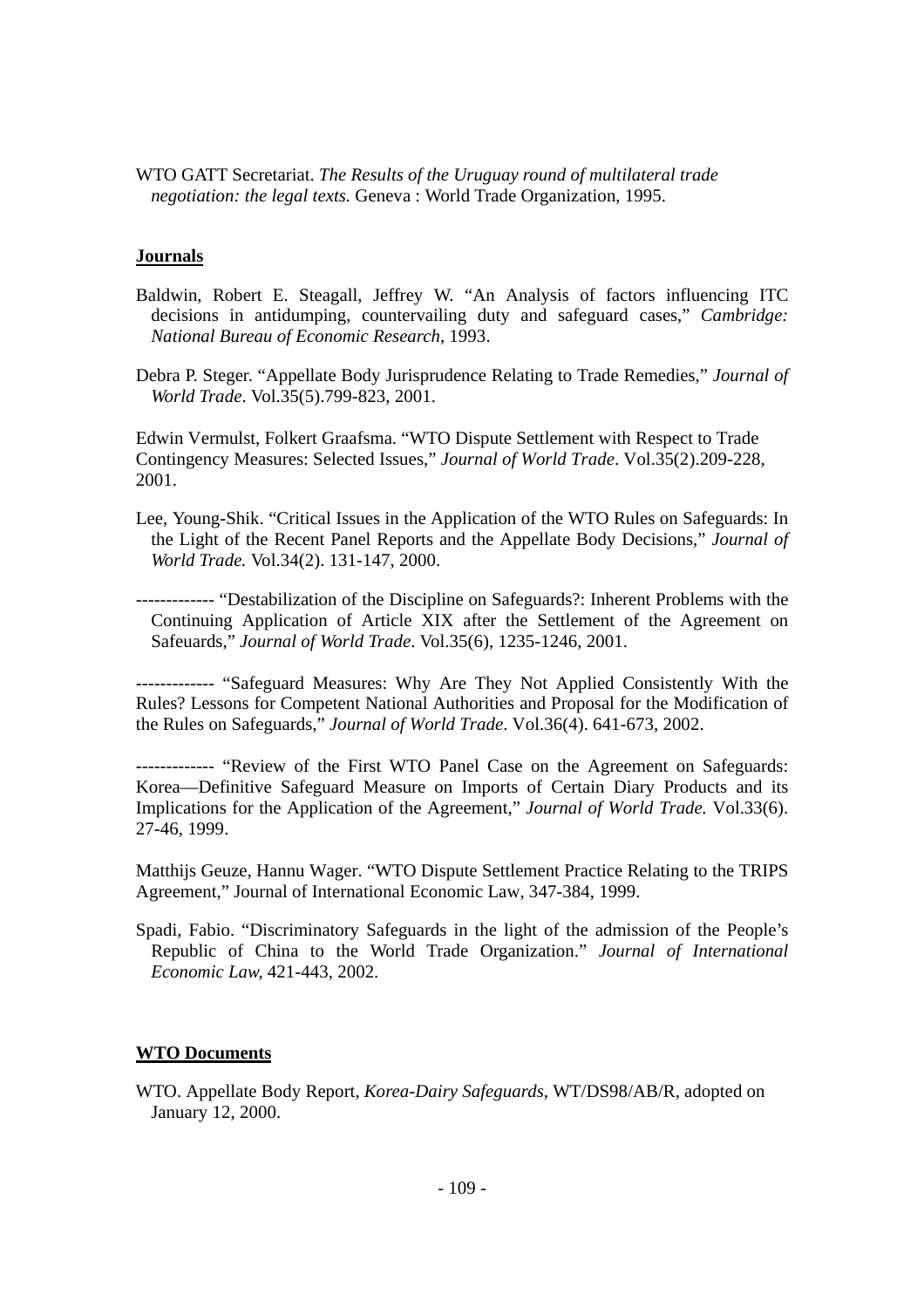WTO GATT Secretariat. *The Results of the Uruguay round of multilateral trade negotiation: the legal texts.* Geneva : World Trade Organization, 1995.

**Journals**

Baldwin, Robert E. Steagall, Jeffrey W. "An Analysis of factors influencing ITC decisions in antidumping, countervailing duty and safeguard cases," *Cambridge: National Bureau of Economic Research*, 1993.

Debra P. Steger. "Appellate Body Jurisprudence Relating to Trade Remedies," *Journal of World Trade*. Vol.35(5).799-823, 2001.

Edwin Vermulst, Folkert Graafsma. "WTO Dispute Settlement with Respect to Trade Contingency Measures: Selected Issues," *Journal of World Trade*. Vol.35(2).209-228, 2001.

Lee, Young-Shik. "Critical Issues in the Application of the WTO Rules on Safeguards: In the Light of the Recent Panel Reports and the Appellate Body Decisions," *Journal of World Trade.* Vol.34(2). 131-147, 2000.

------------- "Destabilization of the Discipline on Safeguards?: Inherent Problems with the Continuing Application of Article XIX after the Settlement of the Agreement on Safeuards," *Journal of World Trade*. Vol.35(6), 1235-1246, 2001.

------------- "Safeguard Measures: Why Are They Not Applied Consistently With the Rules? Lessons for Competent National Authorities and Proposal for the Modification of the Rules on Safeguards," *Journal of World Trade*. Vol.36(4). 641-673, 2002.

------------- "Review of the First WTO Panel Case on the Agreement on Safeguards: Korea—Definitive Safeguard Measure on Imports of Certain Diary Products and its Implications for the Application of the Agreement," *Journal of World Trade.* Vol.33(6). 27-46, 1999.

Matthijs Geuze, Hannu Wager. "WTO Dispute Settlement Practice Relating to the TRIPS Agreement," Journal of International Economic Law, 347-384, 1999.

Spadi, Fabio. "Discriminatory Safeguards in the light of the admission of the People's Republic of China to the World Trade Organization." *Journal of International Economic Law,* 421-443, 2002.

**WTO Documents**

WTO. Appellate Body Report, *Korea-Dairy Safeguards*, WT/DS98/AB/R, adopted on January 12, 2000.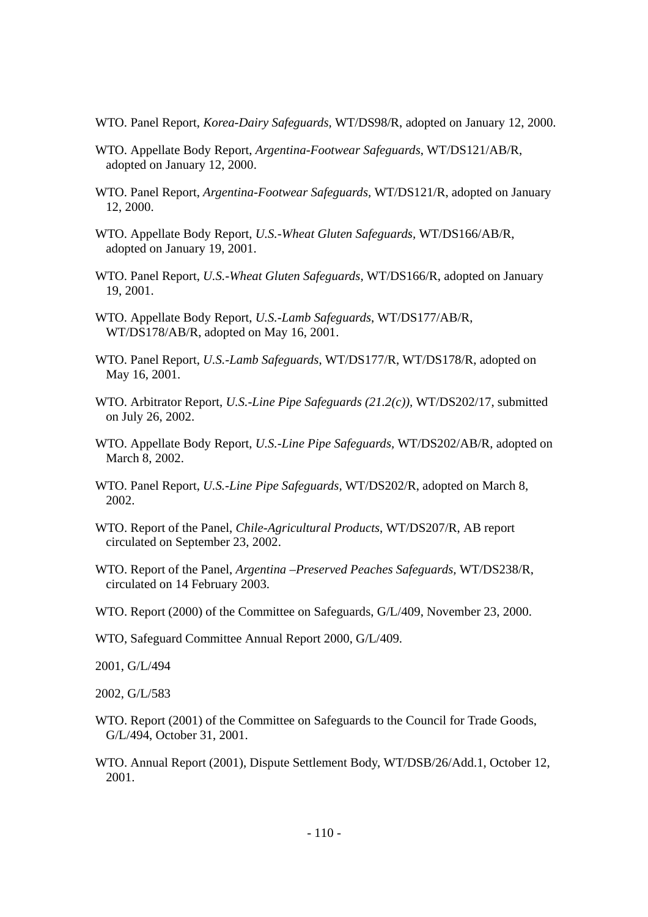WTO. Panel Report, *Korea-Dairy Safeguards*, WT/DS98/R, adopted on January 12, 2000.

WTO. Appellate Body Report, *Argentina-Footwear Safeguards*, WT/DS121/AB/R, adopted on January 12, 2000.

WTO. Panel Report, *Argentina-Footwear Safeguards*, WT/DS121/R, adopted on January 12, 2000.

WTO. Appellate Body Report, *U.S.-Wheat Gluten Safeguards*, WT/DS166/AB/R, adopted on January 19, 2001.

WTO. Panel Report, *U.S.-Wheat Gluten Safeguards*, WT/DS166/R, adopted on January 19, 2001.

WTO. Appellate Body Report, *U.S.-Lamb Safeguards*, WT/DS177/AB/R, WT/DS178/AB/R, adopted on May 16, 2001.

WTO. Panel Report, *U.S.-Lamb Safeguards*, WT/DS177/R, WT/DS178/R, adopted on May 16, 2001.

WTO. Arbitrator Report, *U.S.-Line Pipe Safeguards (21.2(c))*, WT/DS202/17, submitted on July 26, 2002.

WTO. Appellate Body Report, *U.S.-Line Pipe Safeguards*, WT/DS202/AB/R, adopted on March 8, 2002.

WTO. Panel Report, *U.S.-Line Pipe Safeguards*, WT/DS202/R, adopted on March 8, 2002.

WTO. Report of the Panel, *Chile-Agricultural Products*, WT/DS207/R, AB report circulated on September 23, 2002.

WTO. Report of the Panel, *Argentina –Preserved Peaches Safeguards*, WT/DS238/R, circulated on 14 February 2003.

WTO. Report (2000) of the Committee on Safeguards, G/L/409, November 23, 2000.

WTO, Safeguard Committee Annual Report 2000, G/L/409.

2001, G/L/494

2002, G/L/583

WTO. Report (2001) of the Committee on Safeguards to the Council for Trade Goods, G/L/494, October 31, 2001.

WTO. Annual Report (2001), Dispute Settlement Body, WT/DSB/26/Add.1, October 12, 2001.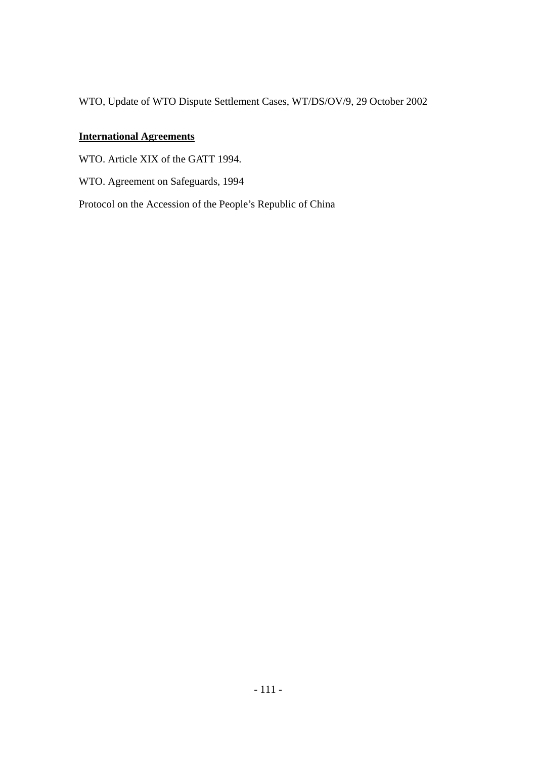WTO, Update of WTO Dispute Settlement Cases, WT/DS/OV/9, 29 October 2002

**International Agreements**

WTO. Article XIX of the GATT 1994.

WTO. Agreement on Safeguards, 1994

Protocol on the Accession of the People's Republic of China